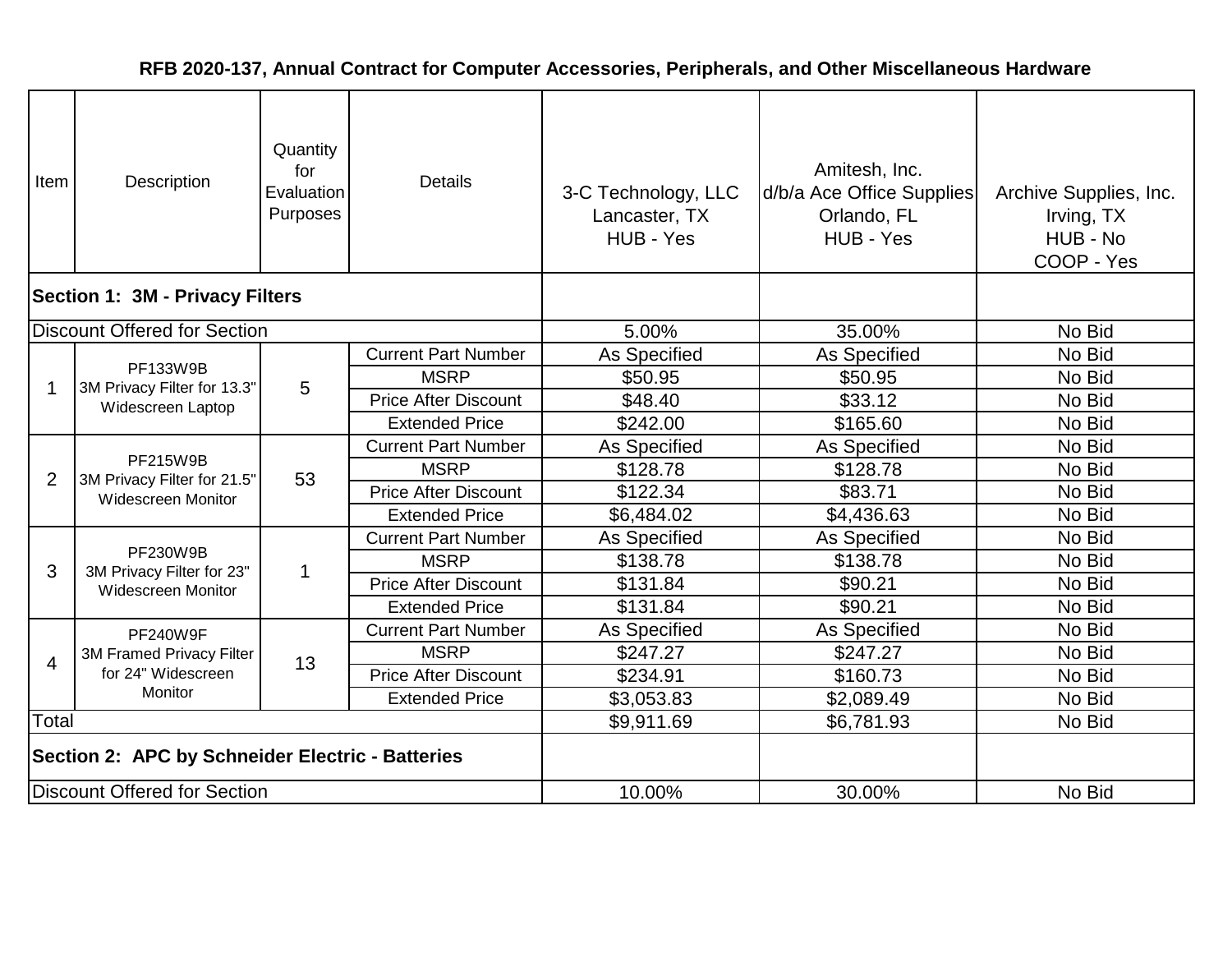# RFB 2020-137, Annual Contract for Computer Accessories, Peripherals, and Other Miscellaneous Hardware

| Item | Description | Quantity for Evaluation Purposes | Details | 3-C Technology, LLC Lancaster, TX HUB - Yes | Amitesh, Inc. d/b/a Ace Office Supplies Orlando, FL HUB - Yes | Archive Supplies, Inc. Irving, TX HUB - No COOP - Yes |
|---|---|---|---|---|---|---|
| **Section 1: 3M - Privacy Filters** | | | | | | |
| Discount Offered for Section | | | | 5.00% | 35.00% | No Bid |
| 1 | PF133W9B 3M Privacy Filter for 13.3" Widescreen Laptop | 5 | Current Part Number | As Specified | As Specified | No Bid |
| | | | MSRP | $50.95 | $50.95 | No Bid |
| | | | Price After Discount | $48.40 | $33.12 | No Bid |
| | | | Extended Price | $242.00 | $165.60 | No Bid |
| 2 | PF215W9B 3M Privacy Filter for 21.5" Widescreen Monitor | 53 | Current Part Number | As Specified | As Specified | No Bid |
| | | | MSRP | $128.78 | $128.78 | No Bid |
| | | | Price After Discount | $122.34 | $83.71 | No Bid |
| | | | Extended Price | $6,484.02 | $4,436.63 | No Bid |
| 3 | PF230W9B 3M Privacy Filter for 23" Widescreen Monitor | 1 | Current Part Number | As Specified | As Specified | No Bid |
| | | | MSRP | $138.78 | $138.78 | No Bid |
| | | | Price After Discount | $131.84 | $90.21 | No Bid |
| | | | Extended Price | $131.84 | $90.21 | No Bid |
| 4 | PF240W9F 3M Framed Privacy Filter for 24" Widescreen Monitor | 13 | Current Part Number | As Specified | As Specified | No Bid |
| | | | MSRP | $247.27 | $247.27 | No Bid |
| | | | Price After Discount | $234.91 | $160.73 | No Bid |
| | | | Extended Price | $3,053.83 | $2,089.49 | No Bid |
| Total | | | | $9,911.69 | $6,781.93 | No Bid |
| **Section 2: APC by Schneider Electric - Batteries** | | | | | | |
| Discount Offered for Section | | | | 10.00% | 30.00% | No Bid |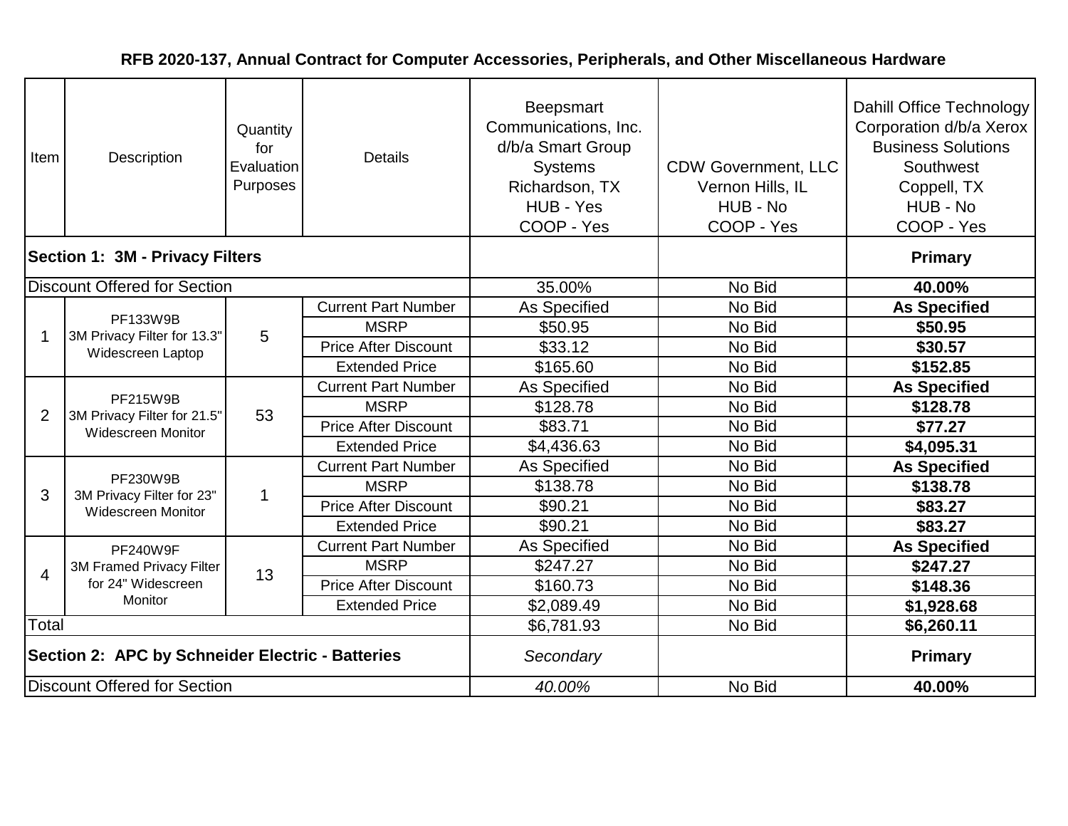**RFB 2020-137, Annual Contract for Computer Accessories, Peripherals, and Other Miscellaneous Hardware**

| Item | Description | Quantity for Evaluation Purposes | Details | Beepsmart Communications, Inc. d/b/a Smart Group Systems Richardson, TX HUB - Yes COOP - Yes | CDW Government, LLC Vernon Hills, IL HUB - No COOP - Yes | Dahill Office Technology Corporation d/b/a Xerox Business Solutions Southwest Coppell, TX HUB - No COOP - Yes |
|---|---|---|---|---|---|---|
| **Section 1: 3M - Privacy Filters** | | | | | | **Primary** |
| Discount Offered for Section | | | | 35.00% | No Bid | **40.00%** |
| 1 | PF133W9B 3M Privacy Filter for 13.3" Widescreen Laptop | 5 | Current Part Number | As Specified | No Bid | **As Specified** |
| | | | MSRP | $50.95 | No Bid | **$50.95** |
| | | | Price After Discount | $33.12 | No Bid | **$30.57** |
| | | | Extended Price | $165.60 | No Bid | **$152.85** |
| 2 | PF215W9B 3M Privacy Filter for 21.5" Widescreen Monitor | 53 | Current Part Number | As Specified | No Bid | **As Specified** |
| | | | MSRP | $128.78 | No Bid | **$128.78** |
| | | | Price After Discount | $83.71 | No Bid | **$77.27** |
| | | | Extended Price | $4,436.63 | No Bid | **$4,095.31** |
| 3 | PF230W9B 3M Privacy Filter for 23" Widescreen Monitor | 1 | Current Part Number | As Specified | No Bid | **As Specified** |
| | | | MSRP | $138.78 | No Bid | **$138.78** |
| | | | Price After Discount | $90.21 | No Bid | **$83.27** |
| | | | Extended Price | $90.21 | No Bid | **$83.27** |
| 4 | PF240W9F 3M Framed Privacy Filter for 24" Widescreen Monitor | 13 | Current Part Number | As Specified | No Bid | **As Specified** |
| | | | MSRP | $247.27 | No Bid | **$247.27** |
| | | | Price After Discount | $160.73 | No Bid | **$148.36** |
| | | | Extended Price | $2,089.49 | No Bid | **$1,928.68** |
| Total | | | | $6,781.93 | No Bid | **$6,260.11** |
| **Section 2: APC by Schneider Electric - Batteries** | | | | *Secondary* | | **Primary** |
| Discount Offered for Section | | | | *40.00%* | No Bid | **40.00%** |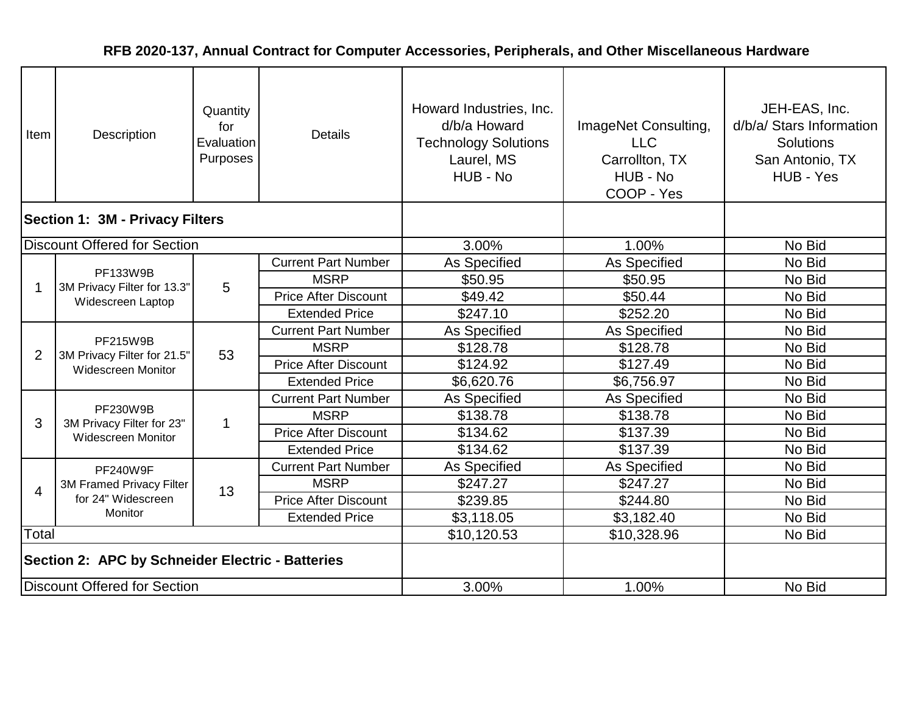**RFB 2020-137, Annual Contract for Computer Accessories, Peripherals, and Other Miscellaneous Hardware**

| Item | Description | Quantity for Evaluation Purposes | Details | Howard Industries, Inc. d/b/a Howard Technology Solutions Laurel, MS HUB - No | ImageNet Consulting, LLC Carrollton, TX HUB - No COOP - Yes | JEH-EAS, Inc. d/b/a/ Stars Information Solutions San Antonio, TX HUB - Yes |
|---|---|---|---|---|---|---|
| **Section 1: 3M - Privacy Filters** | | | | | | |
| Discount Offered for Section | | | | 3.00% | 1.00% | No Bid |
| 1 | PF133W9B 3M Privacy Filter for 13.3" Widescreen Laptop | 5 | Current Part Number | As Specified | As Specified | No Bid |
| | | | MSRP | $50.95 | $50.95 | No Bid |
| | | | Price After Discount | $49.42 | $50.44 | No Bid |
| | | | Extended Price | $247.10 | $252.20 | No Bid |
| 2 | PF215W9B 3M Privacy Filter for 21.5" Widescreen Monitor | 53 | Current Part Number | As Specified | As Specified | No Bid |
| | | | MSRP | $128.78 | $128.78 | No Bid |
| | | | Price After Discount | $124.92 | $127.49 | No Bid |
| | | | Extended Price | $6,620.76 | $6,756.97 | No Bid |
| 3 | PF230W9B 3M Privacy Filter for 23" Widescreen Monitor | 1 | Current Part Number | As Specified | As Specified | No Bid |
| | | | MSRP | $138.78 | $138.78 | No Bid |
| | | | Price After Discount | $134.62 | $137.39 | No Bid |
| | | | Extended Price | $134.62 | $137.39 | No Bid |
| 4 | PF240W9F 3M Framed Privacy Filter for 24" Widescreen Monitor | 13 | Current Part Number | As Specified | As Specified | No Bid |
| | | | MSRP | $247.27 | $247.27 | No Bid |
| | | | Price After Discount | $239.85 | $244.80 | No Bid |
| | | | Extended Price | $3,118.05 | $3,182.40 | No Bid |
| Total | | | | $10,120.53 | $10,328.96 | No Bid |
| **Section 2: APC by Schneider Electric - Batteries** | | | | | | |
| Discount Offered for Section | | | | 3.00% | 1.00% | No Bid |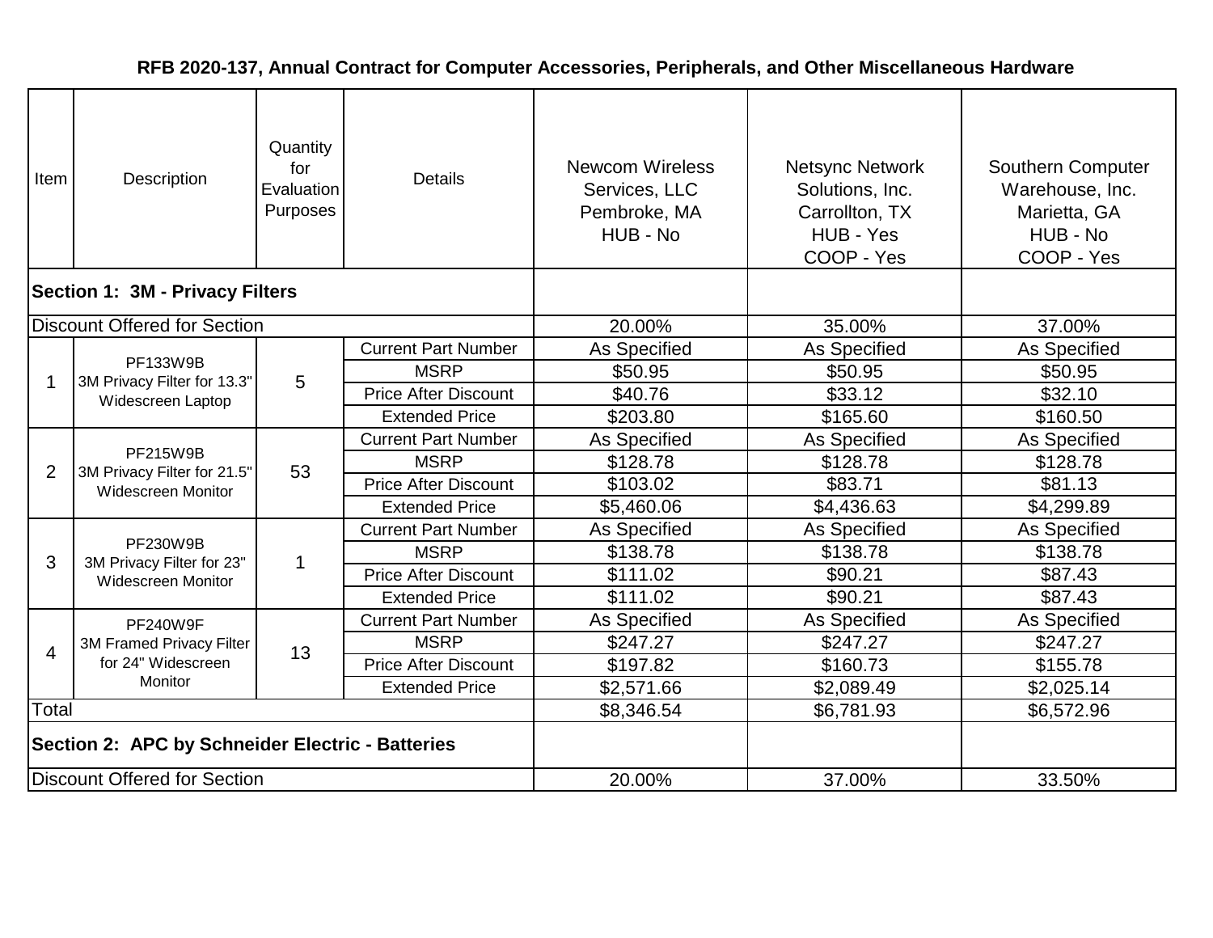# RFB 2020-137, Annual Contract for Computer Accessories, Peripherals, and Other Miscellaneous Hardware

| Item | Description | Quantity for Evaluation Purposes | Details | Newcom Wireless Services, LLC Pembroke, MA HUB - No | Netsync Network Solutions, Inc. Carrollton, TX HUB - Yes COOP - Yes | Southern Computer Warehouse, Inc. Marietta, GA HUB - No COOP - Yes |
|---|---|---|---|---|---|---|
| **Section 1: 3M - Privacy Filters** | | | | | | |
| Discount Offered for Section | | | | 20.00% | 35.00% | 37.00% |
| 1 | PF133W9B 3M Privacy Filter for 13.3" Widescreen Laptop | 5 | Current Part Number | As Specified | As Specified | As Specified |
| | | | MSRP | $50.95 | $50.95 | $50.95 |
| | | | Price After Discount | $40.76 | $33.12 | $32.10 |
| | | | Extended Price | $203.80 | $165.60 | $160.50 |
| 2 | PF215W9B 3M Privacy Filter for 21.5" Widescreen Monitor | 53 | Current Part Number | As Specified | As Specified | As Specified |
| | | | MSRP | $128.78 | $128.78 | $128.78 |
| | | | Price After Discount | $103.02 | $83.71 | $81.13 |
| | | | Extended Price | $5,460.06 | $4,436.63 | $4,299.89 |
| 3 | PF230W9B 3M Privacy Filter for 23" Widescreen Monitor | 1 | Current Part Number | As Specified | As Specified | As Specified |
| | | | MSRP | $138.78 | $138.78 | $138.78 |
| | | | Price After Discount | $111.02 | $90.21 | $87.43 |
| | | | Extended Price | $111.02 | $90.21 | $87.43 |
| 4 | PF240W9F 3M Framed Privacy Filter for 24" Widescreen Monitor | 13 | Current Part Number | As Specified | As Specified | As Specified |
| | | | MSRP | $247.27 | $247.27 | $247.27 |
| | | | Price After Discount | $197.82 | $160.73 | $155.78 |
| | | | Extended Price | $2,571.66 | $2,089.49 | $2,025.14 |
| Total | | | | $8,346.54 | $6,781.93 | $6,572.96 |
| **Section 2: APC by Schneider Electric - Batteries** | | | | | | |
| Discount Offered for Section | | | | 20.00% | 37.00% | 33.50% |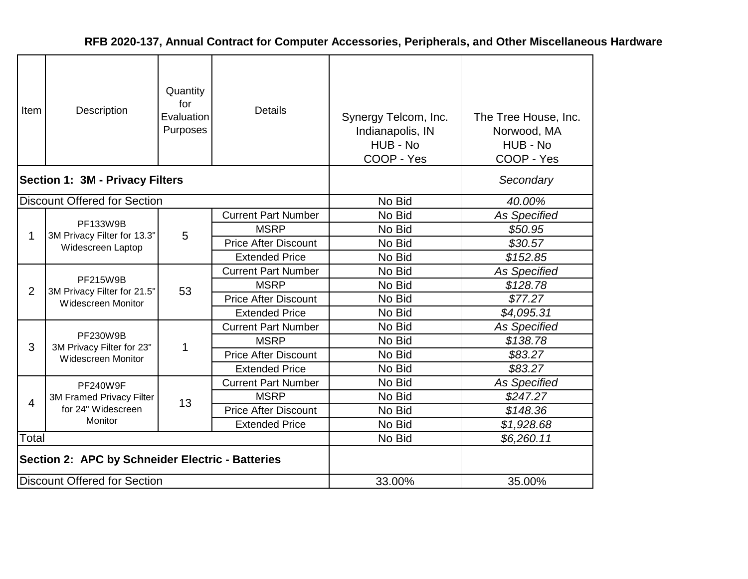**RFB 2020-137, Annual Contract for Computer Accessories, Peripherals, and Other Miscellaneous Hardware**

| Item | Description | Quantity for Evaluation Purposes | Details | Synergy Telcom, Inc. Indianapolis, IN HUB - No COOP - Yes | The Tree House, Inc. Norwood, MA HUB - No COOP - Yes |
|---|---|---|---|---|---|
| **Section 1: 3M - Privacy Filters** | | | | | *Secondary* |
| Discount Offered for Section | | | | No Bid | *40.00%* |
| 1 | PF133W9B 3M Privacy Filter for 13.3" Widescreen Laptop | 5 | Current Part Number | No Bid | *As Specified* |
| | | | MSRP | No Bid | *$50.95* |
| | | | Price After Discount | No Bid | *$30.57* |
| | | | Extended Price | No Bid | *$152.85* |
| 2 | PF215W9B 3M Privacy Filter for 21.5" Widescreen Monitor | 53 | Current Part Number | No Bid | *As Specified* |
| | | | MSRP | No Bid | *$128.78* |
| | | | Price After Discount | No Bid | *$77.27* |
| | | | Extended Price | No Bid | *$4,095.31* |
| 3 | PF230W9B 3M Privacy Filter for 23" Widescreen Monitor | 1 | Current Part Number | No Bid | *As Specified* |
| | | | MSRP | No Bid | *$138.78* |
| | | | Price After Discount | No Bid | *$83.27* |
| | | | Extended Price | No Bid | *$83.27* |
| 4 | PF240W9F 3M Framed Privacy Filter for 24" Widescreen Monitor | 13 | Current Part Number | No Bid | *As Specified* |
| | | | MSRP | No Bid | *$247.27* |
| | | | Price After Discount | No Bid | *$148.36* |
| | | | Extended Price | No Bid | *$1,928.68* |
| Total | | | | No Bid | *$6,260.11* |
| **Section 2: APC by Schneider Electric - Batteries** | | | | | |
| Discount Offered for Section | | | | 33.00% | 35.00% |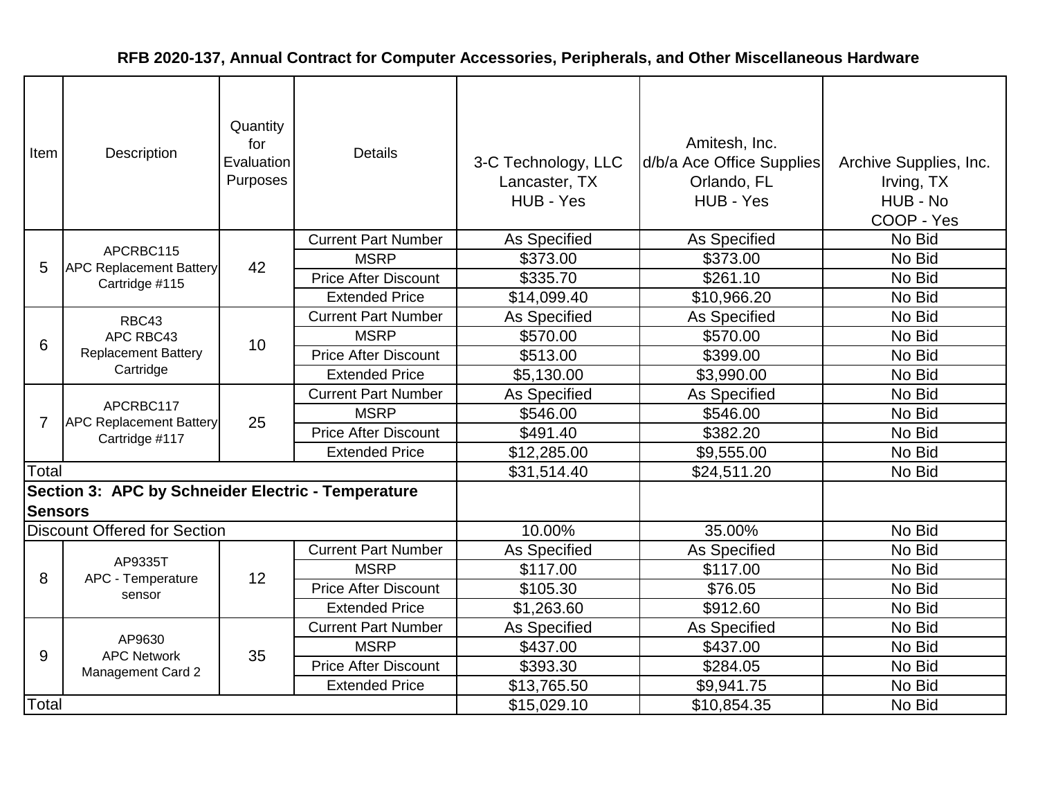## RFB 2020-137, Annual Contract for Computer Accessories, Peripherals, and Other Miscellaneous Hardware

| Item | Description | Quantity for Evaluation Purposes | Details | 3-C Technology, LLC Lancaster, TX HUB - Yes | Amitesh, Inc. d/b/a Ace Office Supplies Orlando, FL HUB - Yes | Archive Supplies, Inc. Irving, TX HUB - No COOP - Yes |
|---|---|---|---|---|---|---|
| 5 | APCRBC115 APC Replacement Battery Cartridge #115 | 42 | Current Part Number | As Specified | As Specified | No Bid |
| | | | MSRP | $373.00 | $373.00 | No Bid |
| | | | Price After Discount | $335.70 | $261.10 | No Bid |
| | | | Extended Price | $14,099.40 | $10,966.20 | No Bid |
| 6 | RBC43 APC RBC43 Replacement Battery Cartridge | 10 | Current Part Number | As Specified | As Specified | No Bid |
| | | | MSRP | $570.00 | $570.00 | No Bid |
| | | | Price After Discount | $513.00 | $399.00 | No Bid |
| | | | Extended Price | $5,130.00 | $3,990.00 | No Bid |
| 7 | APCRBC117 APC Replacement Battery Cartridge #117 | 25 | Current Part Number | As Specified | As Specified | No Bid |
| | | | MSRP | $546.00 | $546.00 | No Bid |
| | | | Price After Discount | $491.40 | $382.20 | No Bid |
| | | | Extended Price | $12,285.00 | $9,555.00 | No Bid |
| Total | | | | $31,514.40 | $24,511.20 | No Bid |
| **Section 3: APC by Schneider Electric - Temperature Sensors** | | | | | | |
| Discount Offered for Section | | | | 10.00% | 35.00% | No Bid |
| 8 | AP9335T APC - Temperature sensor | 12 | Current Part Number | As Specified | As Specified | No Bid |
| | | | MSRP | $117.00 | $117.00 | No Bid |
| | | | Price After Discount | $105.30 | $76.05 | No Bid |
| | | | Extended Price | $1,263.60 | $912.60 | No Bid |
| 9 | AP9630 APC Network Management Card 2 | 35 | Current Part Number | As Specified | As Specified | No Bid |
| | | | MSRP | $437.00 | $437.00 | No Bid |
| | | | Price After Discount | $393.30 | $284.05 | No Bid |
| | | | Extended Price | $13,765.50 | $9,941.75 | No Bid |
| Total | | | | $15,029.10 | $10,854.35 | No Bid |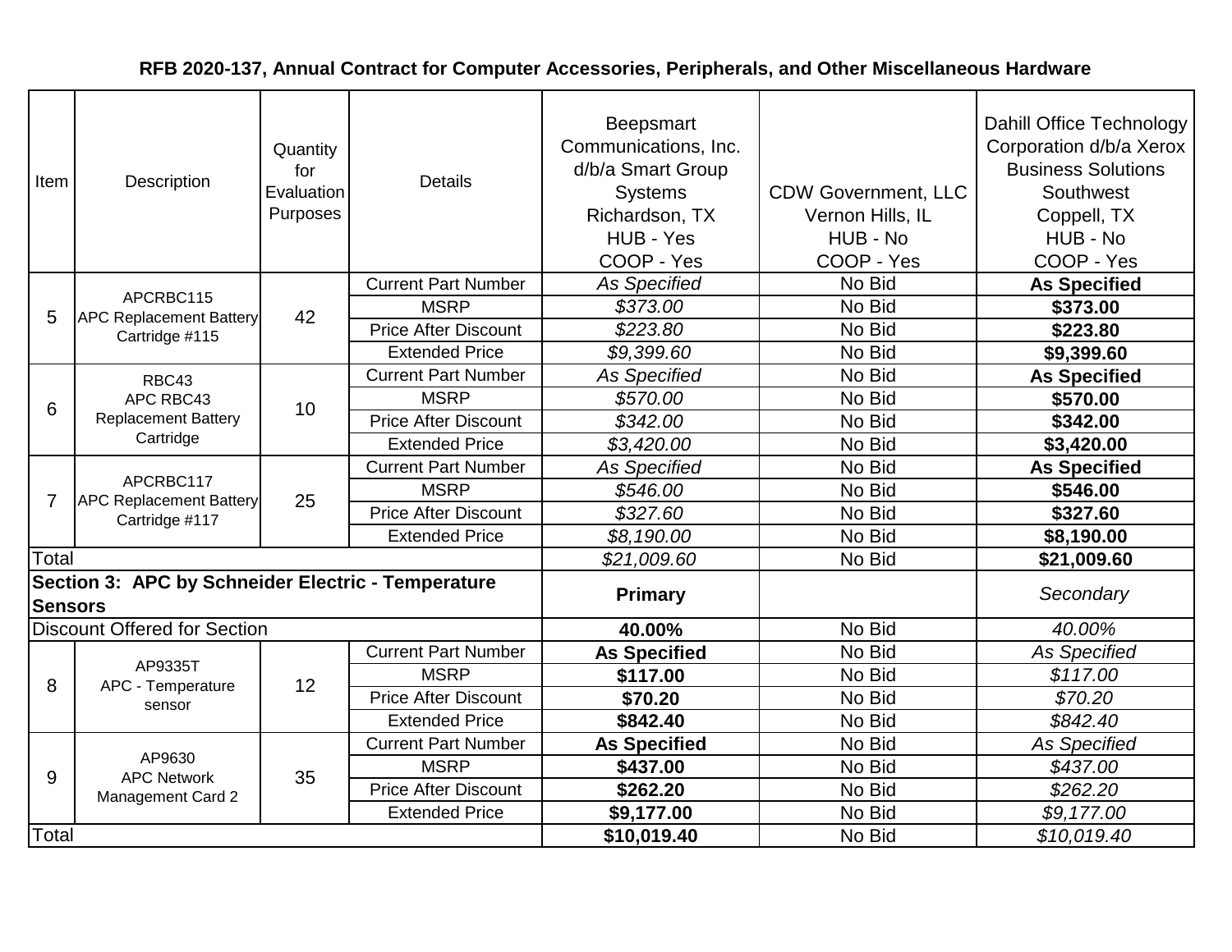**RFB 2020-137, Annual Contract for Computer Accessories, Peripherals, and Other Miscellaneous Hardware**

| Item | Description | Quantity for Evaluation Purposes | Details | Beepsmart Communications, Inc. d/b/a Smart Group Systems Richardson, TX HUB - Yes COOP - Yes | CDW Government, LLC Vernon Hills, IL HUB - No COOP - Yes | Dahill Office Technology Corporation d/b/a Xerox Business Solutions Southwest Coppell, TX HUB - No COOP - Yes |
|---|---|---|---|---|---|---|
| 5 | APCRBC115 APC Replacement Battery Cartridge #115 | 42 | Current Part Number | *As Specified* | No Bid | **As Specified** |
| | | | MSRP | *$373.00* | No Bid | **$373.00** |
| | | | Price After Discount | *$223.80* | No Bid | **$223.80** |
| | | | Extended Price | *$9,399.60* | No Bid | **$9,399.60** |
| 6 | RBC43 APC RBC43 Replacement Battery Cartridge | 10 | Current Part Number | *As Specified* | No Bid | **As Specified** |
| | | | MSRP | *$570.00* | No Bid | **$570.00** |
| | | | Price After Discount | *$342.00* | No Bid | **$342.00** |
| | | | Extended Price | *$3,420.00* | No Bid | **$3,420.00** |
| 7 | APCRBC117 APC Replacement Battery Cartridge #117 | 25 | Current Part Number | *As Specified* | No Bid | **As Specified** |
| | | | MSRP | *$546.00* | No Bid | **$546.00** |
| | | | Price After Discount | *$327.60* | No Bid | **$327.60** |
| | | | Extended Price | *$8,190.00* | No Bid | **$8,190.00** |
| Total | | | | *$21,009.60* | No Bid | **$21,009.60** |
| **Section 3: APC by Schneider Electric - Temperature Sensors** | | | | **Primary** | | *Secondary* |
| Discount Offered for Section | | | | **40.00%** | No Bid | *40.00%* |
| 8 | AP9335T APC - Temperature sensor | 12 | Current Part Number | **As Specified** | No Bid | *As Specified* |
| | | | MSRP | **$117.00** | No Bid | *$117.00* |
| | | | Price After Discount | **$70.20** | No Bid | *$70.20* |
| | | | Extended Price | **$842.40** | No Bid | *$842.40* |
| 9 | AP9630 APC Network Management Card 2 | 35 | Current Part Number | **As Specified** | No Bid | *As Specified* |
| | | | MSRP | **$437.00** | No Bid | *$437.00* |
| | | | Price After Discount | **$262.20** | No Bid | *$262.20* |
| | | | Extended Price | **$9,177.00** | No Bid | *$9,177.00* |
| Total | | | | **$10,019.40** | No Bid | *$10,019.40* |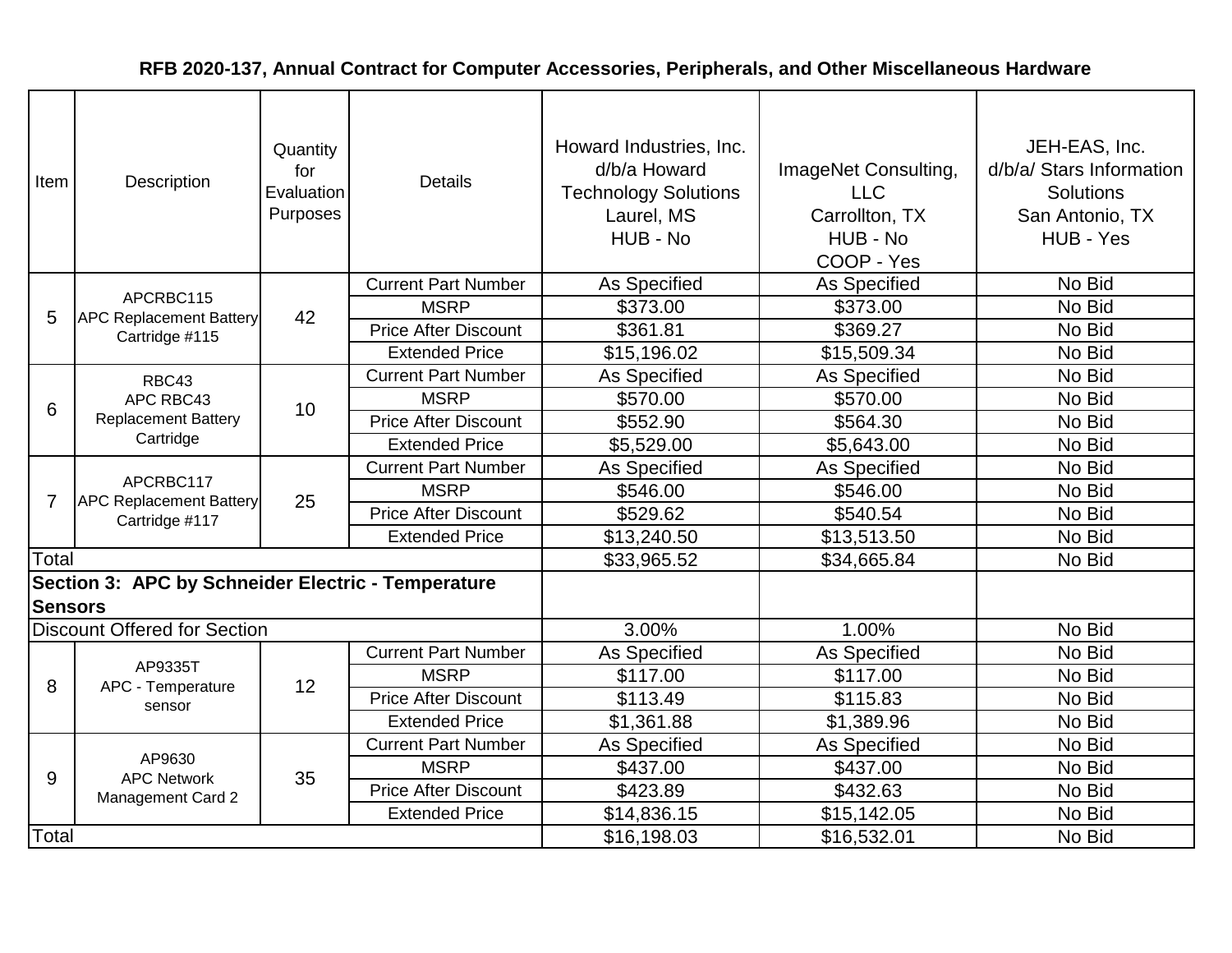**RFB 2020-137, Annual Contract for Computer Accessories, Peripherals, and Other Miscellaneous Hardware**

| Item | Description | Quantity for Evaluation Purposes | Details | Howard Industries, Inc. d/b/a Howard Technology Solutions Laurel, MS HUB - No | ImageNet Consulting, LLC Carrollton, TX HUB - No COOP - Yes | JEH-EAS, Inc. d/b/a/ Stars Information Solutions San Antonio, TX HUB - Yes |
|---|---|---|---|---|---|---|
| 5 | APCRBC115 APC Replacement Battery Cartridge #115 | 42 | Current Part Number | As Specified | As Specified | No Bid |
| | | | MSRP | $373.00 | $373.00 | No Bid |
| | | | Price After Discount | $361.81 | $369.27 | No Bid |
| | | | Extended Price | $15,196.02 | $15,509.34 | No Bid |
| 6 | RBC43 APC RBC43 Replacement Battery Cartridge | 10 | Current Part Number | As Specified | As Specified | No Bid |
| | | | MSRP | $570.00 | $570.00 | No Bid |
| | | | Price After Discount | $552.90 | $564.30 | No Bid |
| | | | Extended Price | $5,529.00 | $5,643.00 | No Bid |
| 7 | APCRBC117 APC Replacement Battery Cartridge #117 | 25 | Current Part Number | As Specified | As Specified | No Bid |
| | | | MSRP | $546.00 | $546.00 | No Bid |
| | | | Price After Discount | $529.62 | $540.54 | No Bid |
| | | | Extended Price | $13,240.50 | $13,513.50 | No Bid |
| Total | | | | $33,965.52 | $34,665.84 | No Bid |
| **Section 3: APC by Schneider Electric - Temperature Sensors** | | | | | | |
| Discount Offered for Section | | | | 3.00% | 1.00% | No Bid |
| 8 | AP9335T APC - Temperature sensor | 12 | Current Part Number | As Specified | As Specified | No Bid |
| | | | MSRP | $117.00 | $117.00 | No Bid |
| | | | Price After Discount | $113.49 | $115.83 | No Bid |
| | | | Extended Price | $1,361.88 | $1,389.96 | No Bid |
| 9 | AP9630 APC Network Management Card 2 | 35 | Current Part Number | As Specified | As Specified | No Bid |
| | | | MSRP | $437.00 | $437.00 | No Bid |
| | | | Price After Discount | $423.89 | $432.63 | No Bid |
| | | | Extended Price | $14,836.15 | $15,142.05 | No Bid |
| Total | | | | $16,198.03 | $16,532.01 | No Bid |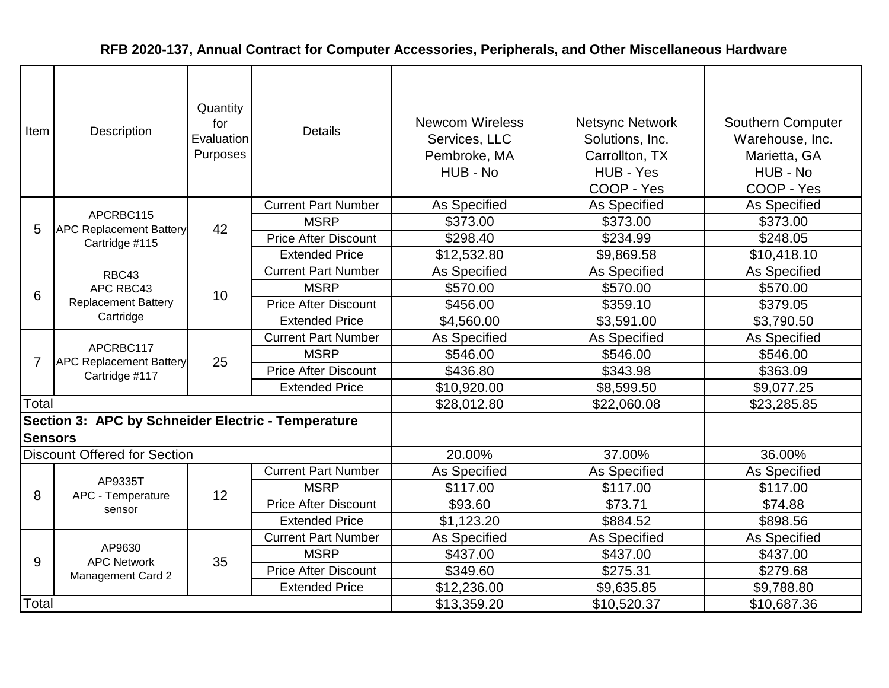## RFB 2020-137, Annual Contract for Computer Accessories, Peripherals, and Other Miscellaneous Hardware

| Item | Description | Quantity for Evaluation Purposes | Details | Newcom Wireless Services, LLC Pembroke, MA HUB - No | Netsync Network Solutions, Inc. Carrollton, TX HUB - Yes COOP - Yes | Southern Computer Warehouse, Inc. Marietta, GA HUB - No COOP - Yes |
|---|---|---|---|---|---|---|
| 5 | APCRBC115 APC Replacement Battery Cartridge #115 | 42 | Current Part Number | As Specified | As Specified | As Specified |
| | | | MSRP | $373.00 | $373.00 | $373.00 |
| | | | Price After Discount | $298.40 | $234.99 | $248.05 |
| | | | Extended Price | $12,532.80 | $9,869.58 | $10,418.10 |
| 6 | RBC43 APC RBC43 Replacement Battery Cartridge | 10 | Current Part Number | As Specified | As Specified | As Specified |
| | | | MSRP | $570.00 | $570.00 | $570.00 |
| | | | Price After Discount | $456.00 | $359.10 | $379.05 |
| | | | Extended Price | $4,560.00 | $3,591.00 | $3,790.50 |
| 7 | APCRBC117 APC Replacement Battery Cartridge #117 | 25 | Current Part Number | As Specified | As Specified | As Specified |
| | | | MSRP | $546.00 | $546.00 | $546.00 |
| | | | Price After Discount | $436.80 | $343.98 | $363.09 |
| | | | Extended Price | $10,920.00 | $8,599.50 | $9,077.25 |
| Total | | | | $28,012.80 | $22,060.08 | $23,285.85 |
| **Section 3: APC by Schneider Electric - Temperature Sensors** | | | | | | |
| Discount Offered for Section | | | | 20.00% | 37.00% | 36.00% |
| 8 | AP9335T APC - Temperature sensor | 12 | Current Part Number | As Specified | As Specified | As Specified |
| | | | MSRP | $117.00 | $117.00 | $117.00 |
| | | | Price After Discount | $93.60 | $73.71 | $74.88 |
| | | | Extended Price | $1,123.20 | $884.52 | $898.56 |
| 9 | AP9630 APC Network Management Card 2 | 35 | Current Part Number | As Specified | As Specified | As Specified |
| | | | MSRP | $437.00 | $437.00 | $437.00 |
| | | | Price After Discount | $349.60 | $275.31 | $279.68 |
| | | | Extended Price | $12,236.00 | $9,635.85 | $9,788.80 |
| Total | | | | $13,359.20 | $10,520.37 | $10,687.36 |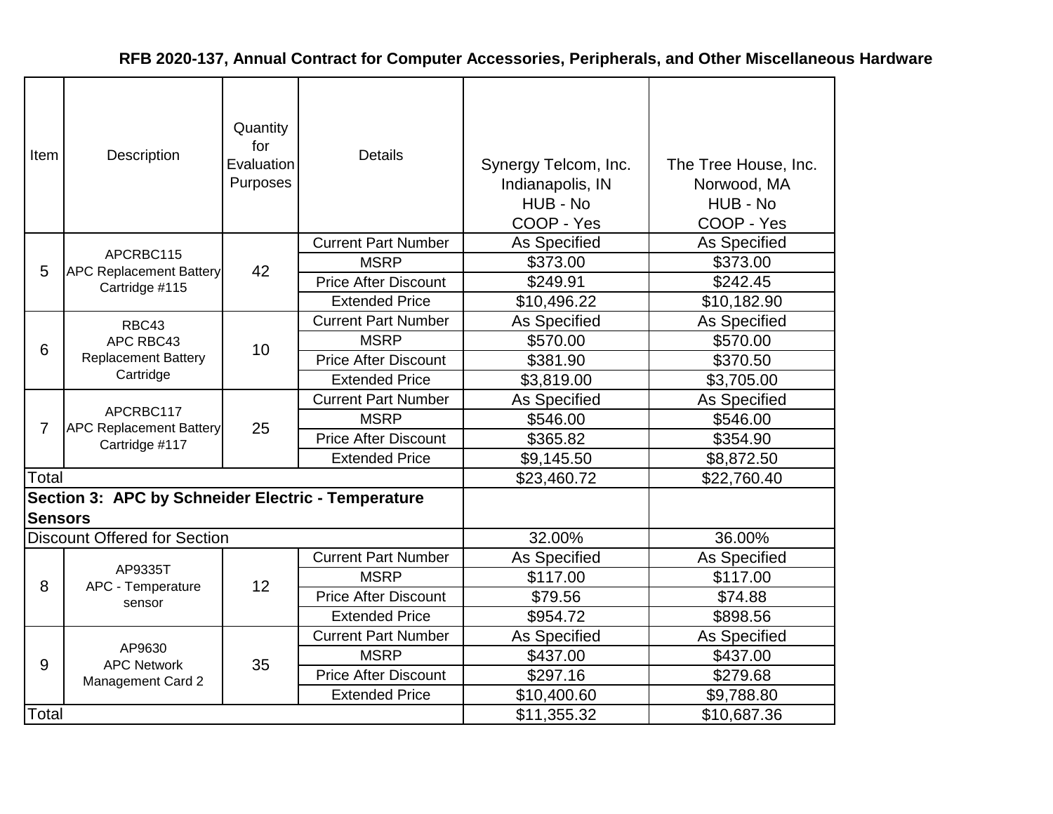**RFB 2020-137, Annual Contract for Computer Accessories, Peripherals, and Other Miscellaneous Hardware**

| Item | Description | Quantity for Evaluation Purposes | Details | Synergy Telcom, Inc. Indianapolis, IN HUB - No COOP - Yes | The Tree House, Inc. Norwood, MA HUB - No COOP - Yes |
|---|---|---|---|---|---|
| 5 | APCRBC115 APC Replacement Battery Cartridge #115 | 42 | Current Part Number | As Specified | As Specified |
| | | | MSRP | $373.00 | $373.00 |
| | | | Price After Discount | $249.91 | $242.45 |
| | | | Extended Price | $10,496.22 | $10,182.90 |
| 6 | RBC43 APC RBC43 Replacement Battery Cartridge | 10 | Current Part Number | As Specified | As Specified |
| | | | MSRP | $570.00 | $570.00 |
| | | | Price After Discount | $381.90 | $370.50 |
| | | | Extended Price | $3,819.00 | $3,705.00 |
| 7 | APCRBC117 APC Replacement Battery Cartridge #117 | 25 | Current Part Number | As Specified | As Specified |
| | | | MSRP | $546.00 | $546.00 |
| | | | Price After Discount | $365.82 | $354.90 |
| | | | Extended Price | $9,145.50 | $8,872.50 |
| Total | | | | $23,460.72 | $22,760.40 |
| **Section 3: APC by Schneider Electric - Temperature Sensors** | | | | | |
| Discount Offered for Section | | | | 32.00% | 36.00% |
| 8 | AP9335T APC - Temperature sensor | 12 | Current Part Number | As Specified | As Specified |
| | | | MSRP | $117.00 | $117.00 |
| | | | Price After Discount | $79.56 | $74.88 |
| | | | Extended Price | $954.72 | $898.56 |
| 9 | AP9630 APC Network Management Card 2 | 35 | Current Part Number | As Specified | As Specified |
| | | | MSRP | $437.00 | $437.00 |
| | | | Price After Discount | $297.16 | $279.68 |
| | | | Extended Price | $10,400.60 | $9,788.80 |
| Total | | | | $11,355.32 | $10,687.36 |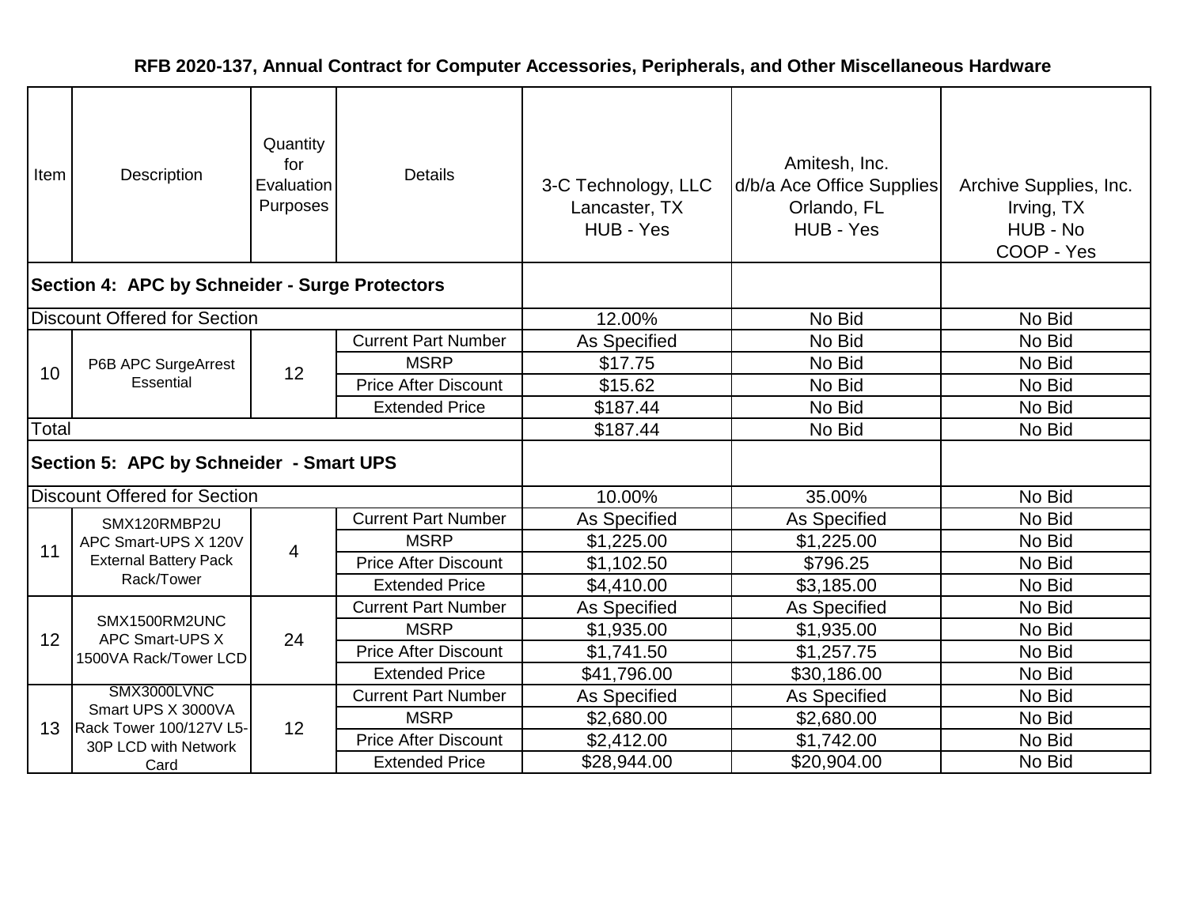**RFB 2020-137, Annual Contract for Computer Accessories, Peripherals, and Other Miscellaneous Hardware**

| Item | Description | Quantity for Evaluation Purposes | Details | 3-C Technology, LLC Lancaster, TX HUB - Yes | Amitesh, Inc. d/b/a Ace Office Supplies Orlando, FL HUB - Yes | Archive Supplies, Inc. Irving, TX HUB - No COOP - Yes |
|---|---|---|---|---|---|---|
| **Section 4: APC by Schneider - Surge Protectors** | | | | | | |
| Discount Offered for Section | | | | 12.00% | No Bid | No Bid |
| 10 | P6B APC SurgeArrest Essential | 12 | Current Part Number | As Specified | No Bid | No Bid |
| | | | MSRP | $17.75 | No Bid | No Bid |
| | | | Price After Discount | $15.62 | No Bid | No Bid |
| | | | Extended Price | $187.44 | No Bid | No Bid |
| Total | | | | $187.44 | No Bid | No Bid |
| **Section 5: APC by Schneider - Smart UPS** | | | | | | |
| Discount Offered for Section | | | | 10.00% | 35.00% | No Bid |
| 11 | SMX120RMBP2U APC Smart-UPS X 120V External Battery Pack Rack/Tower | 4 | Current Part Number | As Specified | As Specified | No Bid |
| | | | MSRP | $1,225.00 | $1,225.00 | No Bid |
| | | | Price After Discount | $1,102.50 | $796.25 | No Bid |
| | | | Extended Price | $4,410.00 | $3,185.00 | No Bid |
| 12 | SMX1500RM2UNC APC Smart-UPS X 1500VA Rack/Tower LCD | 24 | Current Part Number | As Specified | As Specified | No Bid |
| | | | MSRP | $1,935.00 | $1,935.00 | No Bid |
| | | | Price After Discount | $1,741.50 | $1,257.75 | No Bid |
| | | | Extended Price | $41,796.00 | $30,186.00 | No Bid |
| 13 | SMX3000LVNC Smart UPS X 3000VA Rack Tower 100/127V L5-30P LCD with Network Card | 12 | Current Part Number | As Specified | As Specified | No Bid |
| | | | MSRP | $2,680.00 | $2,680.00 | No Bid |
| | | | Price After Discount | $2,412.00 | $1,742.00 | No Bid |
| | | | Extended Price | $28,944.00 | $20,904.00 | No Bid |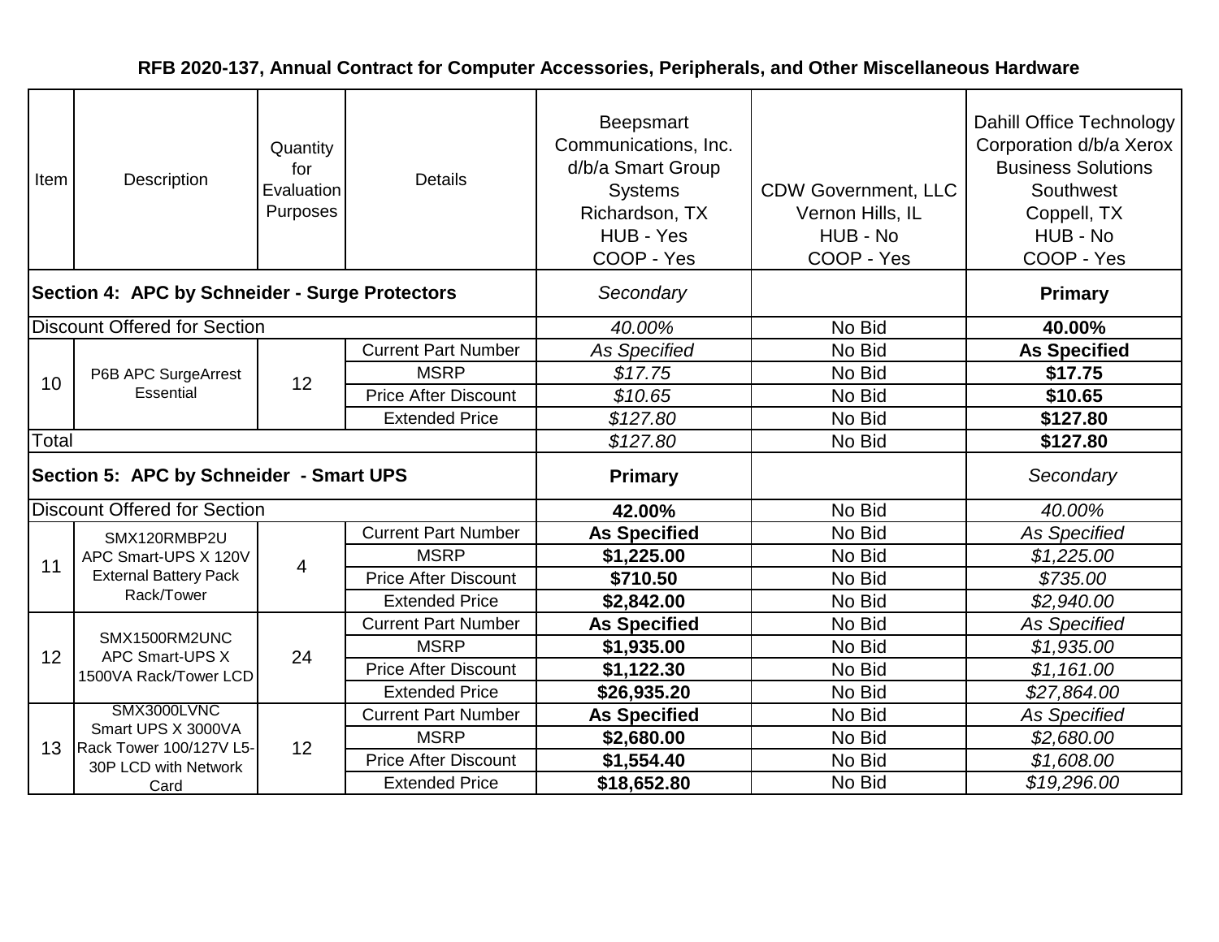**RFB 2020-137, Annual Contract for Computer Accessories, Peripherals, and Other Miscellaneous Hardware**

| Item | Description | Quantity for Evaluation Purposes | Details | Beepsmart Communications, Inc. d/b/a Smart Group Systems<br>Richardson, TX<br>HUB - Yes<br>COOP - Yes | CDW Government, LLC<br>Vernon Hills, IL<br>HUB - No<br>COOP - Yes | Dahill Office Technology Corporation d/b/a Xerox Business Solutions Southwest<br>Coppell, TX<br>HUB - No<br>COOP - Yes |
|---|---|---|---|---|---|---|
| **Section 4: APC by Schneider - Surge Protectors** | | | | *Secondary* | | **Primary** |
| Discount Offered for Section | | | | *40.00%* | No Bid | **40.00%** |
| 10 | P6B APC SurgeArrest Essential | 12 | Current Part Number | *As Specified* | No Bid | **As Specified** |
| | | | MSRP | *$17.75* | No Bid | **$17.75** |
| | | | Price After Discount | *$10.65* | No Bid | **$10.65** |
| | | | Extended Price | *$127.80* | No Bid | **$127.80** |
| Total | | | | *$127.80* | No Bid | **$127.80** |
| **Section 5: APC by Schneider - Smart UPS** | | | | **Primary** | | *Secondary* |
| Discount Offered for Section | | | | **42.00%** | No Bid | *40.00%* |
| 11 | SMX120RMBP2U APC Smart-UPS X 120V External Battery Pack Rack/Tower | 4 | Current Part Number | **As Specified** | No Bid | *As Specified* |
| | | | MSRP | **$1,225.00** | No Bid | *$1,225.00* |
| | | | Price After Discount | **$710.50** | No Bid | *$735.00* |
| | | | Extended Price | **$2,842.00** | No Bid | *$2,940.00* |
| 12 | SMX1500RM2UNC APC Smart-UPS X 1500VA Rack/Tower LCD | 24 | Current Part Number | **As Specified** | No Bid | *As Specified* |
| | | | MSRP | **$1,935.00** | No Bid | *$1,935.00* |
| | | | Price After Discount | **$1,122.30** | No Bid | *$1,161.00* |
| | | | Extended Price | **$26,935.20** | No Bid | *$27,864.00* |
| 13 | SMX3000LVNC Smart UPS X 3000VA Rack Tower 100/127V L5-30P LCD with Network Card | 12 | Current Part Number | **As Specified** | No Bid | *As Specified* |
| | | | MSRP | **$2,680.00** | No Bid | *$2,680.00* |
| | | | Price After Discount | **$1,554.40** | No Bid | *$1,608.00* |
| | | | Extended Price | **$18,652.80** | No Bid | *$19,296.00* |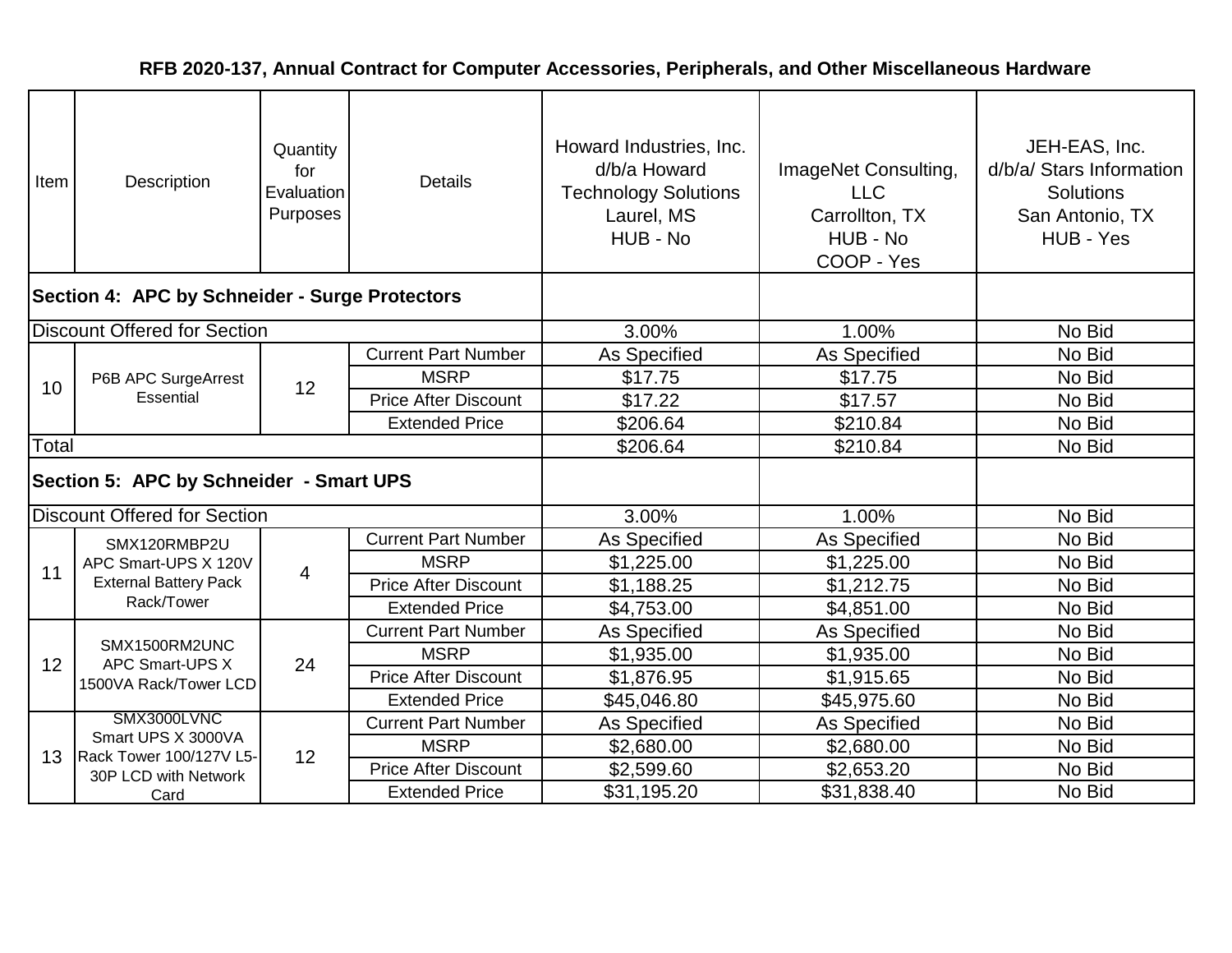# RFB 2020-137, Annual Contract for Computer Accessories, Peripherals, and Other Miscellaneous Hardware

| Item | Description | Quantity for Evaluation Purposes | Details | Howard Industries, Inc. d/b/a Howard Technology Solutions Laurel, MS HUB - No | ImageNet Consulting, LLC Carrollton, TX HUB - No COOP - Yes | JEH-EAS, Inc. d/b/a/ Stars Information Solutions San Antonio, TX HUB - Yes |
|---|---|---|---|---|---|---|
| **Section 4: APC by Schneider - Surge Protectors** | | | | | | |
| Discount Offered for Section | | | | 3.00% | 1.00% | No Bid |
| 10 | P6B APC SurgeArrest Essential | 12 | Current Part Number | As Specified | As Specified | No Bid |
| | | | MSRP | $17.75 | $17.75 | No Bid |
| | | | Price After Discount | $17.22 | $17.57 | No Bid |
| | | | Extended Price | $206.64 | $210.84 | No Bid |
| Total | | | | $206.64 | $210.84 | No Bid |
| **Section 5: APC by Schneider - Smart UPS** | | | | | | |
| Discount Offered for Section | | | | 3.00% | 1.00% | No Bid |
| 11 | SMX120RMBP2U APC Smart-UPS X 120V External Battery Pack Rack/Tower | 4 | Current Part Number | As Specified | As Specified | No Bid |
| | | | MSRP | $1,225.00 | $1,225.00 | No Bid |
| | | | Price After Discount | $1,188.25 | $1,212.75 | No Bid |
| | | | Extended Price | $4,753.00 | $4,851.00 | No Bid |
| 12 | SMX1500RM2UNC APC Smart-UPS X 1500VA Rack/Tower LCD | 24 | Current Part Number | As Specified | As Specified | No Bid |
| | | | MSRP | $1,935.00 | $1,935.00 | No Bid |
| | | | Price After Discount | $1,876.95 | $1,915.65 | No Bid |
| | | | Extended Price | $45,046.80 | $45,975.60 | No Bid |
| 13 | SMX3000LVNC Smart UPS X 3000VA Rack Tower 100/127V L5-30P LCD with Network Card | 12 | Current Part Number | As Specified | As Specified | No Bid |
| | | | MSRP | $2,680.00 | $2,680.00 | No Bid |
| | | | Price After Discount | $2,599.60 | $2,653.20 | No Bid |
| | | | Extended Price | $31,195.20 | $31,838.40 | No Bid |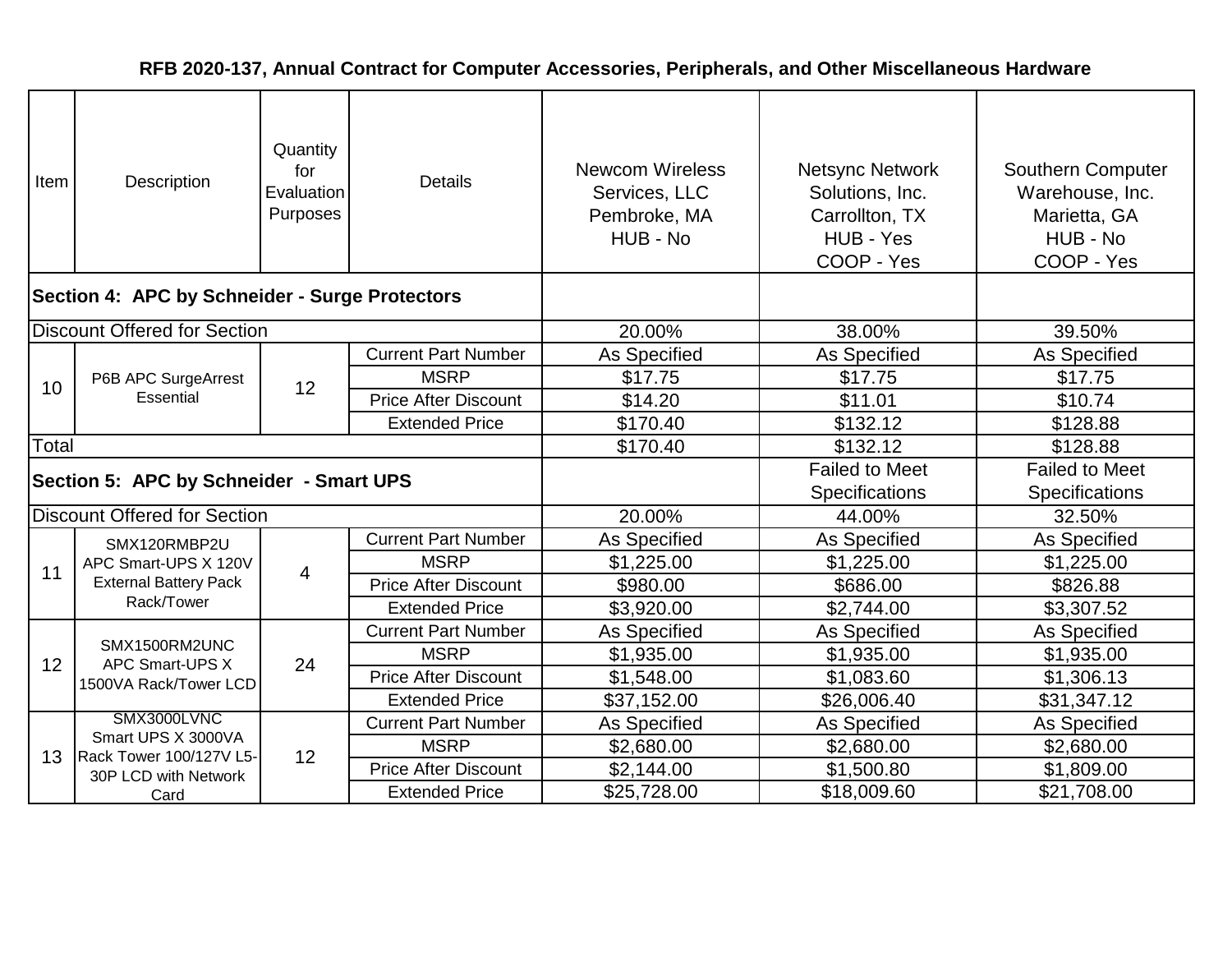## RFB 2020-137, Annual Contract for Computer Accessories, Peripherals, and Other Miscellaneous Hardware

| Item | Description | Quantity for Evaluation Purposes | Details | Newcom Wireless Services, LLC Pembroke, MA HUB - No | Netsync Network Solutions, Inc. Carrollton, TX HUB - Yes COOP - Yes | Southern Computer Warehouse, Inc. Marietta, GA HUB - No COOP - Yes |
|---|---|---|---|---|---|---|
| **Section 4: APC by Schneider - Surge Protectors** | | | | | | |
| Discount Offered for Section | | | | 20.00% | 38.00% | 39.50% |
| 10 | P6B APC SurgeArrest Essential | 12 | Current Part Number | As Specified | As Specified | As Specified |
| | | | MSRP | $17.75 | $17.75 | $17.75 |
| | | | Price After Discount | $14.20 | $11.01 | $10.74 |
| | | | Extended Price | $170.40 | $132.12 | $128.88 |
| Total | | | | $170.40 | $132.12 | $128.88 |
| **Section 5: APC by Schneider - Smart UPS** | | | | | Failed to Meet Specifications | Failed to Meet Specifications |
| Discount Offered for Section | | | | 20.00% | 44.00% | 32.50% |
| 11 | SMX120RMBP2U APC Smart-UPS X 120V External Battery Pack Rack/Tower | 4 | Current Part Number | As Specified | As Specified | As Specified |
| | | | MSRP | $1,225.00 | $1,225.00 | $1,225.00 |
| | | | Price After Discount | $980.00 | $686.00 | $826.88 |
| | | | Extended Price | $3,920.00 | $2,744.00 | $3,307.52 |
| 12 | SMX1500RM2UNC APC Smart-UPS X 1500VA Rack/Tower LCD | 24 | Current Part Number | As Specified | As Specified | As Specified |
| | | | MSRP | $1,935.00 | $1,935.00 | $1,935.00 |
| | | | Price After Discount | $1,548.00 | $1,083.60 | $1,306.13 |
| | | | Extended Price | $37,152.00 | $26,006.40 | $31,347.12 |
| 13 | SMX3000LVNC Smart UPS X 3000VA Rack Tower 100/127V L5-30P LCD with Network Card | 12 | Current Part Number | As Specified | As Specified | As Specified |
| | | | MSRP | $2,680.00 | $2,680.00 | $2,680.00 |
| | | | Price After Discount | $2,144.00 | $1,500.80 | $1,809.00 |
| | | | Extended Price | $25,728.00 | $18,009.60 | $21,708.00 |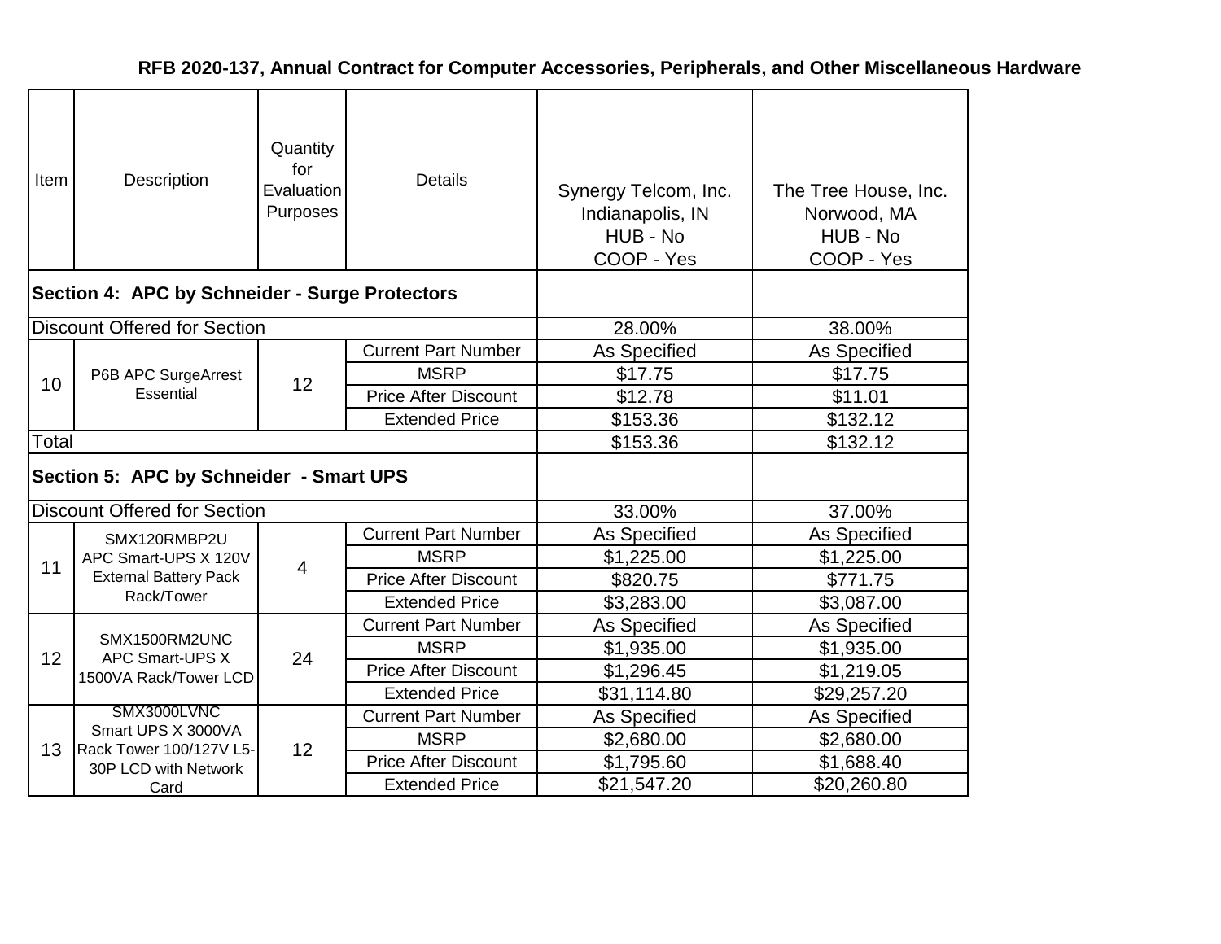**RFB 2020-137, Annual Contract for Computer Accessories, Peripherals, and Other Miscellaneous Hardware**

| Item | Description | Quantity for Evaluation Purposes | Details | Synergy Telcom, Inc. Indianapolis, IN HUB - No COOP - Yes | The Tree House, Inc. Norwood, MA HUB - No COOP - Yes |
|---|---|---|---|---|---|
| **Section 4: APC by Schneider - Surge Protectors** | | | | | |
| Discount Offered for Section | | | | 28.00% | 38.00% |
| 10 | P6B APC SurgeArrest Essential | 12 | Current Part Number | As Specified | As Specified |
| | | | MSRP | $17.75 | $17.75 |
| | | | Price After Discount | $12.78 | $11.01 |
| | | | Extended Price | $153.36 | $132.12 |
| Total | | | | $153.36 | $132.12 |
| **Section 5: APC by Schneider - Smart UPS** | | | | | |
| Discount Offered for Section | | | | 33.00% | 37.00% |
| 11 | SMX120RMBP2U APC Smart-UPS X 120V External Battery Pack Rack/Tower | 4 | Current Part Number | As Specified | As Specified |
| | | | MSRP | $1,225.00 | $1,225.00 |
| | | | Price After Discount | $820.75 | $771.75 |
| | | | Extended Price | $3,283.00 | $3,087.00 |
| 12 | SMX1500RM2UNC APC Smart-UPS X 1500VA Rack/Tower LCD | 24 | Current Part Number | As Specified | As Specified |
| | | | MSRP | $1,935.00 | $1,935.00 |
| | | | Price After Discount | $1,296.45 | $1,219.05 |
| | | | Extended Price | $31,114.80 | $29,257.20 |
| 13 | SMX3000LVNC Smart UPS X 3000VA Rack Tower 100/127V L5-30P LCD with Network Card | 12 | Current Part Number | As Specified | As Specified |
| | | | MSRP | $2,680.00 | $2,680.00 |
| | | | Price After Discount | $1,795.60 | $1,688.40 |
| | | | Extended Price | $21,547.20 | $20,260.80 |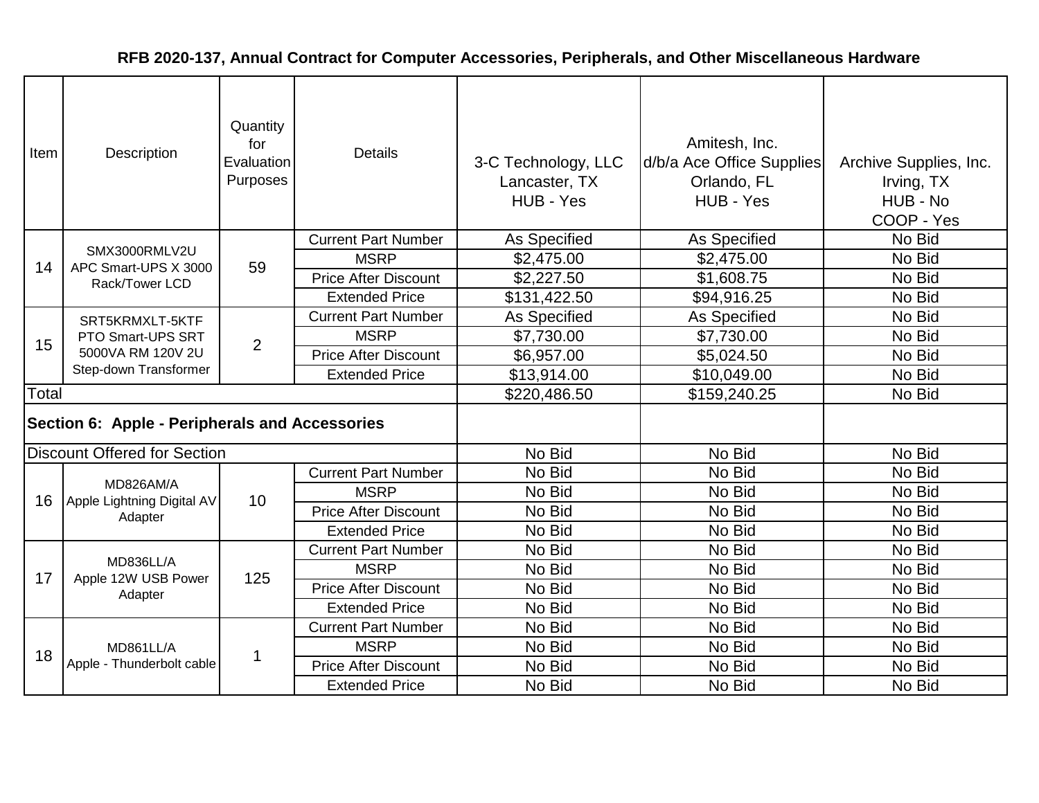**RFB 2020-137, Annual Contract for Computer Accessories, Peripherals, and Other Miscellaneous Hardware**

| Item | Description | Quantity for Evaluation Purposes | Details | 3-C Technology, LLC<br>Lancaster, TX<br>HUB - Yes | Amitesh, Inc.<br>d/b/a Ace Office Supplies<br>Orlando, FL<br>HUB - Yes | Archive Supplies, Inc.<br>Irving, TX<br>HUB - No<br>COOP - Yes |
|---|---|---|---|---|---|---|
| 14 | SMX3000RMLV2U<br>APC Smart-UPS X 3000 Rack/Tower LCD | 59 | Current Part Number | As Specified | As Specified | No Bid |
| | | | MSRP | $2,475.00 | $2,475.00 | No Bid |
| | | | Price After Discount | $2,227.50 | $1,608.75 | No Bid |
| | | | Extended Price | $131,422.50 | $94,916.25 | No Bid |
| 15 | SRT5KRMXLT-5KTF<br>PTO Smart-UPS SRT 5000VA RM 120V 2U Step-down Transformer | 2 | Current Part Number | As Specified | As Specified | No Bid |
| | | | MSRP | $7,730.00 | $7,730.00 | No Bid |
| | | | Price After Discount | $6,957.00 | $5,024.50 | No Bid |
| | | | Extended Price | $13,914.00 | $10,049.00 | No Bid |
| Total | | | | $220,486.50 | $159,240.25 | No Bid |
| **Section 6: Apple - Peripherals and Accessories** | | | | | | |
| Discount Offered for Section | | | | No Bid | No Bid | No Bid |
| 16 | MD826AM/A<br>Apple Lightning Digital AV Adapter | 10 | Current Part Number | No Bid | No Bid | No Bid |
| | | | MSRP | No Bid | No Bid | No Bid |
| | | | Price After Discount | No Bid | No Bid | No Bid |
| | | | Extended Price | No Bid | No Bid | No Bid |
| 17 | MD836LL/A<br>Apple 12W USB Power Adapter | 125 | Current Part Number | No Bid | No Bid | No Bid |
| | | | MSRP | No Bid | No Bid | No Bid |
| | | | Price After Discount | No Bid | No Bid | No Bid |
| | | | Extended Price | No Bid | No Bid | No Bid |
| 18 | MD861LL/A<br>Apple - Thunderbolt cable | 1 | Current Part Number | No Bid | No Bid | No Bid |
| | | | MSRP | No Bid | No Bid | No Bid |
| | | | Price After Discount | No Bid | No Bid | No Bid |
| | | | Extended Price | No Bid | No Bid | No Bid |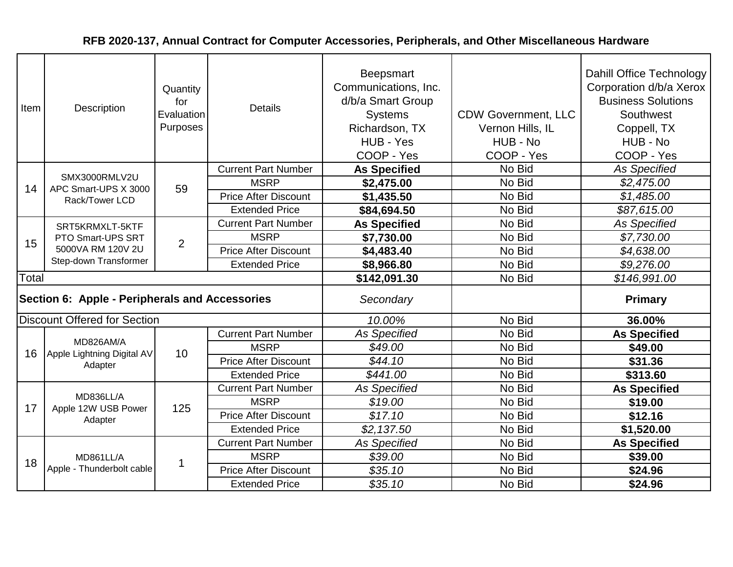**RFB 2020-137, Annual Contract for Computer Accessories, Peripherals, and Other Miscellaneous Hardware**

| Item | Description | Quantity for Evaluation Purposes | Details | Beepsmart Communications, Inc. d/b/a Smart Group Systems Richardson, TX HUB - Yes COOP - Yes | CDW Government, LLC Vernon Hills, IL HUB - No COOP - Yes | Dahill Office Technology Corporation d/b/a Xerox Business Solutions Southwest Coppell, TX HUB - No COOP - Yes |
|---|---|---|---|---|---|---|
| 14 | SMX3000RMLV2U APC Smart-UPS X 3000 Rack/Tower LCD | 59 | Current Part Number | **As Specified** | No Bid | *As Specified* |
| | | | MSRP | **$2,475.00** | No Bid | *$2,475.00* |
| | | | Price After Discount | **$1,435.50** | No Bid | *$1,485.00* |
| | | | Extended Price | **$84,694.50** | No Bid | *$87,615.00* |
| 15 | SRT5KRMXLT-5KTF PTO Smart-UPS SRT 5000VA RM 120V 2U Step-down Transformer | 2 | Current Part Number | **As Specified** | No Bid | *As Specified* |
| | | | MSRP | **$7,730.00** | No Bid | *$7,730.00* |
| | | | Price After Discount | **$4,483.40** | No Bid | *$4,638.00* |
| | | | Extended Price | **$8,966.80** | No Bid | *$9,276.00* |
| Total | | | | **$142,091.30** | No Bid | *$146,991.00* |
| **Section 6: Apple - Peripherals and Accessories** | | | | *Secondary* | | **Primary** |
| Discount Offered for Section | | | | *10.00%* | No Bid | **36.00%** |
| 16 | MD826AM/A Apple Lightning Digital AV Adapter | 10 | Current Part Number | *As Specified* | No Bid | **As Specified** |
| | | | MSRP | *$49.00* | No Bid | **$49.00** |
| | | | Price After Discount | *$44.10* | No Bid | **$31.36** |
| | | | Extended Price | *$441.00* | No Bid | **$313.60** |
| 17 | MD836LL/A Apple 12W USB Power Adapter | 125 | Current Part Number | *As Specified* | No Bid | **As Specified** |
| | | | MSRP | *$19.00* | No Bid | **$19.00** |
| | | | Price After Discount | *$17.10* | No Bid | **$12.16** |
| | | | Extended Price | *$2,137.50* | No Bid | **$1,520.00** |
| 18 | MD861LL/A Apple - Thunderbolt cable | 1 | Current Part Number | *As Specified* | No Bid | **As Specified** |
| | | | MSRP | *$39.00* | No Bid | **$39.00** |
| | | | Price After Discount | *$35.10* | No Bid | **$24.96** |
| | | | Extended Price | *$35.10* | No Bid | **$24.96** |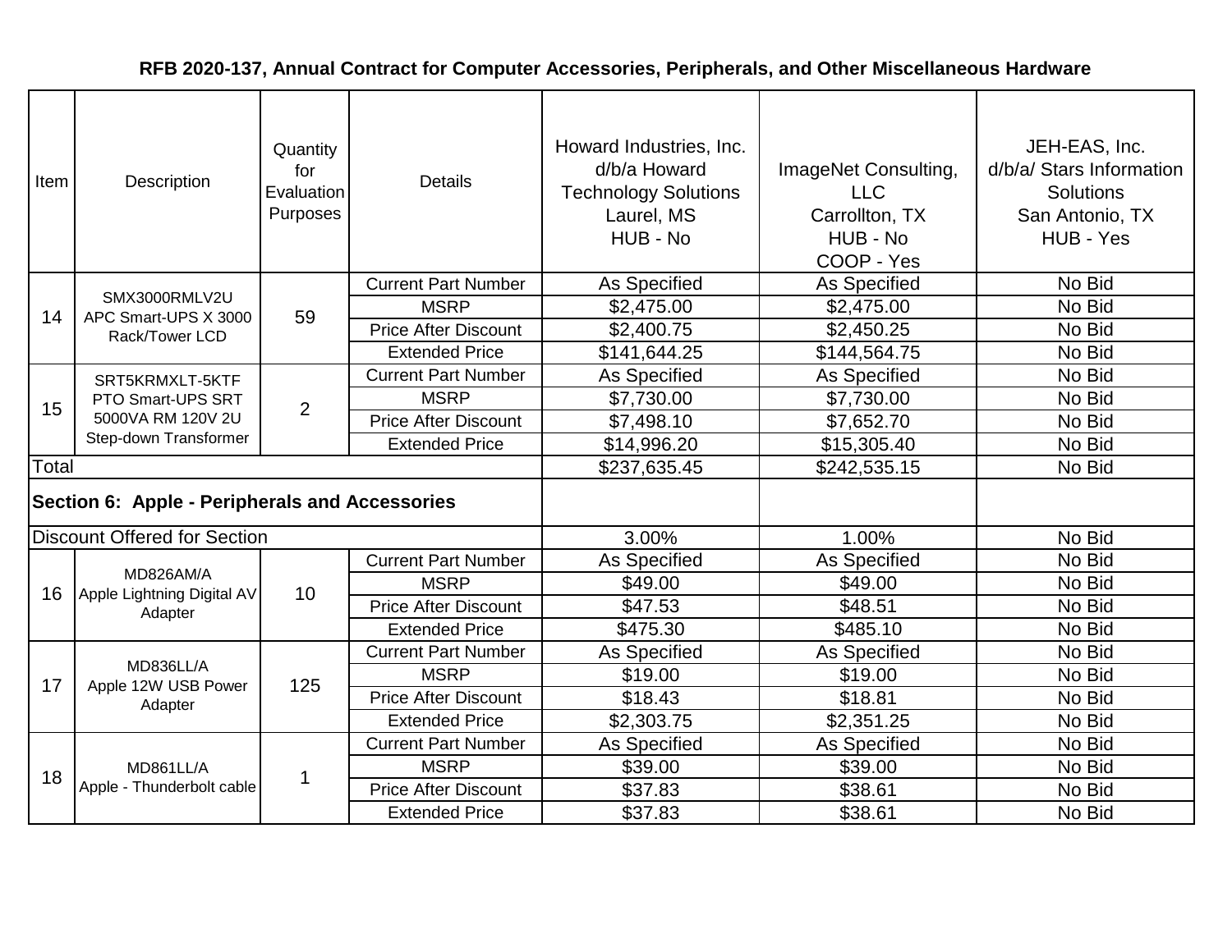**RFB 2020-137, Annual Contract for Computer Accessories, Peripherals, and Other Miscellaneous Hardware**

| Item | Description | Quantity for Evaluation Purposes | Details | Howard Industries, Inc. d/b/a Howard Technology Solutions Laurel, MS HUB - No | ImageNet Consulting, LLC Carrollton, TX HUB - No COOP - Yes | JEH-EAS, Inc. d/b/a/ Stars Information Solutions San Antonio, TX HUB - Yes |
|---|---|---|---|---|---|---|
| 14 | SMX3000RMLV2U APC Smart-UPS X 3000 Rack/Tower LCD | 59 | Current Part Number | As Specified | As Specified | No Bid |
| | | | MSRP | $2,475.00 | $2,475.00 | No Bid |
| | | | Price After Discount | $2,400.75 | $2,450.25 | No Bid |
| | | | Extended Price | $141,644.25 | $144,564.75 | No Bid |
| 15 | SRT5KRMXLT-5KTF PTO Smart-UPS SRT 5000VA RM 120V 2U Step-down Transformer | 2 | Current Part Number | As Specified | As Specified | No Bid |
| | | | MSRP | $7,730.00 | $7,730.00 | No Bid |
| | | | Price After Discount | $7,498.10 | $7,652.70 | No Bid |
| | | | Extended Price | $14,996.20 | $15,305.40 | No Bid |
| Total | | | | $237,635.45 | $242,535.15 | No Bid |
| **Section 6: Apple - Peripherals and Accessories** | | | | | | |
| Discount Offered for Section | | | | 3.00% | 1.00% | No Bid |
| 16 | MD826AM/A Apple Lightning Digital AV Adapter | 10 | Current Part Number | As Specified | As Specified | No Bid |
| | | | MSRP | $49.00 | $49.00 | No Bid |
| | | | Price After Discount | $47.53 | $48.51 | No Bid |
| | | | Extended Price | $475.30 | $485.10 | No Bid |
| 17 | MD836LL/A Apple 12W USB Power Adapter | 125 | Current Part Number | As Specified | As Specified | No Bid |
| | | | MSRP | $19.00 | $19.00 | No Bid |
| | | | Price After Discount | $18.43 | $18.81 | No Bid |
| | | | Extended Price | $2,303.75 | $2,351.25 | No Bid |
| 18 | MD861LL/A Apple - Thunderbolt cable | 1 | Current Part Number | As Specified | As Specified | No Bid |
| | | | MSRP | $39.00 | $39.00 | No Bid |
| | | | Price After Discount | $37.83 | $38.61 | No Bid |
| | | | Extended Price | $37.83 | $38.61 | No Bid |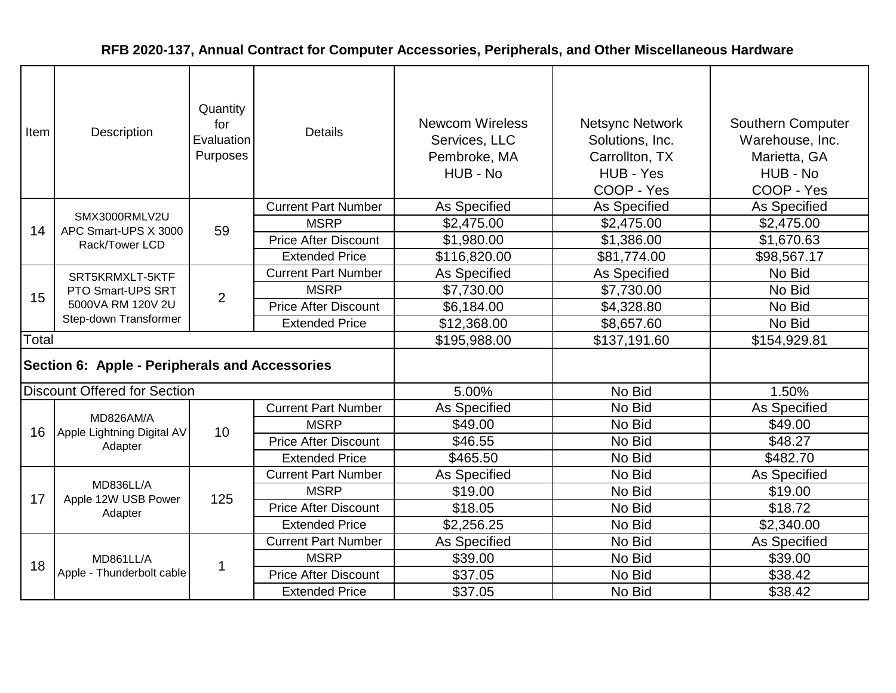## RFB 2020-137, Annual Contract for Computer Accessories, Peripherals, and Other Miscellaneous Hardware

| Item | Description | Quantity for Evaluation Purposes | Details | Newcom Wireless Services, LLC Pembroke, MA HUB - No | Netsync Network Solutions, Inc. Carrollton, TX HUB - Yes COOP - Yes | Southern Computer Warehouse, Inc. Marietta, GA HUB - No COOP - Yes |
|---|---|---|---|---|---|---|
| 14 | SMX3000RMLV2U APC Smart-UPS X 3000 Rack/Tower LCD | 59 | Current Part Number | As Specified | As Specified | As Specified |
| | | | MSRP | $2,475.00 | $2,475.00 | $2,475.00 |
| | | | Price After Discount | $1,980.00 | $1,386.00 | $1,670.63 |
| | | | Extended Price | $116,820.00 | $81,774.00 | $98,567.17 |
| 15 | SRT5KRMXLT-5KTF PTO Smart-UPS SRT 5000VA RM 120V 2U Step-down Transformer | 2 | Current Part Number | As Specified | As Specified | No Bid |
| | | | MSRP | $7,730.00 | $7,730.00 | No Bid |
| | | | Price After Discount | $6,184.00 | $4,328.80 | No Bid |
| | | | Extended Price | $12,368.00 | $8,657.60 | No Bid |
| Total | | | | $195,988.00 | $137,191.60 | $154,929.81 |
| **Section 6: Apple - Peripherals and Accessories** | | | | | | |
| Discount Offered for Section | | | | 5.00% | No Bid | 1.50% |
| 16 | MD826AM/A Apple Lightning Digital AV Adapter | 10 | Current Part Number | As Specified | No Bid | As Specified |
| | | | MSRP | $49.00 | No Bid | $49.00 |
| | | | Price After Discount | $46.55 | No Bid | $48.27 |
| | | | Extended Price | $465.50 | No Bid | $482.70 |
| 17 | MD836LL/A Apple 12W USB Power Adapter | 125 | Current Part Number | As Specified | No Bid | As Specified |
| | | | MSRP | $19.00 | No Bid | $19.00 |
| | | | Price After Discount | $18.05 | No Bid | $18.72 |
| | | | Extended Price | $2,256.25 | No Bid | $2,340.00 |
| 18 | MD861LL/A Apple - Thunderbolt cable | 1 | Current Part Number | As Specified | No Bid | As Specified |
| | | | MSRP | $39.00 | No Bid | $39.00 |
| | | | Price After Discount | $37.05 | No Bid | $38.42 |
| | | | Extended Price | $37.05 | No Bid | $38.42 |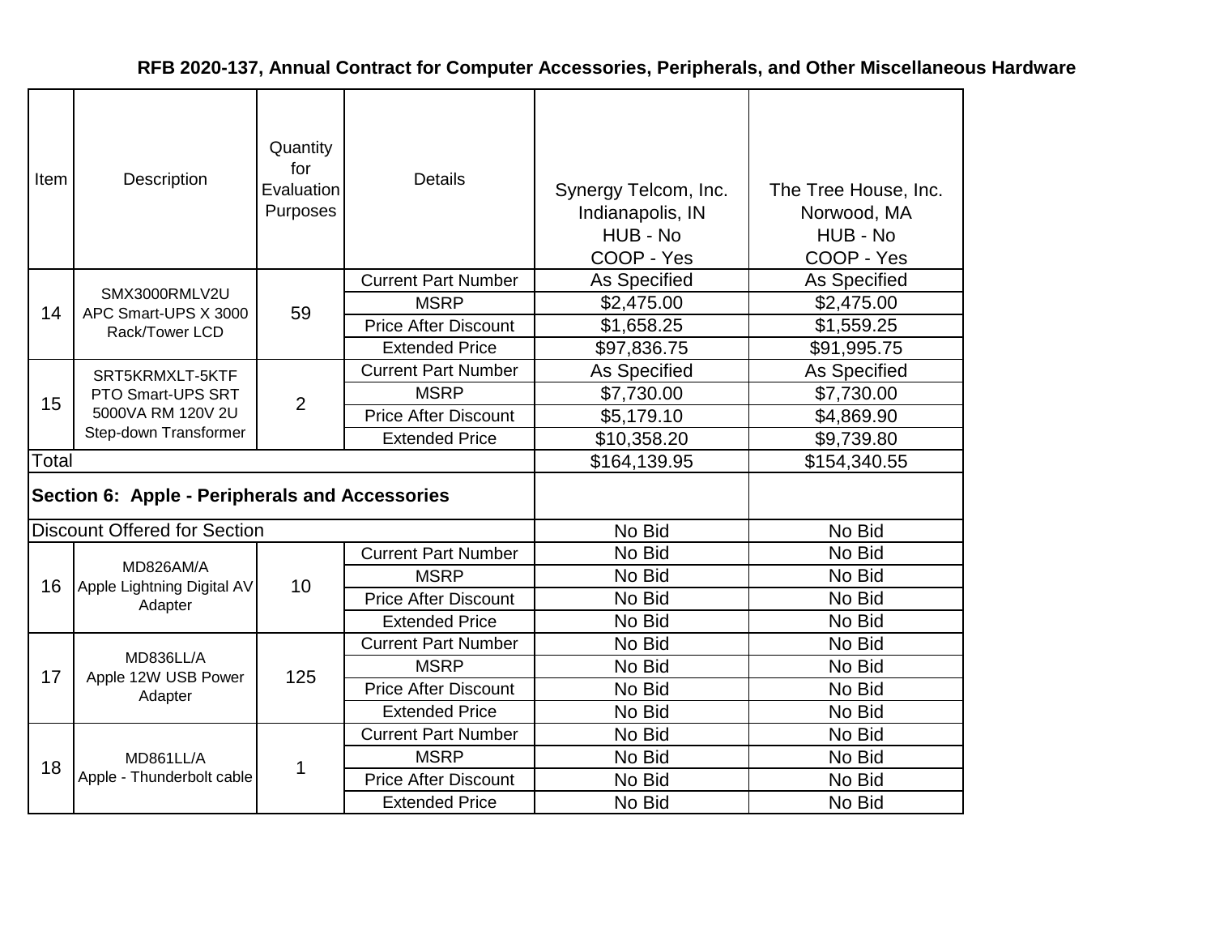## RFB 2020-137, Annual Contract for Computer Accessories, Peripherals, and Other Miscellaneous Hardware

| Item | Description | Quantity for Evaluation Purposes | Details | Synergy Telcom, Inc. Indianapolis, IN HUB - No COOP - Yes | The Tree House, Inc. Norwood, MA HUB - No COOP - Yes |
|---|---|---|---|---|---|
| 14 | SMX3000RMLV2U APC Smart-UPS X 3000 Rack/Tower LCD | 59 | Current Part Number | As Specified | As Specified |
| | | | MSRP | $2,475.00 | $2,475.00 |
| | | | Price After Discount | $1,658.25 | $1,559.25 |
| | | | Extended Price | $97,836.75 | $91,995.75 |
| 15 | SRT5KRMXLT-5KTF PTO Smart-UPS SRT 5000VA RM 120V 2U Step-down Transformer | 2 | Current Part Number | As Specified | As Specified |
| | | | MSRP | $7,730.00 | $7,730.00 |
| | | | Price After Discount | $5,179.10 | $4,869.90 |
| | | | Extended Price | $10,358.20 | $9,739.80 |
| Total | | | | $164,139.95 | $154,340.55 |
| **Section 6: Apple - Peripherals and Accessories** | | | | | |
| Discount Offered for Section | | | | No Bid | No Bid |
| 16 | MD826AM/A Apple Lightning Digital AV Adapter | 10 | Current Part Number | No Bid | No Bid |
| | | | MSRP | No Bid | No Bid |
| | | | Price After Discount | No Bid | No Bid |
| | | | Extended Price | No Bid | No Bid |
| 17 | MD836LL/A Apple 12W USB Power Adapter | 125 | Current Part Number | No Bid | No Bid |
| | | | MSRP | No Bid | No Bid |
| | | | Price After Discount | No Bid | No Bid |
| | | | Extended Price | No Bid | No Bid |
| 18 | MD861LL/A Apple - Thunderbolt cable | 1 | Current Part Number | No Bid | No Bid |
| | | | MSRP | No Bid | No Bid |
| | | | Price After Discount | No Bid | No Bid |
| | | | Extended Price | No Bid | No Bid |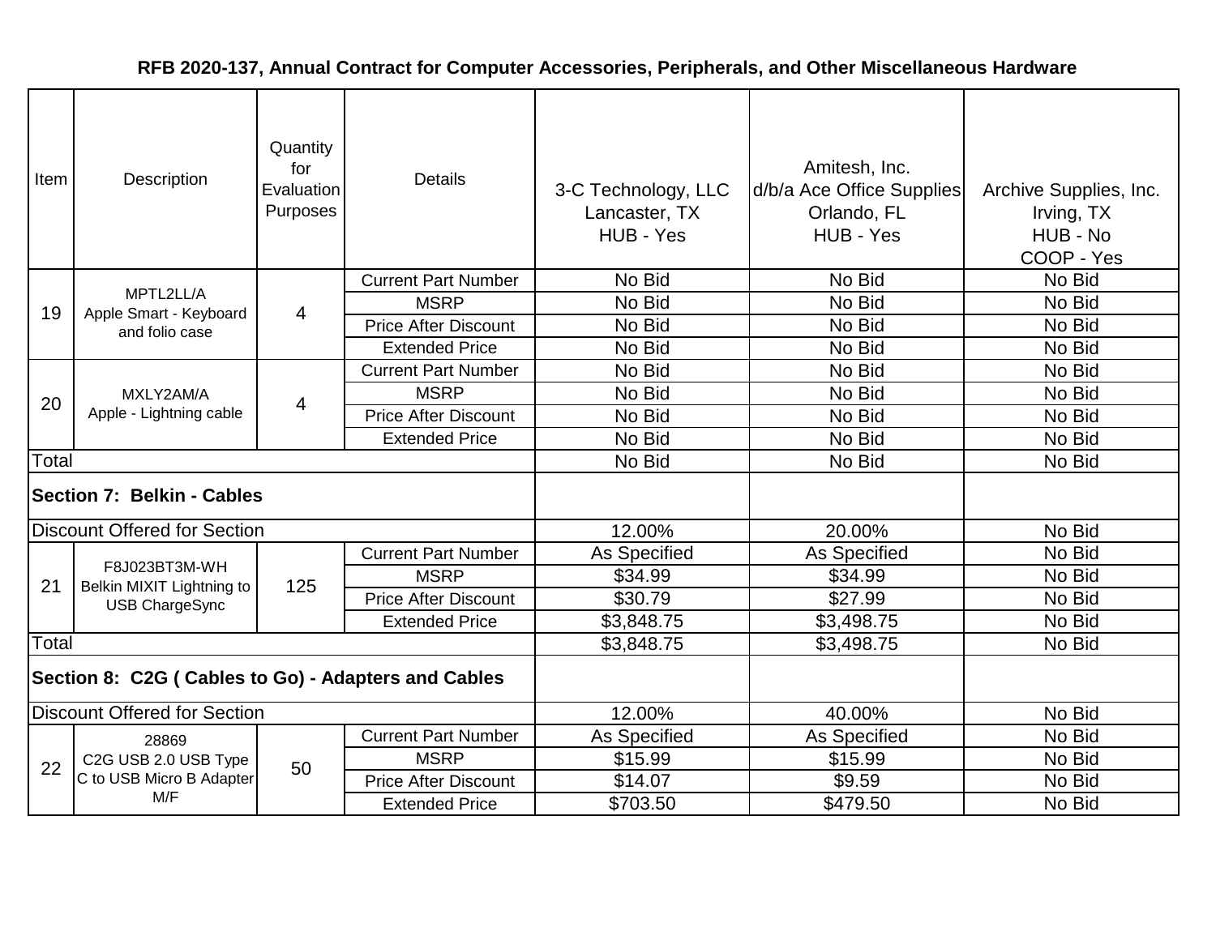# RFB 2020-137, Annual Contract for Computer Accessories, Peripherals, and Other Miscellaneous Hardware

| Item | Description | Quantity for Evaluation Purposes | Details | 3-C Technology, LLC Lancaster, TX HUB - Yes | Amitesh, Inc. d/b/a Ace Office Supplies Orlando, FL HUB - Yes | Archive Supplies, Inc. Irving, TX HUB - No COOP - Yes |
|---|---|---|---|---|---|---|
| 19 | MPTL2LL/A Apple Smart - Keyboard and folio case | 4 | Current Part Number | No Bid | No Bid | No Bid |
| | | | MSRP | No Bid | No Bid | No Bid |
| | | | Price After Discount | No Bid | No Bid | No Bid |
| | | | Extended Price | No Bid | No Bid | No Bid |
| 20 | MXLY2AM/A Apple - Lightning cable | 4 | Current Part Number | No Bid | No Bid | No Bid |
| | | | MSRP | No Bid | No Bid | No Bid |
| | | | Price After Discount | No Bid | No Bid | No Bid |
| | | | Extended Price | No Bid | No Bid | No Bid |
| Total | | | | No Bid | No Bid | No Bid |
| **Section 7: Belkin - Cables** | | | | | | |
| Discount Offered for Section | | | | 12.00% | 20.00% | No Bid |
| 21 | F8J023BT3M-WH Belkin MIXIT Lightning to USB ChargeSync | 125 | Current Part Number | As Specified | As Specified | No Bid |
| | | | MSRP | $34.99 | $34.99 | No Bid |
| | | | Price After Discount | $30.79 | $27.99 | No Bid |
| | | | Extended Price | $3,848.75 | $3,498.75 | No Bid |
| Total | | | | $3,848.75 | $3,498.75 | No Bid |
| **Section 8: C2G ( Cables to Go) - Adapters and Cables** | | | | | | |
| Discount Offered for Section | | | | 12.00% | 40.00% | No Bid |
| 22 | 28869 C2G USB 2.0 USB Type C to USB Micro B Adapter M/F | 50 | Current Part Number | As Specified | As Specified | No Bid |
| | | | MSRP | $15.99 | $15.99 | No Bid |
| | | | Price After Discount | $14.07 | $9.59 | No Bid |
| | | | Extended Price | $703.50 | $479.50 | No Bid |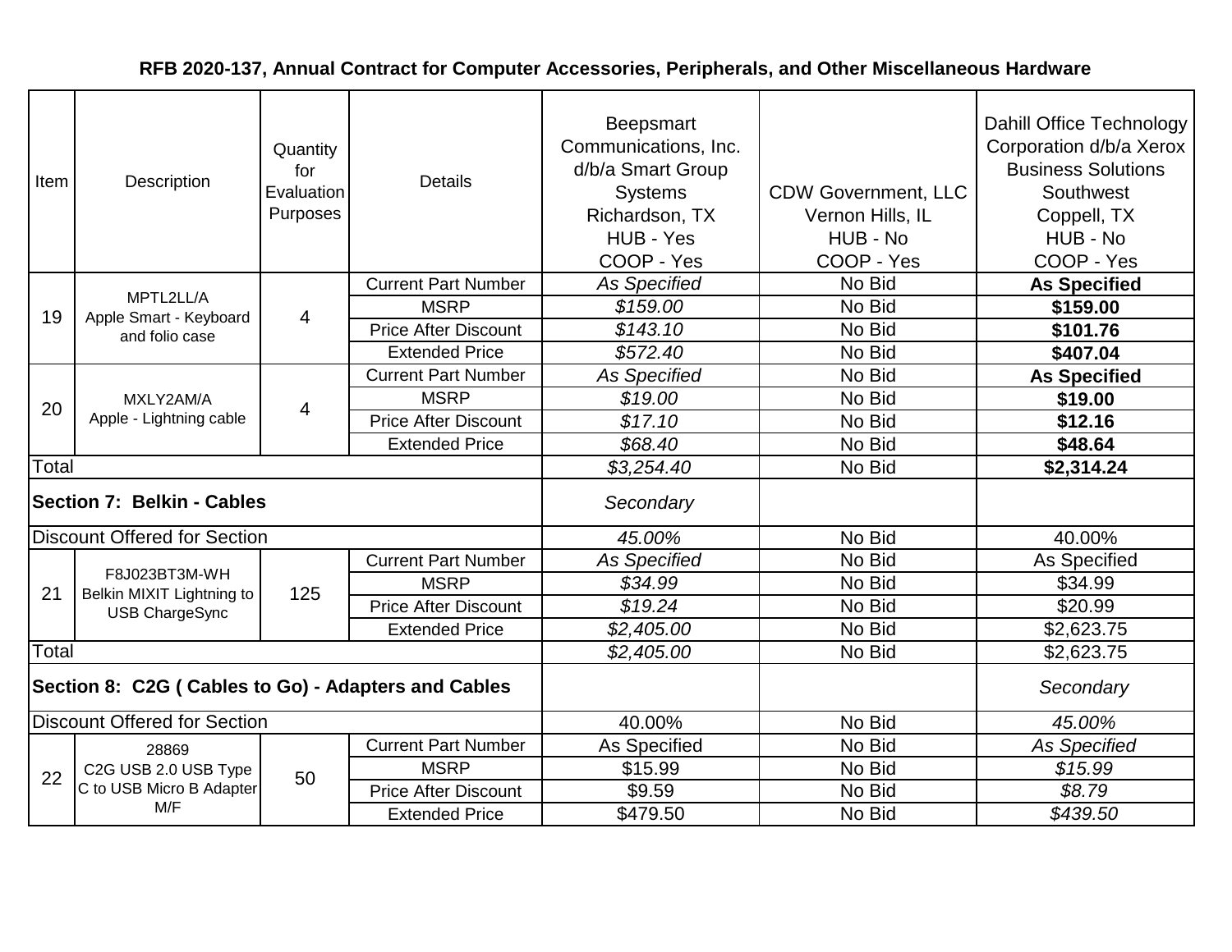### RFB 2020-137, Annual Contract for Computer Accessories, Peripherals, and Other Miscellaneous Hardware

| Item | Description | Quantity for Evaluation Purposes | Details | Beepsmart Communications, Inc. d/b/a Smart Group Systems Richardson, TX HUB - Yes COOP - Yes | CDW Government, LLC Vernon Hills, IL HUB - No COOP - Yes | Dahill Office Technology Corporation d/b/a Xerox Business Solutions Southwest Coppell, TX HUB - No COOP - Yes |
|---|---|---|---|---|---|---|
| 19 | MPTL2LL/A Apple Smart - Keyboard and folio case | 4 | Current Part Number | *As Specified* | No Bid | **As Specified** |
| | | | MSRP | *$159.00* | No Bid | **$159.00** |
| | | | Price After Discount | *$143.10* | No Bid | **$101.76** |
| | | | Extended Price | *$572.40* | No Bid | **$407.04** |
| 20 | MXLY2AM/A Apple - Lightning cable | 4 | Current Part Number | *As Specified* | No Bid | **As Specified** |
| | | | MSRP | *$19.00* | No Bid | **$19.00** |
| | | | Price After Discount | *$17.10* | No Bid | **$12.16** |
| | | | Extended Price | *$68.40* | No Bid | **$48.64** |
| Total | | | | *$3,254.40* | No Bid | **$2,314.24** |
| **Section 7: Belkin - Cables** | | | | *Secondary* | | |
| Discount Offered for Section | | | | *45.00%* | No Bid | 40.00% |
| 21 | F8J023BT3M-WH Belkin MIXIT Lightning to USB ChargeSync | 125 | Current Part Number | *As Specified* | No Bid | As Specified |
| | | | MSRP | *$34.99* | No Bid | $34.99 |
| | | | Price After Discount | *$19.24* | No Bid | $20.99 |
| | | | Extended Price | *$2,405.00* | No Bid | $2,623.75 |
| Total | | | | *$2,405.00* | No Bid | $2,623.75 |
| **Section 8: C2G ( Cables to Go) - Adapters and Cables** | | | | | | *Secondary* |
| Discount Offered for Section | | | | 40.00% | No Bid | *45.00%* |
| 22 | 28869 C2G USB 2.0 USB Type C to USB Micro B Adapter M/F | 50 | Current Part Number | As Specified | No Bid | *As Specified* |
| | | | MSRP | $15.99 | No Bid | *$15.99* |
| | | | Price After Discount | $9.59 | No Bid | *$8.79* |
| | | | Extended Price | $479.50 | No Bid | *$439.50* |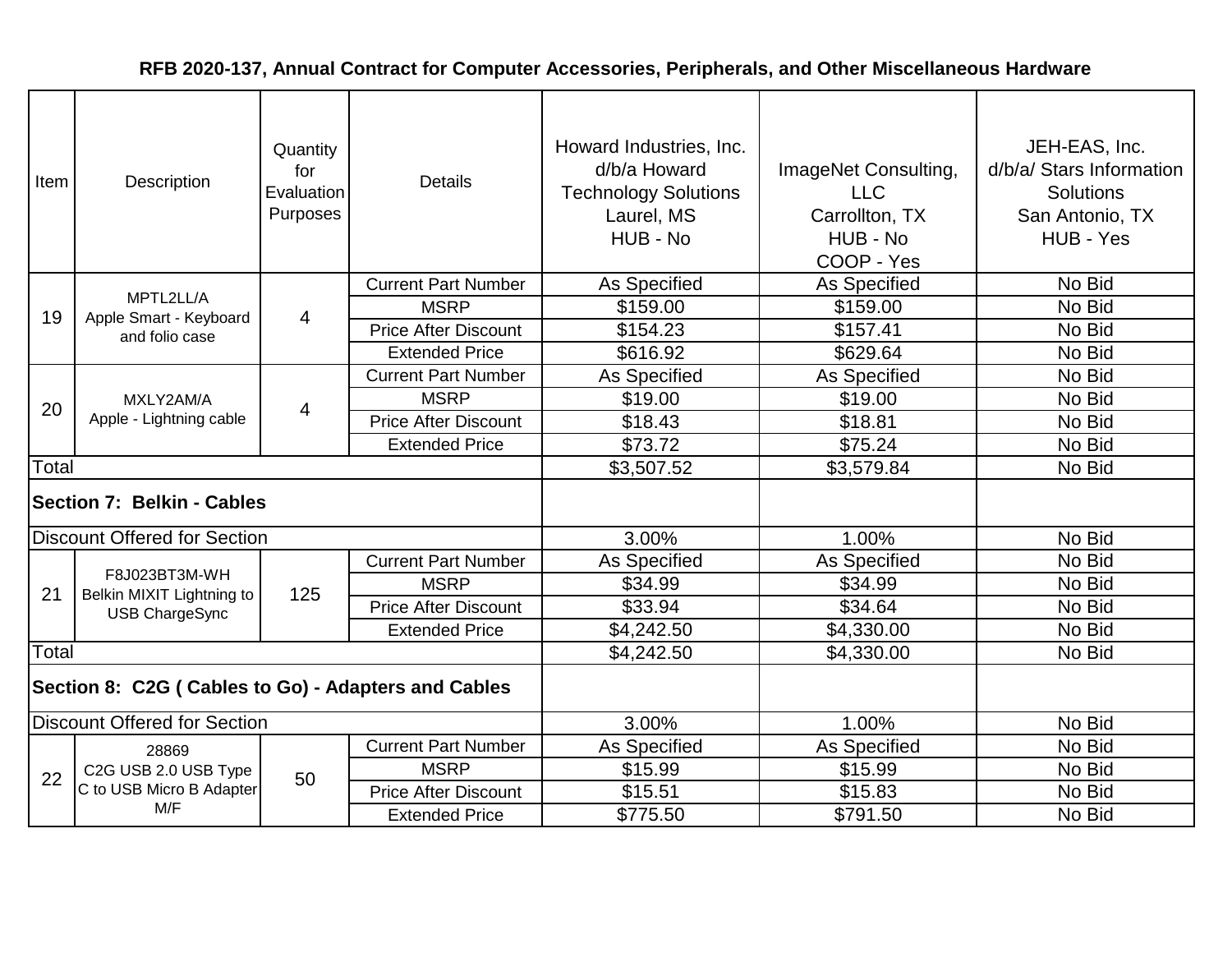# RFB 2020-137, Annual Contract for Computer Accessories, Peripherals, and Other Miscellaneous Hardware

| Item | Description | Quantity for Evaluation Purposes | Details | Howard Industries, Inc. d/b/a Howard Technology Solutions Laurel, MS HUB - No | ImageNet Consulting, LLC Carrollton, TX HUB - No COOP - Yes | JEH-EAS, Inc. d/b/a/ Stars Information Solutions San Antonio, TX HUB - Yes |
|---|---|---|---|---|---|---|
| 19 | MPTL2LL/A Apple Smart - Keyboard and folio case | 4 | Current Part Number | As Specified | As Specified | No Bid |
| | | | MSRP | $159.00 | $159.00 | No Bid |
| | | | Price After Discount | $154.23 | $157.41 | No Bid |
| | | | Extended Price | $616.92 | $629.64 | No Bid |
| 20 | MXLY2AM/A Apple - Lightning cable | 4 | Current Part Number | As Specified | As Specified | No Bid |
| | | | MSRP | $19.00 | $19.00 | No Bid |
| | | | Price After Discount | $18.43 | $18.81 | No Bid |
| | | | Extended Price | $73.72 | $75.24 | No Bid |
| Total | | | | $3,507.52 | $3,579.84 | No Bid |
| **Section 7: Belkin - Cables** | | | | | | |
| Discount Offered for Section | | | | 3.00% | 1.00% | No Bid |
| 21 | F8J023BT3M-WH Belkin MIXIT Lightning to USB ChargeSync | 125 | Current Part Number | As Specified | As Specified | No Bid |
| | | | MSRP | $34.99 | $34.99 | No Bid |
| | | | Price After Discount | $33.94 | $34.64 | No Bid |
| | | | Extended Price | $4,242.50 | $4,330.00 | No Bid |
| Total | | | | $4,242.50 | $4,330.00 | No Bid |
| **Section 8: C2G ( Cables to Go) - Adapters and Cables** | | | | | | |
| Discount Offered for Section | | | | 3.00% | 1.00% | No Bid |
| 22 | 28869 C2G USB 2.0 USB Type C to USB Micro B Adapter M/F | 50 | Current Part Number | As Specified | As Specified | No Bid |
| | | | MSRP | $15.99 | $15.99 | No Bid |
| | | | Price After Discount | $15.51 | $15.83 | No Bid |
| | | | Extended Price | $775.50 | $791.50 | No Bid |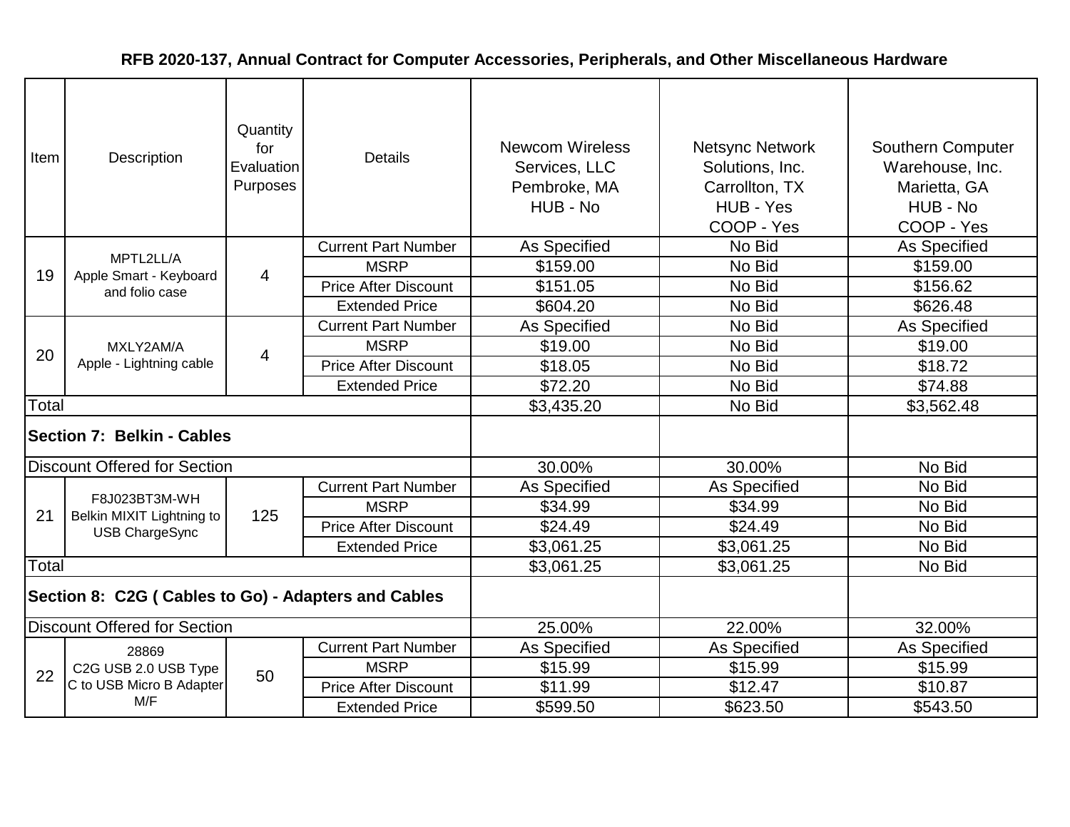**RFB 2020-137, Annual Contract for Computer Accessories, Peripherals, and Other Miscellaneous Hardware**

| Item | Description | Quantity for Evaluation Purposes | Details | Newcom Wireless Services, LLC Pembroke, MA HUB - No | Netsync Network Solutions, Inc. Carrollton, TX HUB - Yes COOP - Yes | Southern Computer Warehouse, Inc. Marietta, GA HUB - No COOP - Yes |
|---|---|---|---|---|---|---|
| 19 | MPTL2LL/A Apple Smart - Keyboard and folio case | 4 | Current Part Number | As Specified | No Bid | As Specified |
| | | | MSRP | $159.00 | No Bid | $159.00 |
| | | | Price After Discount | $151.05 | No Bid | $156.62 |
| | | | Extended Price | $604.20 | No Bid | $626.48 |
| 20 | MXLY2AM/A Apple - Lightning cable | 4 | Current Part Number | As Specified | No Bid | As Specified |
| | | | MSRP | $19.00 | No Bid | $19.00 |
| | | | Price After Discount | $18.05 | No Bid | $18.72 |
| | | | Extended Price | $72.20 | No Bid | $74.88 |
| Total | | | | $3,435.20 | No Bid | $3,562.48 |
| **Section 7: Belkin - Cables** | | | | | | |
| Discount Offered for Section | | | | 30.00% | 30.00% | No Bid |
| 21 | F8J023BT3M-WH Belkin MIXIT Lightning to USB ChargeSync | 125 | Current Part Number | As Specified | As Specified | No Bid |
| | | | MSRP | $34.99 | $34.99 | No Bid |
| | | | Price After Discount | $24.49 | $24.49 | No Bid |
| | | | Extended Price | $3,061.25 | $3,061.25 | No Bid |
| Total | | | | $3,061.25 | $3,061.25 | No Bid |
| **Section 8: C2G ( Cables to Go) - Adapters and Cables** | | | | | | |
| Discount Offered for Section | | | | 25.00% | 22.00% | 32.00% |
| 22 | 28869 C2G USB 2.0 USB Type C to USB Micro B Adapter M/F | 50 | Current Part Number | As Specified | As Specified | As Specified |
| | | | MSRP | $15.99 | $15.99 | $15.99 |
| | | | Price After Discount | $11.99 | $12.47 | $10.87 |
| | | | Extended Price | $599.50 | $623.50 | $543.50 |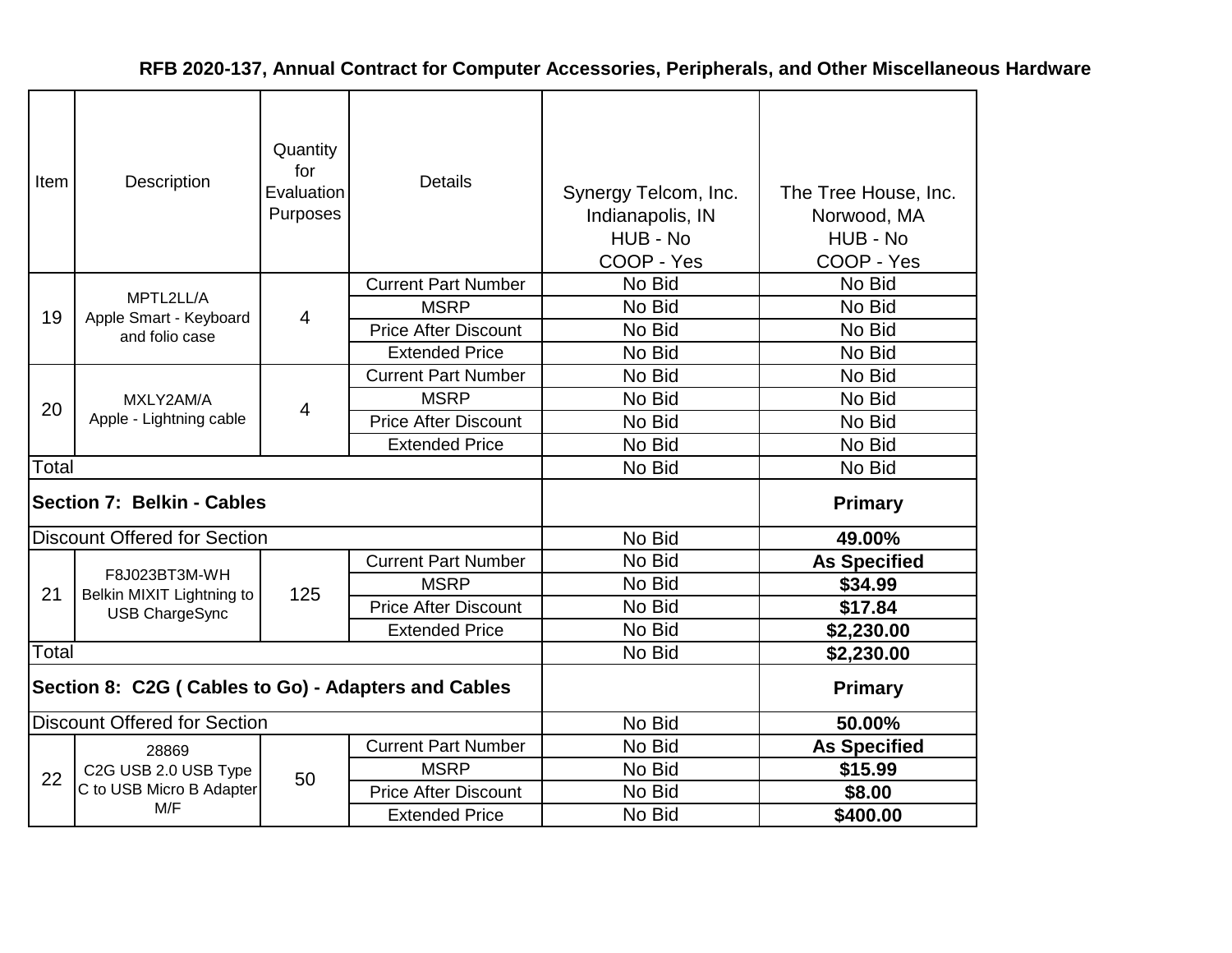# RFB 2020-137, Annual Contract for Computer Accessories, Peripherals, and Other Miscellaneous Hardware

| Item | Description | Quantity for Evaluation Purposes | Details | Synergy Telcom, Inc. Indianapolis, IN HUB - No COOP - Yes | The Tree House, Inc. Norwood, MA HUB - No COOP - Yes |
|---|---|---|---|---|---|
| 19 | MPTL2LL/A Apple Smart - Keyboard and folio case | 4 | Current Part Number | No Bid | No Bid |
| | | | MSRP | No Bid | No Bid |
| | | | Price After Discount | No Bid | No Bid |
| | | | Extended Price | No Bid | No Bid |
| 20 | MXLY2AM/A Apple - Lightning cable | 4 | Current Part Number | No Bid | No Bid |
| | | | MSRP | No Bid | No Bid |
| | | | Price After Discount | No Bid | No Bid |
| | | | Extended Price | No Bid | No Bid |
| Total | | | | No Bid | No Bid |
| **Section 7: Belkin - Cables** | | | | | **Primary** |
| Discount Offered for Section | | | | No Bid | **49.00%** |
| 21 | F8J023BT3M-WH Belkin MIXIT Lightning to USB ChargeSync | 125 | Current Part Number | No Bid | **As Specified** |
| | | | MSRP | No Bid | **$34.99** |
| | | | Price After Discount | No Bid | **$17.84** |
| | | | Extended Price | No Bid | **$2,230.00** |
| Total | | | | No Bid | **$2,230.00** |
| **Section 8: C2G ( Cables to Go) - Adapters and Cables** | | | | | **Primary** |
| Discount Offered for Section | | | | No Bid | **50.00%** |
| 22 | 28869 C2G USB 2.0 USB Type C to USB Micro B Adapter M/F | 50 | Current Part Number | No Bid | **As Specified** |
| | | | MSRP | No Bid | **$15.99** |
| | | | Price After Discount | No Bid | **$8.00** |
| | | | Extended Price | No Bid | **$400.00** |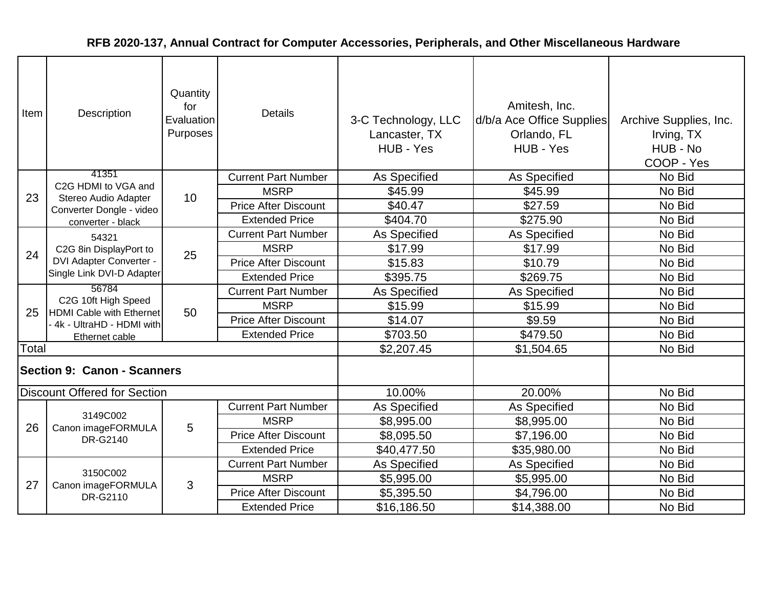# RFB 2020-137, Annual Contract for Computer Accessories, Peripherals, and Other Miscellaneous Hardware

| Item | Description | Quantity for Evaluation Purposes | Details | 3-C Technology, LLC Lancaster, TX HUB - Yes | Amitesh, Inc. d/b/a Ace Office Supplies Orlando, FL HUB - Yes | Archive Supplies, Inc. Irving, TX HUB - No COOP - Yes |
|---|---|---|---|---|---|---|
| 23 | 41351 C2G HDMI to VGA and Stereo Audio Adapter Converter Dongle - video converter - black | 10 | Current Part Number | As Specified | As Specified | No Bid |
| | | | MSRP | $45.99 | $45.99 | No Bid |
| | | | Price After Discount | $40.47 | $27.59 | No Bid |
| | | | Extended Price | $404.70 | $275.90 | No Bid |
| 24 | 54321 C2G 8in DisplayPort to DVI Adapter Converter - Single Link DVI-D Adapter | 25 | Current Part Number | As Specified | As Specified | No Bid |
| | | | MSRP | $17.99 | $17.99 | No Bid |
| | | | Price After Discount | $15.83 | $10.79 | No Bid |
| | | | Extended Price | $395.75 | $269.75 | No Bid |
| 25 | 56784 C2G 10ft High Speed HDMI Cable with Ethernet - 4k - UltraHD - HDMI with Ethernet cable | 50 | Current Part Number | As Specified | As Specified | No Bid |
| | | | MSRP | $15.99 | $15.99 | No Bid |
| | | | Price After Discount | $14.07 | $9.59 | No Bid |
| | | | Extended Price | $703.50 | $479.50 | No Bid |
| Total | | | | $2,207.45 | $1,504.65 | No Bid |
| **Section 9: Canon - Scanners** | | | | | | |
| Discount Offered for Section | | | | 10.00% | 20.00% | No Bid |
| 26 | 3149C002 Canon imageFORMULA DR-G2140 | 5 | Current Part Number | As Specified | As Specified | No Bid |
| | | | MSRP | $8,995.00 | $8,995.00 | No Bid |
| | | | Price After Discount | $8,095.50 | $7,196.00 | No Bid |
| | | | Extended Price | $40,477.50 | $35,980.00 | No Bid |
| 27 | 3150C002 Canon imageFORMULA DR-G2110 | 3 | Current Part Number | As Specified | As Specified | No Bid |
| | | | MSRP | $5,995.00 | $5,995.00 | No Bid |
| | | | Price After Discount | $5,395.50 | $4,796.00 | No Bid |
| | | | Extended Price | $16,186.50 | $14,388.00 | No Bid |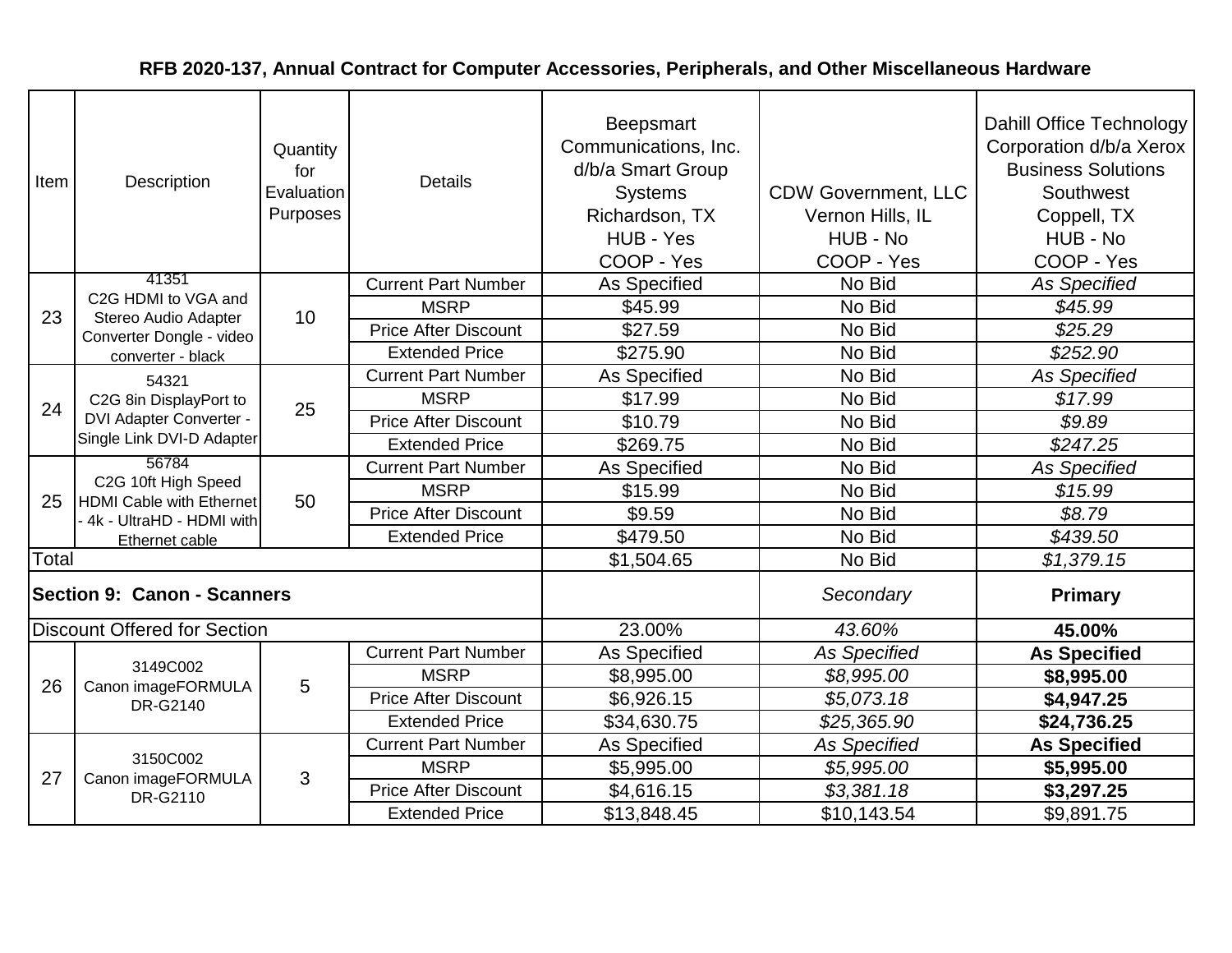**RFB 2020-137, Annual Contract for Computer Accessories, Peripherals, and Other Miscellaneous Hardware**

| Item | Description | Quantity for Evaluation Purposes | Details | Beepsmart Communications, Inc. d/b/a Smart Group Systems Richardson, TX HUB - Yes COOP - Yes | CDW Government, LLC Vernon Hills, IL HUB - No COOP - Yes | Dahill Office Technology Corporation d/b/a Xerox Business Solutions Southwest Coppell, TX HUB - No COOP - Yes |
|---|---|---|---|---|---|---|
| 23 | 41351 C2G HDMI to VGA and Stereo Audio Adapter Converter Dongle - video converter - black | 10 | Current Part Number | As Specified | No Bid | *As Specified* |
| | | | MSRP | $45.99 | No Bid | *$45.99* |
| | | | Price After Discount | $27.59 | No Bid | *$25.29* |
| | | | Extended Price | $275.90 | No Bid | *$252.90* |
| 24 | 54321 C2G 8in DisplayPort to DVI Adapter Converter - Single Link DVI-D Adapter | 25 | Current Part Number | As Specified | No Bid | *As Specified* |
| | | | MSRP | $17.99 | No Bid | *$17.99* |
| | | | Price After Discount | $10.79 | No Bid | *$9.89* |
| | | | Extended Price | $269.75 | No Bid | *$247.25* |
| 25 | 56784 C2G 10ft High Speed HDMI Cable with Ethernet - 4k - UltraHD - HDMI with Ethernet cable | 50 | Current Part Number | As Specified | No Bid | *As Specified* |
| | | | MSRP | $15.99 | No Bid | *$15.99* |
| | | | Price After Discount | $9.59 | No Bid | *$8.79* |
| | | | Extended Price | $479.50 | No Bid | *$439.50* |
| Total | | | | $1,504.65 | No Bid | *$1,379.15* |
| **Section 9: Canon - Scanners** | | | | | *Secondary* | **Primary** |
| Discount Offered for Section | | | | 23.00% | *43.60%* | **45.00%** |
| 26 | 3149C002 Canon imageFORMULA DR-G2140 | 5 | Current Part Number | As Specified | *As Specified* | **As Specified** |
| | | | MSRP | $8,995.00 | *$8,995.00* | **$8,995.00** |
| | | | Price After Discount | $6,926.15 | *$5,073.18* | **$4,947.25** |
| | | | Extended Price | $34,630.75 | *$25,365.90* | **$24,736.25** |
| 27 | 3150C002 Canon imageFORMULA DR-G2110 | 3 | Current Part Number | As Specified | *As Specified* | **As Specified** |
| | | | MSRP | $5,995.00 | *$5,995.00* | **$5,995.00** |
| | | | Price After Discount | $4,616.15 | *$3,381.18* | **$3,297.25** |
| | | | Extended Price | $13,848.45 | $10,143.54 | $9,891.75 |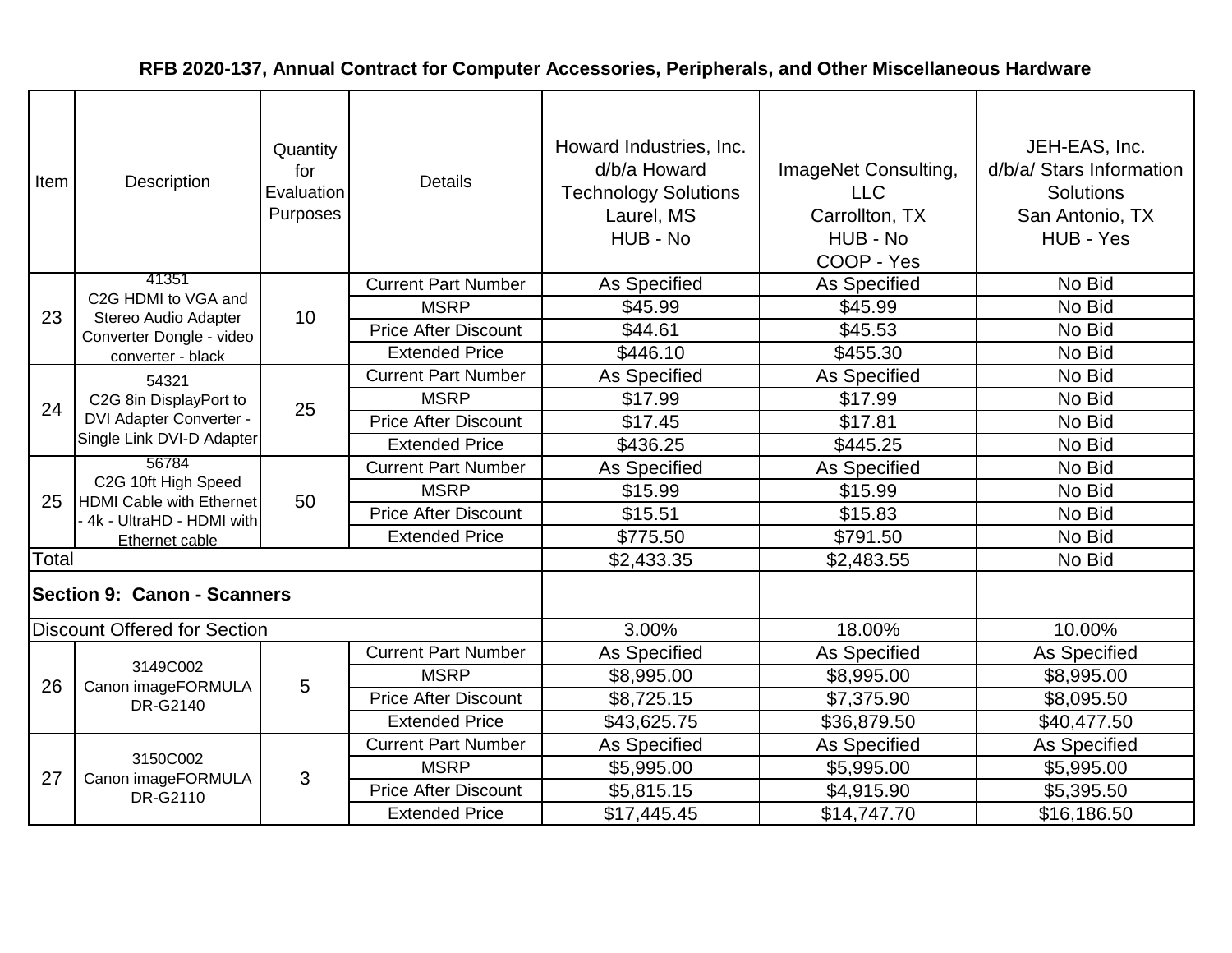## RFB 2020-137, Annual Contract for Computer Accessories, Peripherals, and Other Miscellaneous Hardware

| Item | Description | Quantity for Evaluation Purposes | Details | Howard Industries, Inc. d/b/a Howard Technology Solutions Laurel, MS HUB - No | ImageNet Consulting, LLC Carrollton, TX HUB - No COOP - Yes | JEH-EAS, Inc. d/b/a/ Stars Information Solutions San Antonio, TX HUB - Yes |
|---|---|---|---|---|---|---|
| 23 | 41351 C2G HDMI to VGA and Stereo Audio Adapter Converter Dongle - video converter - black | 10 | Current Part Number | As Specified | As Specified | No Bid |
| | | | MSRP | $45.99 | $45.99 | No Bid |
| | | | Price After Discount | $44.61 | $45.53 | No Bid |
| | | | Extended Price | $446.10 | $455.30 | No Bid |
| 24 | 54321 C2G 8in DisplayPort to DVI Adapter Converter - Single Link DVI-D Adapter | 25 | Current Part Number | As Specified | As Specified | No Bid |
| | | | MSRP | $17.99 | $17.99 | No Bid |
| | | | Price After Discount | $17.45 | $17.81 | No Bid |
| | | | Extended Price | $436.25 | $445.25 | No Bid |
| 25 | 56784 C2G 10ft High Speed HDMI Cable with Ethernet - 4k - UltraHD - HDMI with Ethernet cable | 50 | Current Part Number | As Specified | As Specified | No Bid |
| | | | MSRP | $15.99 | $15.99 | No Bid |
| | | | Price After Discount | $15.51 | $15.83 | No Bid |
| | | | Extended Price | $775.50 | $791.50 | No Bid |
| Total | | | | $2,433.35 | $2,483.55 | No Bid |
| **Section 9: Canon - Scanners** | | | | | | |
| Discount Offered for Section | | | | 3.00% | 18.00% | 10.00% |
| 26 | 3149C002 Canon imageFORMULA DR-G2140 | 5 | Current Part Number | As Specified | As Specified | As Specified |
| | | | MSRP | $8,995.00 | $8,995.00 | $8,995.00 |
| | | | Price After Discount | $8,725.15 | $7,375.90 | $8,095.50 |
| | | | Extended Price | $43,625.75 | $36,879.50 | $40,477.50 |
| 27 | 3150C002 Canon imageFORMULA DR-G2110 | 3 | Current Part Number | As Specified | As Specified | As Specified |
| | | | MSRP | $5,995.00 | $5,995.00 | $5,995.00 |
| | | | Price After Discount | $5,815.15 | $4,915.90 | $5,395.50 |
| | | | Extended Price | $17,445.45 | $14,747.70 | $16,186.50 |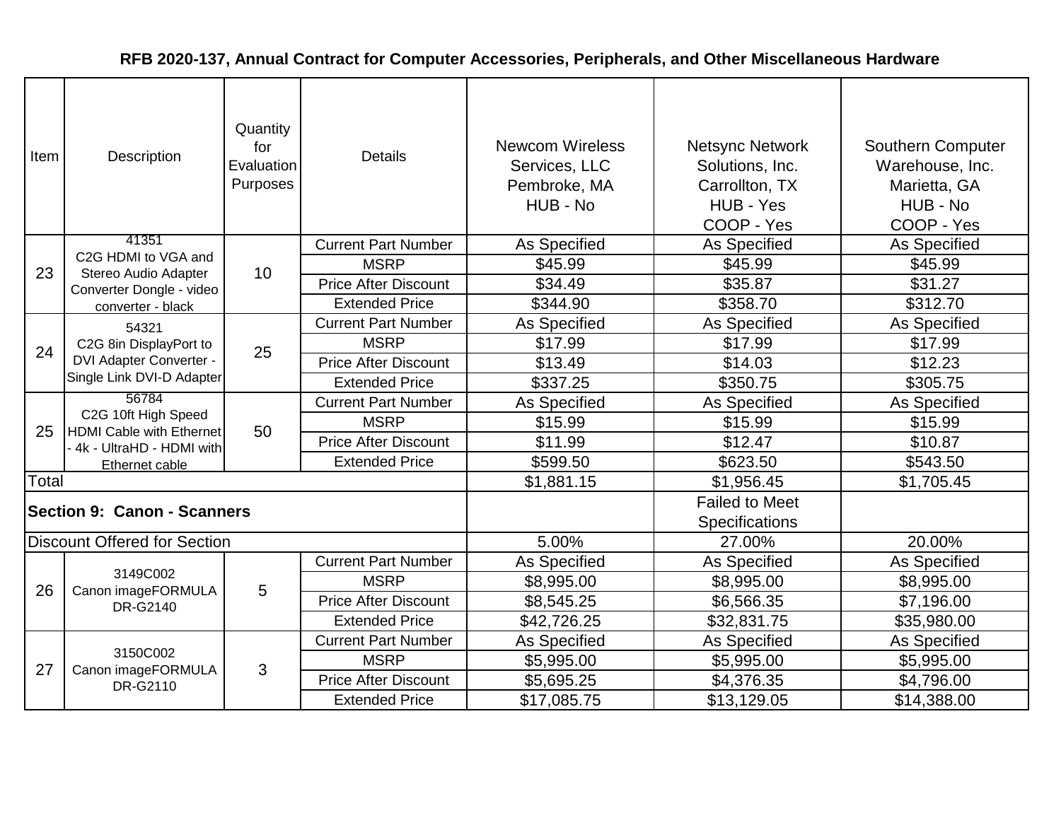# RFB 2020-137, Annual Contract for Computer Accessories, Peripherals, and Other Miscellaneous Hardware

| Item | Description | Quantity for Evaluation Purposes | Details | Newcom Wireless Services, LLC Pembroke, MA HUB - No | Netsync Network Solutions, Inc. Carrollton, TX HUB - Yes COOP - Yes | Southern Computer Warehouse, Inc. Marietta, GA HUB - No COOP - Yes |
|---|---|---|---|---|---|---|
| 23 | 41351 C2G HDMI to VGA and Stereo Audio Adapter Converter Dongle - video converter - black | 10 | Current Part Number | As Specified | As Specified | As Specified |
| | | | MSRP | $45.99 | $45.99 | $45.99 |
| | | | Price After Discount | $34.49 | $35.87 | $31.27 |
| | | | Extended Price | $344.90 | $358.70 | $312.70 |
| 24 | 54321 C2G 8in DisplayPort to DVI Adapter Converter - Single Link DVI-D Adapter | 25 | Current Part Number | As Specified | As Specified | As Specified |
| | | | MSRP | $17.99 | $17.99 | $17.99 |
| | | | Price After Discount | $13.49 | $14.03 | $12.23 |
| | | | Extended Price | $337.25 | $350.75 | $305.75 |
| 25 | 56784 C2G 10ft High Speed HDMI Cable with Ethernet - 4k - UltraHD - HDMI with Ethernet cable | 50 | Current Part Number | As Specified | As Specified | As Specified |
| | | | MSRP | $15.99 | $15.99 | $15.99 |
| | | | Price After Discount | $11.99 | $12.47 | $10.87 |
| | | | Extended Price | $599.50 | $623.50 | $543.50 |
| Total | | | | $1,881.15 | $1,956.45 | $1,705.45 |
| **Section 9: Canon - Scanners** | | | | | Failed to Meet Specifications | |
| Discount Offered for Section | | | | 5.00% | 27.00% | 20.00% |
| 26 | 3149C002 Canon imageFORMULA DR-G2140 | 5 | Current Part Number | As Specified | As Specified | As Specified |
| | | | MSRP | $8,995.00 | $8,995.00 | $8,995.00 |
| | | | Price After Discount | $8,545.25 | $6,566.35 | $7,196.00 |
| | | | Extended Price | $42,726.25 | $32,831.75 | $35,980.00 |
| 27 | 3150C002 Canon imageFORMULA DR-G2110 | 3 | Current Part Number | As Specified | As Specified | As Specified |
| | | | MSRP | $5,995.00 | $5,995.00 | $5,995.00 |
| | | | Price After Discount | $5,695.25 | $4,376.35 | $4,796.00 |
| | | | Extended Price | $17,085.75 | $13,129.05 | $14,388.00 |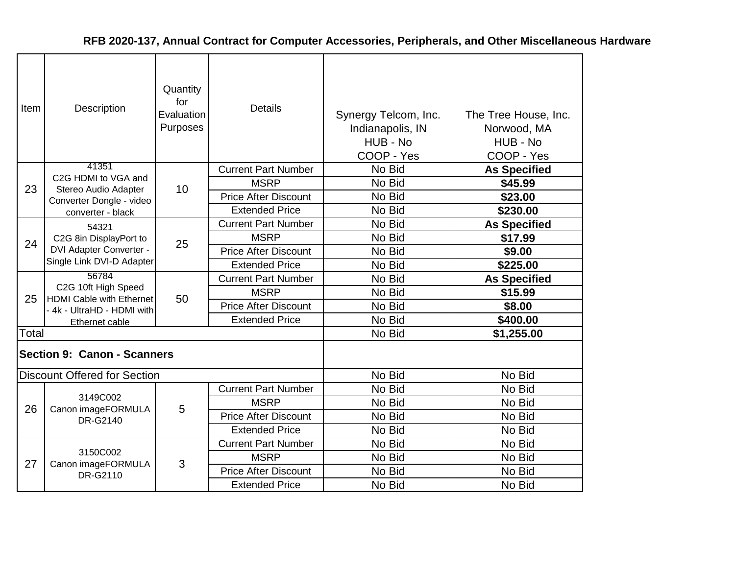## RFB 2020-137, Annual Contract for Computer Accessories, Peripherals, and Other Miscellaneous Hardware

| Item | Description | Quantity for Evaluation Purposes | Details | Synergy Telcom, Inc. Indianapolis, IN HUB - No COOP - Yes | The Tree House, Inc. Norwood, MA HUB - No COOP - Yes |
|---|---|---|---|---|---|
| 23 | 41351 C2G HDMI to VGA and Stereo Audio Adapter Converter Dongle - video converter - black | 10 | Current Part Number | No Bid | **As Specified** |
| | | | MSRP | No Bid | **$45.99** |
| | | | Price After Discount | No Bid | **$23.00** |
| | | | Extended Price | No Bid | **$230.00** |
| 24 | 54321 C2G 8in DisplayPort to DVI Adapter Converter - Single Link DVI-D Adapter | 25 | Current Part Number | No Bid | **As Specified** |
| | | | MSRP | No Bid | **$17.99** |
| | | | Price After Discount | No Bid | **$9.00** |
| | | | Extended Price | No Bid | **$225.00** |
| 25 | 56784 C2G 10ft High Speed HDMI Cable with Ethernet - 4k - UltraHD - HDMI with Ethernet cable | 50 | Current Part Number | No Bid | **As Specified** |
| | | | MSRP | No Bid | **$15.99** |
| | | | Price After Discount | No Bid | **$8.00** |
| | | | Extended Price | No Bid | **$400.00** |
| Total | | | | No Bid | **$1,255.00** |
| **Section 9: Canon - Scanners** | | | | | |
| Discount Offered for Section | | | | No Bid | No Bid |
| 26 | 3149C002 Canon imageFORMULA DR-G2140 | 5 | Current Part Number | No Bid | No Bid |
| | | | MSRP | No Bid | No Bid |
| | | | Price After Discount | No Bid | No Bid |
| | | | Extended Price | No Bid | No Bid |
| 27 | 3150C002 Canon imageFORMULA DR-G2110 | 3 | Current Part Number | No Bid | No Bid |
| | | | MSRP | No Bid | No Bid |
| | | | Price After Discount | No Bid | No Bid |
| | | | Extended Price | No Bid | No Bid |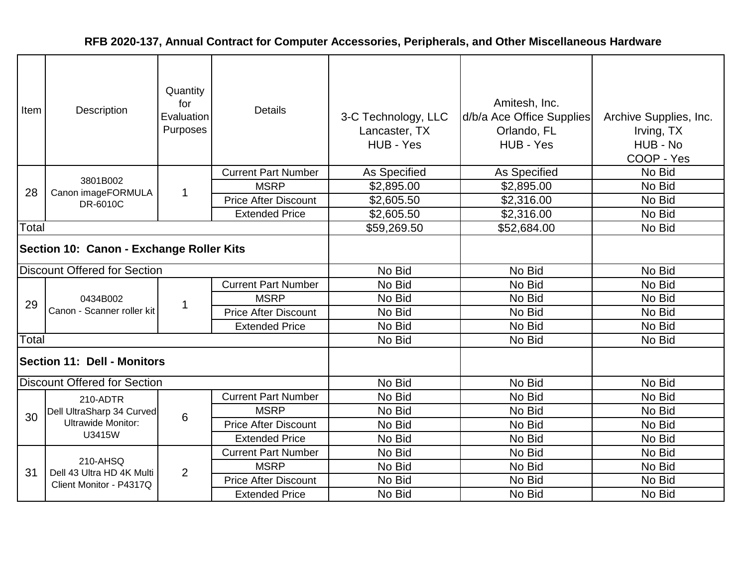# RFB 2020-137, Annual Contract for Computer Accessories, Peripherals, and Other Miscellaneous Hardware

| Item | Description | Quantity for Evaluation Purposes | Details | 3-C Technology, LLC Lancaster, TX HUB - Yes | Amitesh, Inc. d/b/a Ace Office Supplies Orlando, FL HUB - Yes | Archive Supplies, Inc. Irving, TX HUB - No COOP - Yes |
|---|---|---|---|---|---|---|
| 28 | 3801B002 Canon imageFORMULA DR-6010C | 1 | Current Part Number | As Specified | As Specified | No Bid |
| | | | MSRP | $2,895.00 | $2,895.00 | No Bid |
| | | | Price After Discount | $2,605.50 | $2,316.00 | No Bid |
| | | | Extended Price | $2,605.50 | $2,316.00 | No Bid |
| Total | | | | $59,269.50 | $52,684.00 | No Bid |
| **Section 10: Canon - Exchange Roller Kits** | | | | | | |
| Discount Offered for Section | | | | No Bid | No Bid | No Bid |
| 29 | 0434B002 Canon - Scanner roller kit | 1 | Current Part Number | No Bid | No Bid | No Bid |
| | | | MSRP | No Bid | No Bid | No Bid |
| | | | Price After Discount | No Bid | No Bid | No Bid |
| | | | Extended Price | No Bid | No Bid | No Bid |
| Total | | | | No Bid | No Bid | No Bid |
| **Section 11: Dell - Monitors** | | | | | | |
| Discount Offered for Section | | | | No Bid | No Bid | No Bid |
| 30 | 210-ADTR Dell UltraSharp 34 Curved Ultrawide Monitor: U3415W | 6 | Current Part Number | No Bid | No Bid | No Bid |
| | | | MSRP | No Bid | No Bid | No Bid |
| | | | Price After Discount | No Bid | No Bid | No Bid |
| | | | Extended Price | No Bid | No Bid | No Bid |
| 31 | 210-AHSQ Dell 43 Ultra HD 4K Multi Client Monitor - P4317Q | 2 | Current Part Number | No Bid | No Bid | No Bid |
| | | | MSRP | No Bid | No Bid | No Bid |
| | | | Price After Discount | No Bid | No Bid | No Bid |
| | | | Extended Price | No Bid | No Bid | No Bid |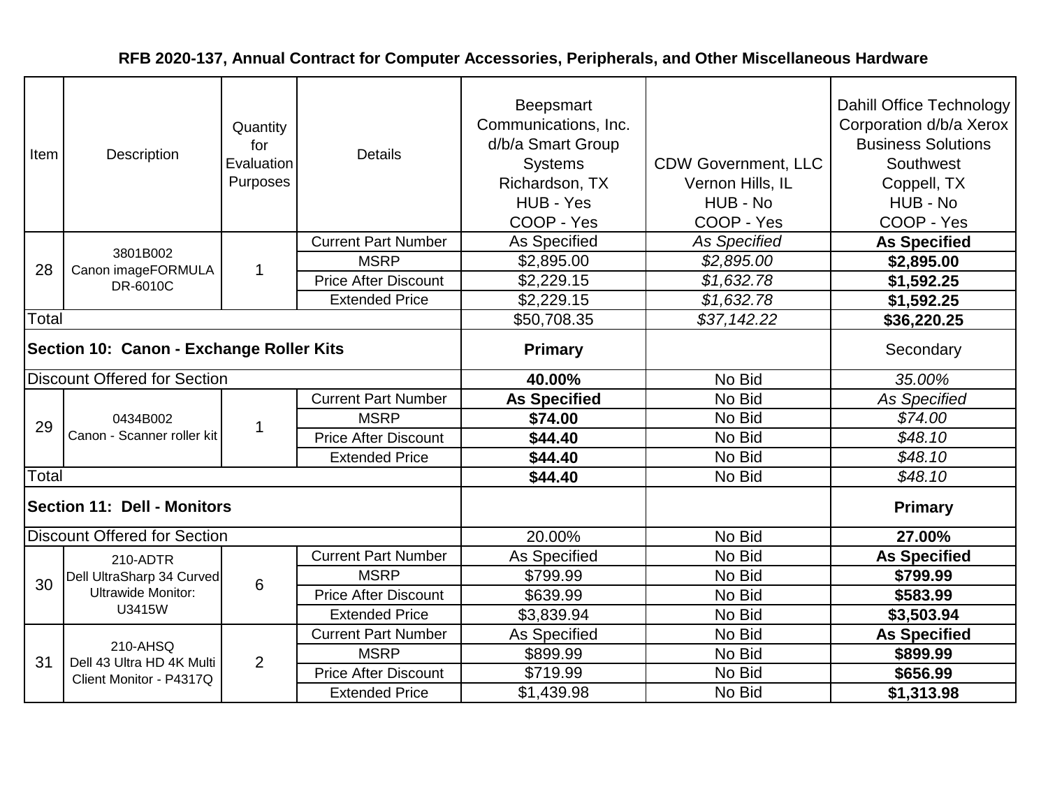## RFB 2020-137, Annual Contract for Computer Accessories, Peripherals, and Other Miscellaneous Hardware

| Item | Description | Quantity for Evaluation Purposes | Details | Beepsmart Communications, Inc. d/b/a Smart Group Systems Richardson, TX HUB - Yes COOP - Yes | CDW Government, LLC Vernon Hills, IL HUB - No COOP - Yes | Dahill Office Technology Corporation d/b/a Xerox Business Solutions Southwest Coppell, TX HUB - No COOP - Yes |
|---|---|---|---|---|---|---|
| 28 | 3801B002 Canon imageFORMULA DR-6010C | 1 | Current Part Number | As Specified | *As Specified* | **As Specified** |
| | | | MSRP | $2,895.00 | *$2,895.00* | **$2,895.00** |
| | | | Price After Discount | $2,229.15 | *$1,632.78* | **$1,592.25** |
| | | | Extended Price | $2,229.15 | *$1,632.78* | **$1,592.25** |
| Total | | | | $50,708.35 | *$37,142.22* | **$36,220.25** |
| **Section 10: Canon - Exchange Roller Kits** | | | | **Primary** | | Secondary |
| Discount Offered for Section | | | | **40.00%** | No Bid | *35.00%* |
| 29 | 0434B002 Canon - Scanner roller kit | 1 | Current Part Number | **As Specified** | No Bid | *As Specified* |
| | | | MSRP | **$74.00** | No Bid | *$74.00* |
| | | | Price After Discount | **$44.40** | No Bid | *$48.10* |
| | | | Extended Price | **$44.40** | No Bid | *$48.10* |
| Total | | | | **$44.40** | No Bid | *$48.10* |
| **Section 11: Dell - Monitors** | | | | | | **Primary** |
| Discount Offered for Section | | | | 20.00% | No Bid | **27.00%** |
| 30 | 210-ADTR Dell UltraSharp 34 Curved Ultrawide Monitor: U3415W | 6 | Current Part Number | As Specified | No Bid | **As Specified** |
| | | | MSRP | $799.99 | No Bid | **$799.99** |
| | | | Price After Discount | $639.99 | No Bid | **$583.99** |
| | | | Extended Price | $3,839.94 | No Bid | **$3,503.94** |
| 31 | 210-AHSQ Dell 43 Ultra HD 4K Multi Client Monitor - P4317Q | 2 | Current Part Number | As Specified | No Bid | **As Specified** |
| | | | MSRP | $899.99 | No Bid | **$899.99** |
| | | | Price After Discount | $719.99 | No Bid | **$656.99** |
| | | | Extended Price | $1,439.98 | No Bid | **$1,313.98** |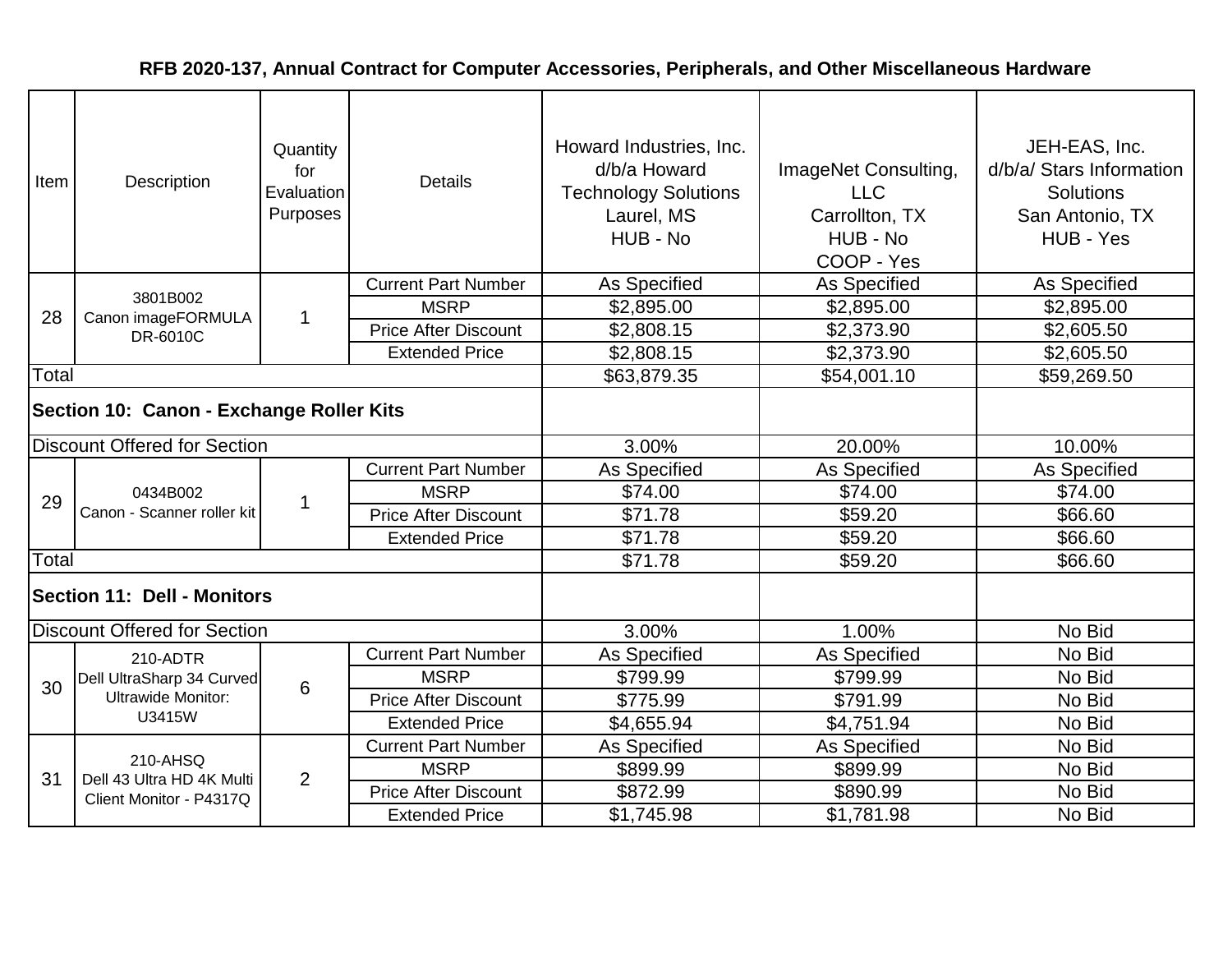# RFB 2020-137, Annual Contract for Computer Accessories, Peripherals, and Other Miscellaneous Hardware

| Item | Description | Quantity for Evaluation Purposes | Details | Howard Industries, Inc. d/b/a Howard Technology Solutions Laurel, MS HUB - No | ImageNet Consulting, LLC Carrollton, TX HUB - No COOP - Yes | JEH-EAS, Inc. d/b/a/ Stars Information Solutions San Antonio, TX HUB - Yes |
|---|---|---|---|---|---|---|
| 28 | 3801B002 Canon imageFORMULA DR-6010C | 1 | Current Part Number | As Specified | As Specified | As Specified |
| | | | MSRP | $2,895.00 | $2,895.00 | $2,895.00 |
| | | | Price After Discount | $2,808.15 | $2,373.90 | $2,605.50 |
| | | | Extended Price | $2,808.15 | $2,373.90 | $2,605.50 |
| Total | | | | $63,879.35 | $54,001.10 | $59,269.50 |
| **Section 10: Canon - Exchange Roller Kits** | | | | | | |
| Discount Offered for Section | | | | 3.00% | 20.00% | 10.00% |
| 29 | 0434B002 Canon - Scanner roller kit | 1 | Current Part Number | As Specified | As Specified | As Specified |
| | | | MSRP | $74.00 | $74.00 | $74.00 |
| | | | Price After Discount | $71.78 | $59.20 | $66.60 |
| | | | Extended Price | $71.78 | $59.20 | $66.60 |
| Total | | | | $71.78 | $59.20 | $66.60 |
| **Section 11: Dell - Monitors** | | | | | | |
| Discount Offered for Section | | | | 3.00% | 1.00% | No Bid |
| 30 | 210-ADTR Dell UltraSharp 34 Curved Ultrawide Monitor: U3415W | 6 | Current Part Number | As Specified | As Specified | No Bid |
| | | | MSRP | $799.99 | $799.99 | No Bid |
| | | | Price After Discount | $775.99 | $791.99 | No Bid |
| | | | Extended Price | $4,655.94 | $4,751.94 | No Bid |
| 31 | 210-AHSQ Dell 43 Ultra HD 4K Multi Client Monitor - P4317Q | 2 | Current Part Number | As Specified | As Specified | No Bid |
| | | | MSRP | $899.99 | $899.99 | No Bid |
| | | | Price After Discount | $872.99 | $890.99 | No Bid |
| | | | Extended Price | $1,745.98 | $1,781.98 | No Bid |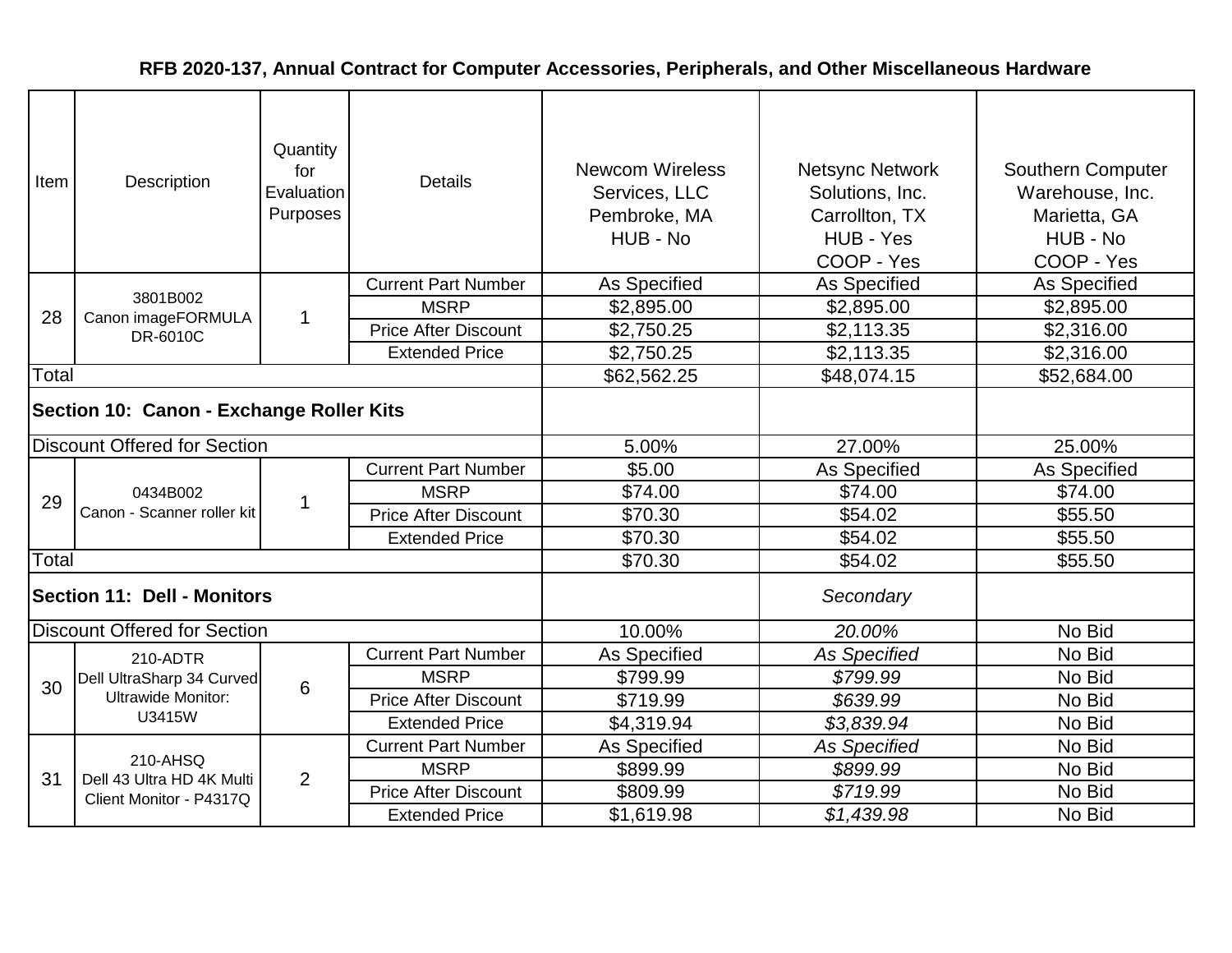# RFB 2020-137, Annual Contract for Computer Accessories, Peripherals, and Other Miscellaneous Hardware

| Item | Description | Quantity for Evaluation Purposes | Details | Newcom Wireless Services, LLC Pembroke, MA HUB - No | Netsync Network Solutions, Inc. Carrollton, TX HUB - Yes COOP - Yes | Southern Computer Warehouse, Inc. Marietta, GA HUB - No COOP - Yes |
|---|---|---|---|---|---|---|
| 28 | 3801B002 Canon imageFORMULA DR-6010C | 1 | Current Part Number | As Specified | As Specified | As Specified |
| | | | MSRP | $2,895.00 | $2,895.00 | $2,895.00 |
| | | | Price After Discount | $2,750.25 | $2,113.35 | $2,316.00 |
| | | | Extended Price | $2,750.25 | $2,113.35 | $2,316.00 |
| Total | | | | $62,562.25 | $48,074.15 | $52,684.00 |
| **Section 10: Canon - Exchange Roller Kits** | | | | | | |
| Discount Offered for Section | | | | 5.00% | 27.00% | 25.00% |
| 29 | 0434B002 Canon - Scanner roller kit | 1 | Current Part Number | $5.00 | As Specified | As Specified |
| | | | MSRP | $74.00 | $74.00 | $74.00 |
| | | | Price After Discount | $70.30 | $54.02 | $55.50 |
| | | | Extended Price | $70.30 | $54.02 | $55.50 |
| Total | | | | $70.30 | $54.02 | $55.50 |
| **Section 11: Dell - Monitors** | | | | | *Secondary* | |
| Discount Offered for Section | | | | 10.00% | *20.00%* | No Bid |
| 30 | 210-ADTR Dell UltraSharp 34 Curved Ultrawide Monitor: U3415W | 6 | Current Part Number | As Specified | *As Specified* | No Bid |
| | | | MSRP | $799.99 | *$799.99* | No Bid |
| | | | Price After Discount | $719.99 | *$639.99* | No Bid |
| | | | Extended Price | $4,319.94 | *$3,839.94* | No Bid |
| 31 | 210-AHSQ Dell 43 Ultra HD 4K Multi Client Monitor - P4317Q | 2 | Current Part Number | As Specified | *As Specified* | No Bid |
| | | | MSRP | $899.99 | *$899.99* | No Bid |
| | | | Price After Discount | $809.99 | *$719.99* | No Bid |
| | | | Extended Price | $1,619.98 | *$1,439.98* | No Bid |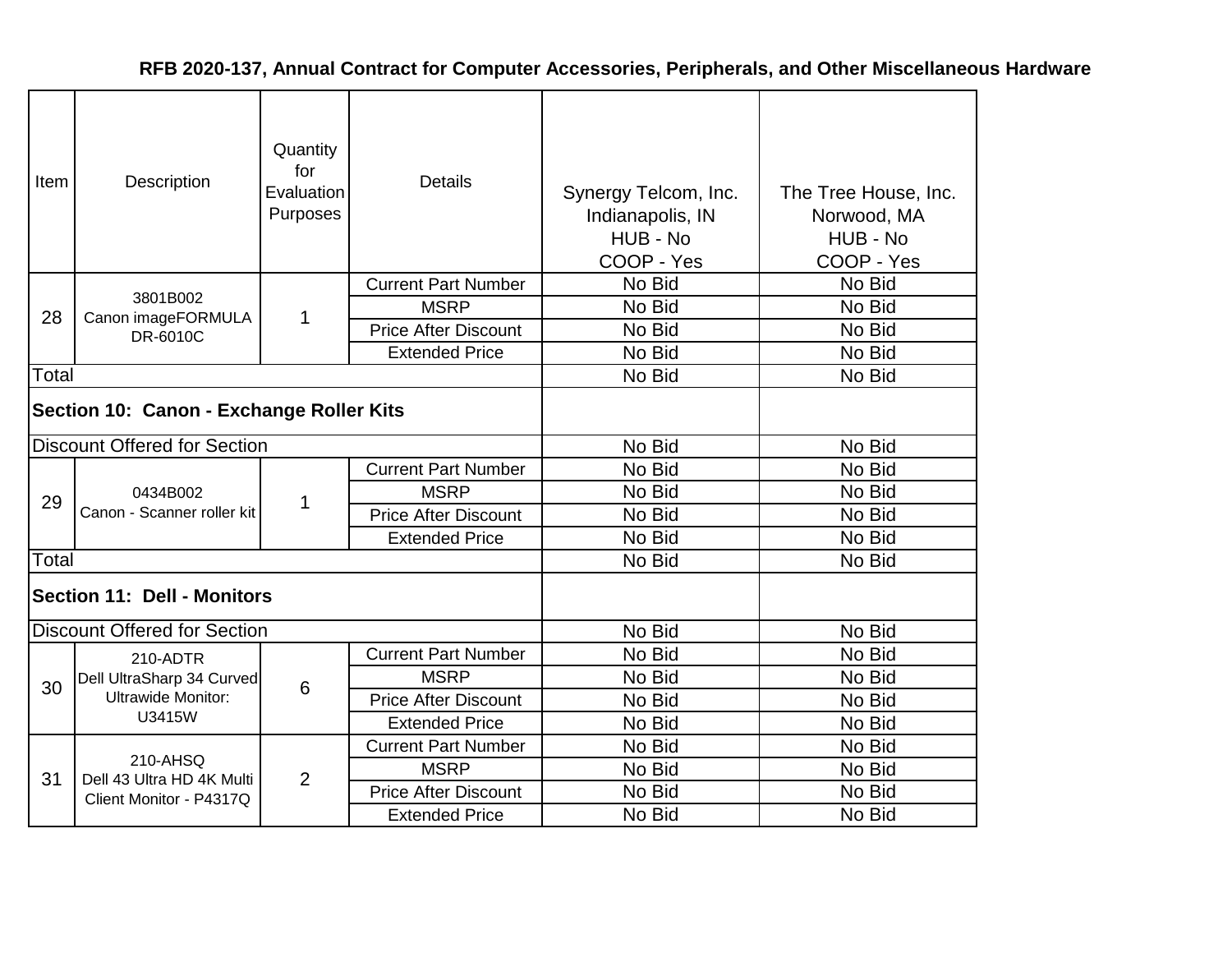**RFB 2020-137, Annual Contract for Computer Accessories, Peripherals, and Other Miscellaneous Hardware**

| Item | Description | Quantity for Evaluation Purposes | Details | Synergy Telcom, Inc. Indianapolis, IN HUB - No COOP - Yes | The Tree House, Inc. Norwood, MA HUB - No COOP - Yes |
|---|---|---|---|---|---|
| 28 | 3801B002 Canon imageFORMULA DR-6010C | 1 | Current Part Number | No Bid | No Bid |
| | | | MSRP | No Bid | No Bid |
| | | | Price After Discount | No Bid | No Bid |
| | | | Extended Price | No Bid | No Bid |
| Total | | | | No Bid | No Bid |
| **Section 10: Canon - Exchange Roller Kits** | | | | | |
| Discount Offered for Section | | | | No Bid | No Bid |
| 29 | 0434B002 Canon - Scanner roller kit | 1 | Current Part Number | No Bid | No Bid |
| | | | MSRP | No Bid | No Bid |
| | | | Price After Discount | No Bid | No Bid |
| | | | Extended Price | No Bid | No Bid |
| Total | | | | No Bid | No Bid |
| **Section 11: Dell - Monitors** | | | | | |
| Discount Offered for Section | | | | No Bid | No Bid |
| 30 | 210-ADTR Dell UltraSharp 34 Curved Ultrawide Monitor: U3415W | 6 | Current Part Number | No Bid | No Bid |
| | | | MSRP | No Bid | No Bid |
| | | | Price After Discount | No Bid | No Bid |
| | | | Extended Price | No Bid | No Bid |
| 31 | 210-AHSQ Dell 43 Ultra HD 4K Multi Client Monitor - P4317Q | 2 | Current Part Number | No Bid | No Bid |
| | | | MSRP | No Bid | No Bid |
| | | | Price After Discount | No Bid | No Bid |
| | | | Extended Price | No Bid | No Bid |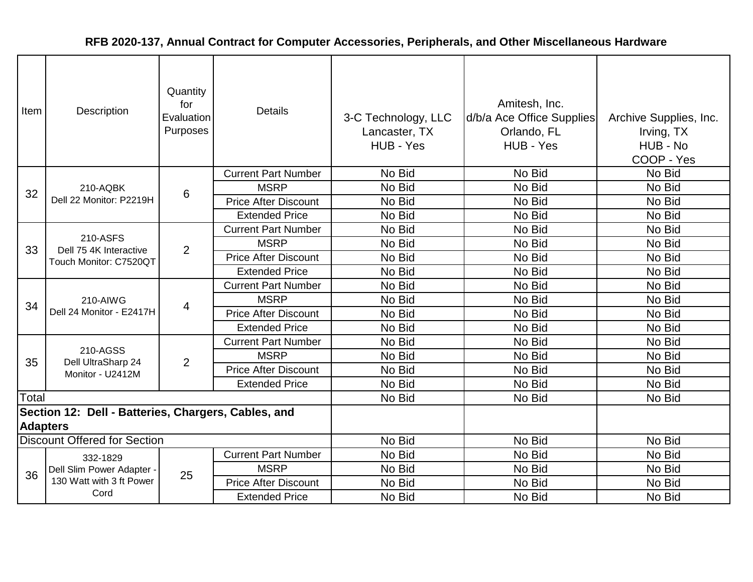# RFB 2020-137, Annual Contract for Computer Accessories, Peripherals, and Other Miscellaneous Hardware

| Item | Description | Quantity for Evaluation Purposes | Details | 3-C Technology, LLC Lancaster, TX HUB - Yes | Amitesh, Inc. d/b/a Ace Office Supplies Orlando, FL HUB - Yes | Archive Supplies, Inc. Irving, TX HUB - No COOP - Yes |
|---|---|---|---|---|---|---|
| 32 | 210-AQBK Dell 22 Monitor: P2219H | 6 | Current Part Number | No Bid | No Bid | No Bid |
| | | | MSRP | No Bid | No Bid | No Bid |
| | | | Price After Discount | No Bid | No Bid | No Bid |
| | | | Extended Price | No Bid | No Bid | No Bid |
| 33 | 210-ASFS Dell 75 4K Interactive Touch Monitor: C7520QT | 2 | Current Part Number | No Bid | No Bid | No Bid |
| | | | MSRP | No Bid | No Bid | No Bid |
| | | | Price After Discount | No Bid | No Bid | No Bid |
| | | | Extended Price | No Bid | No Bid | No Bid |
| 34 | 210-AIWG Dell 24 Monitor - E2417H | 4 | Current Part Number | No Bid | No Bid | No Bid |
| | | | MSRP | No Bid | No Bid | No Bid |
| | | | Price After Discount | No Bid | No Bid | No Bid |
| | | | Extended Price | No Bid | No Bid | No Bid |
| 35 | 210-AGSS Dell UltraSharp 24 Monitor - U2412M | 2 | Current Part Number | No Bid | No Bid | No Bid |
| | | | MSRP | No Bid | No Bid | No Bid |
| | | | Price After Discount | No Bid | No Bid | No Bid |
| | | | Extended Price | No Bid | No Bid | No Bid |
| Total | | | | No Bid | No Bid | No Bid |
| **Section 12: Dell - Batteries, Chargers, Cables, and Adapters** | | | | | | |
| Discount Offered for Section | | | | No Bid | No Bid | No Bid |
| 36 | 332-1829 Dell Slim Power Adapter - 130 Watt with 3 ft Power Cord | 25 | Current Part Number | No Bid | No Bid | No Bid |
| | | | MSRP | No Bid | No Bid | No Bid |
| | | | Price After Discount | No Bid | No Bid | No Bid |
| | | | Extended Price | No Bid | No Bid | No Bid |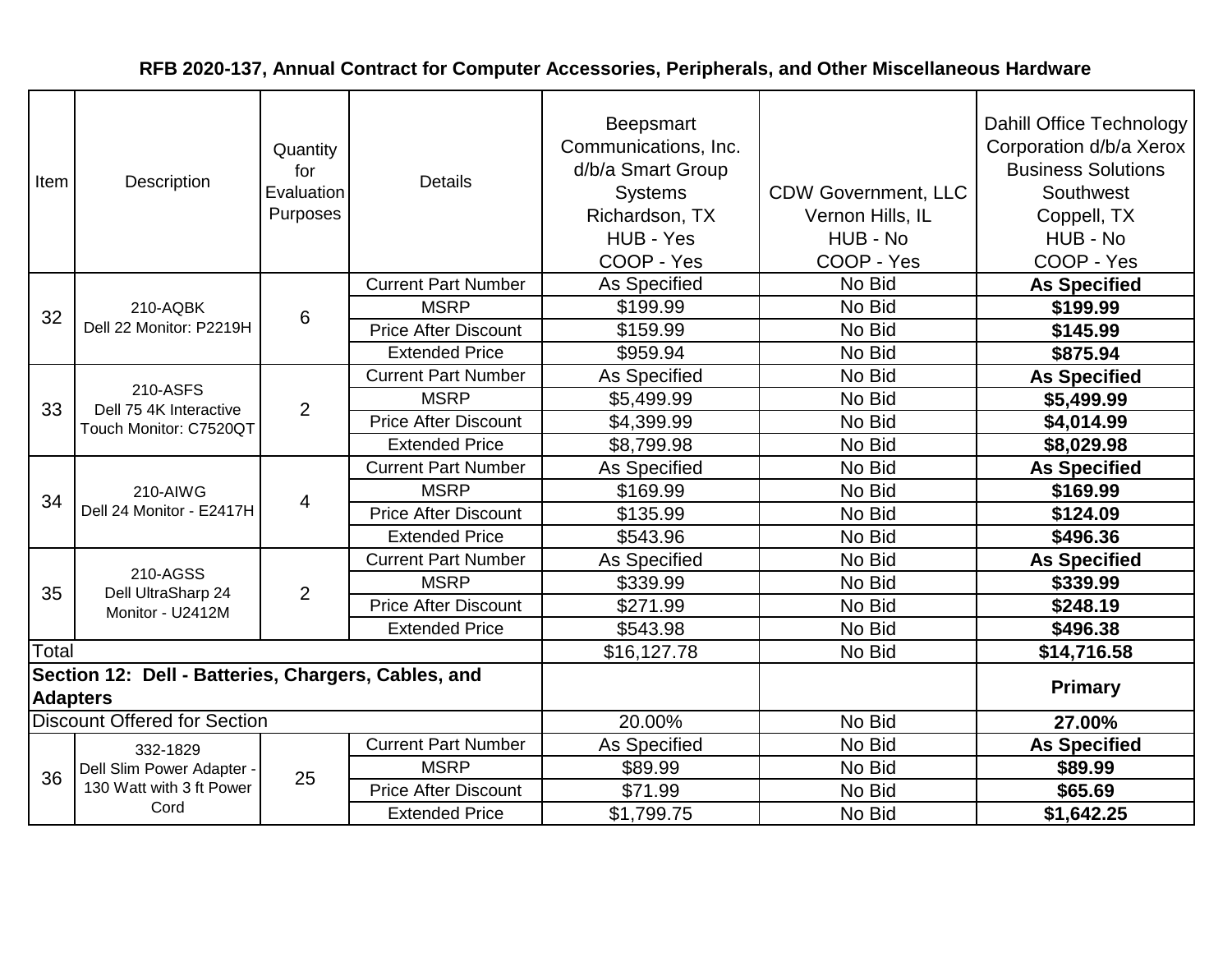# RFB 2020-137, Annual Contract for Computer Accessories, Peripherals, and Other Miscellaneous Hardware

| Item | Description | Quantity for Evaluation Purposes | Details | Beepsmart Communications, Inc. d/b/a Smart Group Systems Richardson, TX HUB - Yes COOP - Yes | CDW Government, LLC Vernon Hills, IL HUB - No COOP - Yes | Dahill Office Technology Corporation d/b/a Xerox Business Solutions Southwest Coppell, TX HUB - No COOP - Yes |
|---|---|---|---|---|---|---|
| 32 | 210-AQBK Dell 22 Monitor: P2219H | 6 | Current Part Number | As Specified | No Bid | **As Specified** |
| | | | MSRP | $199.99 | No Bid | **$199.99** |
| | | | Price After Discount | $159.99 | No Bid | **$145.99** |
| | | | Extended Price | $959.94 | No Bid | **$875.94** |
| 33 | 210-ASFS Dell 75 4K Interactive Touch Monitor: C7520QT | 2 | Current Part Number | As Specified | No Bid | **As Specified** |
| | | | MSRP | $5,499.99 | No Bid | **$5,499.99** |
| | | | Price After Discount | $4,399.99 | No Bid | **$4,014.99** |
| | | | Extended Price | $8,799.98 | No Bid | **$8,029.98** |
| 34 | 210-AIWG Dell 24 Monitor - E2417H | 4 | Current Part Number | As Specified | No Bid | **As Specified** |
| | | | MSRP | $169.99 | No Bid | **$169.99** |
| | | | Price After Discount | $135.99 | No Bid | **$124.09** |
| | | | Extended Price | $543.96 | No Bid | **$496.36** |
| 35 | 210-AGSS Dell UltraSharp 24 Monitor - U2412M | 2 | Current Part Number | As Specified | No Bid | **As Specified** |
| | | | MSRP | $339.99 | No Bid | **$339.99** |
| | | | Price After Discount | $271.99 | No Bid | **$248.19** |
| | | | Extended Price | $543.98 | No Bid | **$496.38** |
| Total | | | | $16,127.78 | No Bid | **$14,716.58** |
| **Section 12: Dell - Batteries, Chargers, Cables, and Adapters** | | | | | | **Primary** |
| Discount Offered for Section | | | | 20.00% | No Bid | **27.00%** |
| 36 | 332-1829 Dell Slim Power Adapter - 130 Watt with 3 ft Power Cord | 25 | Current Part Number | As Specified | No Bid | **As Specified** |
| | | | MSRP | $89.99 | No Bid | **$89.99** |
| | | | Price After Discount | $71.99 | No Bid | **$65.69** |
| | | | Extended Price | $1,799.75 | No Bid | **$1,642.25** |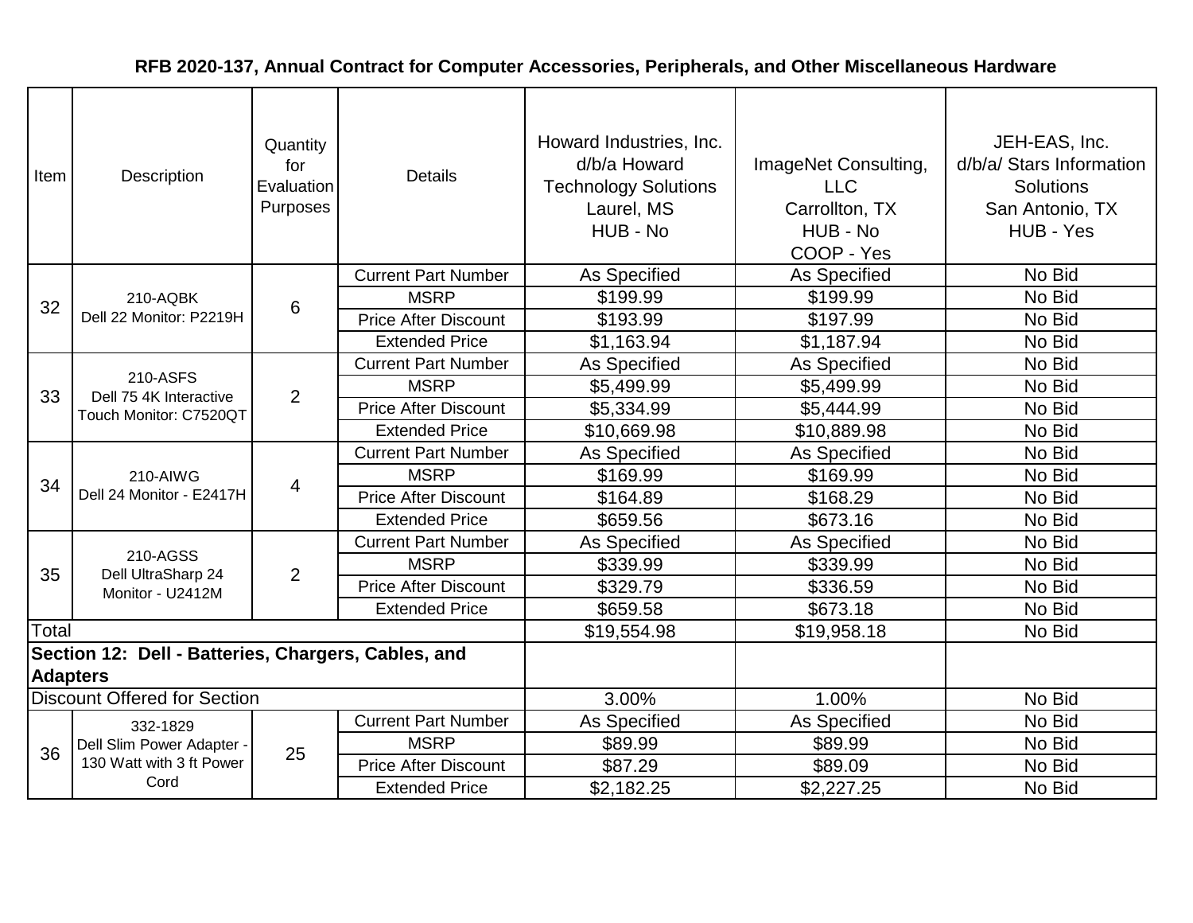# RFB 2020-137, Annual Contract for Computer Accessories, Peripherals, and Other Miscellaneous Hardware

| Item | Description | Quantity for Evaluation Purposes | Details | Howard Industries, Inc. d/b/a Howard Technology Solutions Laurel, MS HUB - No | ImageNet Consulting, LLC Carrollton, TX HUB - No COOP - Yes | JEH-EAS, Inc. d/b/a/ Stars Information Solutions San Antonio, TX HUB - Yes |
|---|---|---|---|---|---|---|
| 32 | 210-AQBK Dell 22 Monitor: P2219H | 6 | Current Part Number | As Specified | As Specified | No Bid |
| | | | MSRP | $199.99 | $199.99 | No Bid |
| | | | Price After Discount | $193.99 | $197.99 | No Bid |
| | | | Extended Price | $1,163.94 | $1,187.94 | No Bid |
| 33 | 210-ASFS Dell 75 4K Interactive Touch Monitor: C7520QT | 2 | Current Part Number | As Specified | As Specified | No Bid |
| | | | MSRP | $5,499.99 | $5,499.99 | No Bid |
| | | | Price After Discount | $5,334.99 | $5,444.99 | No Bid |
| | | | Extended Price | $10,669.98 | $10,889.98 | No Bid |
| 34 | 210-AIWG Dell 24 Monitor - E2417H | 4 | Current Part Number | As Specified | As Specified | No Bid |
| | | | MSRP | $169.99 | $169.99 | No Bid |
| | | | Price After Discount | $164.89 | $168.29 | No Bid |
| | | | Extended Price | $659.56 | $673.16 | No Bid |
| 35 | 210-AGSS Dell UltraSharp 24 Monitor - U2412M | 2 | Current Part Number | As Specified | As Specified | No Bid |
| | | | MSRP | $339.99 | $339.99 | No Bid |
| | | | Price After Discount | $329.79 | $336.59 | No Bid |
| | | | Extended Price | $659.58 | $673.18 | No Bid |
| Total | | | | $19,554.98 | $19,958.18 | No Bid |
| **Section 12: Dell - Batteries, Chargers, Cables, and Adapters** | | | | | | |
| Discount Offered for Section | | | | 3.00% | 1.00% | No Bid |
| 36 | 332-1829 Dell Slim Power Adapter - 130 Watt with 3 ft Power Cord | 25 | Current Part Number | As Specified | As Specified | No Bid |
| | | | MSRP | $89.99 | $89.99 | No Bid |
| | | | Price After Discount | $87.29 | $89.09 | No Bid |
| | | | Extended Price | $2,182.25 | $2,227.25 | No Bid |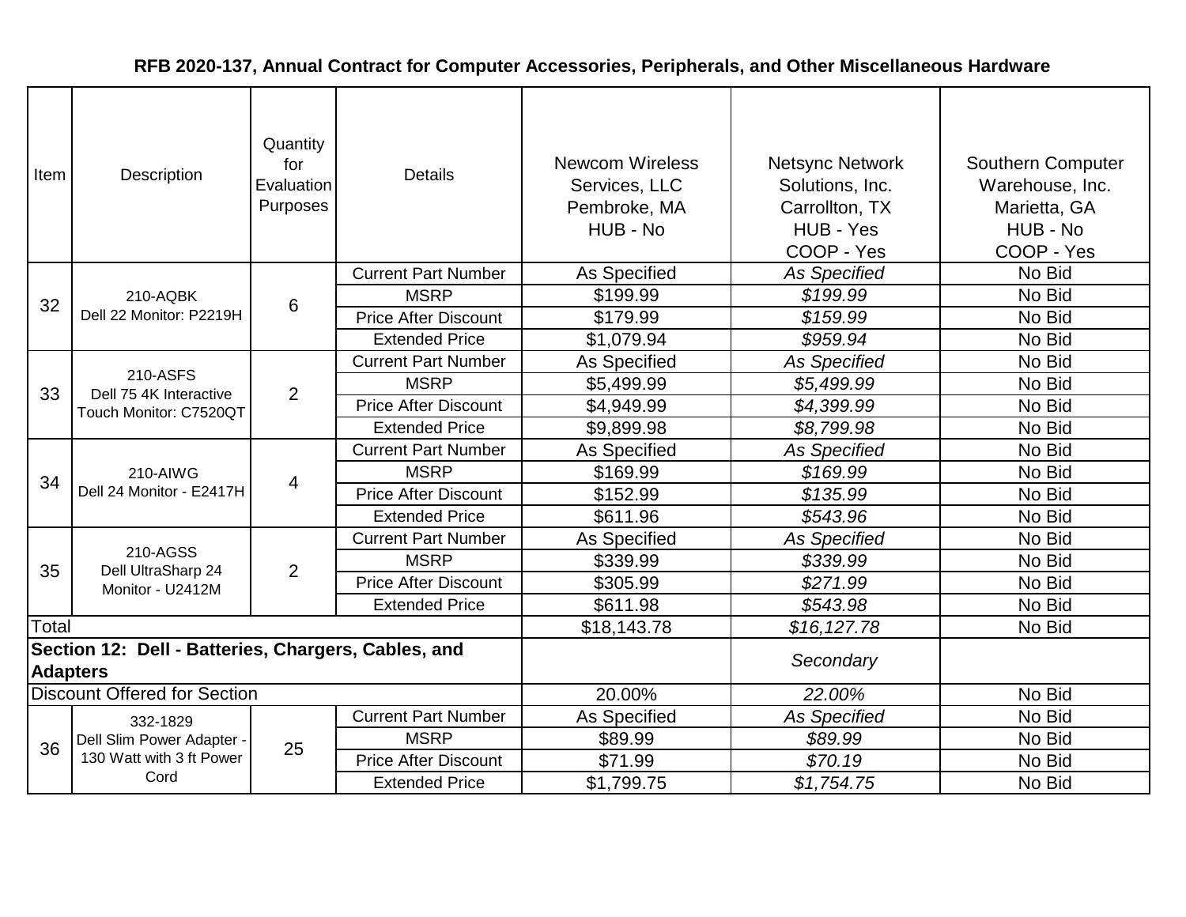**RFB 2020-137, Annual Contract for Computer Accessories, Peripherals, and Other Miscellaneous Hardware**

| Item | Description | Quantity for Evaluation Purposes | Details | Newcom Wireless Services, LLC Pembroke, MA HUB - No | Netsync Network Solutions, Inc. Carrollton, TX HUB - Yes COOP - Yes | Southern Computer Warehouse, Inc. Marietta, GA HUB - No COOP - Yes |
|---|---|---|---|---|---|---|
| 32 | 210-AQBK Dell 22 Monitor: P2219H | 6 | Current Part Number | As Specified | *As Specified* | No Bid |
| | | | MSRP | $199.99 | *$199.99* | No Bid |
| | | | Price After Discount | $179.99 | *$159.99* | No Bid |
| | | | Extended Price | $1,079.94 | *$959.94* | No Bid |
| 33 | 210-ASFS Dell 75 4K Interactive Touch Monitor: C7520QT | 2 | Current Part Number | As Specified | *As Specified* | No Bid |
| | | | MSRP | $5,499.99 | *$5,499.99* | No Bid |
| | | | Price After Discount | $4,949.99 | *$4,399.99* | No Bid |
| | | | Extended Price | $9,899.98 | *$8,799.98* | No Bid |
| 34 | 210-AIWG Dell 24 Monitor - E2417H | 4 | Current Part Number | As Specified | *As Specified* | No Bid |
| | | | MSRP | $169.99 | *$169.99* | No Bid |
| | | | Price After Discount | $152.99 | *$135.99* | No Bid |
| | | | Extended Price | $611.96 | *$543.96* | No Bid |
| 35 | 210-AGSS Dell UltraSharp 24 Monitor - U2412M | 2 | Current Part Number | As Specified | *As Specified* | No Bid |
| | | | MSRP | $339.99 | *$339.99* | No Bid |
| | | | Price After Discount | $305.99 | *$271.99* | No Bid |
| | | | Extended Price | $611.98 | *$543.98* | No Bid |
| Total | | | | $18,143.78 | *$16,127.78* | No Bid |
| **Section 12: Dell - Batteries, Chargers, Cables, and Adapters** | | | | | *Secondary* | |
| Discount Offered for Section | | | | 20.00% | *22.00%* | No Bid |
| 36 | 332-1829 Dell Slim Power Adapter - 130 Watt with 3 ft Power Cord | 25 | Current Part Number | As Specified | *As Specified* | No Bid |
| | | | MSRP | $89.99 | *$89.99* | No Bid |
| | | | Price After Discount | $71.99 | *$70.19* | No Bid |
| | | | Extended Price | $1,799.75 | *$1,754.75* | No Bid |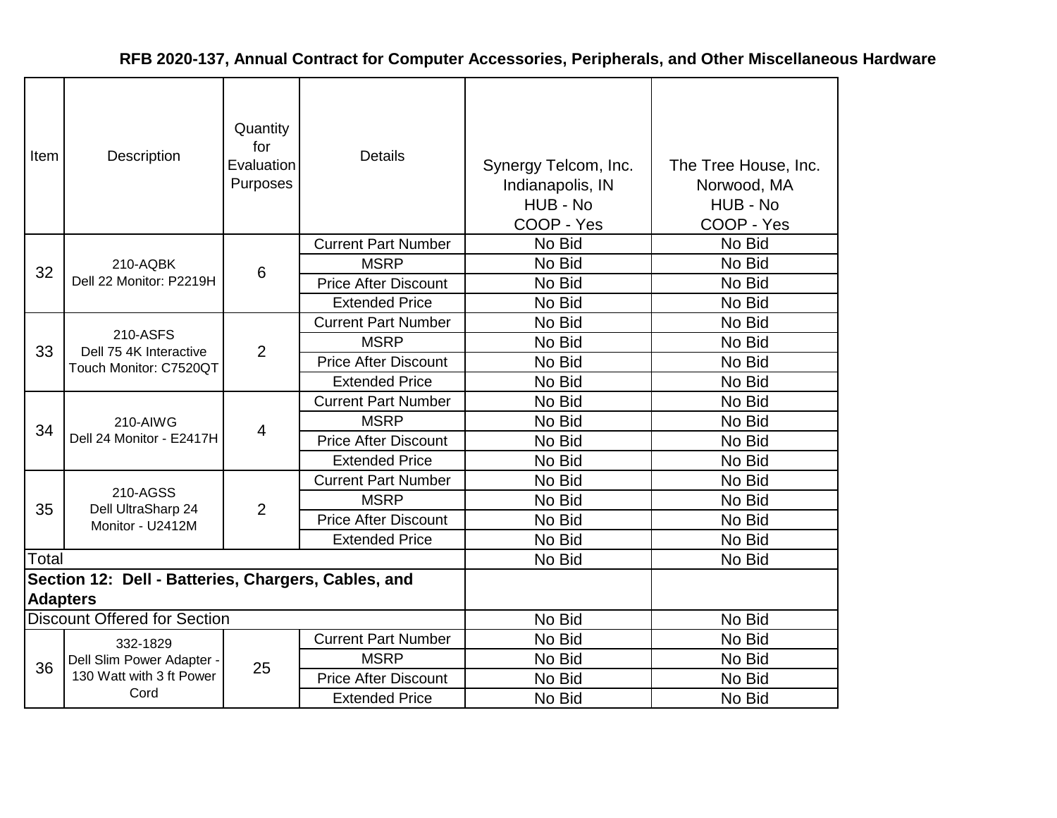# RFB 2020-137, Annual Contract for Computer Accessories, Peripherals, and Other Miscellaneous Hardware

| Item | Description | Quantity for Evaluation Purposes | Details | Synergy Telcom, Inc. Indianapolis, IN HUB - No COOP - Yes | The Tree House, Inc. Norwood, MA HUB - No COOP - Yes |
|---|---|---|---|---|---|
| 32 | 210-AQBK Dell 22 Monitor: P2219H | 6 | Current Part Number | No Bid | No Bid |
| | | | MSRP | No Bid | No Bid |
| | | | Price After Discount | No Bid | No Bid |
| | | | Extended Price | No Bid | No Bid |
| 33 | 210-ASFS Dell 75 4K Interactive Touch Monitor: C7520QT | 2 | Current Part Number | No Bid | No Bid |
| | | | MSRP | No Bid | No Bid |
| | | | Price After Discount | No Bid | No Bid |
| | | | Extended Price | No Bid | No Bid |
| 34 | 210-AIWG Dell 24 Monitor - E2417H | 4 | Current Part Number | No Bid | No Bid |
| | | | MSRP | No Bid | No Bid |
| | | | Price After Discount | No Bid | No Bid |
| | | | Extended Price | No Bid | No Bid |
| 35 | 210-AGSS Dell UltraSharp 24 Monitor - U2412M | 2 | Current Part Number | No Bid | No Bid |
| | | | MSRP | No Bid | No Bid |
| | | | Price After Discount | No Bid | No Bid |
| | | | Extended Price | No Bid | No Bid |
| Total | | | | No Bid | No Bid |
| **Section 12: Dell - Batteries, Chargers, Cables, and Adapters** | | | | | |
| Discount Offered for Section | | | | No Bid | No Bid |
| 36 | 332-1829 Dell Slim Power Adapter - 130 Watt with 3 ft Power Cord | 25 | Current Part Number | No Bid | No Bid |
| | | | MSRP | No Bid | No Bid |
| | | | Price After Discount | No Bid | No Bid |
| | | | Extended Price | No Bid | No Bid |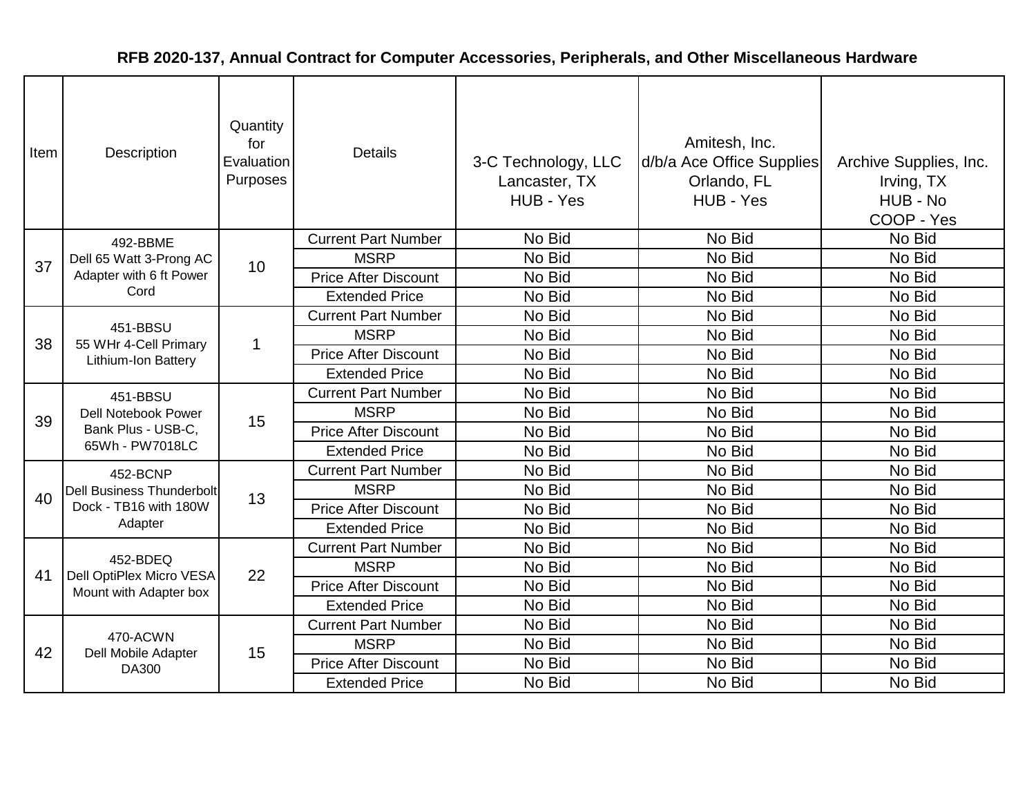# RFB 2020-137, Annual Contract for Computer Accessories, Peripherals, and Other Miscellaneous Hardware

| Item | Description | Quantity for Evaluation Purposes | Details | 3-C Technology, LLC Lancaster, TX HUB - Yes | Amitesh, Inc. d/b/a Ace Office Supplies Orlando, FL HUB - Yes | Archive Supplies, Inc. Irving, TX HUB - No COOP - Yes |
|---|---|---|---|---|---|---|
| 37 | 492-BBME Dell 65 Watt 3-Prong AC Adapter with 6 ft Power Cord | 10 | Current Part Number | No Bid | No Bid | No Bid |
| | | | MSRP | No Bid | No Bid | No Bid |
| | | | Price After Discount | No Bid | No Bid | No Bid |
| | | | Extended Price | No Bid | No Bid | No Bid |
| 38 | 451-BBSU 55 WHr 4-Cell Primary Lithium-Ion Battery | 1 | Current Part Number | No Bid | No Bid | No Bid |
| | | | MSRP | No Bid | No Bid | No Bid |
| | | | Price After Discount | No Bid | No Bid | No Bid |
| | | | Extended Price | No Bid | No Bid | No Bid |
| 39 | 451-BBSU Dell Notebook Power Bank Plus - USB-C, 65Wh - PW7018LC | 15 | Current Part Number | No Bid | No Bid | No Bid |
| | | | MSRP | No Bid | No Bid | No Bid |
| | | | Price After Discount | No Bid | No Bid | No Bid |
| | | | Extended Price | No Bid | No Bid | No Bid |
| 40 | 452-BCNP Dell Business Thunderbolt Dock - TB16 with 180W Adapter | 13 | Current Part Number | No Bid | No Bid | No Bid |
| | | | MSRP | No Bid | No Bid | No Bid |
| | | | Price After Discount | No Bid | No Bid | No Bid |
| | | | Extended Price | No Bid | No Bid | No Bid |
| 41 | 452-BDEQ Dell OptiPlex Micro VESA Mount with Adapter box | 22 | Current Part Number | No Bid | No Bid | No Bid |
| | | | MSRP | No Bid | No Bid | No Bid |
| | | | Price After Discount | No Bid | No Bid | No Bid |
| | | | Extended Price | No Bid | No Bid | No Bid |
| 42 | 470-ACWN Dell Mobile Adapter DA300 | 15 | Current Part Number | No Bid | No Bid | No Bid |
| | | | MSRP | No Bid | No Bid | No Bid |
| | | | Price After Discount | No Bid | No Bid | No Bid |
| | | | Extended Price | No Bid | No Bid | No Bid |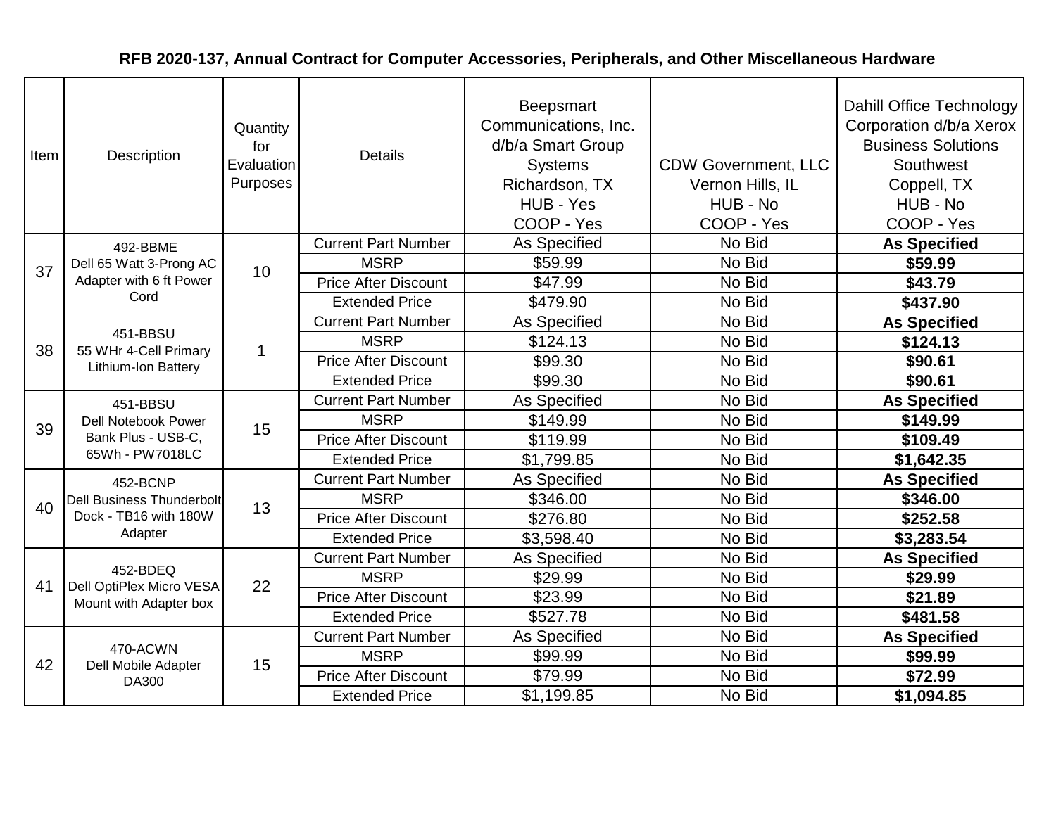**RFB 2020-137, Annual Contract for Computer Accessories, Peripherals, and Other Miscellaneous Hardware**

| Item | Description | Quantity for Evaluation Purposes | Details | Beepsmart Communications, Inc. d/b/a Smart Group Systems Richardson, TX HUB - Yes COOP - Yes | CDW Government, LLC Vernon Hills, IL HUB - No COOP - Yes | Dahill Office Technology Corporation d/b/a Xerox Business Solutions Southwest Coppell, TX HUB - No COOP - Yes |
|---|---|---|---|---|---|---|
| 37 | 492-BBME Dell 65 Watt 3-Prong AC Adapter with 6 ft Power Cord | 10 | Current Part Number | As Specified | No Bid | **As Specified** |
| | | | MSRP | $59.99 | No Bid | **$59.99** |
| | | | Price After Discount | $47.99 | No Bid | **$43.79** |
| | | | Extended Price | $479.90 | No Bid | **$437.90** |
| 38 | 451-BBSU 55 WHr 4-Cell Primary Lithium-Ion Battery | 1 | Current Part Number | As Specified | No Bid | **As Specified** |
| | | | MSRP | $124.13 | No Bid | **$124.13** |
| | | | Price After Discount | $99.30 | No Bid | **$90.61** |
| | | | Extended Price | $99.30 | No Bid | **$90.61** |
| 39 | 451-BBSU Dell Notebook Power Bank Plus - USB-C, 65Wh - PW7018LC | 15 | Current Part Number | As Specified | No Bid | **As Specified** |
| | | | MSRP | $149.99 | No Bid | **$149.99** |
| | | | Price After Discount | $119.99 | No Bid | **$109.49** |
| | | | Extended Price | $1,799.85 | No Bid | **$1,642.35** |
| 40 | 452-BCNP Dell Business Thunderbolt Dock - TB16 with 180W Adapter | 13 | Current Part Number | As Specified | No Bid | **As Specified** |
| | | | MSRP | $346.00 | No Bid | **$346.00** |
| | | | Price After Discount | $276.80 | No Bid | **$252.58** |
| | | | Extended Price | $3,598.40 | No Bid | **$3,283.54** |
| 41 | 452-BDEQ Dell OptiPlex Micro VESA Mount with Adapter box | 22 | Current Part Number | As Specified | No Bid | **As Specified** |
| | | | MSRP | $29.99 | No Bid | **$29.99** |
| | | | Price After Discount | $23.99 | No Bid | **$21.89** |
| | | | Extended Price | $527.78 | No Bid | **$481.58** |
| 42 | 470-ACWN Dell Mobile Adapter DA300 | 15 | Current Part Number | As Specified | No Bid | **As Specified** |
| | | | MSRP | $99.99 | No Bid | **$99.99** |
| | | | Price After Discount | $79.99 | No Bid | **$72.99** |
| | | | Extended Price | $1,199.85 | No Bid | **$1,094.85** |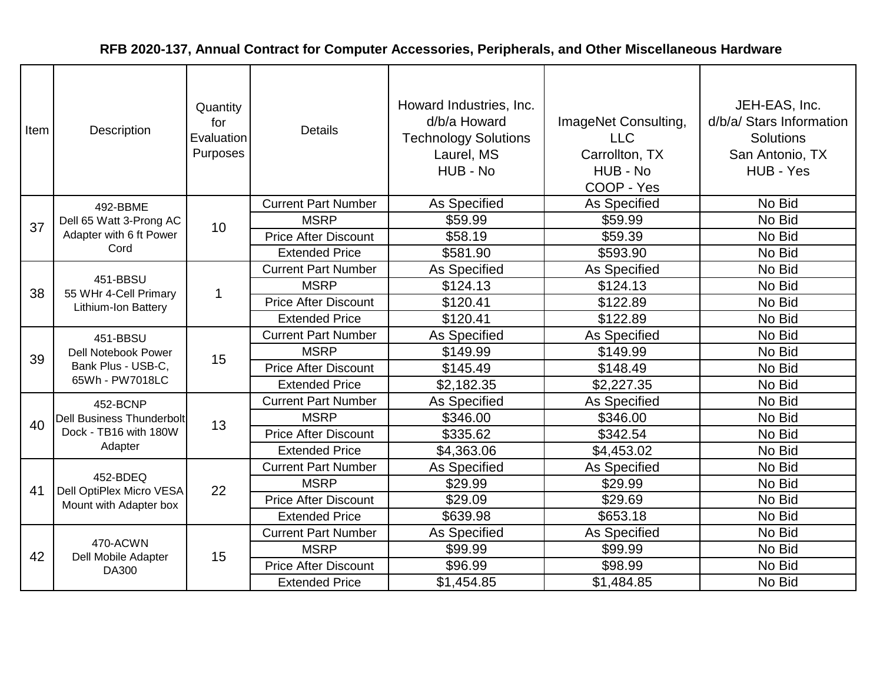# RFB 2020-137, Annual Contract for Computer Accessories, Peripherals, and Other Miscellaneous Hardware

| Item | Description | Quantity for Evaluation Purposes | Details | Howard Industries, Inc. d/b/a Howard Technology Solutions Laurel, MS HUB - No | ImageNet Consulting, LLC Carrollton, TX HUB - No COOP - Yes | JEH-EAS, Inc. d/b/a/ Stars Information Solutions San Antonio, TX HUB - Yes |
|---|---|---|---|---|---|---|
| 37 | 492-BBME Dell 65 Watt 3-Prong AC Adapter with 6 ft Power Cord | 10 | Current Part Number | As Specified | As Specified | No Bid |
| | | | MSRP | $59.99 | $59.99 | No Bid |
| | | | Price After Discount | $58.19 | $59.39 | No Bid |
| | | | Extended Price | $581.90 | $593.90 | No Bid |
| 38 | 451-BBSU 55 WHr 4-Cell Primary Lithium-Ion Battery | 1 | Current Part Number | As Specified | As Specified | No Bid |
| | | | MSRP | $124.13 | $124.13 | No Bid |
| | | | Price After Discount | $120.41 | $122.89 | No Bid |
| | | | Extended Price | $120.41 | $122.89 | No Bid |
| 39 | 451-BBSU Dell Notebook Power Bank Plus - USB-C, 65Wh - PW7018LC | 15 | Current Part Number | As Specified | As Specified | No Bid |
| | | | MSRP | $149.99 | $149.99 | No Bid |
| | | | Price After Discount | $145.49 | $148.49 | No Bid |
| | | | Extended Price | $2,182.35 | $2,227.35 | No Bid |
| 40 | 452-BCNP Dell Business Thunderbolt Dock - TB16 with 180W Adapter | 13 | Current Part Number | As Specified | As Specified | No Bid |
| | | | MSRP | $346.00 | $346.00 | No Bid |
| | | | Price After Discount | $335.62 | $342.54 | No Bid |
| | | | Extended Price | $4,363.06 | $4,453.02 | No Bid |
| 41 | 452-BDEQ Dell OptiPlex Micro VESA Mount with Adapter box | 22 | Current Part Number | As Specified | As Specified | No Bid |
| | | | MSRP | $29.99 | $29.99 | No Bid |
| | | | Price After Discount | $29.09 | $29.69 | No Bid |
| | | | Extended Price | $639.98 | $653.18 | No Bid |
| 42 | 470-ACWN Dell Mobile Adapter DA300 | 15 | Current Part Number | As Specified | As Specified | No Bid |
| | | | MSRP | $99.99 | $99.99 | No Bid |
| | | | Price After Discount | $96.99 | $98.99 | No Bid |
| | | | Extended Price | $1,454.85 | $1,484.85 | No Bid |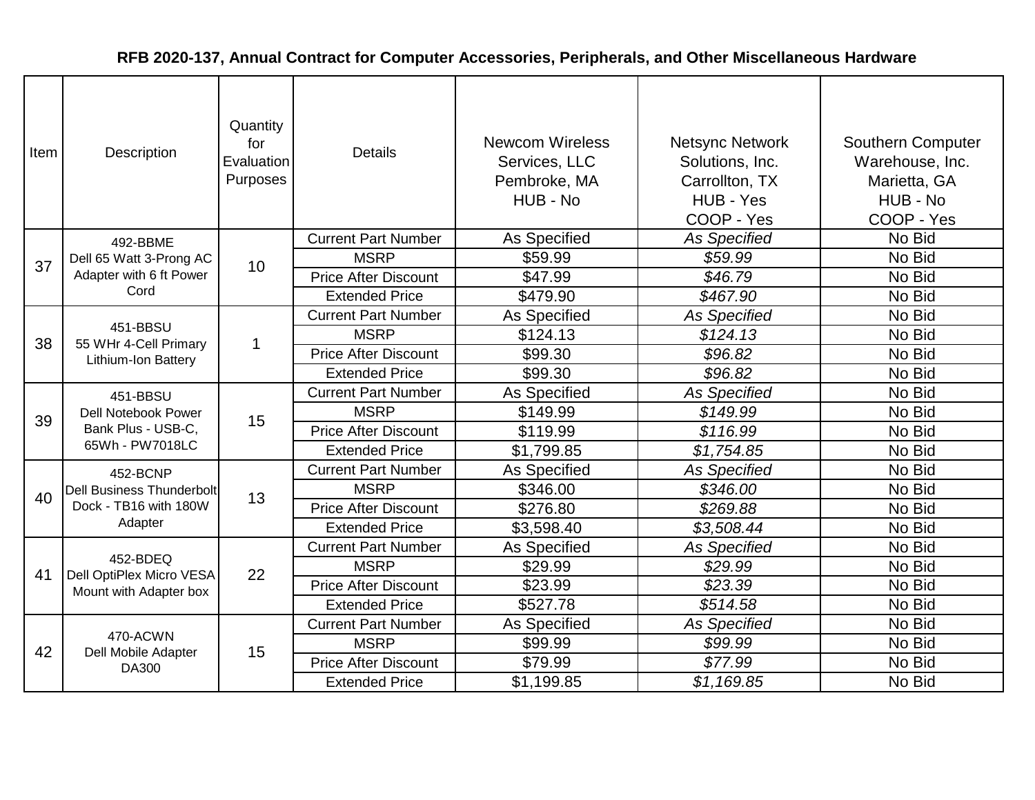# RFB 2020-137, Annual Contract for Computer Accessories, Peripherals, and Other Miscellaneous Hardware

| Item | Description | Quantity for Evaluation Purposes | Details | Newcom Wireless Services, LLC Pembroke, MA HUB - No | Netsync Network Solutions, Inc. Carrollton, TX HUB - Yes COOP - Yes | Southern Computer Warehouse, Inc. Marietta, GA HUB - No COOP - Yes |
|---|---|---|---|---|---|---|
| 37 | 492-BBME Dell 65 Watt 3-Prong AC Adapter with 6 ft Power Cord | 10 | Current Part Number | As Specified | *As Specified* | No Bid |
| | | | MSRP | $59.99 | *$59.99* | No Bid |
| | | | Price After Discount | $47.99 | *$46.79* | No Bid |
| | | | Extended Price | $479.90 | *$467.90* | No Bid |
| 38 | 451-BBSU 55 WHr 4-Cell Primary Lithium-Ion Battery | 1 | Current Part Number | As Specified | *As Specified* | No Bid |
| | | | MSRP | $124.13 | *$124.13* | No Bid |
| | | | Price After Discount | $99.30 | *$96.82* | No Bid |
| | | | Extended Price | $99.30 | *$96.82* | No Bid |
| 39 | 451-BBSU Dell Notebook Power Bank Plus - USB-C, 65Wh - PW7018LC | 15 | Current Part Number | As Specified | *As Specified* | No Bid |
| | | | MSRP | $149.99 | *$149.99* | No Bid |
| | | | Price After Discount | $119.99 | *$116.99* | No Bid |
| | | | Extended Price | $1,799.85 | *$1,754.85* | No Bid |
| 40 | 452-BCNP Dell Business Thunderbolt Dock - TB16 with 180W Adapter | 13 | Current Part Number | As Specified | *As Specified* | No Bid |
| | | | MSRP | $346.00 | *$346.00* | No Bid |
| | | | Price After Discount | $276.80 | *$269.88* | No Bid |
| | | | Extended Price | $3,598.40 | *$3,508.44* | No Bid |
| 41 | 452-BDEQ Dell OptiPlex Micro VESA Mount with Adapter box | 22 | Current Part Number | As Specified | *As Specified* | No Bid |
| | | | MSRP | $29.99 | *$29.99* | No Bid |
| | | | Price After Discount | $23.99 | *$23.39* | No Bid |
| | | | Extended Price | $527.78 | *$514.58* | No Bid |
| 42 | 470-ACWN Dell Mobile Adapter DA300 | 15 | Current Part Number | As Specified | *As Specified* | No Bid |
| | | | MSRP | $99.99 | *$99.99* | No Bid |
| | | | Price After Discount | $79.99 | *$77.99* | No Bid |
| | | | Extended Price | $1,199.85 | *$1,169.85* | No Bid |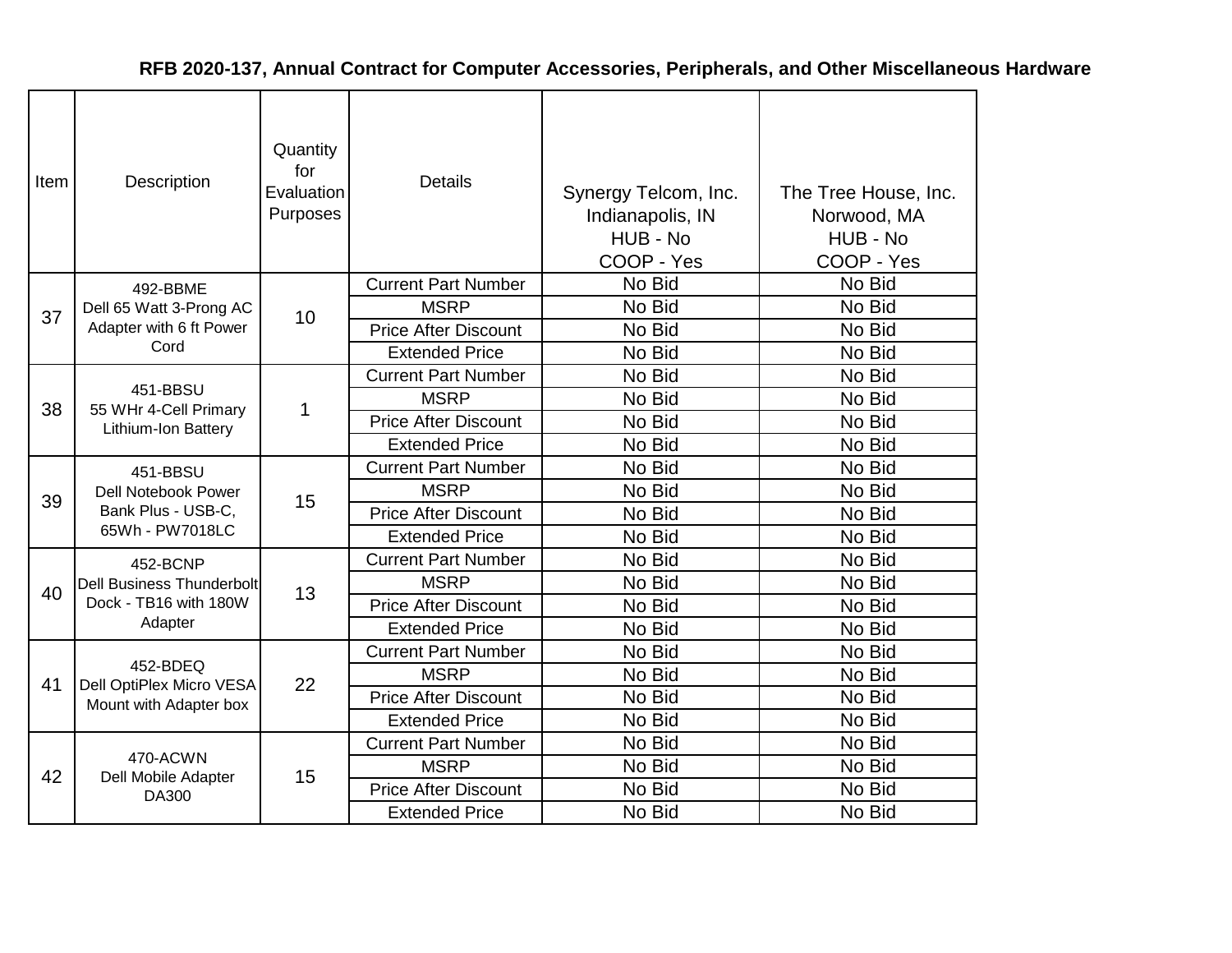# RFB 2020-137, Annual Contract for Computer Accessories, Peripherals, and Other Miscellaneous Hardware

| Item | Description | Quantity for Evaluation Purposes | Details | Synergy Telcom, Inc. Indianapolis, IN HUB - No COOP - Yes | The Tree House, Inc. Norwood, MA HUB - No COOP - Yes |
|---|---|---|---|---|---|
| 37 | 492-BBME Dell 65 Watt 3-Prong AC Adapter with 6 ft Power Cord | 10 | Current Part Number | No Bid | No Bid |
| | | | MSRP | No Bid | No Bid |
| | | | Price After Discount | No Bid | No Bid |
| | | | Extended Price | No Bid | No Bid |
| 38 | 451-BBSU 55 WHr 4-Cell Primary Lithium-Ion Battery | 1 | Current Part Number | No Bid | No Bid |
| | | | MSRP | No Bid | No Bid |
| | | | Price After Discount | No Bid | No Bid |
| | | | Extended Price | No Bid | No Bid |
| 39 | 451-BBSU Dell Notebook Power Bank Plus - USB-C, 65Wh - PW7018LC | 15 | Current Part Number | No Bid | No Bid |
| | | | MSRP | No Bid | No Bid |
| | | | Price After Discount | No Bid | No Bid |
| | | | Extended Price | No Bid | No Bid |
| 40 | 452-BCNP Dell Business Thunderbolt Dock - TB16 with 180W Adapter | 13 | Current Part Number | No Bid | No Bid |
| | | | MSRP | No Bid | No Bid |
| | | | Price After Discount | No Bid | No Bid |
| | | | Extended Price | No Bid | No Bid |
| 41 | 452-BDEQ Dell OptiPlex Micro VESA Mount with Adapter box | 22 | Current Part Number | No Bid | No Bid |
| | | | MSRP | No Bid | No Bid |
| | | | Price After Discount | No Bid | No Bid |
| | | | Extended Price | No Bid | No Bid |
| 42 | 470-ACWN Dell Mobile Adapter DA300 | 15 | Current Part Number | No Bid | No Bid |
| | | | MSRP | No Bid | No Bid |
| | | | Price After Discount | No Bid | No Bid |
| | | | Extended Price | No Bid | No Bid |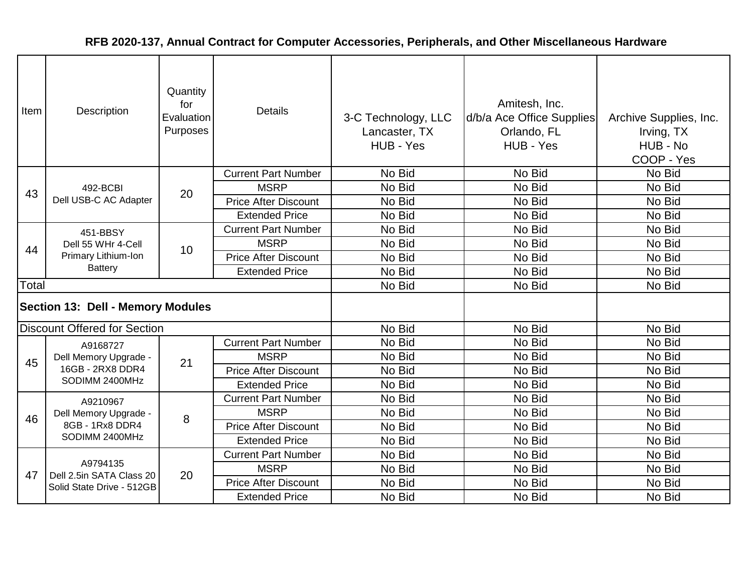**RFB 2020-137, Annual Contract for Computer Accessories, Peripherals, and Other Miscellaneous Hardware**

| Item | Description | Quantity for Evaluation Purposes | Details | 3-C Technology, LLC<br>Lancaster, TX<br>HUB - Yes | Amitesh, Inc.<br>d/b/a Ace Office Supplies<br>Orlando, FL<br>HUB - Yes | Archive Supplies, Inc.<br>Irving, TX<br>HUB - No<br>COOP - Yes |
|---|---|---|---|---|---|---|
| 43 | 492-BCBI<br>Dell USB-C AC Adapter | 20 | Current Part Number | No Bid | No Bid | No Bid |
| | | | MSRP | No Bid | No Bid | No Bid |
| | | | Price After Discount | No Bid | No Bid | No Bid |
| | | | Extended Price | No Bid | No Bid | No Bid |
| 44 | 451-BBSY<br>Dell 55 WHr 4-Cell Primary Lithium-Ion Battery | 10 | Current Part Number | No Bid | No Bid | No Bid |
| | | | MSRP | No Bid | No Bid | No Bid |
| | | | Price After Discount | No Bid | No Bid | No Bid |
| | | | Extended Price | No Bid | No Bid | No Bid |
| Total | | | | No Bid | No Bid | No Bid |
| **Section 13: Dell - Memory Modules** | | | | | | |
| Discount Offered for Section | | | | No Bid | No Bid | No Bid |
| 45 | A9168727<br>Dell Memory Upgrade - 16GB - 2RX8 DDR4 SODIMM 2400MHz | 21 | Current Part Number | No Bid | No Bid | No Bid |
| | | | MSRP | No Bid | No Bid | No Bid |
| | | | Price After Discount | No Bid | No Bid | No Bid |
| | | | Extended Price | No Bid | No Bid | No Bid |
| 46 | A9210967<br>Dell Memory Upgrade - 8GB - 1Rx8 DDR4 SODIMM 2400MHz | 8 | Current Part Number | No Bid | No Bid | No Bid |
| | | | MSRP | No Bid | No Bid | No Bid |
| | | | Price After Discount | No Bid | No Bid | No Bid |
| | | | Extended Price | No Bid | No Bid | No Bid |
| 47 | A9794135<br>Dell 2.5in SATA Class 20 Solid State Drive - 512GB | 20 | Current Part Number | No Bid | No Bid | No Bid |
| | | | MSRP | No Bid | No Bid | No Bid |
| | | | Price After Discount | No Bid | No Bid | No Bid |
| | | | Extended Price | No Bid | No Bid | No Bid |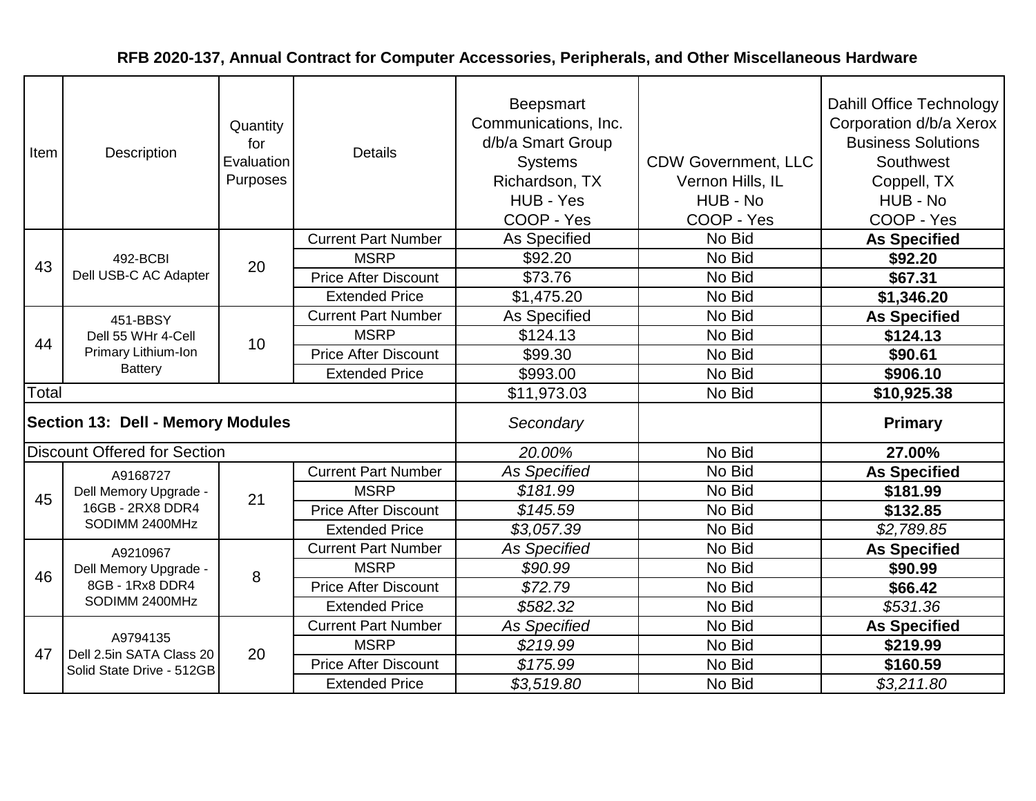**RFB 2020-137, Annual Contract for Computer Accessories, Peripherals, and Other Miscellaneous Hardware**

| Item | Description | Quantity for Evaluation Purposes | Details | Beepsmart Communications, Inc. d/b/a Smart Group Systems Richardson, TX HUB - Yes COOP - Yes | CDW Government, LLC Vernon Hills, IL HUB - No COOP - Yes | Dahill Office Technology Corporation d/b/a Xerox Business Solutions Southwest Coppell, TX HUB - No COOP - Yes |
|---|---|---|---|---|---|---|
| 43 | 492-BCBI Dell USB-C AC Adapter | 20 | Current Part Number | As Specified | No Bid | **As Specified** |
| | | | MSRP | $92.20 | No Bid | **$92.20** |
| | | | Price After Discount | $73.76 | No Bid | **$67.31** |
| | | | Extended Price | $1,475.20 | No Bid | **$1,346.20** |
| 44 | 451-BBSY Dell 55 WHr 4-Cell Primary Lithium-Ion Battery | 10 | Current Part Number | As Specified | No Bid | **As Specified** |
| | | | MSRP | $124.13 | No Bid | **$124.13** |
| | | | Price After Discount | $99.30 | No Bid | **$90.61** |
| | | | Extended Price | $993.00 | No Bid | **$906.10** |
| Total | | | | $11,973.03 | No Bid | **$10,925.38** |
| **Section 13: Dell - Memory Modules** | | | | *Secondary* | | **Primary** |
| Discount Offered for Section | | | | *20.00%* | No Bid | **27.00%** |
| 45 | A9168727 Dell Memory Upgrade - 16GB - 2RX8 DDR4 SODIMM 2400MHz | 21 | Current Part Number | *As Specified* | No Bid | **As Specified** |
| | | | MSRP | *$181.99* | No Bid | **$181.99** |
| | | | Price After Discount | *$145.59* | No Bid | **$132.85** |
| | | | Extended Price | *$3,057.39* | No Bid | *$2,789.85* |
| 46 | A9210967 Dell Memory Upgrade - 8GB - 1Rx8 DDR4 SODIMM 2400MHz | 8 | Current Part Number | *As Specified* | No Bid | **As Specified** |
| | | | MSRP | *$90.99* | No Bid | **$90.99** |
| | | | Price After Discount | *$72.79* | No Bid | **$66.42** |
| | | | Extended Price | *$582.32* | No Bid | *$531.36* |
| 47 | A9794135 Dell 2.5in SATA Class 20 Solid State Drive - 512GB | 20 | Current Part Number | *As Specified* | No Bid | **As Specified** |
| | | | MSRP | *$219.99* | No Bid | **$219.99** |
| | | | Price After Discount | *$175.99* | No Bid | **$160.59** |
| | | | Extended Price | *$3,519.80* | No Bid | *$3,211.80* |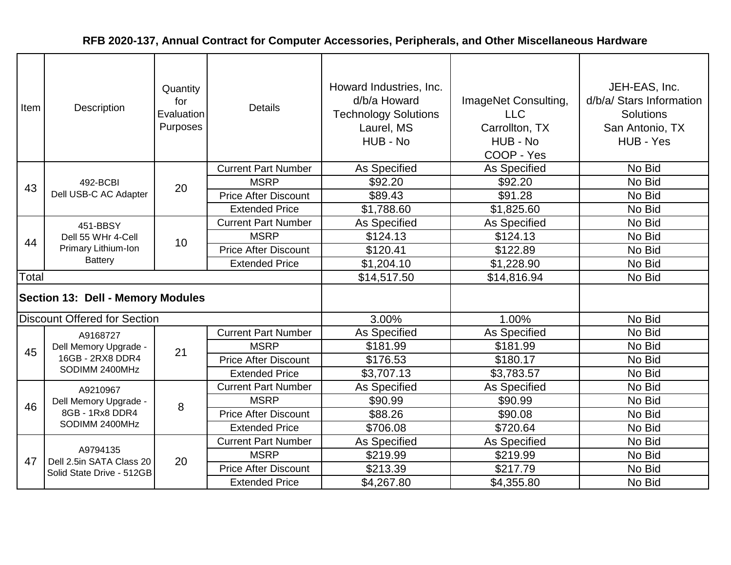**RFB 2020-137, Annual Contract for Computer Accessories, Peripherals, and Other Miscellaneous Hardware**

| Item | Description | Quantity for Evaluation Purposes | Details | Howard Industries, Inc. d/b/a Howard Technology Solutions Laurel, MS HUB - No | ImageNet Consulting, LLC Carrollton, TX HUB - No COOP - Yes | JEH-EAS, Inc. d/b/a/ Stars Information Solutions San Antonio, TX HUB - Yes |
|---|---|---|---|---|---|---|
| 43 | 492-BCBI Dell USB-C AC Adapter | 20 | Current Part Number | As Specified | As Specified | No Bid |
| | | | MSRP | $92.20 | $92.20 | No Bid |
| | | | Price After Discount | $89.43 | $91.28 | No Bid |
| | | | Extended Price | $1,788.60 | $1,825.60 | No Bid |
| 44 | 451-BBSY Dell 55 WHr 4-Cell Primary Lithium-Ion Battery | 10 | Current Part Number | As Specified | As Specified | No Bid |
| | | | MSRP | $124.13 | $124.13 | No Bid |
| | | | Price After Discount | $120.41 | $122.89 | No Bid |
| | | | Extended Price | $1,204.10 | $1,228.90 | No Bid |
| Total | | | | $14,517.50 | $14,816.94 | No Bid |
| **Section 13: Dell - Memory Modules** | | | | | | |
| Discount Offered for Section | | | | 3.00% | 1.00% | No Bid |
| 45 | A9168727 Dell Memory Upgrade - 16GB - 2RX8 DDR4 SODIMM 2400MHz | 21 | Current Part Number | As Specified | As Specified | No Bid |
| | | | MSRP | $181.99 | $181.99 | No Bid |
| | | | Price After Discount | $176.53 | $180.17 | No Bid |
| | | | Extended Price | $3,707.13 | $3,783.57 | No Bid |
| 46 | A9210967 Dell Memory Upgrade - 8GB - 1Rx8 DDR4 SODIMM 2400MHz | 8 | Current Part Number | As Specified | As Specified | No Bid |
| | | | MSRP | $90.99 | $90.99 | No Bid |
| | | | Price After Discount | $88.26 | $90.08 | No Bid |
| | | | Extended Price | $706.08 | $720.64 | No Bid |
| 47 | A9794135 Dell 2.5in SATA Class 20 Solid State Drive - 512GB | 20 | Current Part Number | As Specified | As Specified | No Bid |
| | | | MSRP | $219.99 | $219.99 | No Bid |
| | | | Price After Discount | $213.39 | $217.79 | No Bid |
| | | | Extended Price | $4,267.80 | $4,355.80 | No Bid |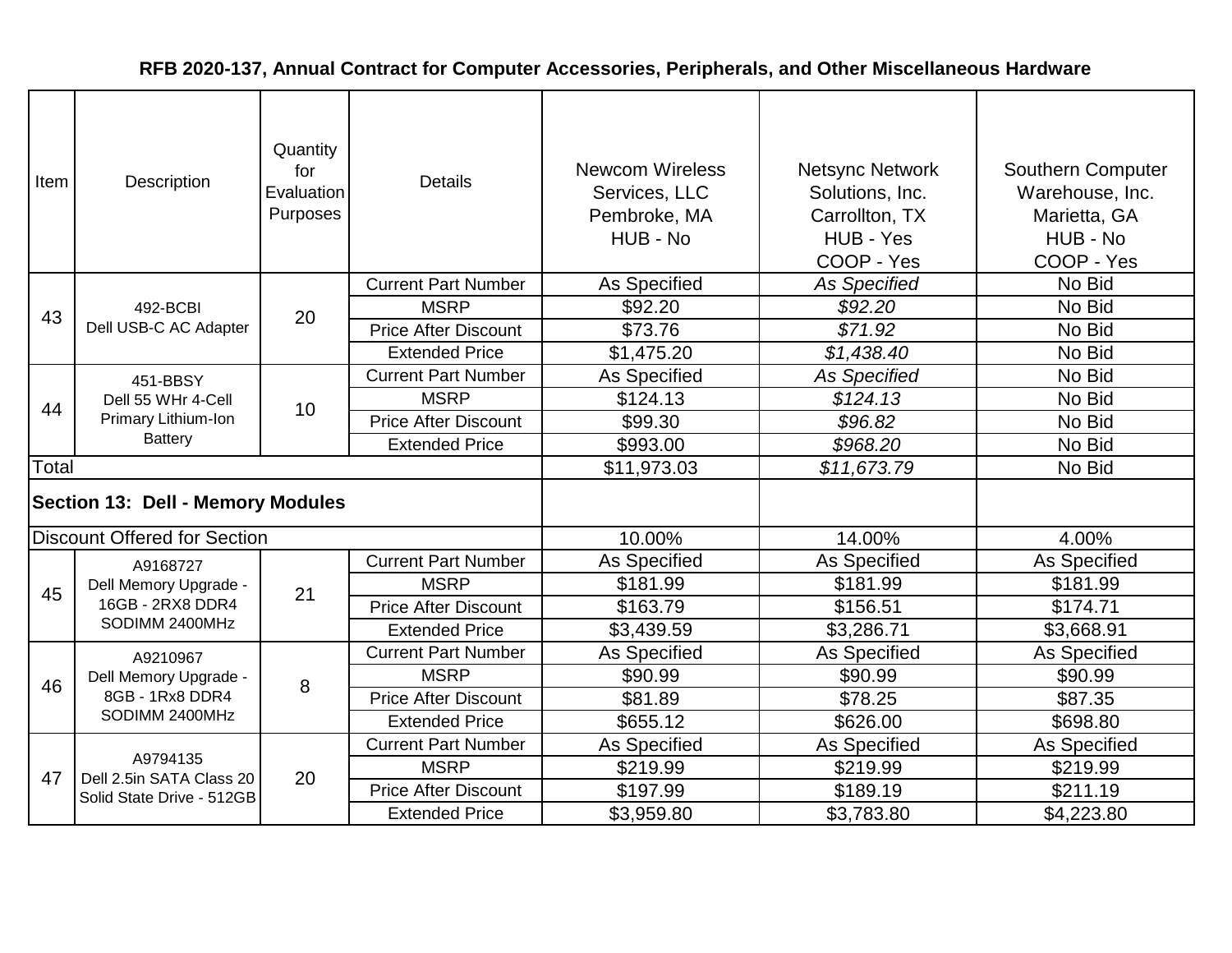**RFB 2020-137, Annual Contract for Computer Accessories, Peripherals, and Other Miscellaneous Hardware**

| Item | Description | Quantity for Evaluation Purposes | Details | Newcom Wireless Services, LLC Pembroke, MA HUB - No | Netsync Network Solutions, Inc. Carrollton, TX HUB - Yes COOP - Yes | Southern Computer Warehouse, Inc. Marietta, GA HUB - No COOP - Yes |
|---|---|---|---|---|---|---|
| 43 | 492-BCBI Dell USB-C AC Adapter | 20 | Current Part Number | As Specified | *As Specified* | No Bid |
| | | | MSRP | $92.20 | *$92.20* | No Bid |
| | | | Price After Discount | $73.76 | *$71.92* | No Bid |
| | | | Extended Price | $1,475.20 | *$1,438.40* | No Bid |
| 44 | 451-BBSY Dell 55 WHr 4-Cell Primary Lithium-Ion Battery | 10 | Current Part Number | As Specified | *As Specified* | No Bid |
| | | | MSRP | $124.13 | *$124.13* | No Bid |
| | | | Price After Discount | $99.30 | *$96.82* | No Bid |
| | | | Extended Price | $993.00 | *$968.20* | No Bid |
| Total | | | | $11,973.03 | *$11,673.79* | No Bid |
| **Section 13: Dell - Memory Modules** | | | | | | |
| Discount Offered for Section | | | | 10.00% | 14.00% | 4.00% |
| 45 | A9168727 Dell Memory Upgrade - 16GB - 2RX8 DDR4 SODIMM 2400MHz | 21 | Current Part Number | As Specified | As Specified | As Specified |
| | | | MSRP | $181.99 | $181.99 | $181.99 |
| | | | Price After Discount | $163.79 | $156.51 | $174.71 |
| | | | Extended Price | $3,439.59 | $3,286.71 | $3,668.91 |
| 46 | A9210967 Dell Memory Upgrade - 8GB - 1Rx8 DDR4 SODIMM 2400MHz | 8 | Current Part Number | As Specified | As Specified | As Specified |
| | | | MSRP | $90.99 | $90.99 | $90.99 |
| | | | Price After Discount | $81.89 | $78.25 | $87.35 |
| | | | Extended Price | $655.12 | $626.00 | $698.80 |
| 47 | A9794135 Dell 2.5in SATA Class 20 Solid State Drive - 512GB | 20 | Current Part Number | As Specified | As Specified | As Specified |
| | | | MSRP | $219.99 | $219.99 | $219.99 |
| | | | Price After Discount | $197.99 | $189.19 | $211.19 |
| | | | Extended Price | $3,959.80 | $3,783.80 | $4,223.80 |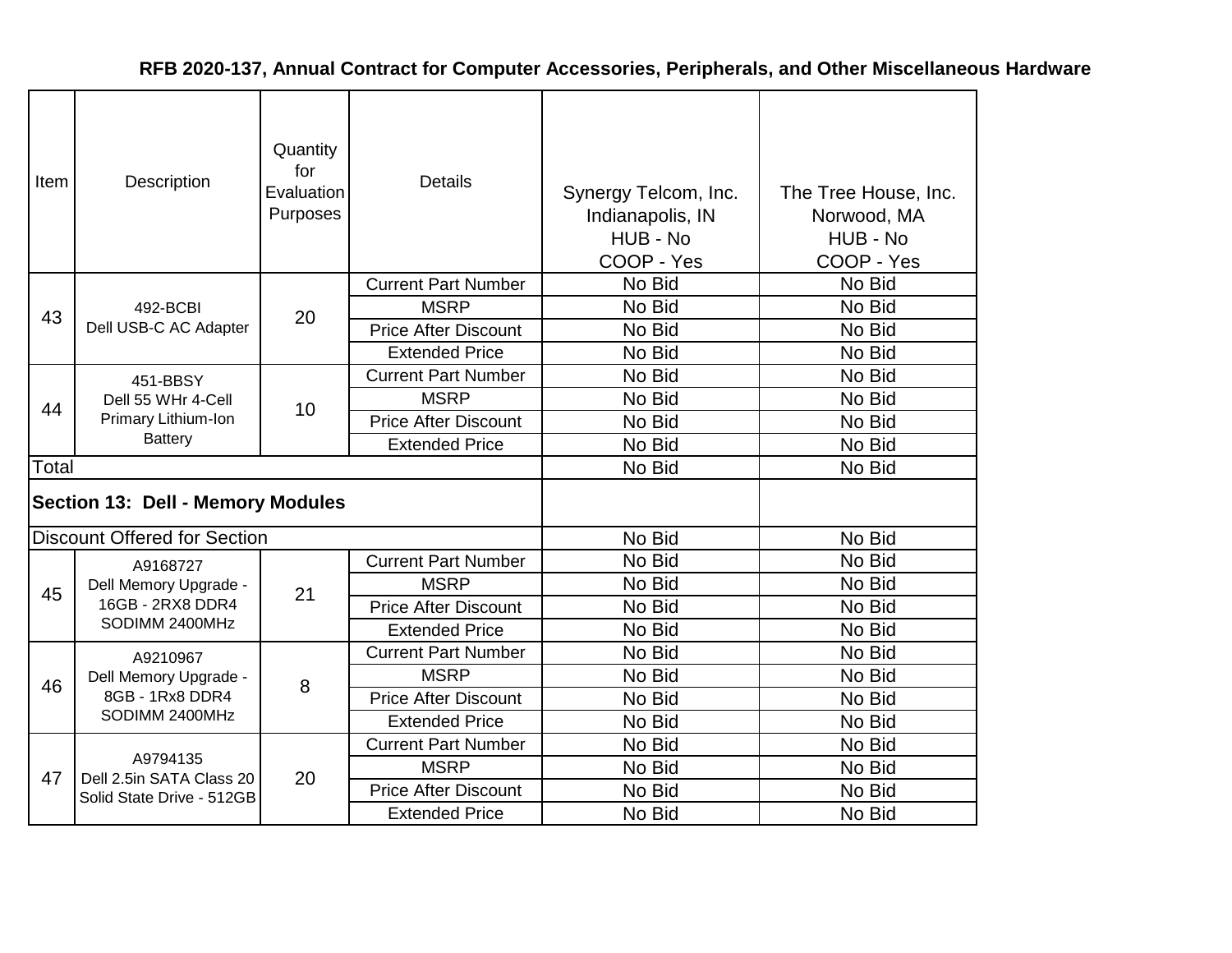# RFB 2020-137, Annual Contract for Computer Accessories, Peripherals, and Other Miscellaneous Hardware

| Item | Description | Quantity for Evaluation Purposes | Details | Synergy Telcom, Inc. Indianapolis, IN HUB - No COOP - Yes | The Tree House, Inc. Norwood, MA HUB - No COOP - Yes |
|---|---|---|---|---|---|
| 43 | 492-BCBI Dell USB-C AC Adapter | 20 | Current Part Number | No Bid | No Bid |
| | | | MSRP | No Bid | No Bid |
| | | | Price After Discount | No Bid | No Bid |
| | | | Extended Price | No Bid | No Bid |
| 44 | 451-BBSY Dell 55 WHr 4-Cell Primary Lithium-Ion Battery | 10 | Current Part Number | No Bid | No Bid |
| | | | MSRP | No Bid | No Bid |
| | | | Price After Discount | No Bid | No Bid |
| | | | Extended Price | No Bid | No Bid |
| Total | | | | No Bid | No Bid |
| **Section 13: Dell - Memory Modules** | | | | | |
| Discount Offered for Section | | | | No Bid | No Bid |
| 45 | A9168727 Dell Memory Upgrade - 16GB - 2RX8 DDR4 SODIMM 2400MHz | 21 | Current Part Number | No Bid | No Bid |
| | | | MSRP | No Bid | No Bid |
| | | | Price After Discount | No Bid | No Bid |
| | | | Extended Price | No Bid | No Bid |
| 46 | A9210967 Dell Memory Upgrade - 8GB - 1Rx8 DDR4 SODIMM 2400MHz | 8 | Current Part Number | No Bid | No Bid |
| | | | MSRP | No Bid | No Bid |
| | | | Price After Discount | No Bid | No Bid |
| | | | Extended Price | No Bid | No Bid |
| 47 | A9794135 Dell 2.5in SATA Class 20 Solid State Drive - 512GB | 20 | Current Part Number | No Bid | No Bid |
| | | | MSRP | No Bid | No Bid |
| | | | Price After Discount | No Bid | No Bid |
| | | | Extended Price | No Bid | No Bid |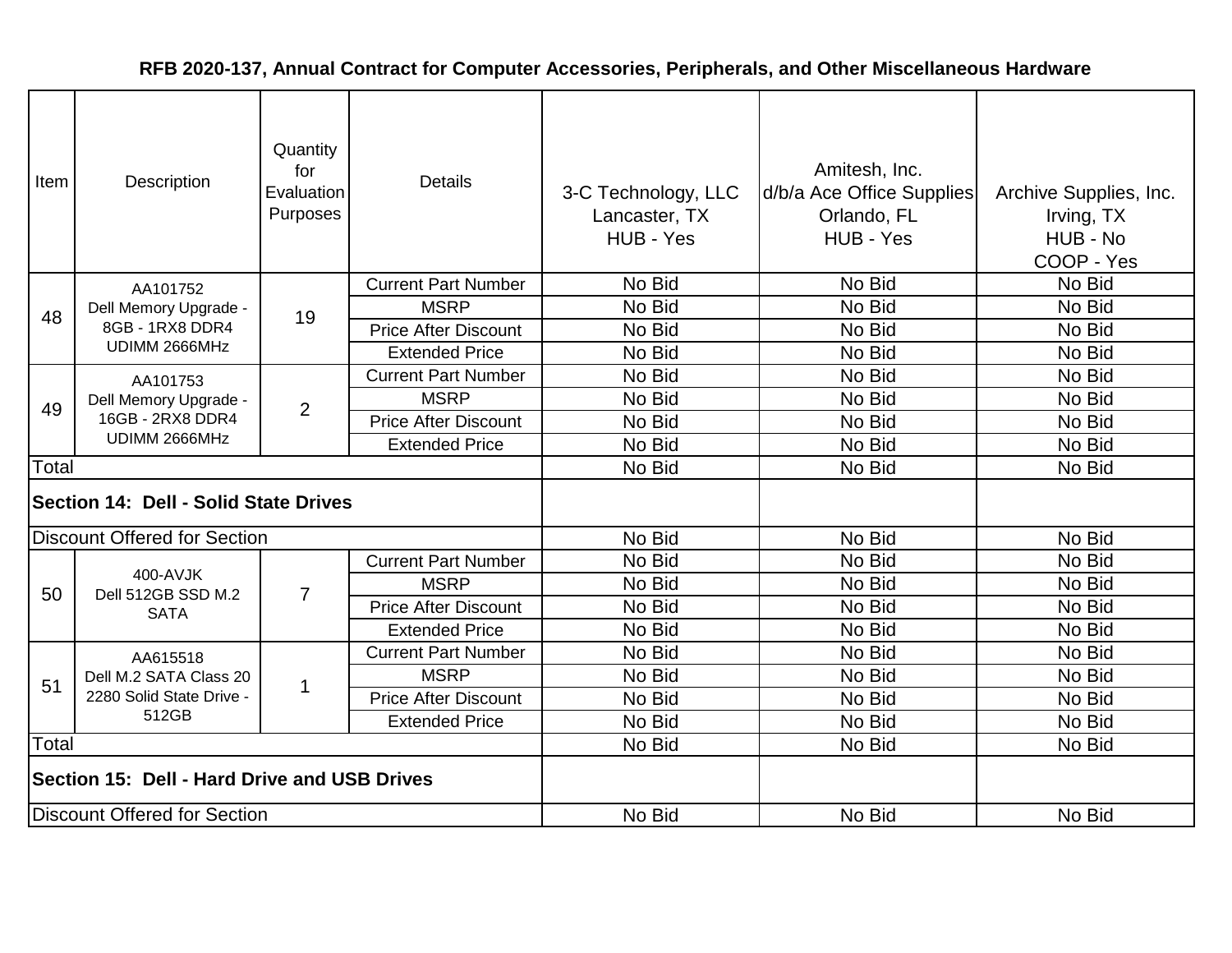## RFB 2020-137, Annual Contract for Computer Accessories, Peripherals, and Other Miscellaneous Hardware

| Item | Description | Quantity for Evaluation Purposes | Details | 3-C Technology, LLC Lancaster, TX HUB - Yes | Amitesh, Inc. d/b/a Ace Office Supplies Orlando, FL HUB - Yes | Archive Supplies, Inc. Irving, TX HUB - No COOP - Yes |
|---|---|---|---|---|---|---|
| 48 | AA101752 Dell Memory Upgrade - 8GB - 1RX8 DDR4 UDIMM 2666MHz | 19 | Current Part Number | No Bid | No Bid | No Bid |
| | | | MSRP | No Bid | No Bid | No Bid |
| | | | Price After Discount | No Bid | No Bid | No Bid |
| | | | Extended Price | No Bid | No Bid | No Bid |
| 49 | AA101753 Dell Memory Upgrade - 16GB - 2RX8 DDR4 UDIMM 2666MHz | 2 | Current Part Number | No Bid | No Bid | No Bid |
| | | | MSRP | No Bid | No Bid | No Bid |
| | | | Price After Discount | No Bid | No Bid | No Bid |
| | | | Extended Price | No Bid | No Bid | No Bid |
| Total | | | | No Bid | No Bid | No Bid |
| **Section 14: Dell - Solid State Drives** | | | | | | |
| Discount Offered for Section | | | | No Bid | No Bid | No Bid |
| 50 | 400-AVJK Dell 512GB SSD M.2 SATA | 7 | Current Part Number | No Bid | No Bid | No Bid |
| | | | MSRP | No Bid | No Bid | No Bid |
| | | | Price After Discount | No Bid | No Bid | No Bid |
| | | | Extended Price | No Bid | No Bid | No Bid |
| 51 | AA615518 Dell M.2 SATA Class 20 2280 Solid State Drive - 512GB | 1 | Current Part Number | No Bid | No Bid | No Bid |
| | | | MSRP | No Bid | No Bid | No Bid |
| | | | Price After Discount | No Bid | No Bid | No Bid |
| | | | Extended Price | No Bid | No Bid | No Bid |
| Total | | | | No Bid | No Bid | No Bid |
| **Section 15: Dell - Hard Drive and USB Drives** | | | | | | |
| Discount Offered for Section | | | | No Bid | No Bid | No Bid |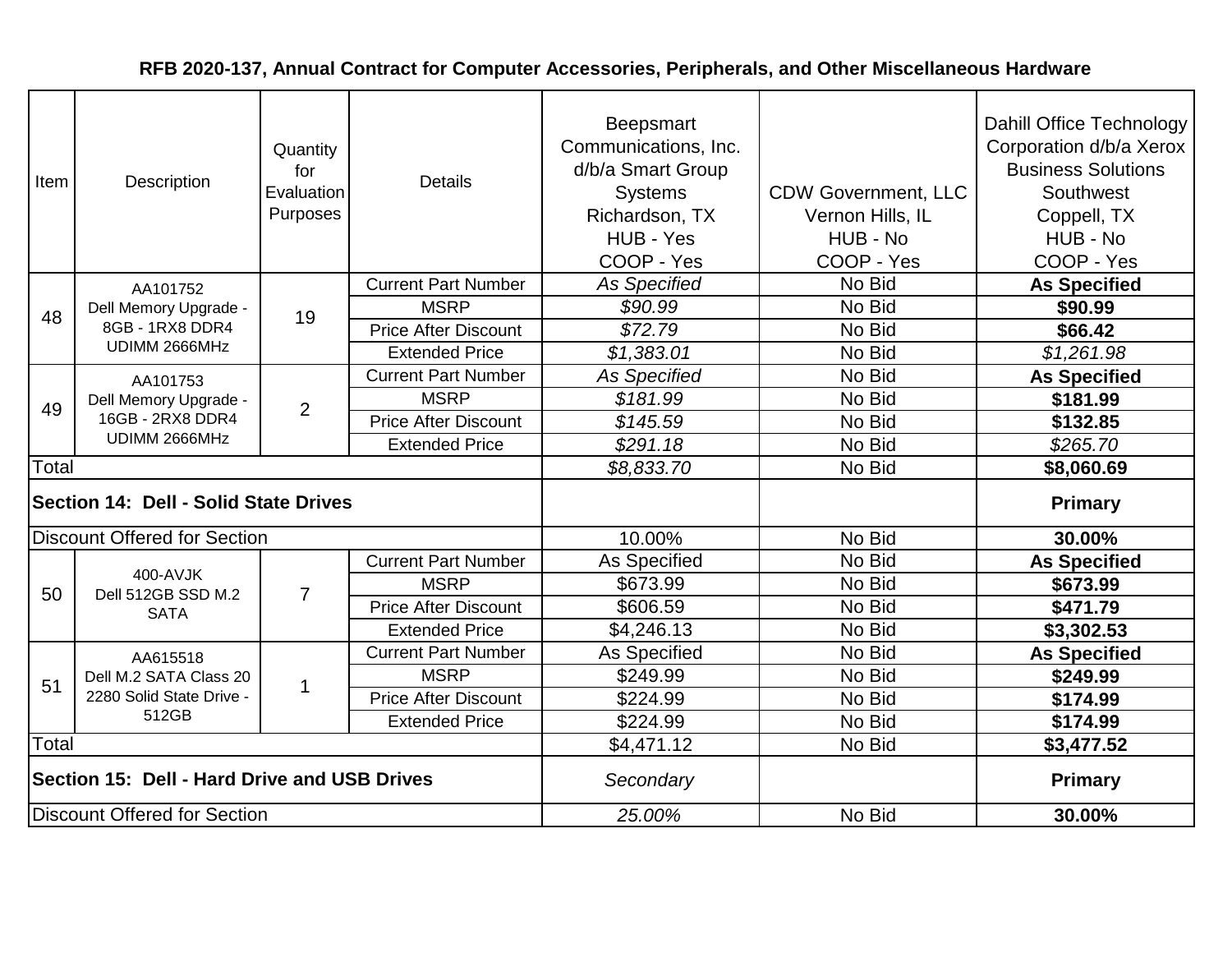**RFB 2020-137, Annual Contract for Computer Accessories, Peripherals, and Other Miscellaneous Hardware**

| Item | Description | Quantity for Evaluation Purposes | Details | Beepsmart Communications, Inc. d/b/a Smart Group Systems Richardson, TX HUB - Yes COOP - Yes | CDW Government, LLC Vernon Hills, IL HUB - No COOP - Yes | Dahill Office Technology Corporation d/b/a Xerox Business Solutions Southwest Coppell, TX HUB - No COOP - Yes |
|---|---|---|---|---|---|---|
| 48 | AA101752 Dell Memory Upgrade - 8GB - 1RX8 DDR4 UDIMM 2666MHz | 19 | Current Part Number | *As Specified* | No Bid | **As Specified** |
| | | | MSRP | *$90.99* | No Bid | **$90.99** |
| | | | Price After Discount | *$72.79* | No Bid | **$66.42** |
| | | | Extended Price | *$1,383.01* | No Bid | *$1,261.98* |
| 49 | AA101753 Dell Memory Upgrade - 16GB - 2RX8 DDR4 UDIMM 2666MHz | 2 | Current Part Number | *As Specified* | No Bid | **As Specified** |
| | | | MSRP | *$181.99* | No Bid | **$181.99** |
| | | | Price After Discount | *$145.59* | No Bid | **$132.85** |
| | | | Extended Price | *$291.18* | No Bid | *$265.70* |
| Total | | | | *$8,833.70* | No Bid | **$8,060.69** |
| **Section 14: Dell - Solid State Drives** | | | | | | **Primary** |
| Discount Offered for Section | | | | 10.00% | No Bid | **30.00%** |
| 50 | 400-AVJK Dell 512GB SSD M.2 SATA | 7 | Current Part Number | As Specified | No Bid | **As Specified** |
| | | | MSRP | $673.99 | No Bid | **$673.99** |
| | | | Price After Discount | $606.59 | No Bid | **$471.79** |
| | | | Extended Price | $4,246.13 | No Bid | **$3,302.53** |
| 51 | AA615518 Dell M.2 SATA Class 20 2280 Solid State Drive - 512GB | 1 | Current Part Number | As Specified | No Bid | **As Specified** |
| | | | MSRP | $249.99 | No Bid | **$249.99** |
| | | | Price After Discount | $224.99 | No Bid | **$174.99** |
| | | | Extended Price | $224.99 | No Bid | **$174.99** |
| Total | | | | $4,471.12 | No Bid | **$3,477.52** |
| **Section 15: Dell - Hard Drive and USB Drives** | | | | *Secondary* | | **Primary** |
| Discount Offered for Section | | | | *25.00%* | No Bid | **30.00%** |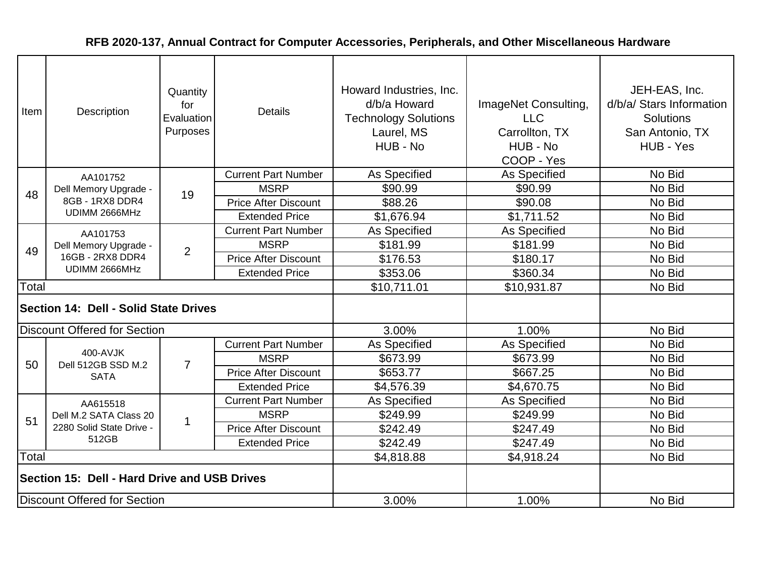**RFB 2020-137, Annual Contract for Computer Accessories, Peripherals, and Other Miscellaneous Hardware**

| Item | Description | Quantity for Evaluation Purposes | Details | Howard Industries, Inc. d/b/a Howard Technology Solutions Laurel, MS HUB - No | ImageNet Consulting, LLC Carrollton, TX HUB - No COOP - Yes | JEH-EAS, Inc. d/b/a/ Stars Information Solutions San Antonio, TX HUB - Yes |
|---|---|---|---|---|---|---|
| 48 | AA101752 Dell Memory Upgrade - 8GB - 1RX8 DDR4 UDIMM 2666MHz | 19 | Current Part Number | As Specified | As Specified | No Bid |
| | | | MSRP | $90.99 | $90.99 | No Bid |
| | | | Price After Discount | $88.26 | $90.08 | No Bid |
| | | | Extended Price | $1,676.94 | $1,711.52 | No Bid |
| 49 | AA101753 Dell Memory Upgrade - 16GB - 2RX8 DDR4 UDIMM 2666MHz | 2 | Current Part Number | As Specified | As Specified | No Bid |
| | | | MSRP | $181.99 | $181.99 | No Bid |
| | | | Price After Discount | $176.53 | $180.17 | No Bid |
| | | | Extended Price | $353.06 | $360.34 | No Bid |
| Total | | | | $10,711.01 | $10,931.87 | No Bid |
| **Section 14: Dell - Solid State Drives** | | | | | | |
| Discount Offered for Section | | | | 3.00% | 1.00% | No Bid |
| 50 | 400-AVJK Dell 512GB SSD M.2 SATA | 7 | Current Part Number | As Specified | As Specified | No Bid |
| | | | MSRP | $673.99 | $673.99 | No Bid |
| | | | Price After Discount | $653.77 | $667.25 | No Bid |
| | | | Extended Price | $4,576.39 | $4,670.75 | No Bid |
| 51 | AA615518 Dell M.2 SATA Class 20 2280 Solid State Drive - 512GB | 1 | Current Part Number | As Specified | As Specified | No Bid |
| | | | MSRP | $249.99 | $249.99 | No Bid |
| | | | Price After Discount | $242.49 | $247.49 | No Bid |
| | | | Extended Price | $242.49 | $247.49 | No Bid |
| Total | | | | $4,818.88 | $4,918.24 | No Bid |
| **Section 15: Dell - Hard Drive and USB Drives** | | | | | | |
| Discount Offered for Section | | | | 3.00% | 1.00% | No Bid |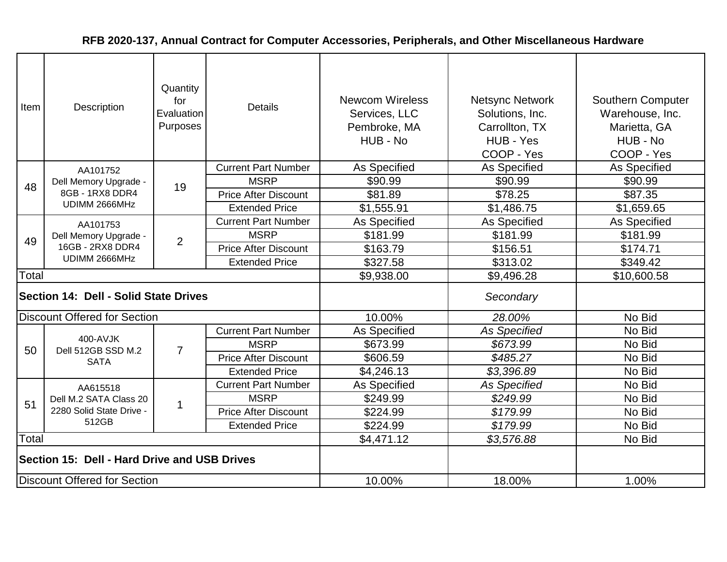## RFB 2020-137, Annual Contract for Computer Accessories, Peripherals, and Other Miscellaneous Hardware

| Item | Description | Quantity for Evaluation Purposes | Details | Newcom Wireless Services, LLC Pembroke, MA HUB - No | Netsync Network Solutions, Inc. Carrollton, TX HUB - Yes COOP - Yes | Southern Computer Warehouse, Inc. Marietta, GA HUB - No COOP - Yes |
|---|---|---|---|---|---|---|
| 48 | AA101752 Dell Memory Upgrade - 8GB - 1RX8 DDR4 UDIMM 2666MHz | 19 | Current Part Number | As Specified | As Specified | As Specified |
| | | | MSRP | $90.99 | $90.99 | $90.99 |
| | | | Price After Discount | $81.89 | $78.25 | $87.35 |
| | | | Extended Price | $1,555.91 | $1,486.75 | $1,659.65 |
| 49 | AA101753 Dell Memory Upgrade - 16GB - 2RX8 DDR4 UDIMM 2666MHz | 2 | Current Part Number | As Specified | As Specified | As Specified |
| | | | MSRP | $181.99 | $181.99 | $181.99 |
| | | | Price After Discount | $163.79 | $156.51 | $174.71 |
| | | | Extended Price | $327.58 | $313.02 | $349.42 |
| Total | | | | $9,938.00 | $9,496.28 | $10,600.58 |
| **Section 14: Dell - Solid State Drives** | | | | | *Secondary* | |
| Discount Offered for Section | | | | 10.00% | *28.00%* | No Bid |
| 50 | 400-AVJK Dell 512GB SSD M.2 SATA | 7 | Current Part Number | As Specified | *As Specified* | No Bid |
| | | | MSRP | $673.99 | *$673.99* | No Bid |
| | | | Price After Discount | $606.59 | *$485.27* | No Bid |
| | | | Extended Price | $4,246.13 | *$3,396.89* | No Bid |
| 51 | AA615518 Dell M.2 SATA Class 20 2280 Solid State Drive - 512GB | 1 | Current Part Number | As Specified | *As Specified* | No Bid |
| | | | MSRP | $249.99 | *$249.99* | No Bid |
| | | | Price After Discount | $224.99 | *$179.99* | No Bid |
| | | | Extended Price | $224.99 | *$179.99* | No Bid |
| Total | | | | $4,471.12 | *$3,576.88* | No Bid |
| **Section 15: Dell - Hard Drive and USB Drives** | | | | | | |
| Discount Offered for Section | | | | 10.00% | 18.00% | 1.00% |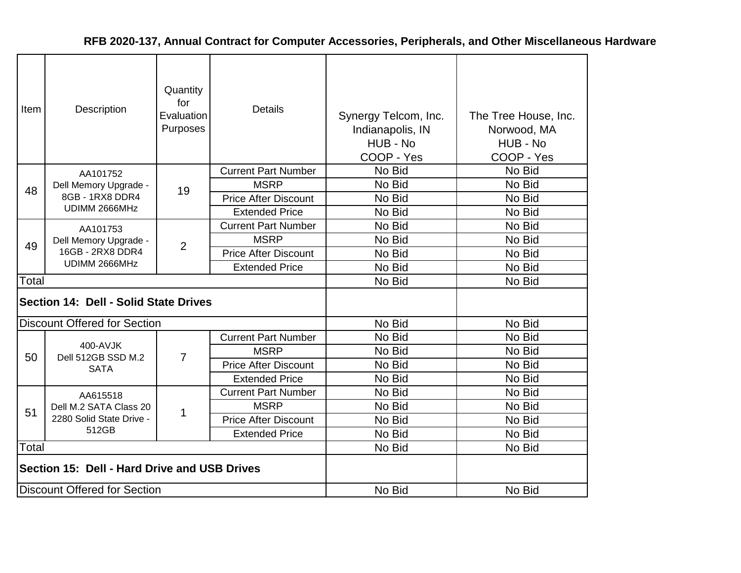## RFB 2020-137, Annual Contract for Computer Accessories, Peripherals, and Other Miscellaneous Hardware

| Item | Description | Quantity for Evaluation Purposes | Details | Synergy Telcom, Inc. Indianapolis, IN HUB - No COOP - Yes | The Tree House, Inc. Norwood, MA HUB - No COOP - Yes |
|---|---|---|---|---|---|
| 48 | AA101752 Dell Memory Upgrade - 8GB - 1RX8 DDR4 UDIMM 2666MHz | 19 | Current Part Number | No Bid | No Bid |
| | | | MSRP | No Bid | No Bid |
| | | | Price After Discount | No Bid | No Bid |
| | | | Extended Price | No Bid | No Bid |
| 49 | AA101753 Dell Memory Upgrade - 16GB - 2RX8 DDR4 UDIMM 2666MHz | 2 | Current Part Number | No Bid | No Bid |
| | | | MSRP | No Bid | No Bid |
| | | | Price After Discount | No Bid | No Bid |
| | | | Extended Price | No Bid | No Bid |
| Total | | | | No Bid | No Bid |
| **Section 14: Dell - Solid State Drives** | | | | | |
| Discount Offered for Section | | | | No Bid | No Bid |
| 50 | 400-AVJK Dell 512GB SSD M.2 SATA | 7 | Current Part Number | No Bid | No Bid |
| | | | MSRP | No Bid | No Bid |
| | | | Price After Discount | No Bid | No Bid |
| | | | Extended Price | No Bid | No Bid |
| 51 | AA615518 Dell M.2 SATA Class 20 2280 Solid State Drive - 512GB | 1 | Current Part Number | No Bid | No Bid |
| | | | MSRP | No Bid | No Bid |
| | | | Price After Discount | No Bid | No Bid |
| | | | Extended Price | No Bid | No Bid |
| Total | | | | No Bid | No Bid |
| **Section 15: Dell - Hard Drive and USB Drives** | | | | | |
| Discount Offered for Section | | | | No Bid | No Bid |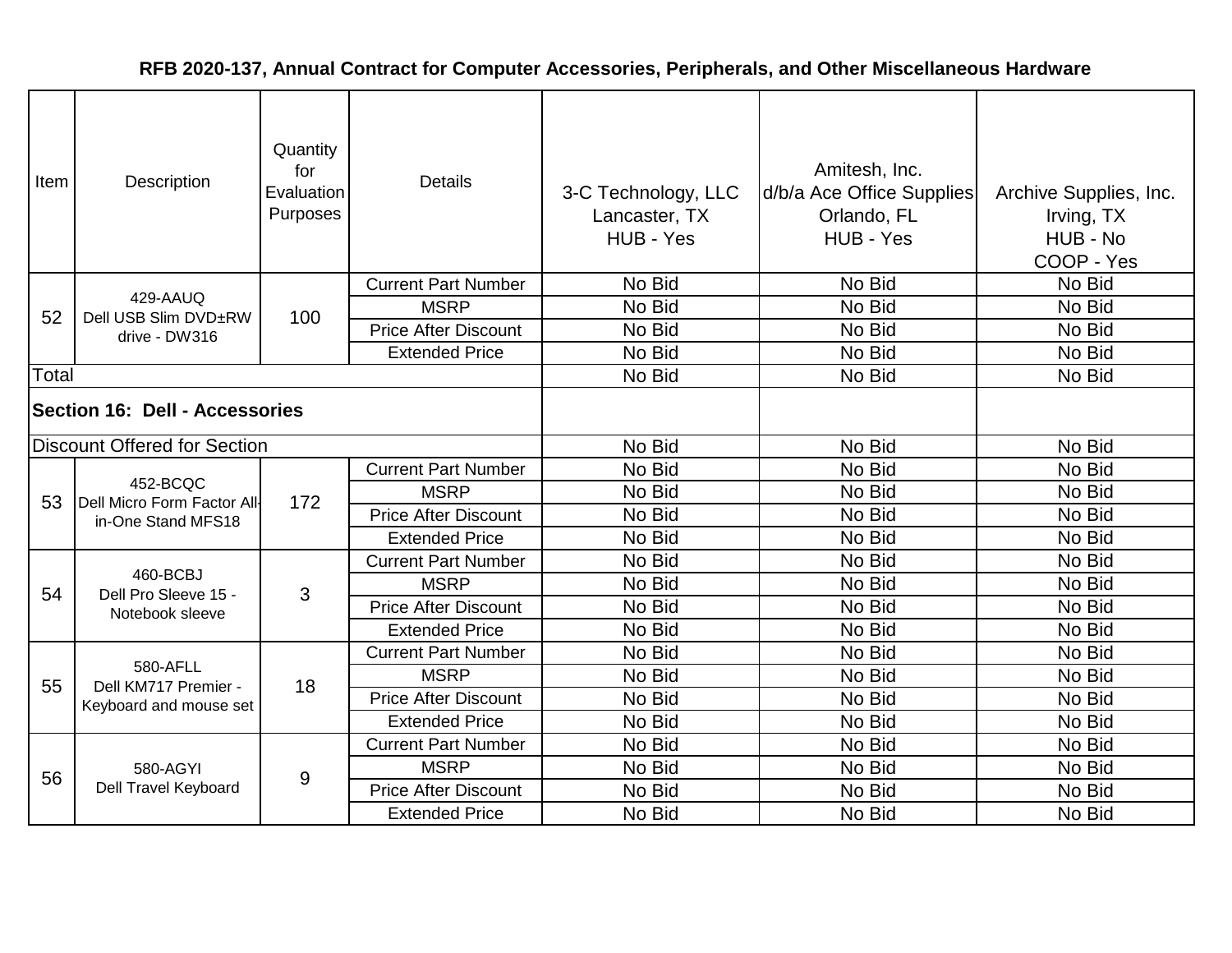## RFB 2020-137, Annual Contract for Computer Accessories, Peripherals, and Other Miscellaneous Hardware

| Item | Description | Quantity for Evaluation Purposes | Details | 3-C Technology, LLC Lancaster, TX HUB - Yes | Amitesh, Inc. d/b/a Ace Office Supplies Orlando, FL HUB - Yes | Archive Supplies, Inc. Irving, TX HUB - No COOP - Yes |
|---|---|---|---|---|---|---|
| 52 | 429-AAUQ Dell USB Slim DVD±RW drive - DW316 | 100 | Current Part Number | No Bid | No Bid | No Bid |
| | | | MSRP | No Bid | No Bid | No Bid |
| | | | Price After Discount | No Bid | No Bid | No Bid |
| | | | Extended Price | No Bid | No Bid | No Bid |
| Total | | | | No Bid | No Bid | No Bid |
| **Section 16: Dell - Accessories** | | | | | | |
| Discount Offered for Section | | | | No Bid | No Bid | No Bid |
| 53 | 452-BCQC Dell Micro Form Factor All-in-One Stand MFS18 | 172 | Current Part Number | No Bid | No Bid | No Bid |
| | | | MSRP | No Bid | No Bid | No Bid |
| | | | Price After Discount | No Bid | No Bid | No Bid |
| | | | Extended Price | No Bid | No Bid | No Bid |
| 54 | 460-BCBJ Dell Pro Sleeve 15 - Notebook sleeve | 3 | Current Part Number | No Bid | No Bid | No Bid |
| | | | MSRP | No Bid | No Bid | No Bid |
| | | | Price After Discount | No Bid | No Bid | No Bid |
| | | | Extended Price | No Bid | No Bid | No Bid |
| 55 | 580-AFLL Dell KM717 Premier - Keyboard and mouse set | 18 | Current Part Number | No Bid | No Bid | No Bid |
| | | | MSRP | No Bid | No Bid | No Bid |
| | | | Price After Discount | No Bid | No Bid | No Bid |
| | | | Extended Price | No Bid | No Bid | No Bid |
| 56 | 580-AGYI Dell Travel Keyboard | 9 | Current Part Number | No Bid | No Bid | No Bid |
| | | | MSRP | No Bid | No Bid | No Bid |
| | | | Price After Discount | No Bid | No Bid | No Bid |
| | | | Extended Price | No Bid | No Bid | No Bid |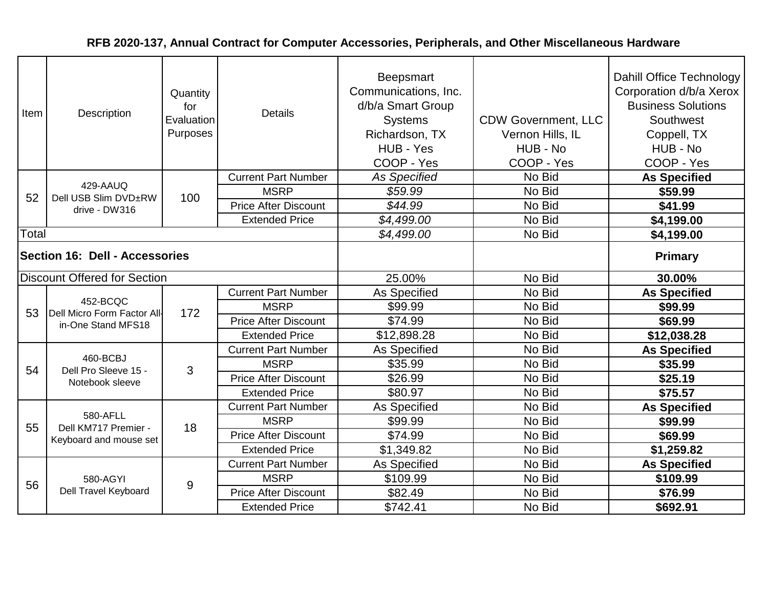**RFB 2020-137, Annual Contract for Computer Accessories, Peripherals, and Other Miscellaneous Hardware**

| Item | Description | Quantity for Evaluation Purposes | Details | Beepsmart Communications, Inc. d/b/a Smart Group Systems Richardson, TX HUB - Yes COOP - Yes | CDW Government, LLC Vernon Hills, IL HUB - No COOP - Yes | Dahill Office Technology Corporation d/b/a Xerox Business Solutions Southwest Coppell, TX HUB - No COOP - Yes |
|---|---|---|---|---|---|---|
| 52 | 429-AAUQ Dell USB Slim DVD±RW drive - DW316 | 100 | Current Part Number | *As Specified* | No Bid | **As Specified** |
| | | | MSRP | *$59.99* | No Bid | **$59.99** |
| | | | Price After Discount | *$44.99* | No Bid | **$41.99** |
| | | | Extended Price | *$4,499.00* | No Bid | **$4,199.00** |
| Total | | | | *$4,499.00* | No Bid | **$4,199.00** |
| **Section 16: Dell - Accessories** | | | | | | **Primary** |
| Discount Offered for Section | | | | 25.00% | No Bid | **30.00%** |
| 53 | 452-BCQC Dell Micro Form Factor All-in-One Stand MFS18 | 172 | Current Part Number | As Specified | No Bid | **As Specified** |
| | | | MSRP | $99.99 | No Bid | **$99.99** |
| | | | Price After Discount | $74.99 | No Bid | **$69.99** |
| | | | Extended Price | $12,898.28 | No Bid | **$12,038.28** |
| 54 | 460-BCBJ Dell Pro Sleeve 15 - Notebook sleeve | 3 | Current Part Number | As Specified | No Bid | **As Specified** |
| | | | MSRP | $35.99 | No Bid | **$35.99** |
| | | | Price After Discount | $26.99 | No Bid | **$25.19** |
| | | | Extended Price | $80.97 | No Bid | **$75.57** |
| 55 | 580-AFLL Dell KM717 Premier - Keyboard and mouse set | 18 | Current Part Number | As Specified | No Bid | **As Specified** |
| | | | MSRP | $99.99 | No Bid | **$99.99** |
| | | | Price After Discount | $74.99 | No Bid | **$69.99** |
| | | | Extended Price | $1,349.82 | No Bid | **$1,259.82** |
| 56 | 580-AGYI Dell Travel Keyboard | 9 | Current Part Number | As Specified | No Bid | **As Specified** |
| | | | MSRP | $109.99 | No Bid | **$109.99** |
| | | | Price After Discount | $82.49 | No Bid | **$76.99** |
| | | | Extended Price | $742.41 | No Bid | **$692.91** |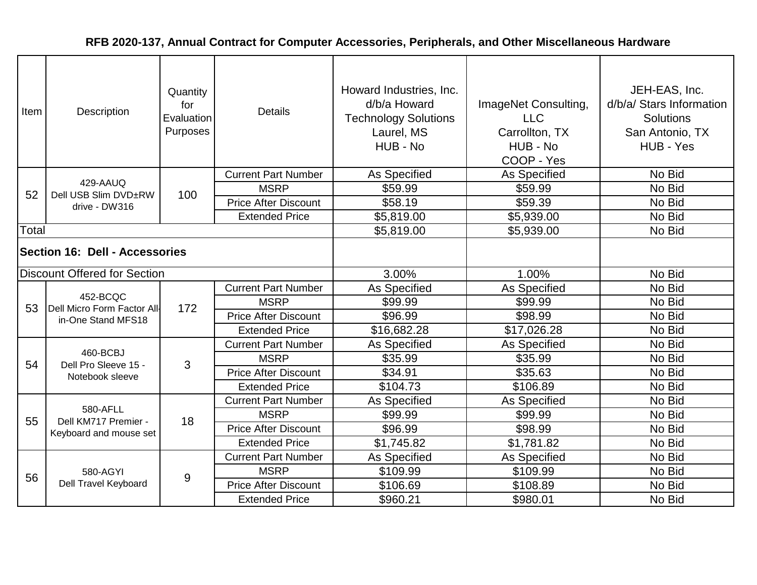# RFB 2020-137, Annual Contract for Computer Accessories, Peripherals, and Other Miscellaneous Hardware

| Item | Description | Quantity for Evaluation Purposes | Details | Howard Industries, Inc. d/b/a Howard Technology Solutions Laurel, MS HUB - No | ImageNet Consulting, LLC Carrollton, TX HUB - No COOP - Yes | JEH-EAS, Inc. d/b/a/ Stars Information Solutions San Antonio, TX HUB - Yes |
|---|---|---|---|---|---|---|
| 52 | 429-AAUQ Dell USB Slim DVD±RW drive - DW316 | 100 | Current Part Number | As Specified | As Specified | No Bid |
| | | | MSRP | $59.99 | $59.99 | No Bid |
| | | | Price After Discount | $58.19 | $59.39 | No Bid |
| | | | Extended Price | $5,819.00 | $5,939.00 | No Bid |
| Total | | | | $5,819.00 | $5,939.00 | No Bid |
| **Section 16: Dell - Accessories** | | | | | | |
| Discount Offered for Section | | | | 3.00% | 1.00% | No Bid |
| 53 | 452-BCQC Dell Micro Form Factor All-in-One Stand MFS18 | 172 | Current Part Number | As Specified | As Specified | No Bid |
| | | | MSRP | $99.99 | $99.99 | No Bid |
| | | | Price After Discount | $96.99 | $98.99 | No Bid |
| | | | Extended Price | $16,682.28 | $17,026.28 | No Bid |
| 54 | 460-BCBJ Dell Pro Sleeve 15 - Notebook sleeve | 3 | Current Part Number | As Specified | As Specified | No Bid |
| | | | MSRP | $35.99 | $35.99 | No Bid |
| | | | Price After Discount | $34.91 | $35.63 | No Bid |
| | | | Extended Price | $104.73 | $106.89 | No Bid |
| 55 | 580-AFLL Dell KM717 Premier - Keyboard and mouse set | 18 | Current Part Number | As Specified | As Specified | No Bid |
| | | | MSRP | $99.99 | $99.99 | No Bid |
| | | | Price After Discount | $96.99 | $98.99 | No Bid |
| | | | Extended Price | $1,745.82 | $1,781.82 | No Bid |
| 56 | 580-AGYI Dell Travel Keyboard | 9 | Current Part Number | As Specified | As Specified | No Bid |
| | | | MSRP | $109.99 | $109.99 | No Bid |
| | | | Price After Discount | $106.69 | $108.89 | No Bid |
| | | | Extended Price | $960.21 | $980.01 | No Bid |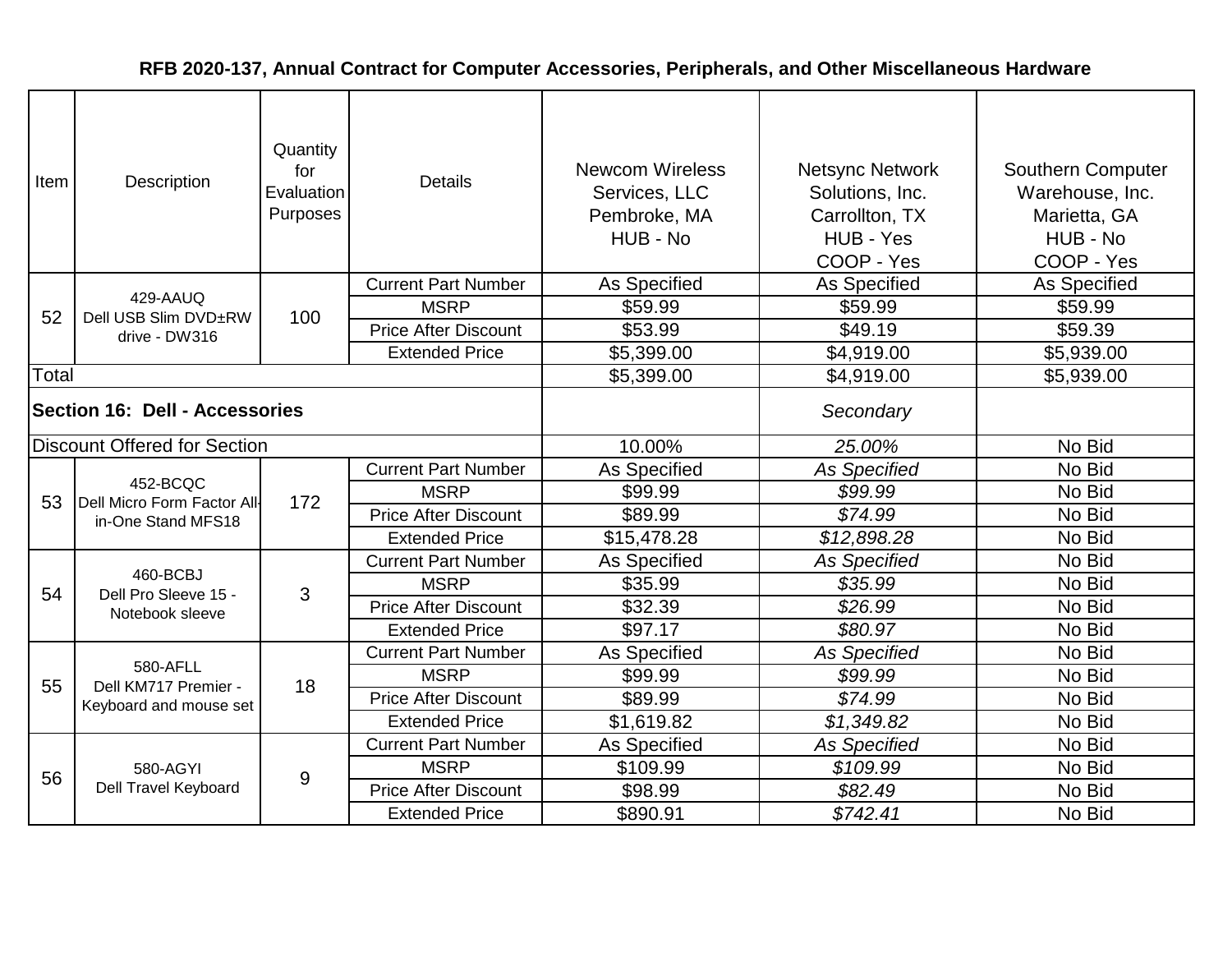# RFB 2020-137, Annual Contract for Computer Accessories, Peripherals, and Other Miscellaneous Hardware

| Item | Description | Quantity for Evaluation Purposes | Details | Newcom Wireless Services, LLC Pembroke, MA HUB - No | Netsync Network Solutions, Inc. Carrollton, TX HUB - Yes COOP - Yes | Southern Computer Warehouse, Inc. Marietta, GA HUB - No COOP - Yes |
|---|---|---|---|---|---|---|
| 52 | 429-AAUQ Dell USB Slim DVD±RW drive - DW316 | 100 | Current Part Number | As Specified | As Specified | As Specified |
| | | | MSRP | $59.99 | $59.99 | $59.99 |
| | | | Price After Discount | $53.99 | $49.19 | $59.39 |
| | | | Extended Price | $5,399.00 | $4,919.00 | $5,939.00 |
| Total | | | | $5,399.00 | $4,919.00 | $5,939.00 |
| **Section 16: Dell - Accessories** | | | | | *Secondary* | |
| Discount Offered for Section | | | | 10.00% | *25.00%* | No Bid |
| 53 | 452-BCQC Dell Micro Form Factor All-in-One Stand MFS18 | 172 | Current Part Number | As Specified | *As Specified* | No Bid |
| | | | MSRP | $99.99 | *$99.99* | No Bid |
| | | | Price After Discount | $89.99 | *$74.99* | No Bid |
| | | | Extended Price | $15,478.28 | *$12,898.28* | No Bid |
| 54 | 460-BCBJ Dell Pro Sleeve 15 - Notebook sleeve | 3 | Current Part Number | As Specified | *As Specified* | No Bid |
| | | | MSRP | $35.99 | *$35.99* | No Bid |
| | | | Price After Discount | $32.39 | *$26.99* | No Bid |
| | | | Extended Price | $97.17 | *$80.97* | No Bid |
| 55 | 580-AFLL Dell KM717 Premier - Keyboard and mouse set | 18 | Current Part Number | As Specified | *As Specified* | No Bid |
| | | | MSRP | $99.99 | *$99.99* | No Bid |
| | | | Price After Discount | $89.99 | *$74.99* | No Bid |
| | | | Extended Price | $1,619.82 | *$1,349.82* | No Bid |
| 56 | 580-AGYI Dell Travel Keyboard | 9 | Current Part Number | As Specified | *As Specified* | No Bid |
| | | | MSRP | $109.99 | *$109.99* | No Bid |
| | | | Price After Discount | $98.99 | *$82.49* | No Bid |
| | | | Extended Price | $890.91 | *$742.41* | No Bid |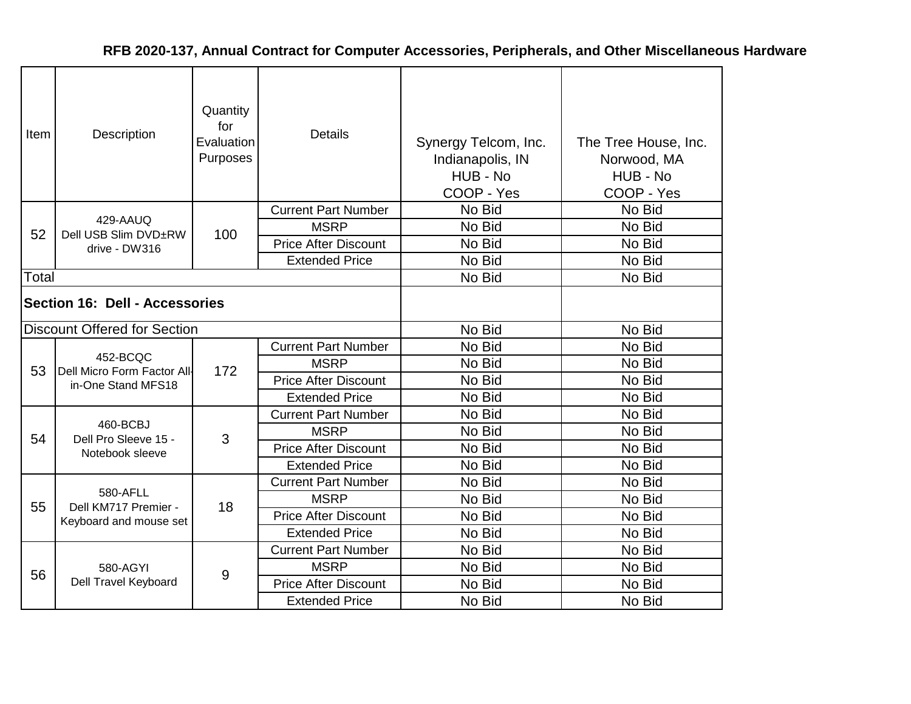**RFB 2020-137, Annual Contract for Computer Accessories, Peripherals, and Other Miscellaneous Hardware**

| Item | Description | Quantity for Evaluation Purposes | Details | Synergy Telcom, Inc. Indianapolis, IN HUB - No COOP - Yes | The Tree House, Inc. Norwood, MA HUB - No COOP - Yes |
|---|---|---|---|---|---|
| 52 | 429-AAUQ Dell USB Slim DVD±RW drive - DW316 | 100 | Current Part Number | No Bid | No Bid |
| | | | MSRP | No Bid | No Bid |
| | | | Price After Discount | No Bid | No Bid |
| | | | Extended Price | No Bid | No Bid |
| Total | | | | No Bid | No Bid |
| **Section 16: Dell - Accessories** | | | | | |
| Discount Offered for Section | | | | No Bid | No Bid |
| 53 | 452-BCQC Dell Micro Form Factor All-in-One Stand MFS18 | 172 | Current Part Number | No Bid | No Bid |
| | | | MSRP | No Bid | No Bid |
| | | | Price After Discount | No Bid | No Bid |
| | | | Extended Price | No Bid | No Bid |
| 54 | 460-BCBJ Dell Pro Sleeve 15 - Notebook sleeve | 3 | Current Part Number | No Bid | No Bid |
| | | | MSRP | No Bid | No Bid |
| | | | Price After Discount | No Bid | No Bid |
| | | | Extended Price | No Bid | No Bid |
| 55 | 580-AFLL Dell KM717 Premier - Keyboard and mouse set | 18 | Current Part Number | No Bid | No Bid |
| | | | MSRP | No Bid | No Bid |
| | | | Price After Discount | No Bid | No Bid |
| | | | Extended Price | No Bid | No Bid |
| 56 | 580-AGYI Dell Travel Keyboard | 9 | Current Part Number | No Bid | No Bid |
| | | | MSRP | No Bid | No Bid |
| | | | Price After Discount | No Bid | No Bid |
| | | | Extended Price | No Bid | No Bid |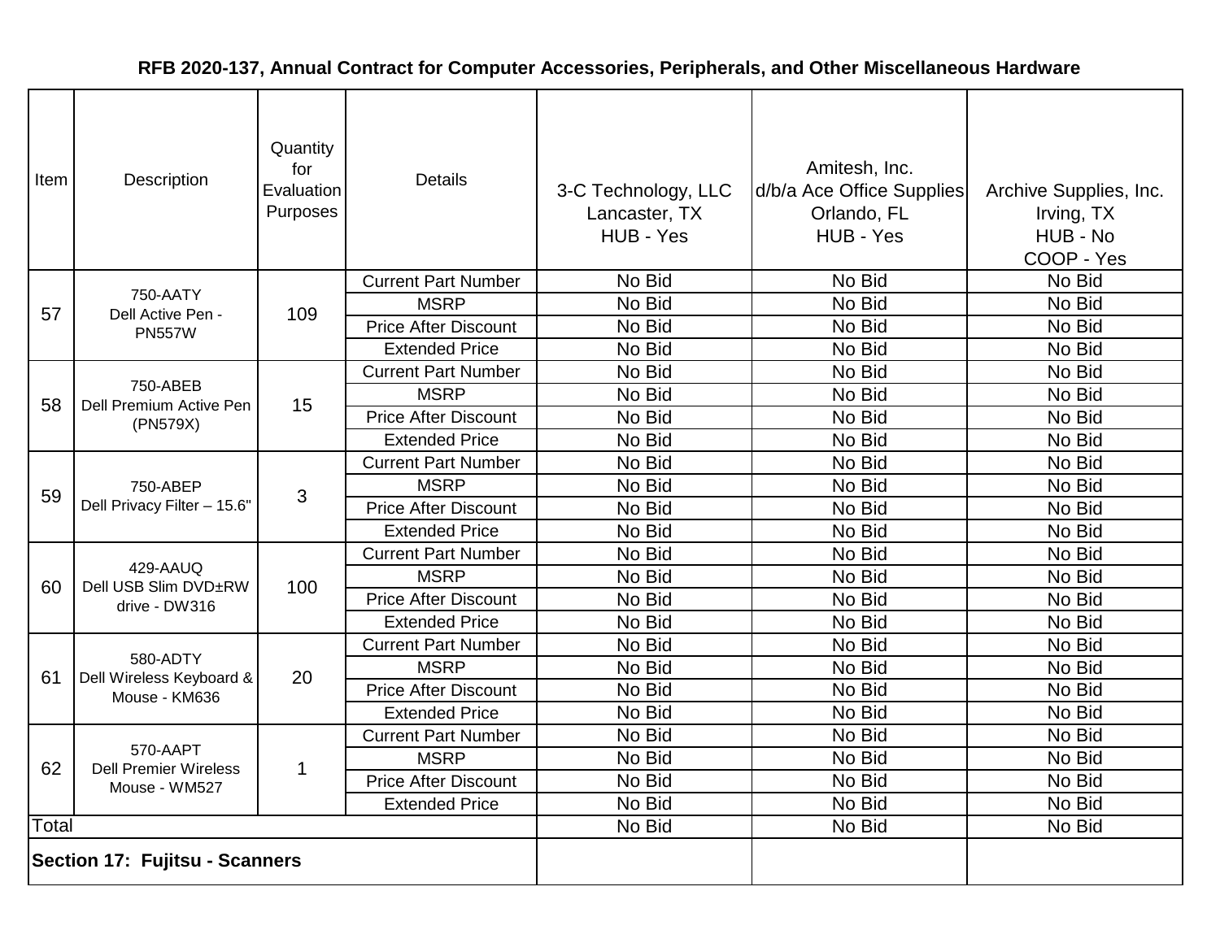# RFB 2020-137, Annual Contract for Computer Accessories, Peripherals, and Other Miscellaneous Hardware

| Item | Description | Quantity for Evaluation Purposes | Details | 3-C Technology, LLC Lancaster, TX HUB - Yes | Amitesh, Inc. d/b/a Ace Office Supplies Orlando, FL HUB - Yes | Archive Supplies, Inc. Irving, TX HUB - No COOP - Yes |
|---|---|---|---|---|---|---|
| 57 | 750-AATY Dell Active Pen - PN557W | 109 | Current Part Number | No Bid | No Bid | No Bid |
| | | | MSRP | No Bid | No Bid | No Bid |
| | | | Price After Discount | No Bid | No Bid | No Bid |
| | | | Extended Price | No Bid | No Bid | No Bid |
| 58 | 750-ABEB Dell Premium Active Pen (PN579X) | 15 | Current Part Number | No Bid | No Bid | No Bid |
| | | | MSRP | No Bid | No Bid | No Bid |
| | | | Price After Discount | No Bid | No Bid | No Bid |
| | | | Extended Price | No Bid | No Bid | No Bid |
| 59 | 750-ABEP Dell Privacy Filter – 15.6" | 3 | Current Part Number | No Bid | No Bid | No Bid |
| | | | MSRP | No Bid | No Bid | No Bid |
| | | | Price After Discount | No Bid | No Bid | No Bid |
| | | | Extended Price | No Bid | No Bid | No Bid |
| 60 | 429-AAUQ Dell USB Slim DVD±RW drive - DW316 | 100 | Current Part Number | No Bid | No Bid | No Bid |
| | | | MSRP | No Bid | No Bid | No Bid |
| | | | Price After Discount | No Bid | No Bid | No Bid |
| | | | Extended Price | No Bid | No Bid | No Bid |
| 61 | 580-ADTY Dell Wireless Keyboard & Mouse - KM636 | 20 | Current Part Number | No Bid | No Bid | No Bid |
| | | | MSRP | No Bid | No Bid | No Bid |
| | | | Price After Discount | No Bid | No Bid | No Bid |
| | | | Extended Price | No Bid | No Bid | No Bid |
| 62 | 570-AAPT Dell Premier Wireless Mouse - WM527 | 1 | Current Part Number | No Bid | No Bid | No Bid |
| | | | MSRP | No Bid | No Bid | No Bid |
| | | | Price After Discount | No Bid | No Bid | No Bid |
| | | | Extended Price | No Bid | No Bid | No Bid |
| Total | | | | No Bid | No Bid | No Bid |
| **Section 17: Fujitsu - Scanners** | | | | | | |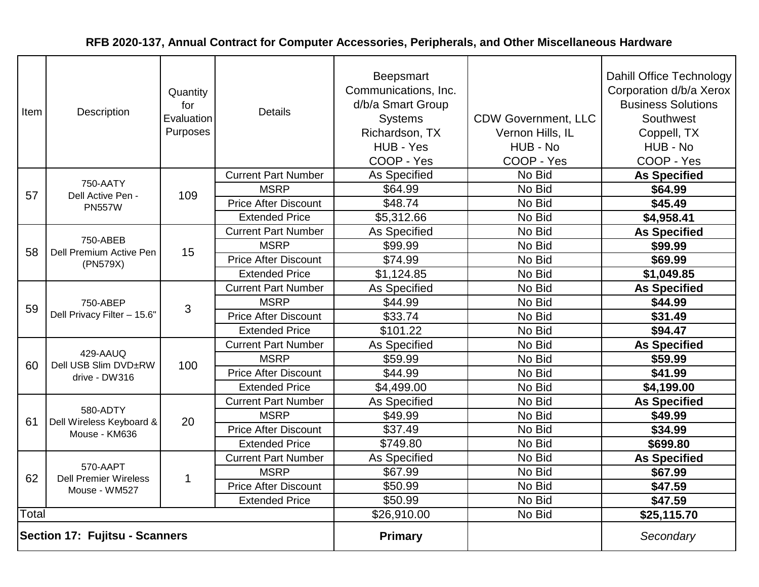**RFB 2020-137, Annual Contract for Computer Accessories, Peripherals, and Other Miscellaneous Hardware**

| Item | Description | Quantity for Evaluation Purposes | Details | Beepsmart Communications, Inc. d/b/a Smart Group Systems Richardson, TX HUB - Yes COOP - Yes | CDW Government, LLC Vernon Hills, IL HUB - No COOP - Yes | Dahill Office Technology Corporation d/b/a Xerox Business Solutions Southwest Coppell, TX HUB - No COOP - Yes |
|---|---|---|---|---|---|---|
| 57 | 750-AATY Dell Active Pen - PN557W | 109 | Current Part Number | As Specified | No Bid | **As Specified** |
| | | | MSRP | $64.99 | No Bid | **$64.99** |
| | | | Price After Discount | $48.74 | No Bid | **$45.49** |
| | | | Extended Price | $5,312.66 | No Bid | **$4,958.41** |
| 58 | 750-ABEB Dell Premium Active Pen (PN579X) | 15 | Current Part Number | As Specified | No Bid | **As Specified** |
| | | | MSRP | $99.99 | No Bid | **$99.99** |
| | | | Price After Discount | $74.99 | No Bid | **$69.99** |
| | | | Extended Price | $1,124.85 | No Bid | **$1,049.85** |
| 59 | 750-ABEP Dell Privacy Filter – 15.6" | 3 | Current Part Number | As Specified | No Bid | **As Specified** |
| | | | MSRP | $44.99 | No Bid | **$44.99** |
| | | | Price After Discount | $33.74 | No Bid | **$31.49** |
| | | | Extended Price | $101.22 | No Bid | **$94.47** |
| 60 | 429-AAUQ Dell USB Slim DVD±RW drive - DW316 | 100 | Current Part Number | As Specified | No Bid | **As Specified** |
| | | | MSRP | $59.99 | No Bid | **$59.99** |
| | | | Price After Discount | $44.99 | No Bid | **$41.99** |
| | | | Extended Price | $4,499.00 | No Bid | **$4,199.00** |
| 61 | 580-ADTY Dell Wireless Keyboard & Mouse - KM636 | 20 | Current Part Number | As Specified | No Bid | **As Specified** |
| | | | MSRP | $49.99 | No Bid | **$49.99** |
| | | | Price After Discount | $37.49 | No Bid | **$34.99** |
| | | | Extended Price | $749.80 | No Bid | **$699.80** |
| 62 | 570-AAPT Dell Premier Wireless Mouse - WM527 | 1 | Current Part Number | As Specified | No Bid | **As Specified** |
| | | | MSRP | $67.99 | No Bid | **$67.99** |
| | | | Price After Discount | $50.99 | No Bid | **$47.59** |
| | | | Extended Price | $50.99 | No Bid | **$47.59** |
| Total | | | | $26,910.00 | No Bid | **$25,115.70** |
| **Section 17: Fujitsu - Scanners** | | | | **Primary** | | *Secondary* |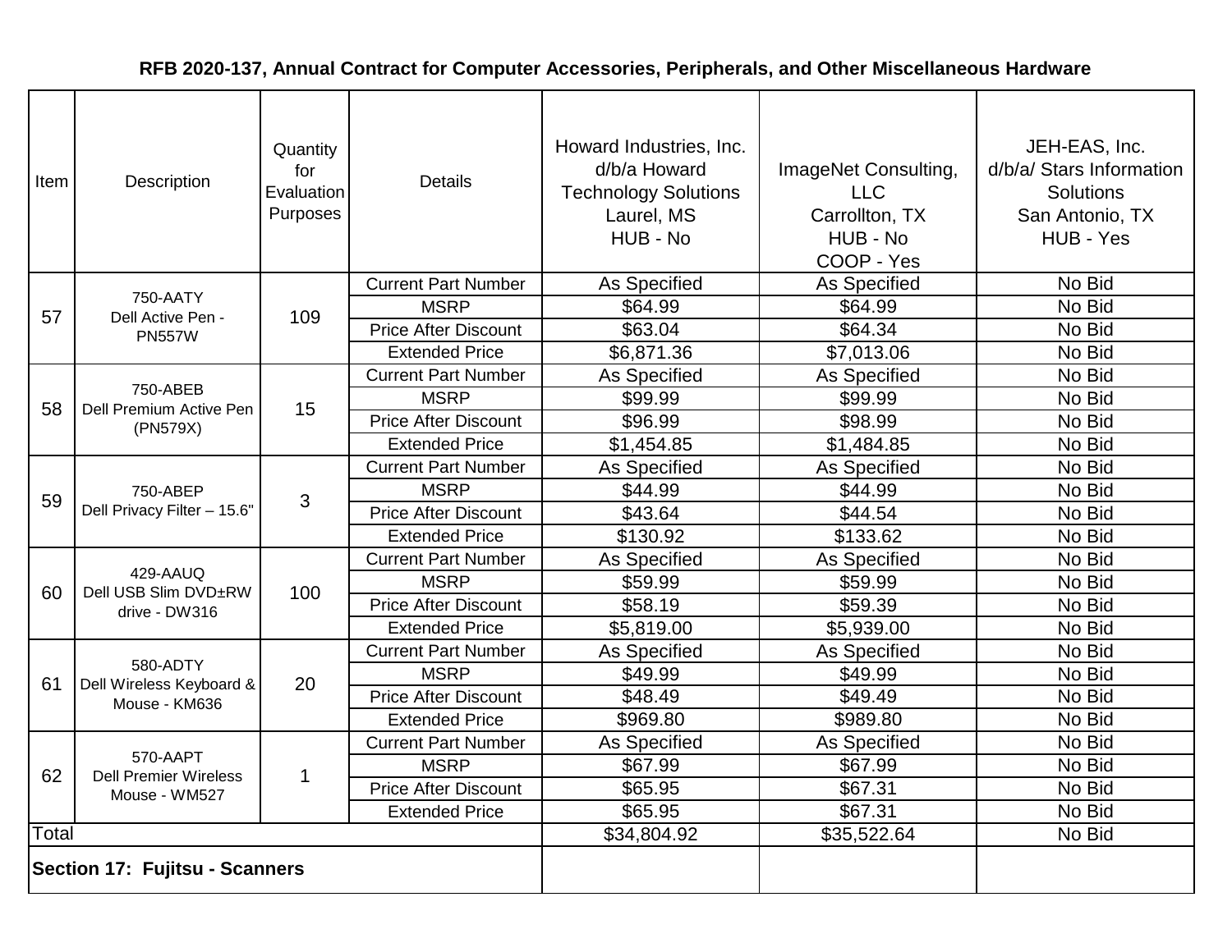**RFB 2020-137, Annual Contract for Computer Accessories, Peripherals, and Other Miscellaneous Hardware**

| Item | Description | Quantity for Evaluation Purposes | Details | Howard Industries, Inc. d/b/a Howard Technology Solutions Laurel, MS HUB - No | ImageNet Consulting, LLC Carrollton, TX HUB - No COOP - Yes | JEH-EAS, Inc. d/b/a/ Stars Information Solutions San Antonio, TX HUB - Yes |
|---|---|---|---|---|---|---|
| 57 | 750-AATY Dell Active Pen - PN557W | 109 | Current Part Number | As Specified | As Specified | No Bid |
| | | | MSRP | $64.99 | $64.99 | No Bid |
| | | | Price After Discount | $63.04 | $64.34 | No Bid |
| | | | Extended Price | $6,871.36 | $7,013.06 | No Bid |
| 58 | 750-ABEB Dell Premium Active Pen (PN579X) | 15 | Current Part Number | As Specified | As Specified | No Bid |
| | | | MSRP | $99.99 | $99.99 | No Bid |
| | | | Price After Discount | $96.99 | $98.99 | No Bid |
| | | | Extended Price | $1,454.85 | $1,484.85 | No Bid |
| 59 | 750-ABEP Dell Privacy Filter – 15.6" | 3 | Current Part Number | As Specified | As Specified | No Bid |
| | | | MSRP | $44.99 | $44.99 | No Bid |
| | | | Price After Discount | $43.64 | $44.54 | No Bid |
| | | | Extended Price | $130.92 | $133.62 | No Bid |
| 60 | 429-AAUQ Dell USB Slim DVD±RW drive - DW316 | 100 | Current Part Number | As Specified | As Specified | No Bid |
| | | | MSRP | $59.99 | $59.99 | No Bid |
| | | | Price After Discount | $58.19 | $59.39 | No Bid |
| | | | Extended Price | $5,819.00 | $5,939.00 | No Bid |
| 61 | 580-ADTY Dell Wireless Keyboard & Mouse - KM636 | 20 | Current Part Number | As Specified | As Specified | No Bid |
| | | | MSRP | $49.99 | $49.99 | No Bid |
| | | | Price After Discount | $48.49 | $49.49 | No Bid |
| | | | Extended Price | $969.80 | $989.80 | No Bid |
| 62 | 570-AAPT Dell Premier Wireless Mouse - WM527 | 1 | Current Part Number | As Specified | As Specified | No Bid |
| | | | MSRP | $67.99 | $67.99 | No Bid |
| | | | Price After Discount | $65.95 | $67.31 | No Bid |
| | | | Extended Price | $65.95 | $67.31 | No Bid |
| Total | | | | $34,804.92 | $35,522.64 | No Bid |
| **Section 17: Fujitsu - Scanners** | | | | | | |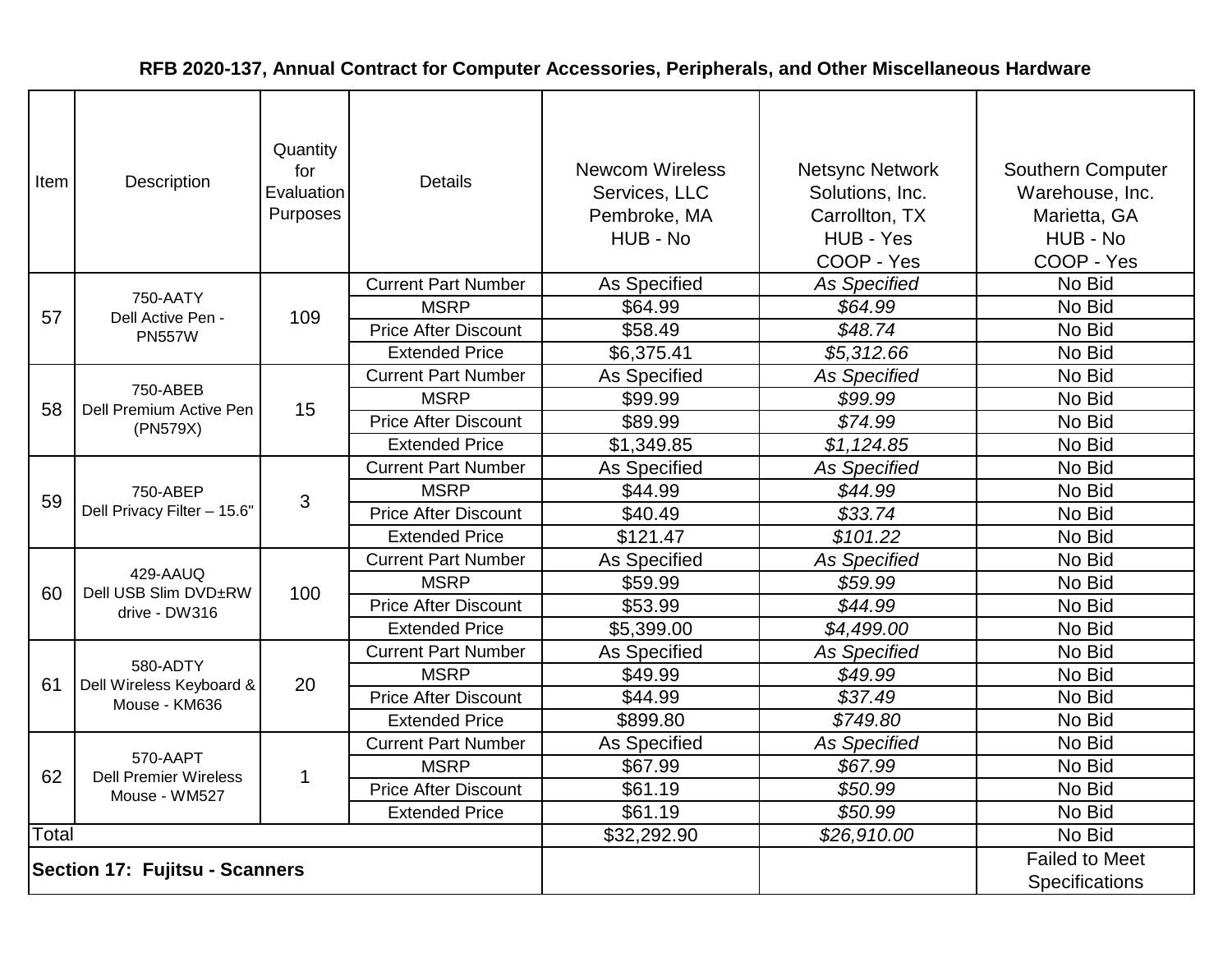## RFB 2020-137, Annual Contract for Computer Accessories, Peripherals, and Other Miscellaneous Hardware

| Item | Description | Quantity for Evaluation Purposes | Details | Newcom Wireless Services, LLC Pembroke, MA HUB - No | Netsync Network Solutions, Inc. Carrollton, TX HUB - Yes COOP - Yes | Southern Computer Warehouse, Inc. Marietta, GA HUB - No COOP - Yes |
|---|---|---|---|---|---|---|
| 57 | 750-AATY Dell Active Pen - PN557W | 109 | Current Part Number | As Specified | *As Specified* | No Bid |
| | | | MSRP | $64.99 | *$64.99* | No Bid |
| | | | Price After Discount | $58.49 | *$48.74* | No Bid |
| | | | Extended Price | $6,375.41 | *$5,312.66* | No Bid |
| 58 | 750-ABEB Dell Premium Active Pen (PN579X) | 15 | Current Part Number | As Specified | *As Specified* | No Bid |
| | | | MSRP | $99.99 | *$99.99* | No Bid |
| | | | Price After Discount | $89.99 | *$74.99* | No Bid |
| | | | Extended Price | $1,349.85 | *$1,124.85* | No Bid |
| 59 | 750-ABEP Dell Privacy Filter – 15.6" | 3 | Current Part Number | As Specified | *As Specified* | No Bid |
| | | | MSRP | $44.99 | *$44.99* | No Bid |
| | | | Price After Discount | $40.49 | *$33.74* | No Bid |
| | | | Extended Price | $121.47 | *$101.22* | No Bid |
| 60 | 429-AAUQ Dell USB Slim DVD±RW drive - DW316 | 100 | Current Part Number | As Specified | *As Specified* | No Bid |
| | | | MSRP | $59.99 | *$59.99* | No Bid |
| | | | Price After Discount | $53.99 | *$44.99* | No Bid |
| | | | Extended Price | $5,399.00 | *$4,499.00* | No Bid |
| 61 | 580-ADTY Dell Wireless Keyboard & Mouse - KM636 | 20 | Current Part Number | As Specified | *As Specified* | No Bid |
| | | | MSRP | $49.99 | *$49.99* | No Bid |
| | | | Price After Discount | $44.99 | *$37.49* | No Bid |
| | | | Extended Price | $899.80 | *$749.80* | No Bid |
| 62 | 570-AAPT Dell Premier Wireless Mouse - WM527 | 1 | Current Part Number | As Specified | *As Specified* | No Bid |
| | | | MSRP | $67.99 | *$67.99* | No Bid |
| | | | Price After Discount | $61.19 | *$50.99* | No Bid |
| | | | Extended Price | $61.19 | *$50.99* | No Bid |
| Total | | | | $32,292.90 | *$26,910.00* | No Bid |
| **Section 17: Fujitsu - Scanners** | | | | | | Failed to Meet Specifications |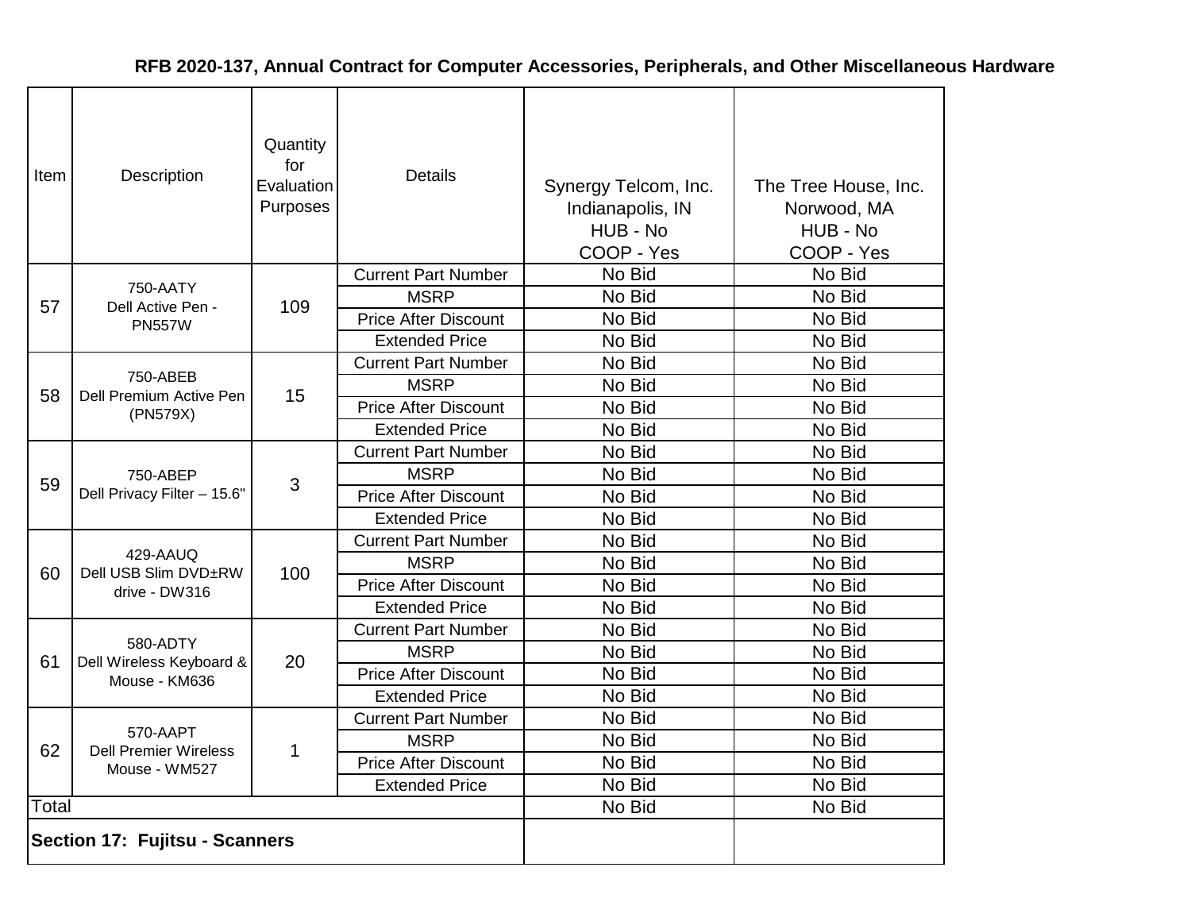**RFB 2020-137, Annual Contract for Computer Accessories, Peripherals, and Other Miscellaneous Hardware**

| Item | Description | Quantity for Evaluation Purposes | Details | Synergy Telcom, Inc. Indianapolis, IN HUB - No COOP - Yes | The Tree House, Inc. Norwood, MA HUB - No COOP - Yes |
|---|---|---|---|---|---|
| 57 | 750-AATY Dell Active Pen - PN557W | 109 | Current Part Number | No Bid | No Bid |
| | | | MSRP | No Bid | No Bid |
| | | | Price After Discount | No Bid | No Bid |
| | | | Extended Price | No Bid | No Bid |
| 58 | 750-ABEB Dell Premium Active Pen (PN579X) | 15 | Current Part Number | No Bid | No Bid |
| | | | MSRP | No Bid | No Bid |
| | | | Price After Discount | No Bid | No Bid |
| | | | Extended Price | No Bid | No Bid |
| 59 | 750-ABEP Dell Privacy Filter – 15.6" | 3 | Current Part Number | No Bid | No Bid |
| | | | MSRP | No Bid | No Bid |
| | | | Price After Discount | No Bid | No Bid |
| | | | Extended Price | No Bid | No Bid |
| 60 | 429-AAUQ Dell USB Slim DVD±RW drive - DW316 | 100 | Current Part Number | No Bid | No Bid |
| | | | MSRP | No Bid | No Bid |
| | | | Price After Discount | No Bid | No Bid |
| | | | Extended Price | No Bid | No Bid |
| 61 | 580-ADTY Dell Wireless Keyboard & Mouse - KM636 | 20 | Current Part Number | No Bid | No Bid |
| | | | MSRP | No Bid | No Bid |
| | | | Price After Discount | No Bid | No Bid |
| | | | Extended Price | No Bid | No Bid |
| 62 | 570-AAPT Dell Premier Wireless Mouse - WM527 | 1 | Current Part Number | No Bid | No Bid |
| | | | MSRP | No Bid | No Bid |
| | | | Price After Discount | No Bid | No Bid |
| | | | Extended Price | No Bid | No Bid |
| Total | | | | No Bid | No Bid |
| **Section 17: Fujitsu - Scanners** | | | | | |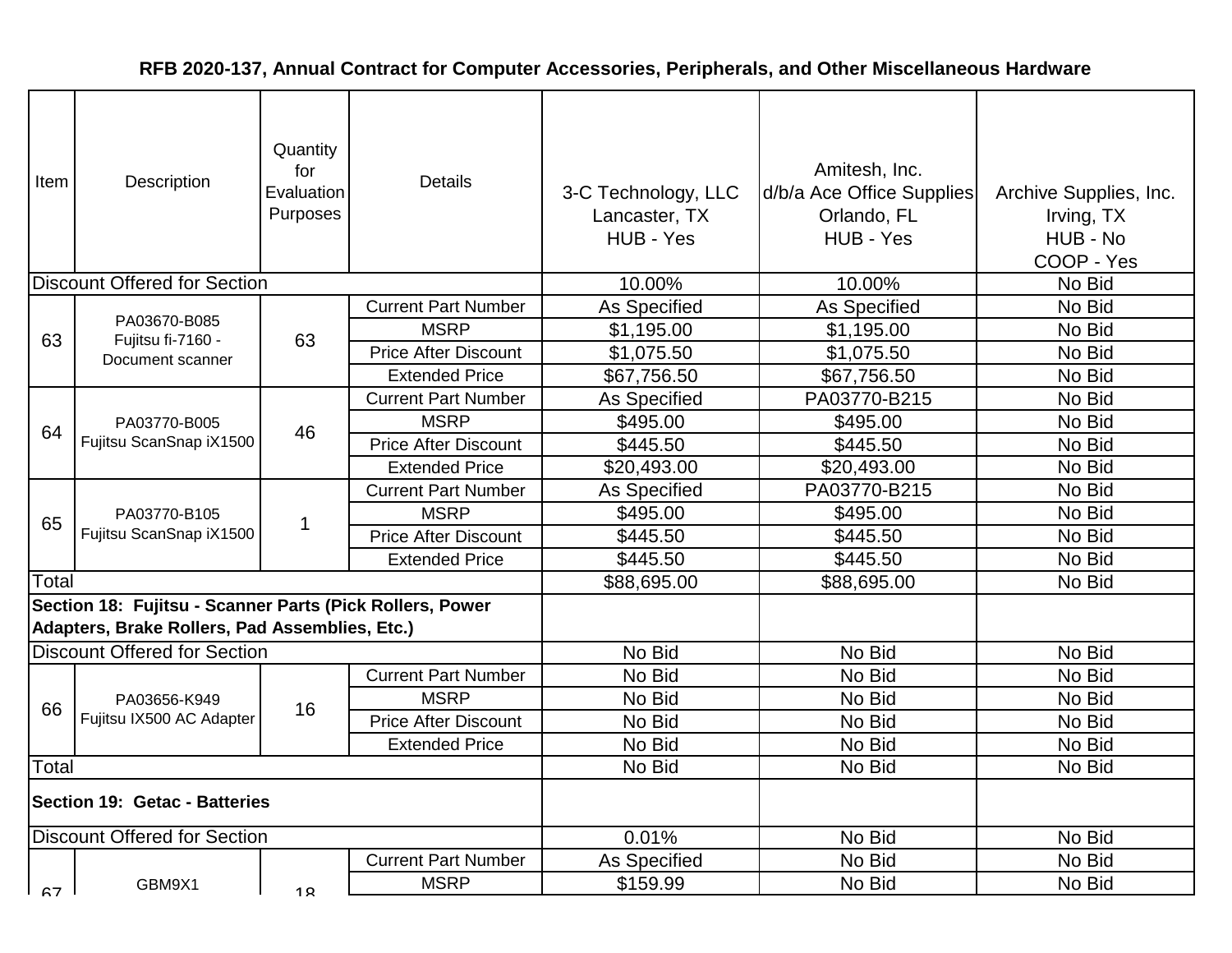# RFB 2020-137, Annual Contract for Computer Accessories, Peripherals, and Other Miscellaneous Hardware

| Item | Description | Quantity for Evaluation Purposes | Details | 3-C Technology, LLC Lancaster, TX HUB - Yes | Amitesh, Inc. d/b/a Ace Office Supplies Orlando, FL HUB - Yes | Archive Supplies, Inc. Irving, TX HUB - No COOP - Yes |
|---|---|---|---|---|---|---|
| Discount Offered for Section | | | | 10.00% | 10.00% | No Bid |
| 63 | PA03670-B085 Fujitsu fi-7160 - Document scanner | 63 | Current Part Number | As Specified | As Specified | No Bid |
| | | | MSRP | $1,195.00 | $1,195.00 | No Bid |
| | | | Price After Discount | $1,075.50 | $1,075.50 | No Bid |
| | | | Extended Price | $67,756.50 | $67,756.50 | No Bid |
| 64 | PA03770-B005 Fujitsu ScanSnap iX1500 | 46 | Current Part Number | As Specified | PA03770-B215 | No Bid |
| | | | MSRP | $495.00 | $495.00 | No Bid |
| | | | Price After Discount | $445.50 | $445.50 | No Bid |
| | | | Extended Price | $20,493.00 | $20,493.00 | No Bid |
| 65 | PA03770-B105 Fujitsu ScanSnap iX1500 | 1 | Current Part Number | As Specified | PA03770-B215 | No Bid |
| | | | MSRP | $495.00 | $495.00 | No Bid |
| | | | Price After Discount | $445.50 | $445.50 | No Bid |
| | | | Extended Price | $445.50 | $445.50 | No Bid |
| Total | | | | $88,695.00 | $88,695.00 | No Bid |
| **Section 18: Fujitsu - Scanner Parts (Pick Rollers, Power Adapters, Brake Rollers, Pad Assemblies, Etc.)** | | | | | | |
| Discount Offered for Section | | | | No Bid | No Bid | No Bid |
| 66 | PA03656-K949 Fujitsu IX500 AC Adapter | 16 | Current Part Number | No Bid | No Bid | No Bid |
| | | | MSRP | No Bid | No Bid | No Bid |
| | | | Price After Discount | No Bid | No Bid | No Bid |
| | | | Extended Price | No Bid | No Bid | No Bid |
| Total | | | | No Bid | No Bid | No Bid |
| **Section 19: Getac - Batteries** | | | | | | |
| Discount Offered for Section | | | | 0.01% | No Bid | No Bid |
| 67 | GBM9X1 | 18 | Current Part Number | As Specified | No Bid | No Bid |
| | | | MSRP | $159.99 | No Bid | No Bid |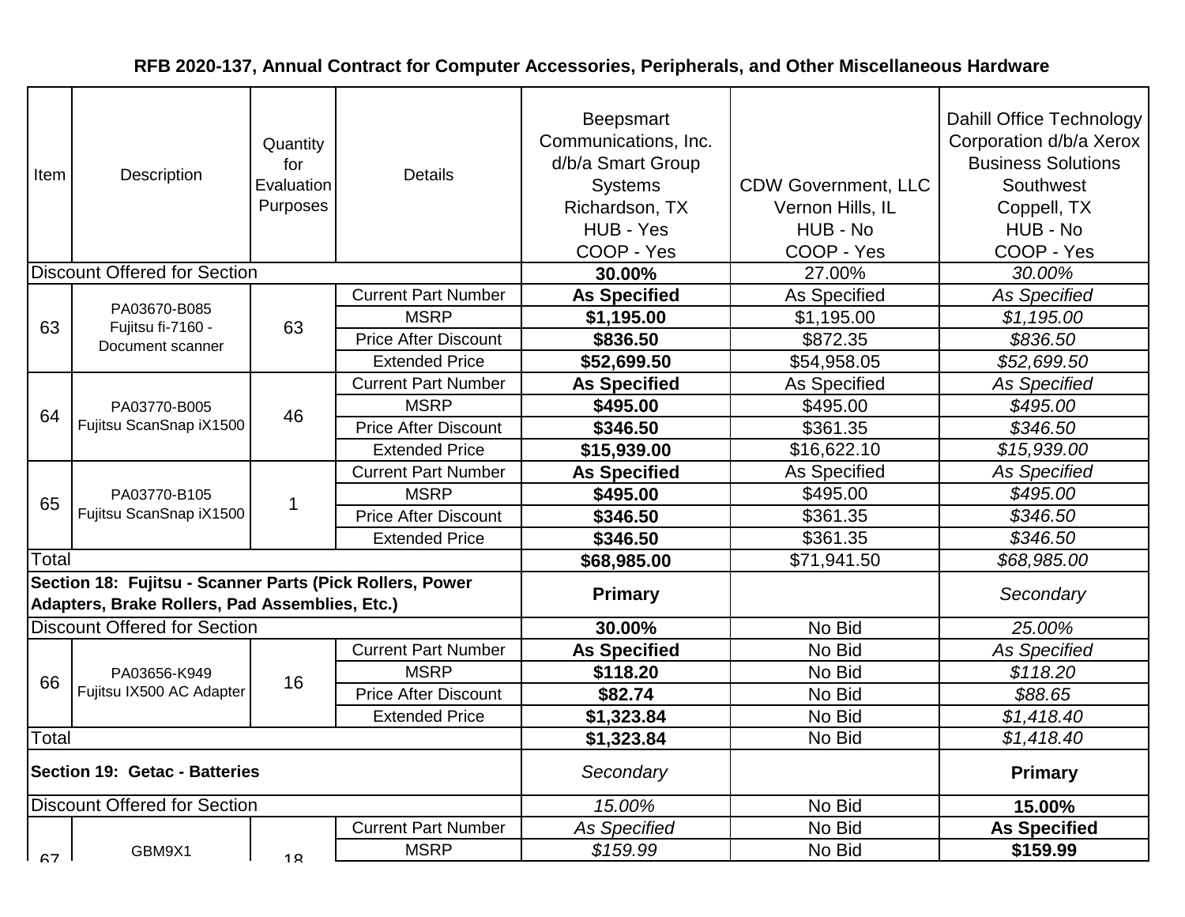**RFB 2020-137, Annual Contract for Computer Accessories, Peripherals, and Other Miscellaneous Hardware**

| Item | Description | Quantity for Evaluation Purposes | Details | Beepsmart Communications, Inc. d/b/a Smart Group Systems Richardson, TX HUB - Yes COOP - Yes | CDW Government, LLC Vernon Hills, IL HUB - No COOP - Yes | Dahill Office Technology Corporation d/b/a Xerox Business Solutions Southwest Coppell, TX HUB - No COOP - Yes |
|---|---|---|---|---|---|---|
| Discount Offered for Section | | | | **30.00%** | 27.00% | *30.00%* |
| 63 | PA03670-B085 Fujitsu fi-7160 - Document scanner | 63 | Current Part Number | **As Specified** | As Specified | *As Specified* |
| | | | MSRP | **$1,195.00** | $1,195.00 | *$1,195.00* |
| | | | Price After Discount | **$836.50** | $872.35 | *$836.50* |
| | | | Extended Price | **$52,699.50** | $54,958.05 | *$52,699.50* |
| 64 | PA03770-B005 Fujitsu ScanSnap iX1500 | 46 | Current Part Number | **As Specified** | As Specified | *As Specified* |
| | | | MSRP | **$495.00** | $495.00 | *$495.00* |
| | | | Price After Discount | **$346.50** | $361.35 | *$346.50* |
| | | | Extended Price | **$15,939.00** | $16,622.10 | *$15,939.00* |
| 65 | PA03770-B105 Fujitsu ScanSnap iX1500 | 1 | Current Part Number | **As Specified** | As Specified | *As Specified* |
| | | | MSRP | **$495.00** | $495.00 | *$495.00* |
| | | | Price After Discount | **$346.50** | $361.35 | *$346.50* |
| | | | Extended Price | **$346.50** | $361.35 | *$346.50* |
| Total | | | | **$68,985.00** | $71,941.50 | *$68,985.00* |
| **Section 18: Fujitsu - Scanner Parts (Pick Rollers, Power Adapters, Brake Rollers, Pad Assemblies, Etc.)** | | | | **Primary** | | *Secondary* |
| Discount Offered for Section | | | | **30.00%** | No Bid | *25.00%* |
| 66 | PA03656-K949 Fujitsu IX500 AC Adapter | 16 | Current Part Number | **As Specified** | No Bid | *As Specified* |
| | | | MSRP | **$118.20** | No Bid | *$118.20* |
| | | | Price After Discount | **$82.74** | No Bid | *$88.65* |
| | | | Extended Price | **$1,323.84** | No Bid | *$1,418.40* |
| Total | | | | **$1,323.84** | No Bid | *$1,418.40* |
| **Section 19: Getac - Batteries** | | | | *Secondary* | | **Primary** |
| Discount Offered for Section | | | | *15.00%* | No Bid | **15.00%** |
| 67 | GBM9X1 | 18 | Current Part Number | *As Specified* | No Bid | **As Specified** |
| | | | MSRP | *$159.99* | No Bid | **$159.99** |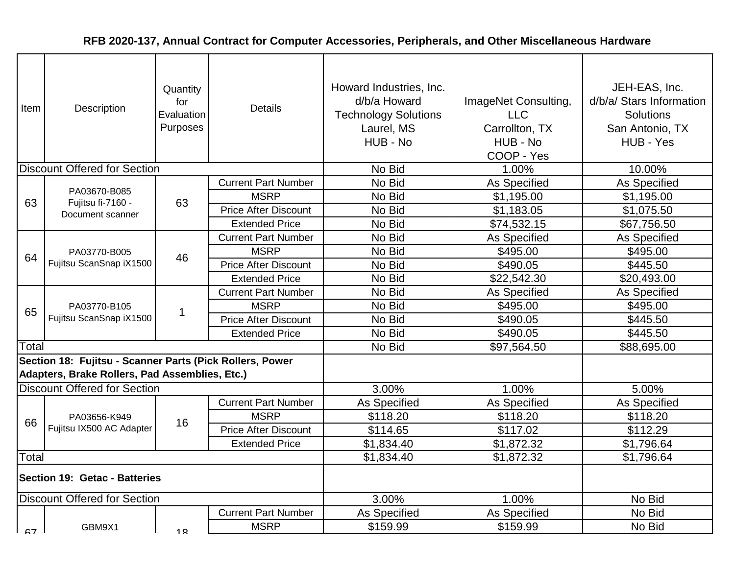# RFB 2020-137, Annual Contract for Computer Accessories, Peripherals, and Other Miscellaneous Hardware

| Item | Description | Quantity for Evaluation Purposes | Details | Howard Industries, Inc. d/b/a Howard Technology Solutions Laurel, MS HUB - No | ImageNet Consulting, LLC Carrollton, TX HUB - No COOP - Yes | JEH-EAS, Inc. d/b/a/ Stars Information Solutions San Antonio, TX HUB - Yes |
|---|---|---|---|---|---|---|
| Discount Offered for Section | | | | No Bid | 1.00% | 10.00% |
| 63 | PA03670-B085 Fujitsu fi-7160 - Document scanner | 63 | Current Part Number | No Bid | As Specified | As Specified |
| | | | MSRP | No Bid | $1,195.00 | $1,195.00 |
| | | | Price After Discount | No Bid | $1,183.05 | $1,075.50 |
| | | | Extended Price | No Bid | $74,532.15 | $67,756.50 |
| 64 | PA03770-B005 Fujitsu ScanSnap iX1500 | 46 | Current Part Number | No Bid | As Specified | As Specified |
| | | | MSRP | No Bid | $495.00 | $495.00 |
| | | | Price After Discount | No Bid | $490.05 | $445.50 |
| | | | Extended Price | No Bid | $22,542.30 | $20,493.00 |
| 65 | PA03770-B105 Fujitsu ScanSnap iX1500 | 1 | Current Part Number | No Bid | As Specified | As Specified |
| | | | MSRP | No Bid | $495.00 | $495.00 |
| | | | Price After Discount | No Bid | $490.05 | $445.50 |
| | | | Extended Price | No Bid | $490.05 | $445.50 |
| Total | | | | No Bid | $97,564.50 | $88,695.00 |
| **Section 18: Fujitsu - Scanner Parts (Pick Rollers, Power Adapters, Brake Rollers, Pad Assemblies, Etc.)** | | | | | | |
| Discount Offered for Section | | | | 3.00% | 1.00% | 5.00% |
| 66 | PA03656-K949 Fujitsu IX500 AC Adapter | 16 | Current Part Number | As Specified | As Specified | As Specified |
| | | | MSRP | $118.20 | $118.20 | $118.20 |
| | | | Price After Discount | $114.65 | $117.02 | $112.29 |
| | | | Extended Price | $1,834.40 | $1,872.32 | $1,796.64 |
| Total | | | | $1,834.40 | $1,872.32 | $1,796.64 |
| **Section 19: Getac - Batteries** | | | | | | |
| Discount Offered for Section | | | | 3.00% | 1.00% | No Bid |
| 67 | GBM9X1 | 18 | Current Part Number | As Specified | As Specified | No Bid |
| | | | MSRP | $159.99 | $159.99 | No Bid |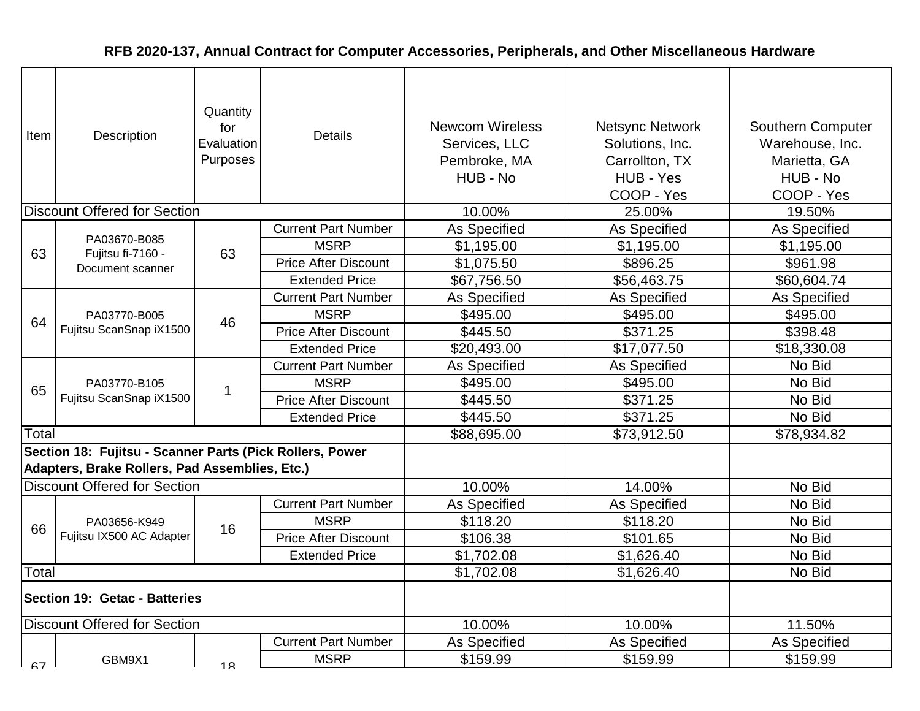**RFB 2020-137, Annual Contract for Computer Accessories, Peripherals, and Other Miscellaneous Hardware**

| Item | Description | Quantity for Evaluation Purposes | Details | Newcom Wireless Services, LLC Pembroke, MA HUB - No | Netsync Network Solutions, Inc. Carrollton, TX HUB - Yes COOP - Yes | Southern Computer Warehouse, Inc. Marietta, GA HUB - No COOP - Yes |
|---|---|---|---|---|---|---|
| Discount Offered for Section | | | | 10.00% | 25.00% | 19.50% |
| 63 | PA03670-B085 Fujitsu fi-7160 - Document scanner | 63 | Current Part Number | As Specified | As Specified | As Specified |
| | | | MSRP | $1,195.00 | $1,195.00 | $1,195.00 |
| | | | Price After Discount | $1,075.50 | $896.25 | $961.98 |
| | | | Extended Price | $67,756.50 | $56,463.75 | $60,604.74 |
| 64 | PA03770-B005 Fujitsu ScanSnap iX1500 | 46 | Current Part Number | As Specified | As Specified | As Specified |
| | | | MSRP | $495.00 | $495.00 | $495.00 |
| | | | Price After Discount | $445.50 | $371.25 | $398.48 |
| | | | Extended Price | $20,493.00 | $17,077.50 | $18,330.08 |
| 65 | PA03770-B105 Fujitsu ScanSnap iX1500 | 1 | Current Part Number | As Specified | As Specified | No Bid |
| | | | MSRP | $495.00 | $495.00 | No Bid |
| | | | Price After Discount | $445.50 | $371.25 | No Bid |
| | | | Extended Price | $445.50 | $371.25 | No Bid |
| Total | | | | $88,695.00 | $73,912.50 | $78,934.82 |
| **Section 18: Fujitsu - Scanner Parts (Pick Rollers, Power Adapters, Brake Rollers, Pad Assemblies, Etc.)** | | | | | | |
| Discount Offered for Section | | | | 10.00% | 14.00% | No Bid |
| 66 | PA03656-K949 Fujitsu IX500 AC Adapter | 16 | Current Part Number | As Specified | As Specified | No Bid |
| | | | MSRP | $118.20 | $118.20 | No Bid |
| | | | Price After Discount | $106.38 | $101.65 | No Bid |
| | | | Extended Price | $1,702.08 | $1,626.40 | No Bid |
| Total | | | | $1,702.08 | $1,626.40 | No Bid |
| **Section 19: Getac - Batteries** | | | | | | |
| Discount Offered for Section | | | | 10.00% | 10.00% | 11.50% |
| 67 | GBM9X1 | 18 | Current Part Number | As Specified | As Specified | As Specified |
| | | | MSRP | $159.99 | $159.99 | $159.99 |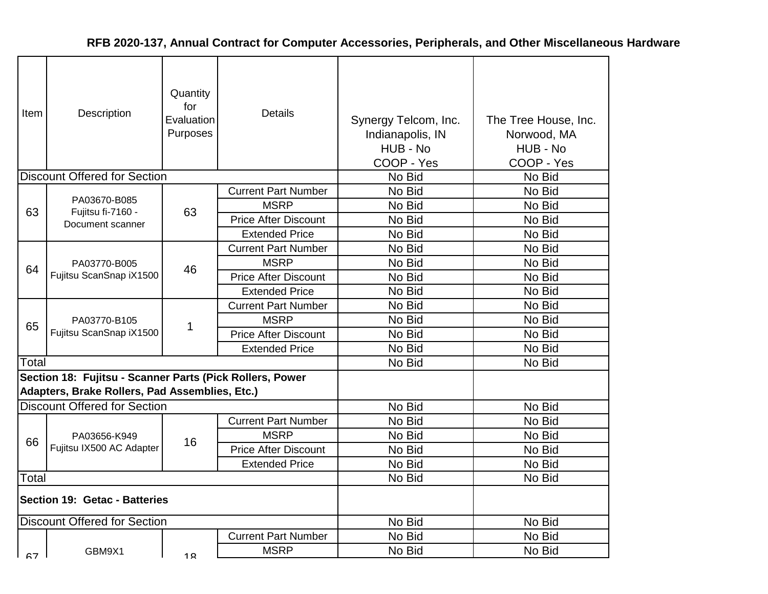**RFB 2020-137, Annual Contract for Computer Accessories, Peripherals, and Other Miscellaneous Hardware**

| Item | Description | Quantity for Evaluation Purposes | Details | Synergy Telcom, Inc. Indianapolis, IN HUB - No COOP - Yes | The Tree House, Inc. Norwood, MA HUB - No COOP - Yes |
|---|---|---|---|---|---|
| Discount Offered for Section | | | | No Bid | No Bid |
| 63 | PA03670-B085 Fujitsu fi-7160 - Document scanner | 63 | Current Part Number | No Bid | No Bid |
| | | | MSRP | No Bid | No Bid |
| | | | Price After Discount | No Bid | No Bid |
| | | | Extended Price | No Bid | No Bid |
| 64 | PA03770-B005 Fujitsu ScanSnap iX1500 | 46 | Current Part Number | No Bid | No Bid |
| | | | MSRP | No Bid | No Bid |
| | | | Price After Discount | No Bid | No Bid |
| | | | Extended Price | No Bid | No Bid |
| 65 | PA03770-B105 Fujitsu ScanSnap iX1500 | 1 | Current Part Number | No Bid | No Bid |
| | | | MSRP | No Bid | No Bid |
| | | | Price After Discount | No Bid | No Bid |
| | | | Extended Price | No Bid | No Bid |
| Total | | | | No Bid | No Bid |
| **Section 18: Fujitsu - Scanner Parts (Pick Rollers, Power Adapters, Brake Rollers, Pad Assemblies, Etc.)** | | | | | |
| Discount Offered for Section | | | | No Bid | No Bid |
| 66 | PA03656-K949 Fujitsu IX500 AC Adapter | 16 | Current Part Number | No Bid | No Bid |
| | | | MSRP | No Bid | No Bid |
| | | | Price After Discount | No Bid | No Bid |
| | | | Extended Price | No Bid | No Bid |
| Total | | | | No Bid | No Bid |
| **Section 19: Getac - Batteries** | | | | | |
| Discount Offered for Section | | | | No Bid | No Bid |
| 67 | GBM9X1 | 18 | Current Part Number | No Bid | No Bid |
| | | | MSRP | No Bid | No Bid |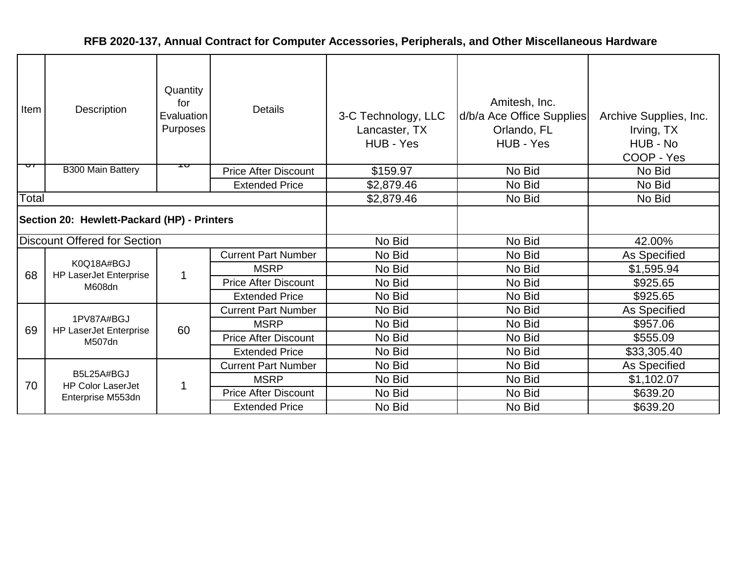## RFB 2020-137, Annual Contract for Computer Accessories, Peripherals, and Other Miscellaneous Hardware

| Item | Description | Quantity for Evaluation Purposes | Details | 3-C Technology, LLC Lancaster, TX HUB - Yes | Amitesh, Inc. d/b/a Ace Office Supplies Orlando, FL HUB - Yes | Archive Supplies, Inc. Irving, TX HUB - No COOP - Yes |
|---|---|---|---|---|---|---|
| 67 | B300 Main Battery | 18 | Price After Discount | $159.97 | No Bid | No Bid |
| | | | Extended Price | $2,879.46 | No Bid | No Bid |
| Total | | | | $2,879.46 | No Bid | No Bid |
| **Section 20: Hewlett-Packard (HP) - Printers** | | | | | | |
| Discount Offered for Section | | | | No Bid | No Bid | 42.00% |
| 68 | K0Q18A#BGJ HP LaserJet Enterprise M608dn | 1 | Current Part Number | No Bid | No Bid | As Specified |
| | | | MSRP | No Bid | No Bid | $1,595.94 |
| | | | Price After Discount | No Bid | No Bid | $925.65 |
| | | | Extended Price | No Bid | No Bid | $925.65 |
| 69 | 1PV87A#BGJ HP LaserJet Enterprise M507dn | 60 | Current Part Number | No Bid | No Bid | As Specified |
| | | | MSRP | No Bid | No Bid | $957.06 |
| | | | Price After Discount | No Bid | No Bid | $555.09 |
| | | | Extended Price | No Bid | No Bid | $33,305.40 |
| 70 | B5L25A#BGJ HP Color LaserJet Enterprise M553dn | 1 | Current Part Number | No Bid | No Bid | As Specified |
| | | | MSRP | No Bid | No Bid | $1,102.07 |
| | | | Price After Discount | No Bid | No Bid | $639.20 |
| | | | Extended Price | No Bid | No Bid | $639.20 |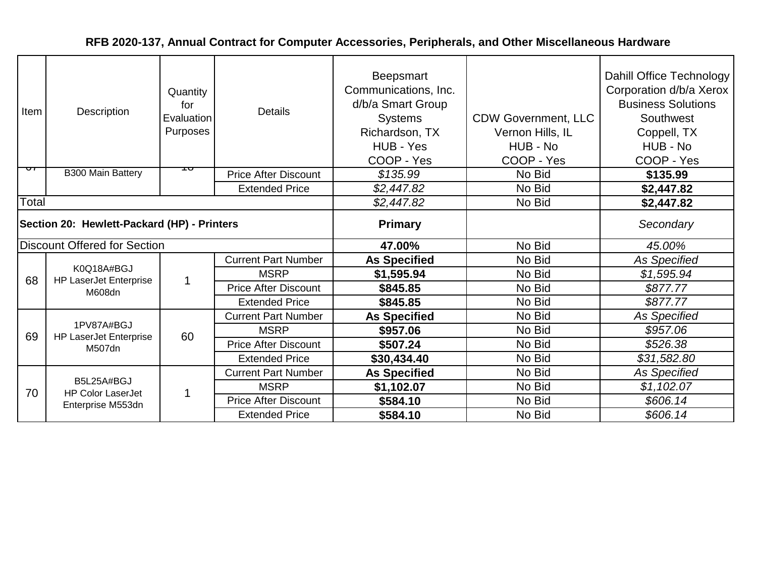**RFB 2020-137, Annual Contract for Computer Accessories, Peripherals, and Other Miscellaneous Hardware**

| Item | Description | Quantity for Evaluation Purposes | Details | Beepsmart Communications, Inc. d/b/a Smart Group Systems Richardson, TX HUB - Yes COOP - Yes | CDW Government, LLC Vernon Hills, IL HUB - No COOP - Yes | Dahill Office Technology Corporation d/b/a Xerox Business Solutions Southwest Coppell, TX HUB - No COOP - Yes |
|---|---|---|---|---|---|---|
| 67 | B300 Main Battery | 18 | Price After Discount | *$135.99* | No Bid | **$135.99** |
| | | | Extended Price | *$2,447.82* | No Bid | **$2,447.82** |
| Total | | | | *$2,447.82* | No Bid | **$2,447.82** |
| **Section 20: Hewlett-Packard (HP) - Printers** | | | | **Primary** | | *Secondary* |
| Discount Offered for Section | | | | **47.00%** | No Bid | *45.00%* |
| 68 | K0Q18A#BGJ HP LaserJet Enterprise M608dn | 1 | Current Part Number | **As Specified** | No Bid | *As Specified* |
| | | | MSRP | **$1,595.94** | No Bid | *$1,595.94* |
| | | | Price After Discount | **$845.85** | No Bid | *$877.77* |
| | | | Extended Price | **$845.85** | No Bid | *$877.77* |
| 69 | 1PV87A#BGJ HP LaserJet Enterprise M507dn | 60 | Current Part Number | **As Specified** | No Bid | *As Specified* |
| | | | MSRP | **$957.06** | No Bid | *$957.06* |
| | | | Price After Discount | **$507.24** | No Bid | *$526.38* |
| | | | Extended Price | **$30,434.40** | No Bid | *$31,582.80* |
| 70 | B5L25A#BGJ HP Color LaserJet Enterprise M553dn | 1 | Current Part Number | **As Specified** | No Bid | *As Specified* |
| | | | MSRP | **$1,102.07** | No Bid | *$1,102.07* |
| | | | Price After Discount | **$584.10** | No Bid | *$606.14* |
| | | | Extended Price | **$584.10** | No Bid | *$606.14* |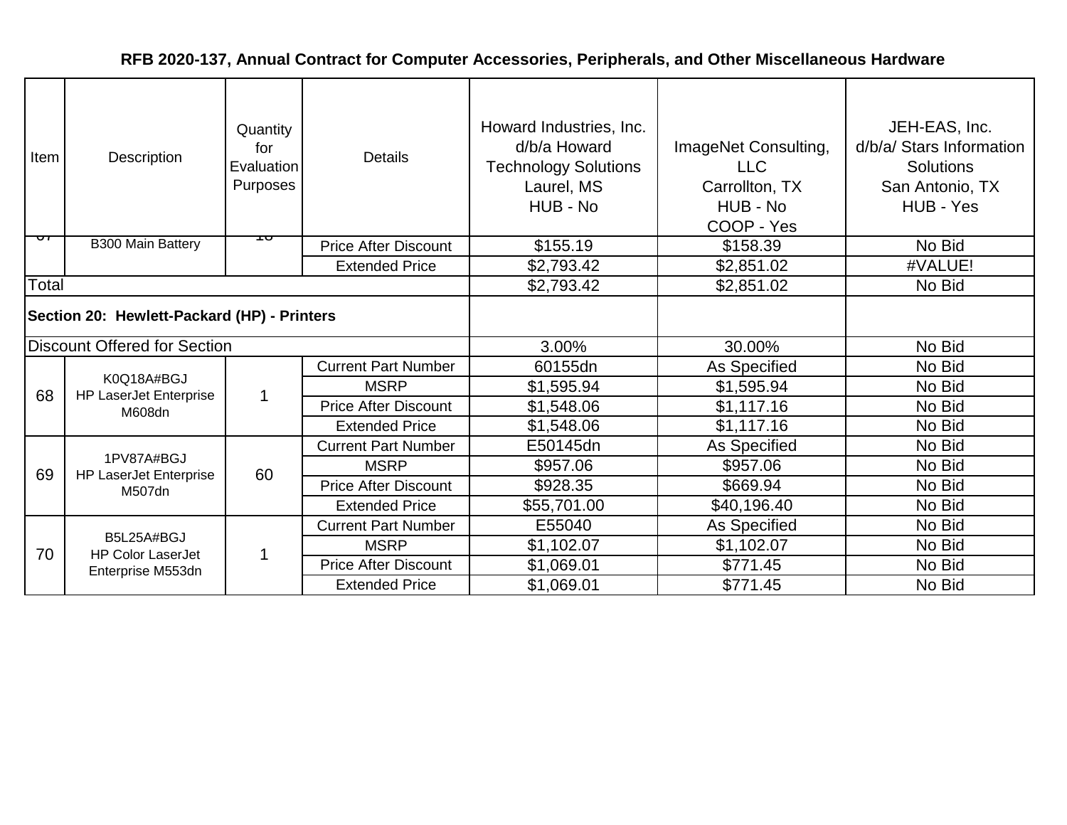**RFB 2020-137, Annual Contract for Computer Accessories, Peripherals, and Other Miscellaneous Hardware**

| Item | Description | Quantity for Evaluation Purposes | Details | Howard Industries, Inc. d/b/a Howard Technology Solutions Laurel, MS HUB - No | ImageNet Consulting, LLC Carrollton, TX HUB - No COOP - Yes | JEH-EAS, Inc. d/b/a/ Stars Information Solutions San Antonio, TX HUB - Yes |
|---|---|---|---|---|---|---|
| 67 | B300 Main Battery | 18 | Price After Discount | $155.19 | $158.39 | No Bid |
| | | | Extended Price | $2,793.42 | $2,851.02 | #VALUE! |
| Total | | | | $2,793.42 | $2,851.02 | No Bid |
| **Section 20: Hewlett-Packard (HP) - Printers** | | | | | | |
| Discount Offered for Section | | | | 3.00% | 30.00% | No Bid |
| 68 | K0Q18A#BGJ HP LaserJet Enterprise M608dn | 1 | Current Part Number | 60155dn | As Specified | No Bid |
| | | | MSRP | $1,595.94 | $1,595.94 | No Bid |
| | | | Price After Discount | $1,548.06 | $1,117.16 | No Bid |
| | | | Extended Price | $1,548.06 | $1,117.16 | No Bid |
| 69 | 1PV87A#BGJ HP LaserJet Enterprise M507dn | 60 | Current Part Number | E50145dn | As Specified | No Bid |
| | | | MSRP | $957.06 | $957.06 | No Bid |
| | | | Price After Discount | $928.35 | $669.94 | No Bid |
| | | | Extended Price | $55,701.00 | $40,196.40 | No Bid |
| 70 | B5L25A#BGJ HP Color LaserJet Enterprise M553dn | 1 | Current Part Number | E55040 | As Specified | No Bid |
| | | | MSRP | $1,102.07 | $1,102.07 | No Bid |
| | | | Price After Discount | $1,069.01 | $771.45 | No Bid |
| | | | Extended Price | $1,069.01 | $771.45 | No Bid |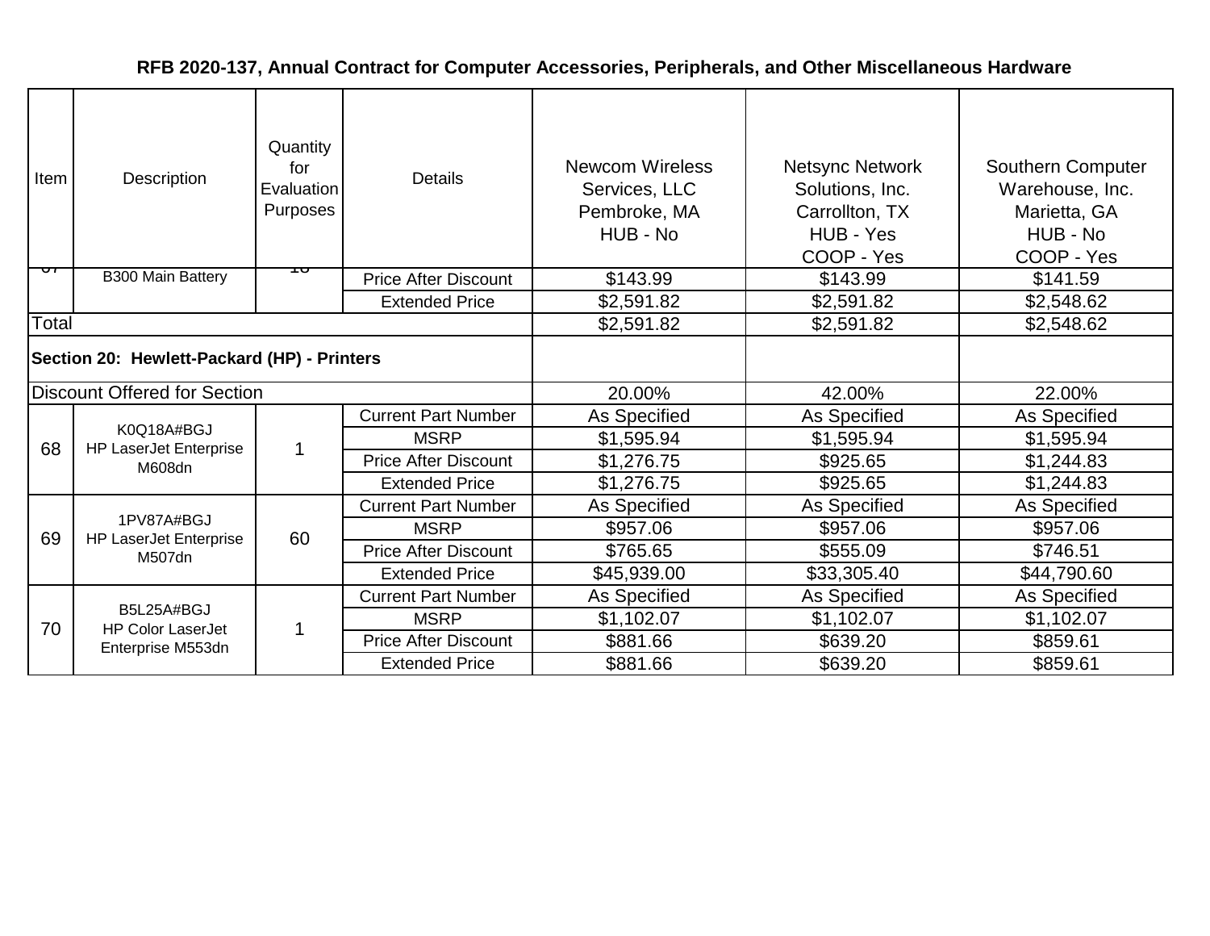**RFB 2020-137, Annual Contract for Computer Accessories, Peripherals, and Other Miscellaneous Hardware**

| Item | Description | Quantity for Evaluation Purposes | Details | Newcom Wireless Services, LLC Pembroke, MA HUB - No | Netsync Network Solutions, Inc. Carrollton, TX HUB - Yes COOP - Yes | Southern Computer Warehouse, Inc. Marietta, GA HUB - No COOP - Yes |
|---|---|---|---|---|---|---|
| 67 | B300 Main Battery | 18 | Price After Discount | $143.99 | $143.99 | $141.59 |
| | | | Extended Price | $2,591.82 | $2,591.82 | $2,548.62 |
| Total | | | | $2,591.82 | $2,591.82 | $2,548.62 |
| **Section 20: Hewlett-Packard (HP) - Printers** | | | | | | |
| Discount Offered for Section | | | | 20.00% | 42.00% | 22.00% |
| 68 | K0Q18A#BGJ HP LaserJet Enterprise M608dn | 1 | Current Part Number | As Specified | As Specified | As Specified |
| | | | MSRP | $1,595.94 | $1,595.94 | $1,595.94 |
| | | | Price After Discount | $1,276.75 | $925.65 | $1,244.83 |
| | | | Extended Price | $1,276.75 | $925.65 | $1,244.83 |
| 69 | 1PV87A#BGJ HP LaserJet Enterprise M507dn | 60 | Current Part Number | As Specified | As Specified | As Specified |
| | | | MSRP | $957.06 | $957.06 | $957.06 |
| | | | Price After Discount | $765.65 | $555.09 | $746.51 |
| | | | Extended Price | $45,939.00 | $33,305.40 | $44,790.60 |
| 70 | B5L25A#BGJ HP Color LaserJet Enterprise M553dn | 1 | Current Part Number | As Specified | As Specified | As Specified |
| | | | MSRP | $1,102.07 | $1,102.07 | $1,102.07 |
| | | | Price After Discount | $881.66 | $639.20 | $859.61 |
| | | | Extended Price | $881.66 | $639.20 | $859.61 |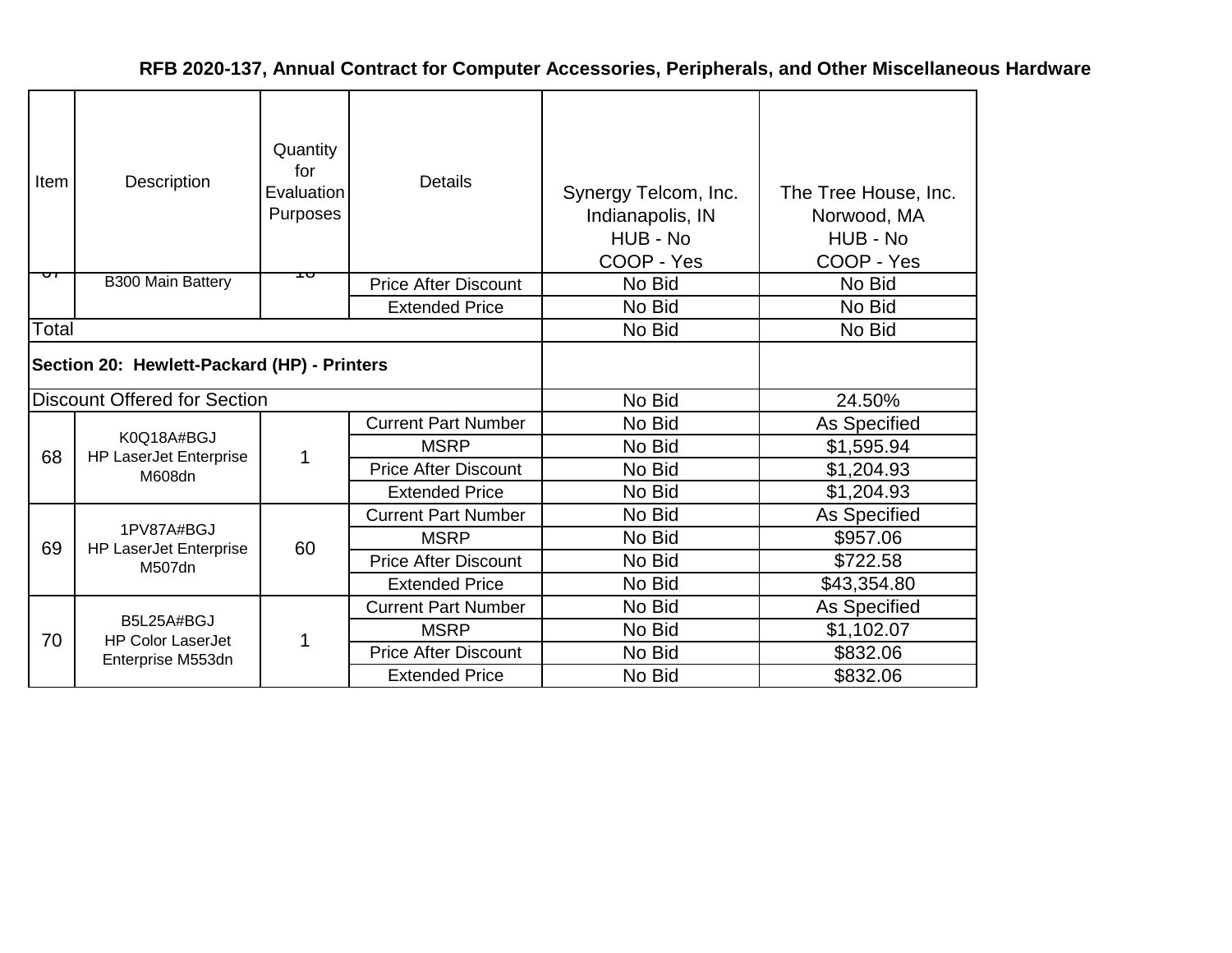# RFB 2020-137, Annual Contract for Computer Accessories, Peripherals, and Other Miscellaneous Hardware

| Item | Description | Quantity for Evaluation Purposes | Details | Synergy Telcom, Inc. Indianapolis, IN HUB - No COOP - Yes | The Tree House, Inc. Norwood, MA HUB - No COOP - Yes |
|---|---|---|---|---|---|
| 67 | B300 Main Battery | 18 | Price After Discount | No Bid | No Bid |
| | | | Extended Price | No Bid | No Bid |
| Total | | | | No Bid | No Bid |
| **Section 20: Hewlett-Packard (HP) - Printers** | | | | | |
| Discount Offered for Section | | | | No Bid | 24.50% |
| 68 | K0Q18A#BGJ HP LaserJet Enterprise M608dn | 1 | Current Part Number | No Bid | As Specified |
| | | | MSRP | No Bid | $1,595.94 |
| | | | Price After Discount | No Bid | $1,204.93 |
| | | | Extended Price | No Bid | $1,204.93 |
| 69 | 1PV87A#BGJ HP LaserJet Enterprise M507dn | 60 | Current Part Number | No Bid | As Specified |
| | | | MSRP | No Bid | $957.06 |
| | | | Price After Discount | No Bid | $722.58 |
| | | | Extended Price | No Bid | $43,354.80 |
| 70 | B5L25A#BGJ HP Color LaserJet Enterprise M553dn | 1 | Current Part Number | No Bid | As Specified |
| | | | MSRP | No Bid | $1,102.07 |
| | | | Price After Discount | No Bid | $832.06 |
| | | | Extended Price | No Bid | $832.06 |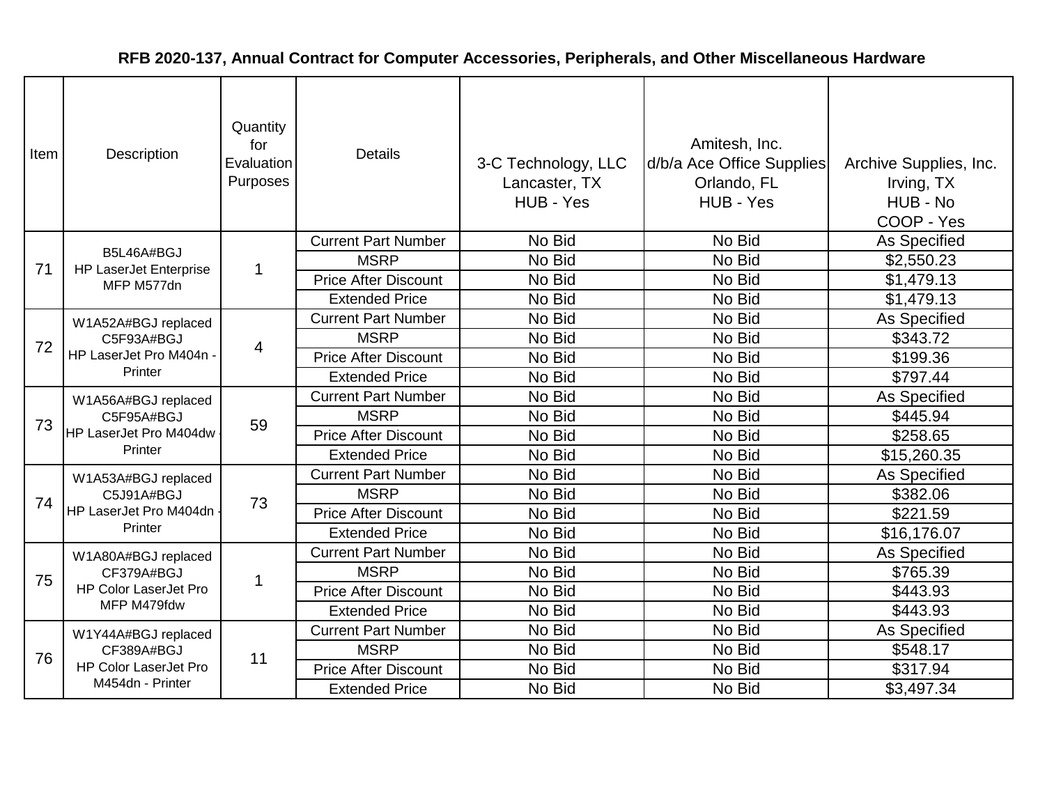# RFB 2020-137, Annual Contract for Computer Accessories, Peripherals, and Other Miscellaneous Hardware

| Item | Description | Quantity for Evaluation Purposes | Details | 3-C Technology, LLC Lancaster, TX HUB - Yes | Amitesh, Inc. d/b/a Ace Office Supplies Orlando, FL HUB - Yes | Archive Supplies, Inc. Irving, TX HUB - No COOP - Yes |
|---|---|---|---|---|---|---|
| 71 | B5L46A#BGJ HP LaserJet Enterprise MFP M577dn | 1 | Current Part Number | No Bid | No Bid | As Specified |
| | | | MSRP | No Bid | No Bid | $2,550.23 |
| | | | Price After Discount | No Bid | No Bid | $1,479.13 |
| | | | Extended Price | No Bid | No Bid | $1,479.13 |
| 72 | W1A52A#BGJ replaced C5F93A#BGJ HP LaserJet Pro M404n - Printer | 4 | Current Part Number | No Bid | No Bid | As Specified |
| | | | MSRP | No Bid | No Bid | $343.72 |
| | | | Price After Discount | No Bid | No Bid | $199.36 |
| | | | Extended Price | No Bid | No Bid | $797.44 |
| 73 | W1A56A#BGJ replaced C5F95A#BGJ HP LaserJet Pro M404dw - Printer | 59 | Current Part Number | No Bid | No Bid | As Specified |
| | | | MSRP | No Bid | No Bid | $445.94 |
| | | | Price After Discount | No Bid | No Bid | $258.65 |
| | | | Extended Price | No Bid | No Bid | $15,260.35 |
| 74 | W1A53A#BGJ replaced C5J91A#BGJ HP LaserJet Pro M404dn - Printer | 73 | Current Part Number | No Bid | No Bid | As Specified |
| | | | MSRP | No Bid | No Bid | $382.06 |
| | | | Price After Discount | No Bid | No Bid | $221.59 |
| | | | Extended Price | No Bid | No Bid | $16,176.07 |
| 75 | W1A80A#BGJ replaced CF379A#BGJ HP Color LaserJet Pro MFP M479fdw | 1 | Current Part Number | No Bid | No Bid | As Specified |
| | | | MSRP | No Bid | No Bid | $765.39 |
| | | | Price After Discount | No Bid | No Bid | $443.93 |
| | | | Extended Price | No Bid | No Bid | $443.93 |
| 76 | W1Y44A#BGJ replaced CF389A#BGJ HP Color LaserJet Pro M454dn - Printer | 11 | Current Part Number | No Bid | No Bid | As Specified |
| | | | MSRP | No Bid | No Bid | $548.17 |
| | | | Price After Discount | No Bid | No Bid | $317.94 |
| | | | Extended Price | No Bid | No Bid | $3,497.34 |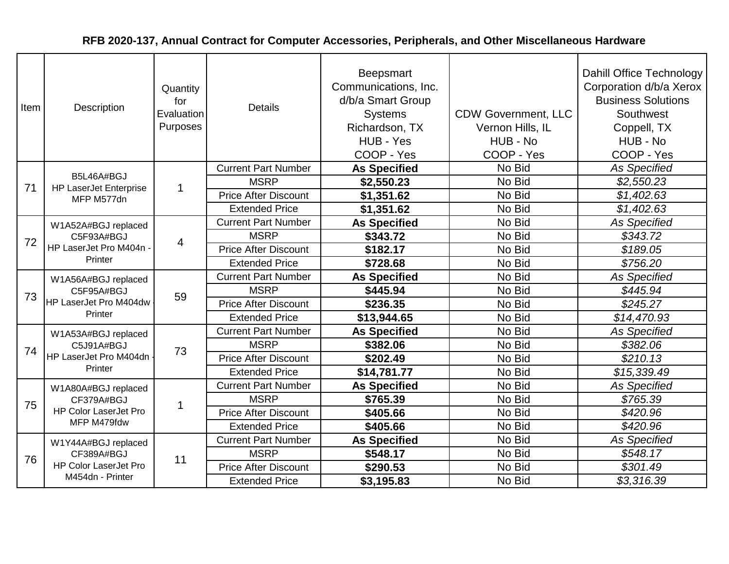**RFB 2020-137, Annual Contract for Computer Accessories, Peripherals, and Other Miscellaneous Hardware**

| Item | Description | Quantity for Evaluation Purposes | Details | Beepsmart Communications, Inc. d/b/a Smart Group Systems Richardson, TX HUB - Yes COOP - Yes | CDW Government, LLC Vernon Hills, IL HUB - No COOP - Yes | Dahill Office Technology Corporation d/b/a Xerox Business Solutions Southwest Coppell, TX HUB - No COOP - Yes |
|---|---|---|---|---|---|---|
| 71 | B5L46A#BGJ HP LaserJet Enterprise MFP M577dn | 1 | Current Part Number | **As Specified** | No Bid | *As Specified* |
| | | | MSRP | **$2,550.23** | No Bid | *$2,550.23* |
| | | | Price After Discount | **$1,351.62** | No Bid | *$1,402.63* |
| | | | Extended Price | **$1,351.62** | No Bid | *$1,402.63* |
| 72 | W1A52A#BGJ replaced C5F93A#BGJ HP LaserJet Pro M404n - Printer | 4 | Current Part Number | **As Specified** | No Bid | *As Specified* |
| | | | MSRP | **$343.72** | No Bid | *$343.72* |
| | | | Price After Discount | **$182.17** | No Bid | *$189.05* |
| | | | Extended Price | **$728.68** | No Bid | *$756.20* |
| 73 | W1A56A#BGJ replaced C5F95A#BGJ HP LaserJet Pro M404dw - Printer | 59 | Current Part Number | **As Specified** | No Bid | *As Specified* |
| | | | MSRP | **$445.94** | No Bid | *$445.94* |
| | | | Price After Discount | **$236.35** | No Bid | *$245.27* |
| | | | Extended Price | **$13,944.65** | No Bid | *$14,470.93* |
| 74 | W1A53A#BGJ replaced C5J91A#BGJ HP LaserJet Pro M404dn - Printer | 73 | Current Part Number | **As Specified** | No Bid | *As Specified* |
| | | | MSRP | **$382.06** | No Bid | *$382.06* |
| | | | Price After Discount | **$202.49** | No Bid | *$210.13* |
| | | | Extended Price | **$14,781.77** | No Bid | *$15,339.49* |
| 75 | W1A80A#BGJ replaced CF379A#BGJ HP Color LaserJet Pro MFP M479fdw | 1 | Current Part Number | **As Specified** | No Bid | *As Specified* |
| | | | MSRP | **$765.39** | No Bid | *$765.39* |
| | | | Price After Discount | **$405.66** | No Bid | *$420.96* |
| | | | Extended Price | **$405.66** | No Bid | *$420.96* |
| 76 | W1Y44A#BGJ replaced CF389A#BGJ HP Color LaserJet Pro M454dn - Printer | 11 | Current Part Number | **As Specified** | No Bid | *As Specified* |
| | | | MSRP | **$548.17** | No Bid | *$548.17* |
| | | | Price After Discount | **$290.53** | No Bid | *$301.49* |
| | | | Extended Price | **$3,195.83** | No Bid | *$3,316.39* |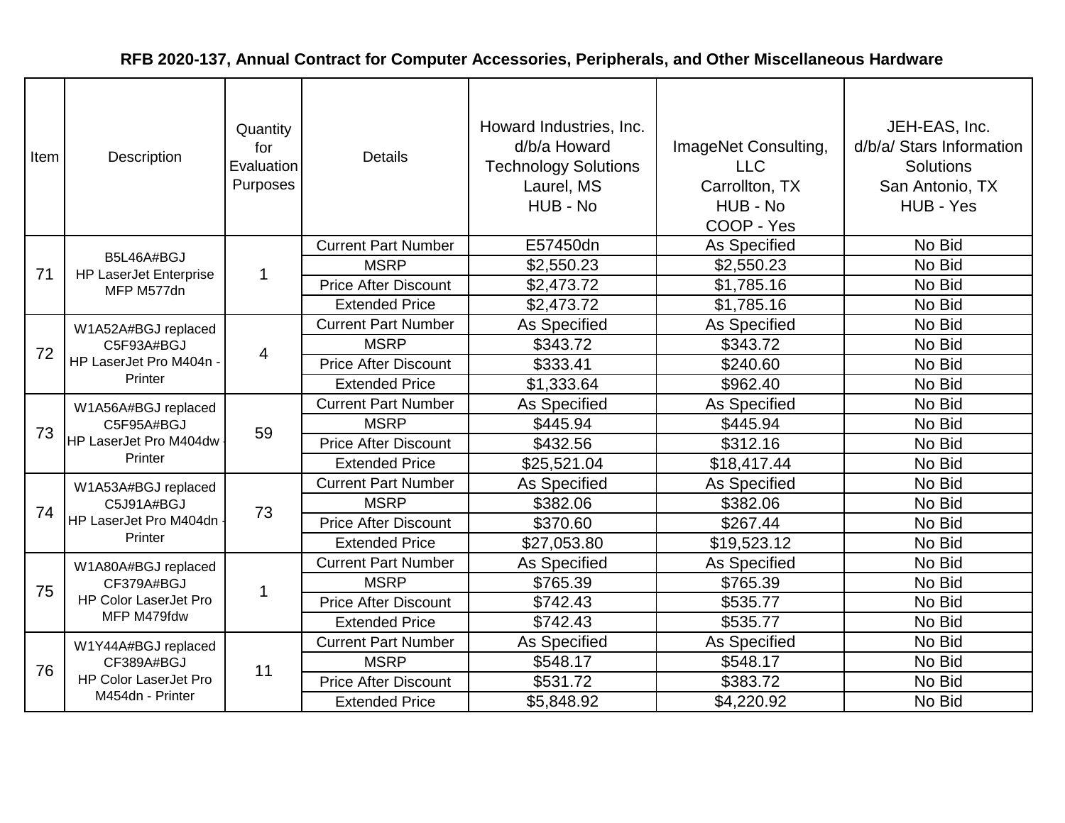# RFB 2020-137, Annual Contract for Computer Accessories, Peripherals, and Other Miscellaneous Hardware

| Item | Description | Quantity for Evaluation Purposes | Details | Howard Industries, Inc. d/b/a Howard Technology Solutions Laurel, MS HUB - No | ImageNet Consulting, LLC Carrollton, TX HUB - No COOP - Yes | JEH-EAS, Inc. d/b/a/ Stars Information Solutions San Antonio, TX HUB - Yes |
|---|---|---|---|---|---|---|
| 71 | B5L46A#BGJ HP LaserJet Enterprise MFP M577dn | 1 | Current Part Number | E57450dn | As Specified | No Bid |
| | | | MSRP | $2,550.23 | $2,550.23 | No Bid |
| | | | Price After Discount | $2,473.72 | $1,785.16 | No Bid |
| | | | Extended Price | $2,473.72 | $1,785.16 | No Bid |
| 72 | W1A52A#BGJ replaced C5F93A#BGJ HP LaserJet Pro M404n - Printer | 4 | Current Part Number | As Specified | As Specified | No Bid |
| | | | MSRP | $343.72 | $343.72 | No Bid |
| | | | Price After Discount | $333.41 | $240.60 | No Bid |
| | | | Extended Price | $1,333.64 | $962.40 | No Bid |
| 73 | W1A56A#BGJ replaced C5F95A#BGJ HP LaserJet Pro M404dw - Printer | 59 | Current Part Number | As Specified | As Specified | No Bid |
| | | | MSRP | $445.94 | $445.94 | No Bid |
| | | | Price After Discount | $432.56 | $312.16 | No Bid |
| | | | Extended Price | $25,521.04 | $18,417.44 | No Bid |
| 74 | W1A53A#BGJ replaced C5J91A#BGJ HP LaserJet Pro M404dn - Printer | 73 | Current Part Number | As Specified | As Specified | No Bid |
| | | | MSRP | $382.06 | $382.06 | No Bid |
| | | | Price After Discount | $370.60 | $267.44 | No Bid |
| | | | Extended Price | $27,053.80 | $19,523.12 | No Bid |
| 75 | W1A80A#BGJ replaced CF379A#BGJ HP Color LaserJet Pro MFP M479fdw | 1 | Current Part Number | As Specified | As Specified | No Bid |
| | | | MSRP | $765.39 | $765.39 | No Bid |
| | | | Price After Discount | $742.43 | $535.77 | No Bid |
| | | | Extended Price | $742.43 | $535.77 | No Bid |
| 76 | W1Y44A#BGJ replaced CF389A#BGJ HP Color LaserJet Pro M454dn - Printer | 11 | Current Part Number | As Specified | As Specified | No Bid |
| | | | MSRP | $548.17 | $548.17 | No Bid |
| | | | Price After Discount | $531.72 | $383.72 | No Bid |
| | | | Extended Price | $5,848.92 | $4,220.92 | No Bid |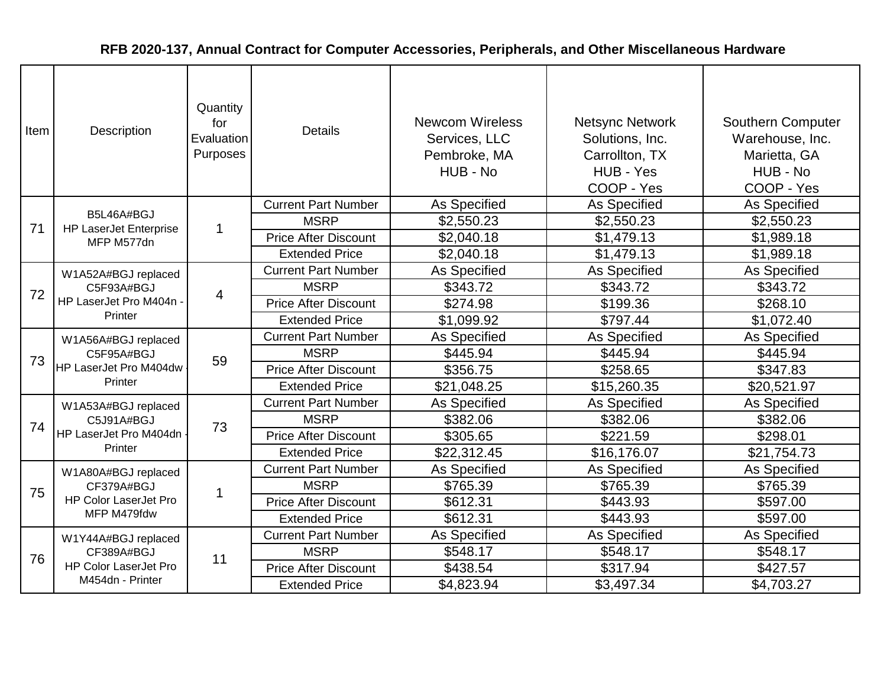**RFB 2020-137, Annual Contract for Computer Accessories, Peripherals, and Other Miscellaneous Hardware**

| Item | Description | Quantity for Evaluation Purposes | Details | Newcom Wireless Services, LLC Pembroke, MA HUB - No | Netsync Network Solutions, Inc. Carrollton, TX HUB - Yes COOP - Yes | Southern Computer Warehouse, Inc. Marietta, GA HUB - No COOP - Yes |
|---|---|---|---|---|---|---|
| 71 | B5L46A#BGJ HP LaserJet Enterprise MFP M577dn | 1 | Current Part Number | As Specified | As Specified | As Specified |
| | | | MSRP | $2,550.23 | $2,550.23 | $2,550.23 |
| | | | Price After Discount | $2,040.18 | $1,479.13 | $1,989.18 |
| | | | Extended Price | $2,040.18 | $1,479.13 | $1,989.18 |
| 72 | W1A52A#BGJ replaced C5F93A#BGJ HP LaserJet Pro M404n - Printer | 4 | Current Part Number | As Specified | As Specified | As Specified |
| | | | MSRP | $343.72 | $343.72 | $343.72 |
| | | | Price After Discount | $274.98 | $199.36 | $268.10 |
| | | | Extended Price | $1,099.92 | $797.44 | $1,072.40 |
| 73 | W1A56A#BGJ replaced C5F95A#BGJ HP LaserJet Pro M404dw - Printer | 59 | Current Part Number | As Specified | As Specified | As Specified |
| | | | MSRP | $445.94 | $445.94 | $445.94 |
| | | | Price After Discount | $356.75 | $258.65 | $347.83 |
| | | | Extended Price | $21,048.25 | $15,260.35 | $20,521.97 |
| 74 | W1A53A#BGJ replaced C5J91A#BGJ HP LaserJet Pro M404dn - Printer | 73 | Current Part Number | As Specified | As Specified | As Specified |
| | | | MSRP | $382.06 | $382.06 | $382.06 |
| | | | Price After Discount | $305.65 | $221.59 | $298.01 |
| | | | Extended Price | $22,312.45 | $16,176.07 | $21,754.73 |
| 75 | W1A80A#BGJ replaced CF379A#BGJ HP Color LaserJet Pro MFP M479fdw | 1 | Current Part Number | As Specified | As Specified | As Specified |
| | | | MSRP | $765.39 | $765.39 | $765.39 |
| | | | Price After Discount | $612.31 | $443.93 | $597.00 |
| | | | Extended Price | $612.31 | $443.93 | $597.00 |
| 76 | W1Y44A#BGJ replaced CF389A#BGJ HP Color LaserJet Pro M454dn - Printer | 11 | Current Part Number | As Specified | As Specified | As Specified |
| | | | MSRP | $548.17 | $548.17 | $548.17 |
| | | | Price After Discount | $438.54 | $317.94 | $427.57 |
| | | | Extended Price | $4,823.94 | $3,497.34 | $4,703.27 |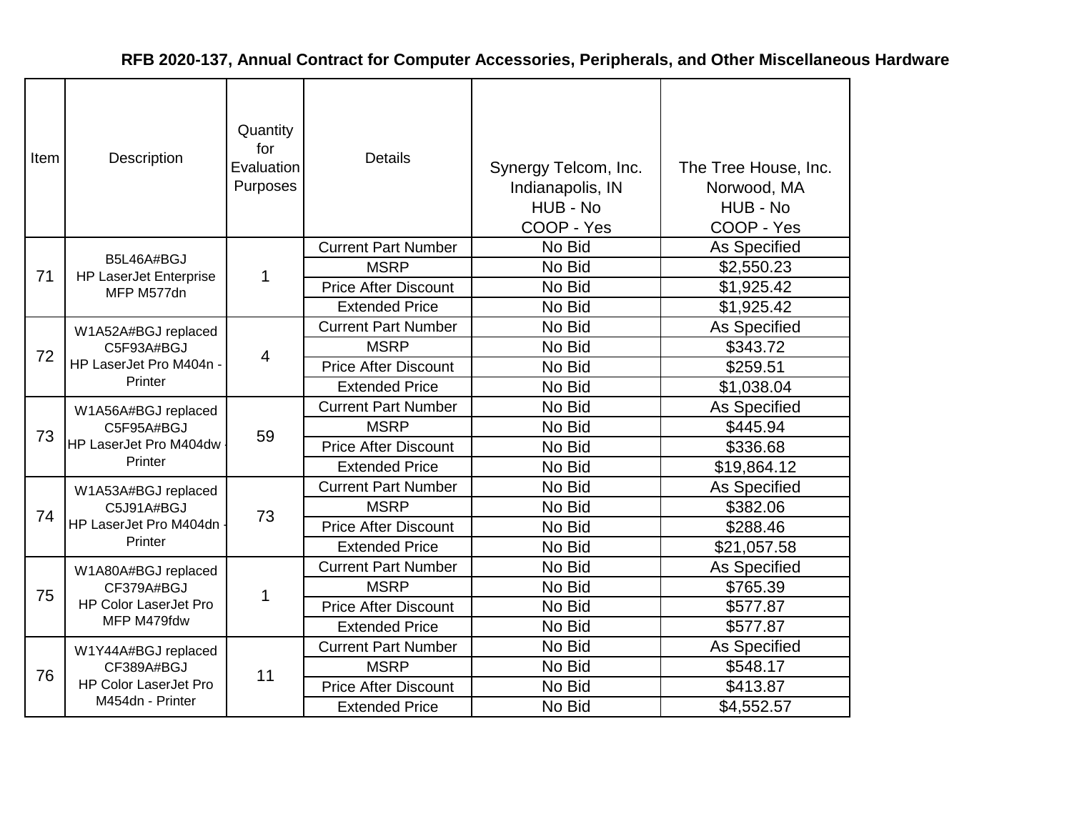**RFB 2020-137, Annual Contract for Computer Accessories, Peripherals, and Other Miscellaneous Hardware**

| Item | Description | Quantity for Evaluation Purposes | Details | Synergy Telcom, Inc. Indianapolis, IN HUB - No COOP - Yes | The Tree House, Inc. Norwood, MA HUB - No COOP - Yes |
|---|---|---|---|---|---|
| 71 | B5L46A#BGJ HP LaserJet Enterprise MFP M577dn | 1 | Current Part Number | No Bid | As Specified |
| | | | MSRP | No Bid | $2,550.23 |
| | | | Price After Discount | No Bid | $1,925.42 |
| | | | Extended Price | No Bid | $1,925.42 |
| 72 | W1A52A#BGJ replaced C5F93A#BGJ HP LaserJet Pro M404n - Printer | 4 | Current Part Number | No Bid | As Specified |
| | | | MSRP | No Bid | $343.72 |
| | | | Price After Discount | No Bid | $259.51 |
| | | | Extended Price | No Bid | $1,038.04 |
| 73 | W1A56A#BGJ replaced C5F95A#BGJ HP LaserJet Pro M404dw - Printer | 59 | Current Part Number | No Bid | As Specified |
| | | | MSRP | No Bid | $445.94 |
| | | | Price After Discount | No Bid | $336.68 |
| | | | Extended Price | No Bid | $19,864.12 |
| 74 | W1A53A#BGJ replaced C5J91A#BGJ HP LaserJet Pro M404dn - Printer | 73 | Current Part Number | No Bid | As Specified |
| | | | MSRP | No Bid | $382.06 |
| | | | Price After Discount | No Bid | $288.46 |
| | | | Extended Price | No Bid | $21,057.58 |
| 75 | W1A80A#BGJ replaced CF379A#BGJ HP Color LaserJet Pro MFP M479fdw | 1 | Current Part Number | No Bid | As Specified |
| | | | MSRP | No Bid | $765.39 |
| | | | Price After Discount | No Bid | $577.87 |
| | | | Extended Price | No Bid | $577.87 |
| 76 | W1Y44A#BGJ replaced CF389A#BGJ HP Color LaserJet Pro M454dn - Printer | 11 | Current Part Number | No Bid | As Specified |
| | | | MSRP | No Bid | $548.17 |
| | | | Price After Discount | No Bid | $413.87 |
| | | | Extended Price | No Bid | $4,552.57 |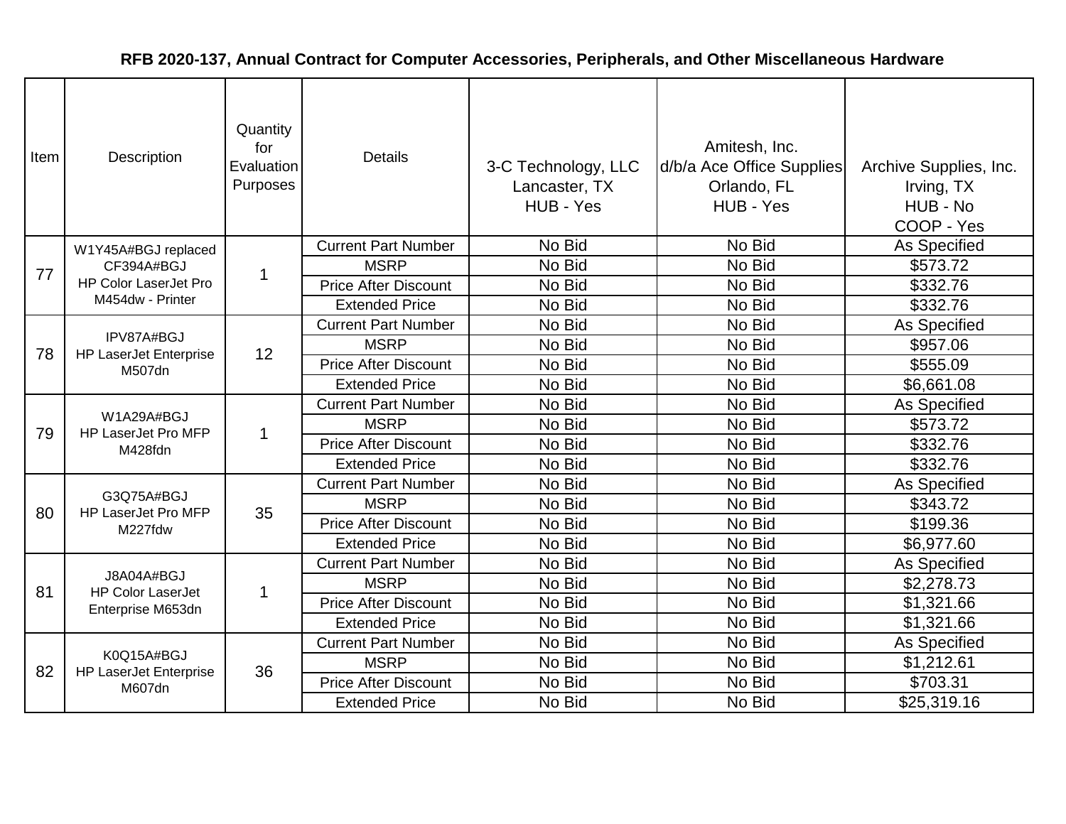# RFB 2020-137, Annual Contract for Computer Accessories, Peripherals, and Other Miscellaneous Hardware

| Item | Description | Quantity for Evaluation Purposes | Details | 3-C Technology, LLC Lancaster, TX HUB - Yes | Amitesh, Inc. d/b/a Ace Office Supplies Orlando, FL HUB - Yes | Archive Supplies, Inc. Irving, TX HUB - No COOP - Yes |
|---|---|---|---|---|---|---|
| 77 | W1Y45A#BGJ replaced CF394A#BGJ HP Color LaserJet Pro M454dw - Printer | 1 | Current Part Number | No Bid | No Bid | As Specified |
| | | | MSRP | No Bid | No Bid | $573.72 |
| | | | Price After Discount | No Bid | No Bid | $332.76 |
| | | | Extended Price | No Bid | No Bid | $332.76 |
| 78 | IPV87A#BGJ HP LaserJet Enterprise M507dn | 12 | Current Part Number | No Bid | No Bid | As Specified |
| | | | MSRP | No Bid | No Bid | $957.06 |
| | | | Price After Discount | No Bid | No Bid | $555.09 |
| | | | Extended Price | No Bid | No Bid | $6,661.08 |
| 79 | W1A29A#BGJ HP LaserJet Pro MFP M428fdn | 1 | Current Part Number | No Bid | No Bid | As Specified |
| | | | MSRP | No Bid | No Bid | $573.72 |
| | | | Price After Discount | No Bid | No Bid | $332.76 |
| | | | Extended Price | No Bid | No Bid | $332.76 |
| 80 | G3Q75A#BGJ HP LaserJet Pro MFP M227fdw | 35 | Current Part Number | No Bid | No Bid | As Specified |
| | | | MSRP | No Bid | No Bid | $343.72 |
| | | | Price After Discount | No Bid | No Bid | $199.36 |
| | | | Extended Price | No Bid | No Bid | $6,977.60 |
| 81 | J8A04A#BGJ HP Color LaserJet Enterprise M653dn | 1 | Current Part Number | No Bid | No Bid | As Specified |
| | | | MSRP | No Bid | No Bid | $2,278.73 |
| | | | Price After Discount | No Bid | No Bid | $1,321.66 |
| | | | Extended Price | No Bid | No Bid | $1,321.66 |
| 82 | K0Q15A#BGJ HP LaserJet Enterprise M607dn | 36 | Current Part Number | No Bid | No Bid | As Specified |
| | | | MSRP | No Bid | No Bid | $1,212.61 |
| | | | Price After Discount | No Bid | No Bid | $703.31 |
| | | | Extended Price | No Bid | No Bid | $25,319.16 |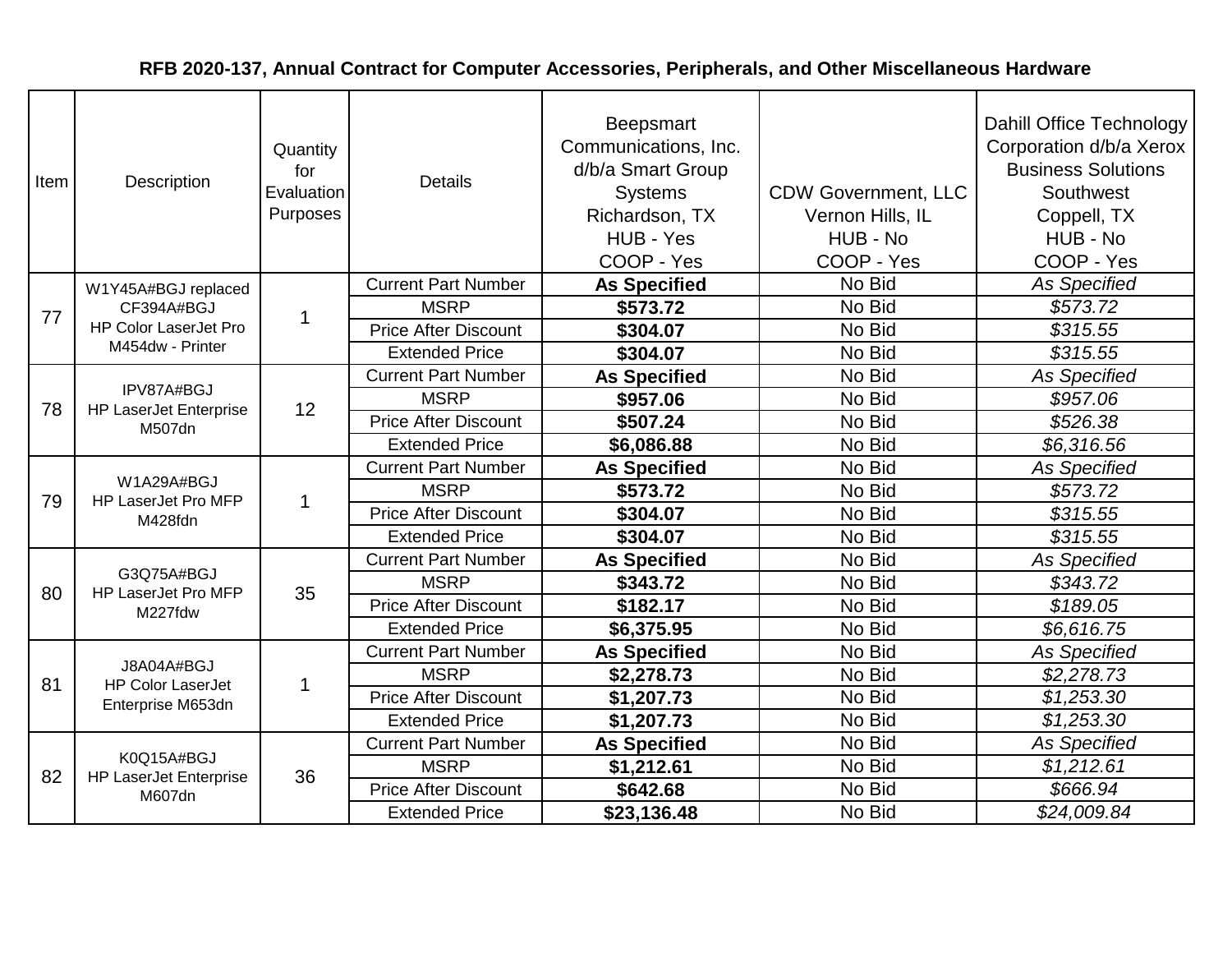**RFB 2020-137, Annual Contract for Computer Accessories, Peripherals, and Other Miscellaneous Hardware**

| Item | Description | Quantity for Evaluation Purposes | Details | Beepsmart Communications, Inc. d/b/a Smart Group Systems Richardson, TX HUB - Yes COOP - Yes | CDW Government, LLC Vernon Hills, IL HUB - No COOP - Yes | Dahill Office Technology Corporation d/b/a Xerox Business Solutions Southwest Coppell, TX HUB - No COOP - Yes |
|---|---|---|---|---|---|---|
| 77 | W1Y45A#BGJ replaced CF394A#BGJ HP Color LaserJet Pro M454dw - Printer | 1 | Current Part Number | **As Specified** | No Bid | *As Specified* |
| | | | MSRP | **$573.72** | No Bid | *$573.72* |
| | | | Price After Discount | **$304.07** | No Bid | *$315.55* |
| | | | Extended Price | **$304.07** | No Bid | *$315.55* |
| 78 | IPV87A#BGJ HP LaserJet Enterprise M507dn | 12 | Current Part Number | **As Specified** | No Bid | *As Specified* |
| | | | MSRP | **$957.06** | No Bid | *$957.06* |
| | | | Price After Discount | **$507.24** | No Bid | *$526.38* |
| | | | Extended Price | **$6,086.88** | No Bid | *$6,316.56* |
| 79 | W1A29A#BGJ HP LaserJet Pro MFP M428fdn | 1 | Current Part Number | **As Specified** | No Bid | *As Specified* |
| | | | MSRP | **$573.72** | No Bid | *$573.72* |
| | | | Price After Discount | **$304.07** | No Bid | *$315.55* |
| | | | Extended Price | **$304.07** | No Bid | *$315.55* |
| 80 | G3Q75A#BGJ HP LaserJet Pro MFP M227fdw | 35 | Current Part Number | **As Specified** | No Bid | *As Specified* |
| | | | MSRP | **$343.72** | No Bid | *$343.72* |
| | | | Price After Discount | **$182.17** | No Bid | *$189.05* |
| | | | Extended Price | **$6,375.95** | No Bid | *$6,616.75* |
| 81 | J8A04A#BGJ HP Color LaserJet Enterprise M653dn | 1 | Current Part Number | **As Specified** | No Bid | *As Specified* |
| | | | MSRP | **$2,278.73** | No Bid | *$2,278.73* |
| | | | Price After Discount | **$1,207.73** | No Bid | *$1,253.30* |
| | | | Extended Price | **$1,207.73** | No Bid | *$1,253.30* |
| 82 | K0Q15A#BGJ HP LaserJet Enterprise M607dn | 36 | Current Part Number | **As Specified** | No Bid | *As Specified* |
| | | | MSRP | **$1,212.61** | No Bid | *$1,212.61* |
| | | | Price After Discount | **$642.68** | No Bid | *$666.94* |
| | | | Extended Price | **$23,136.48** | No Bid | *$24,009.84* |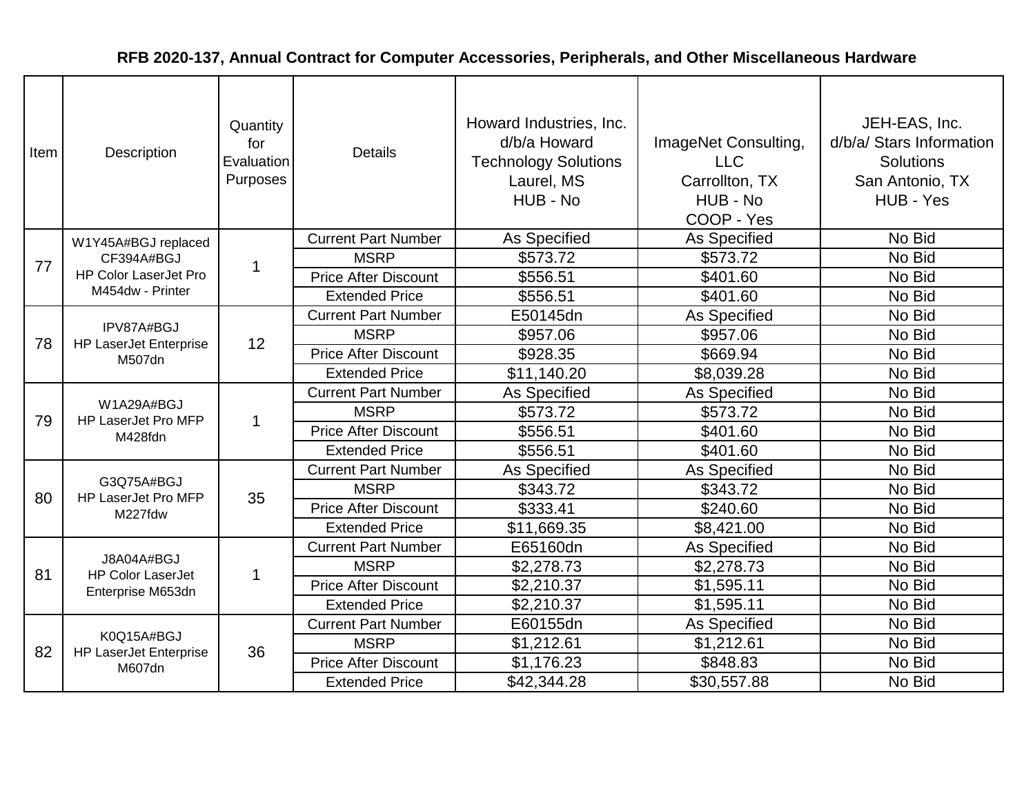# RFB 2020-137, Annual Contract for Computer Accessories, Peripherals, and Other Miscellaneous Hardware

| Item | Description | Quantity for Evaluation Purposes | Details | Howard Industries, Inc. d/b/a Howard Technology Solutions Laurel, MS HUB - No | ImageNet Consulting, LLC Carrollton, TX HUB - No COOP - Yes | JEH-EAS, Inc. d/b/a/ Stars Information Solutions San Antonio, TX HUB - Yes |
|---|---|---|---|---|---|---|
| 77 | W1Y45A#BGJ replaced CF394A#BGJ HP Color LaserJet Pro M454dw - Printer | 1 | Current Part Number | As Specified | As Specified | No Bid |
| | | | MSRP | $573.72 | $573.72 | No Bid |
| | | | Price After Discount | $556.51 | $401.60 | No Bid |
| | | | Extended Price | $556.51 | $401.60 | No Bid |
| 78 | IPV87A#BGJ HP LaserJet Enterprise M507dn | 12 | Current Part Number | E50145dn | As Specified | No Bid |
| | | | MSRP | $957.06 | $957.06 | No Bid |
| | | | Price After Discount | $928.35 | $669.94 | No Bid |
| | | | Extended Price | $11,140.20 | $8,039.28 | No Bid |
| 79 | W1A29A#BGJ HP LaserJet Pro MFP M428fdn | 1 | Current Part Number | As Specified | As Specified | No Bid |
| | | | MSRP | $573.72 | $573.72 | No Bid |
| | | | Price After Discount | $556.51 | $401.60 | No Bid |
| | | | Extended Price | $556.51 | $401.60 | No Bid |
| 80 | G3Q75A#BGJ HP LaserJet Pro MFP M227fdw | 35 | Current Part Number | As Specified | As Specified | No Bid |
| | | | MSRP | $343.72 | $343.72 | No Bid |
| | | | Price After Discount | $333.41 | $240.60 | No Bid |
| | | | Extended Price | $11,669.35 | $8,421.00 | No Bid |
| 81 | J8A04A#BGJ HP Color LaserJet Enterprise M653dn | 1 | Current Part Number | E65160dn | As Specified | No Bid |
| | | | MSRP | $2,278.73 | $2,278.73 | No Bid |
| | | | Price After Discount | $2,210.37 | $1,595.11 | No Bid |
| | | | Extended Price | $2,210.37 | $1,595.11 | No Bid |
| 82 | K0Q15A#BGJ HP LaserJet Enterprise M607dn | 36 | Current Part Number | E60155dn | As Specified | No Bid |
| | | | MSRP | $1,212.61 | $1,212.61 | No Bid |
| | | | Price After Discount | $1,176.23 | $848.83 | No Bid |
| | | | Extended Price | $42,344.28 | $30,557.88 | No Bid |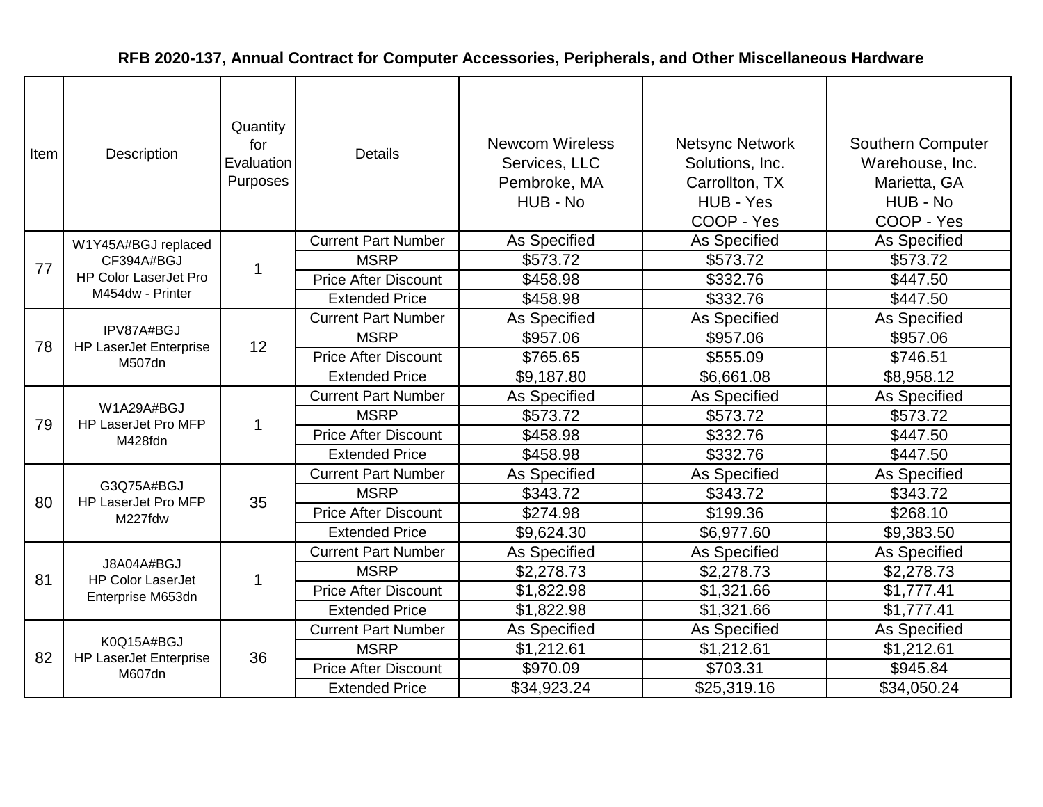## RFB 2020-137, Annual Contract for Computer Accessories, Peripherals, and Other Miscellaneous Hardware

| Item | Description | Quantity for Evaluation Purposes | Details | Newcom Wireless Services, LLC Pembroke, MA HUB - No | Netsync Network Solutions, Inc. Carrollton, TX HUB - Yes COOP - Yes | Southern Computer Warehouse, Inc. Marietta, GA HUB - No COOP - Yes |
|---|---|---|---|---|---|---|
| 77 | W1Y45A#BGJ replaced CF394A#BGJ HP Color LaserJet Pro M454dw - Printer | 1 | Current Part Number | As Specified | As Specified | As Specified |
| | | | MSRP | $573.72 | $573.72 | $573.72 |
| | | | Price After Discount | $458.98 | $332.76 | $447.50 |
| | | | Extended Price | $458.98 | $332.76 | $447.50 |
| 78 | IPV87A#BGJ HP LaserJet Enterprise M507dn | 12 | Current Part Number | As Specified | As Specified | As Specified |
| | | | MSRP | $957.06 | $957.06 | $957.06 |
| | | | Price After Discount | $765.65 | $555.09 | $746.51 |
| | | | Extended Price | $9,187.80 | $6,661.08 | $8,958.12 |
| 79 | W1A29A#BGJ HP LaserJet Pro MFP M428fdn | 1 | Current Part Number | As Specified | As Specified | As Specified |
| | | | MSRP | $573.72 | $573.72 | $573.72 |
| | | | Price After Discount | $458.98 | $332.76 | $447.50 |
| | | | Extended Price | $458.98 | $332.76 | $447.50 |
| 80 | G3Q75A#BGJ HP LaserJet Pro MFP M227fdw | 35 | Current Part Number | As Specified | As Specified | As Specified |
| | | | MSRP | $343.72 | $343.72 | $343.72 |
| | | | Price After Discount | $274.98 | $199.36 | $268.10 |
| | | | Extended Price | $9,624.30 | $6,977.60 | $9,383.50 |
| 81 | J8A04A#BGJ HP Color LaserJet Enterprise M653dn | 1 | Current Part Number | As Specified | As Specified | As Specified |
| | | | MSRP | $2,278.73 | $2,278.73 | $2,278.73 |
| | | | Price After Discount | $1,822.98 | $1,321.66 | $1,777.41 |
| | | | Extended Price | $1,822.98 | $1,321.66 | $1,777.41 |
| 82 | K0Q15A#BGJ HP LaserJet Enterprise M607dn | 36 | Current Part Number | As Specified | As Specified | As Specified |
| | | | MSRP | $1,212.61 | $1,212.61 | $1,212.61 |
| | | | Price After Discount | $970.09 | $703.31 | $945.84 |
| | | | Extended Price | $34,923.24 | $25,319.16 | $34,050.24 |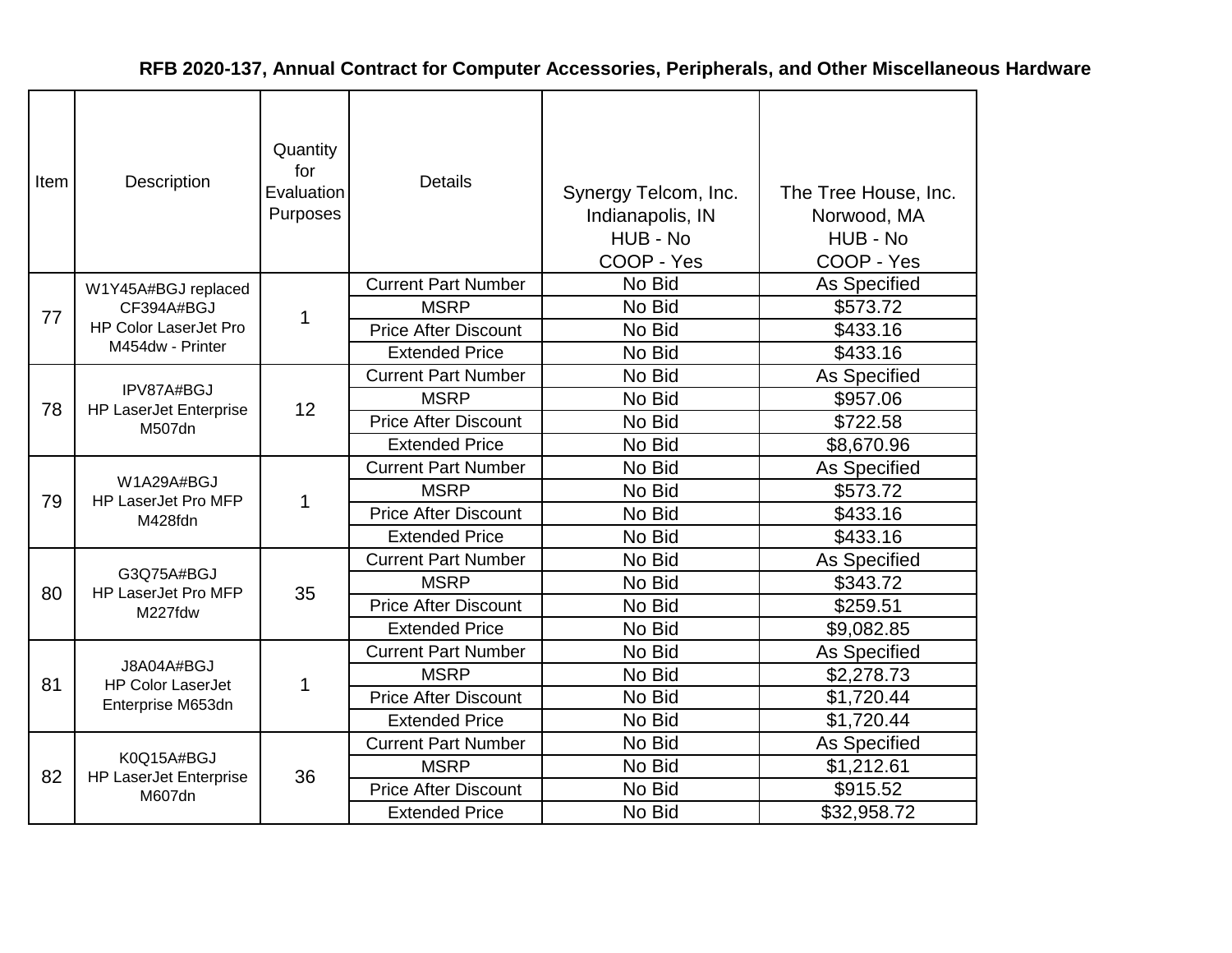**RFB 2020-137, Annual Contract for Computer Accessories, Peripherals, and Other Miscellaneous Hardware**

| Item | Description | Quantity for Evaluation Purposes | Details | Synergy Telcom, Inc. Indianapolis, IN HUB - No COOP - Yes | The Tree House, Inc. Norwood, MA HUB - No COOP - Yes |
|---|---|---|---|---|---|
| 77 | W1Y45A#BGJ replaced CF394A#BGJ HP Color LaserJet Pro M454dw - Printer | 1 | Current Part Number | No Bid | As Specified |
| | | | MSRP | No Bid | $573.72 |
| | | | Price After Discount | No Bid | $433.16 |
| | | | Extended Price | No Bid | $433.16 |
| 78 | IPV87A#BGJ HP LaserJet Enterprise M507dn | 12 | Current Part Number | No Bid | As Specified |
| | | | MSRP | No Bid | $957.06 |
| | | | Price After Discount | No Bid | $722.58 |
| | | | Extended Price | No Bid | $8,670.96 |
| 79 | W1A29A#BGJ HP LaserJet Pro MFP M428fdn | 1 | Current Part Number | No Bid | As Specified |
| | | | MSRP | No Bid | $573.72 |
| | | | Price After Discount | No Bid | $433.16 |
| | | | Extended Price | No Bid | $433.16 |
| 80 | G3Q75A#BGJ HP LaserJet Pro MFP M227fdw | 35 | Current Part Number | No Bid | As Specified |
| | | | MSRP | No Bid | $343.72 |
| | | | Price After Discount | No Bid | $259.51 |
| | | | Extended Price | No Bid | $9,082.85 |
| 81 | J8A04A#BGJ HP Color LaserJet Enterprise M653dn | 1 | Current Part Number | No Bid | As Specified |
| | | | MSRP | No Bid | $2,278.73 |
| | | | Price After Discount | No Bid | $1,720.44 |
| | | | Extended Price | No Bid | $1,720.44 |
| 82 | K0Q15A#BGJ HP LaserJet Enterprise M607dn | 36 | Current Part Number | No Bid | As Specified |
| | | | MSRP | No Bid | $1,212.61 |
| | | | Price After Discount | No Bid | $915.52 |
| | | | Extended Price | No Bid | $32,958.72 |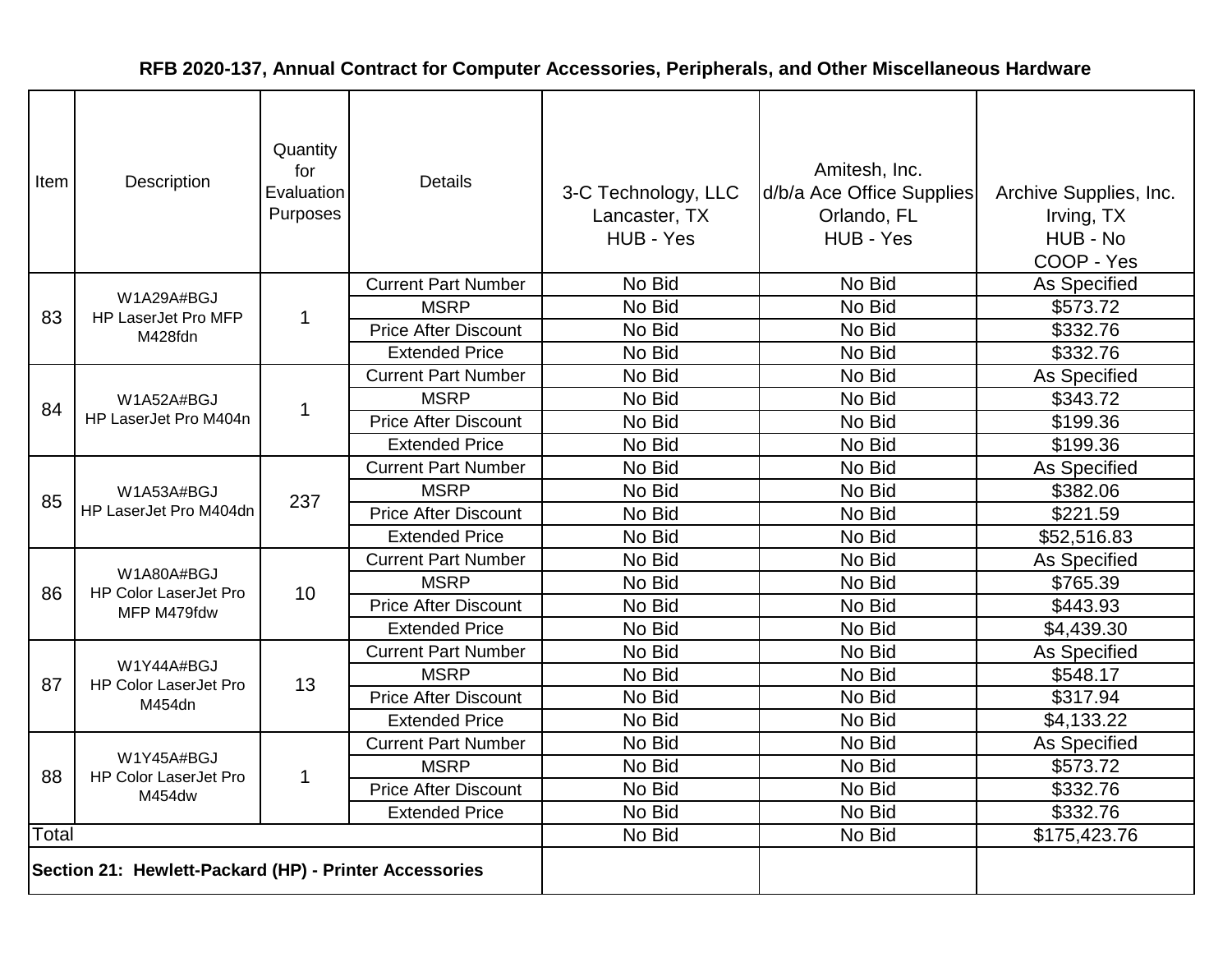**RFB 2020-137, Annual Contract for Computer Accessories, Peripherals, and Other Miscellaneous Hardware**

| Item | Description | Quantity for Evaluation Purposes | Details | 3-C Technology, LLC<br>Lancaster, TX<br>HUB - Yes | Amitesh, Inc.<br>d/b/a Ace Office Supplies<br>Orlando, FL<br>HUB - Yes | Archive Supplies, Inc.<br>Irving, TX<br>HUB - No<br>COOP - Yes |
|---|---|---|---|---|---|---|
| 83 | W1A29A#BGJ<br>HP LaserJet Pro MFP M428fdn | 1 | Current Part Number | No Bid | No Bid | As Specified |
| | | | MSRP | No Bid | No Bid | $573.72 |
| | | | Price After Discount | No Bid | No Bid | $332.76 |
| | | | Extended Price | No Bid | No Bid | $332.76 |
| 84 | W1A52A#BGJ<br>HP LaserJet Pro M404n | 1 | Current Part Number | No Bid | No Bid | As Specified |
| | | | MSRP | No Bid | No Bid | $343.72 |
| | | | Price After Discount | No Bid | No Bid | $199.36 |
| | | | Extended Price | No Bid | No Bid | $199.36 |
| 85 | W1A53A#BGJ<br>HP LaserJet Pro M404dn | 237 | Current Part Number | No Bid | No Bid | As Specified |
| | | | MSRP | No Bid | No Bid | $382.06 |
| | | | Price After Discount | No Bid | No Bid | $221.59 |
| | | | Extended Price | No Bid | No Bid | $52,516.83 |
| 86 | W1A80A#BGJ<br>HP Color LaserJet Pro MFP M479fdw | 10 | Current Part Number | No Bid | No Bid | As Specified |
| | | | MSRP | No Bid | No Bid | $765.39 |
| | | | Price After Discount | No Bid | No Bid | $443.93 |
| | | | Extended Price | No Bid | No Bid | $4,439.30 |
| 87 | W1Y44A#BGJ<br>HP Color LaserJet Pro M454dn | 13 | Current Part Number | No Bid | No Bid | As Specified |
| | | | MSRP | No Bid | No Bid | $548.17 |
| | | | Price After Discount | No Bid | No Bid | $317.94 |
| | | | Extended Price | No Bid | No Bid | $4,133.22 |
| 88 | W1Y45A#BGJ<br>HP Color LaserJet Pro M454dw | 1 | Current Part Number | No Bid | No Bid | As Specified |
| | | | MSRP | No Bid | No Bid | $573.72 |
| | | | Price After Discount | No Bid | No Bid | $332.76 |
| | | | Extended Price | No Bid | No Bid | $332.76 |
| Total | | | | No Bid | No Bid | $175,423.76 |
| **Section 21: Hewlett-Packard (HP) - Printer Accessories** | | | | | | |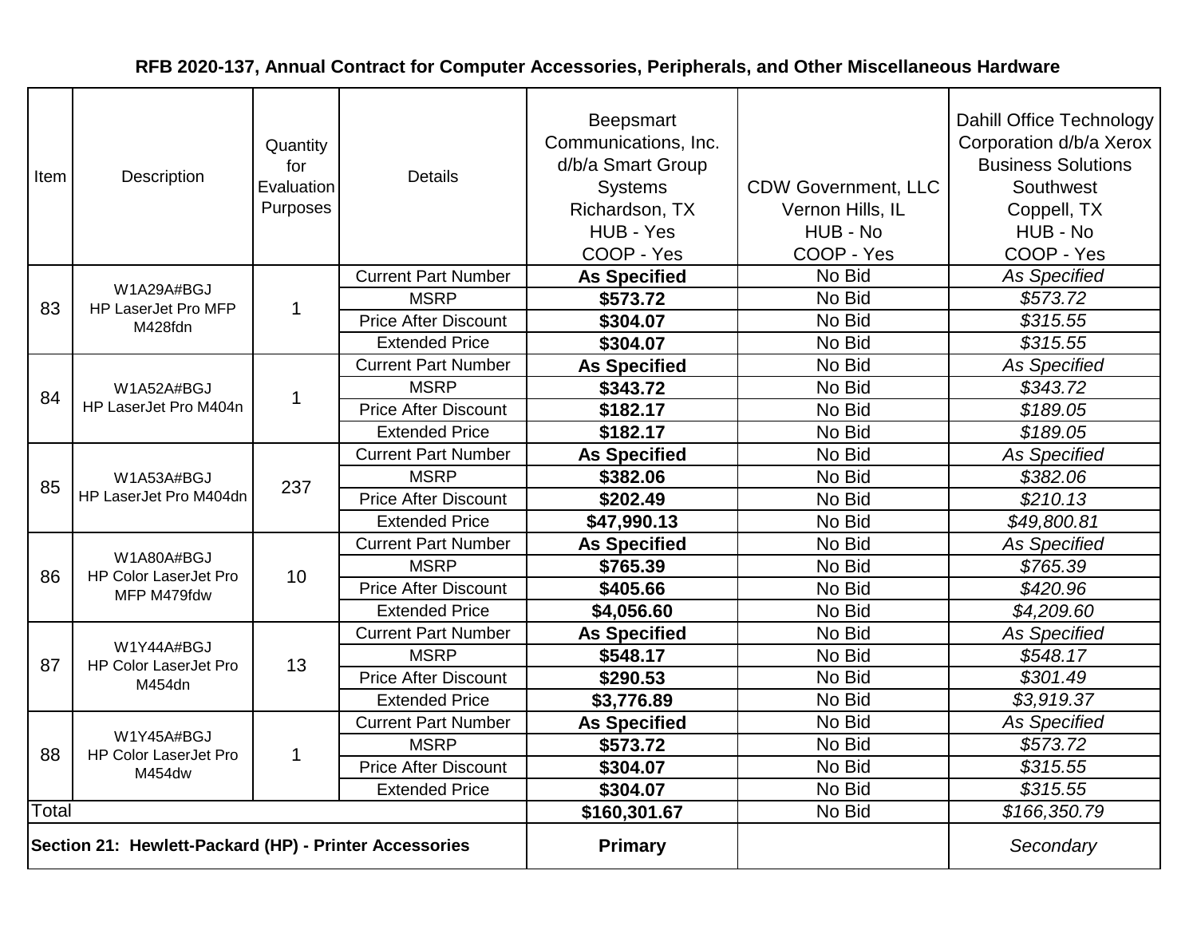# RFB 2020-137, Annual Contract for Computer Accessories, Peripherals, and Other Miscellaneous Hardware

| Item | Description | Quantity for Evaluation Purposes | Details | Beepsmart Communications, Inc. d/b/a Smart Group Systems Richardson, TX HUB - Yes COOP - Yes | CDW Government, LLC Vernon Hills, IL HUB - No COOP - Yes | Dahill Office Technology Corporation d/b/a Xerox Business Solutions Southwest Coppell, TX HUB - No COOP - Yes |
|---|---|---|---|---|---|---|
| 83 | W1A29A#BGJ HP LaserJet Pro MFP M428fdn | 1 | Current Part Number | **As Specified** | No Bid | *As Specified* |
| | | | MSRP | **$573.72** | No Bid | *$573.72* |
| | | | Price After Discount | **$304.07** | No Bid | *$315.55* |
| | | | Extended Price | **$304.07** | No Bid | *$315.55* |
| 84 | W1A52A#BGJ HP LaserJet Pro M404n | 1 | Current Part Number | **As Specified** | No Bid | *As Specified* |
| | | | MSRP | **$343.72** | No Bid | *$343.72* |
| | | | Price After Discount | **$182.17** | No Bid | *$189.05* |
| | | | Extended Price | **$182.17** | No Bid | *$189.05* |
| 85 | W1A53A#BGJ HP LaserJet Pro M404dn | 237 | Current Part Number | **As Specified** | No Bid | *As Specified* |
| | | | MSRP | **$382.06** | No Bid | *$382.06* |
| | | | Price After Discount | **$202.49** | No Bid | *$210.13* |
| | | | Extended Price | **$47,990.13** | No Bid | *$49,800.81* |
| 86 | W1A80A#BGJ HP Color LaserJet Pro MFP M479fdw | 10 | Current Part Number | **As Specified** | No Bid | *As Specified* |
| | | | MSRP | **$765.39** | No Bid | *$765.39* |
| | | | Price After Discount | **$405.66** | No Bid | *$420.96* |
| | | | Extended Price | **$4,056.60** | No Bid | *$4,209.60* |
| 87 | W1Y44A#BGJ HP Color LaserJet Pro M454dn | 13 | Current Part Number | **As Specified** | No Bid | *As Specified* |
| | | | MSRP | **$548.17** | No Bid | *$548.17* |
| | | | Price After Discount | **$290.53** | No Bid | *$301.49* |
| | | | Extended Price | **$3,776.89** | No Bid | *$3,919.37* |
| 88 | W1Y45A#BGJ HP Color LaserJet Pro M454dw | 1 | Current Part Number | **As Specified** | No Bid | *As Specified* |
| | | | MSRP | **$573.72** | No Bid | *$573.72* |
| | | | Price After Discount | **$304.07** | No Bid | *$315.55* |
| | | | Extended Price | **$304.07** | No Bid | *$315.55* |
| Total | | | | **$160,301.67** | No Bid | *$166,350.79* |
| **Section 21: Hewlett-Packard (HP) - Printer Accessories** | | | | **Primary** | | *Secondary* |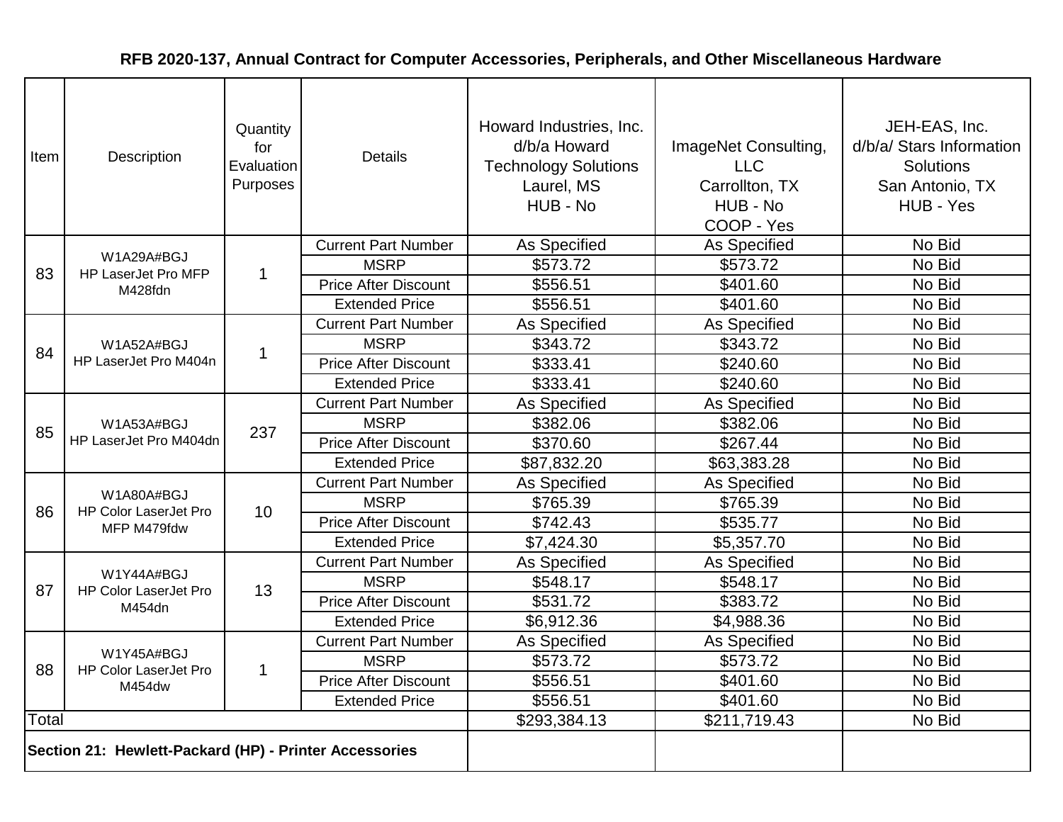# RFB 2020-137, Annual Contract for Computer Accessories, Peripherals, and Other Miscellaneous Hardware

| Item | Description | Quantity for Evaluation Purposes | Details | Howard Industries, Inc. d/b/a Howard Technology Solutions Laurel, MS HUB - No | ImageNet Consulting, LLC Carrollton, TX HUB - No COOP - Yes | JEH-EAS, Inc. d/b/a/ Stars Information Solutions San Antonio, TX HUB - Yes |
|---|---|---|---|---|---|---|
| 83 | W1A29A#BGJ HP LaserJet Pro MFP M428fdn | 1 | Current Part Number | As Specified | As Specified | No Bid |
| | | | MSRP | $573.72 | $573.72 | No Bid |
| | | | Price After Discount | $556.51 | $401.60 | No Bid |
| | | | Extended Price | $556.51 | $401.60 | No Bid |
| 84 | W1A52A#BGJ HP LaserJet Pro M404n | 1 | Current Part Number | As Specified | As Specified | No Bid |
| | | | MSRP | $343.72 | $343.72 | No Bid |
| | | | Price After Discount | $333.41 | $240.60 | No Bid |
| | | | Extended Price | $333.41 | $240.60 | No Bid |
| 85 | W1A53A#BGJ HP LaserJet Pro M404dn | 237 | Current Part Number | As Specified | As Specified | No Bid |
| | | | MSRP | $382.06 | $382.06 | No Bid |
| | | | Price After Discount | $370.60 | $267.44 | No Bid |
| | | | Extended Price | $87,832.20 | $63,383.28 | No Bid |
| 86 | W1A80A#BGJ HP Color LaserJet Pro MFP M479fdw | 10 | Current Part Number | As Specified | As Specified | No Bid |
| | | | MSRP | $765.39 | $765.39 | No Bid |
| | | | Price After Discount | $742.43 | $535.77 | No Bid |
| | | | Extended Price | $7,424.30 | $5,357.70 | No Bid |
| 87 | W1Y44A#BGJ HP Color LaserJet Pro M454dn | 13 | Current Part Number | As Specified | As Specified | No Bid |
| | | | MSRP | $548.17 | $548.17 | No Bid |
| | | | Price After Discount | $531.72 | $383.72 | No Bid |
| | | | Extended Price | $6,912.36 | $4,988.36 | No Bid |
| 88 | W1Y45A#BGJ HP Color LaserJet Pro M454dw | 1 | Current Part Number | As Specified | As Specified | No Bid |
| | | | MSRP | $573.72 | $573.72 | No Bid |
| | | | Price After Discount | $556.51 | $401.60 | No Bid |
| | | | Extended Price | $556.51 | $401.60 | No Bid |
| Total | | | | $293,384.13 | $211,719.43 | No Bid |
| **Section 21: Hewlett-Packard (HP) - Printer Accessories** | | | | | | |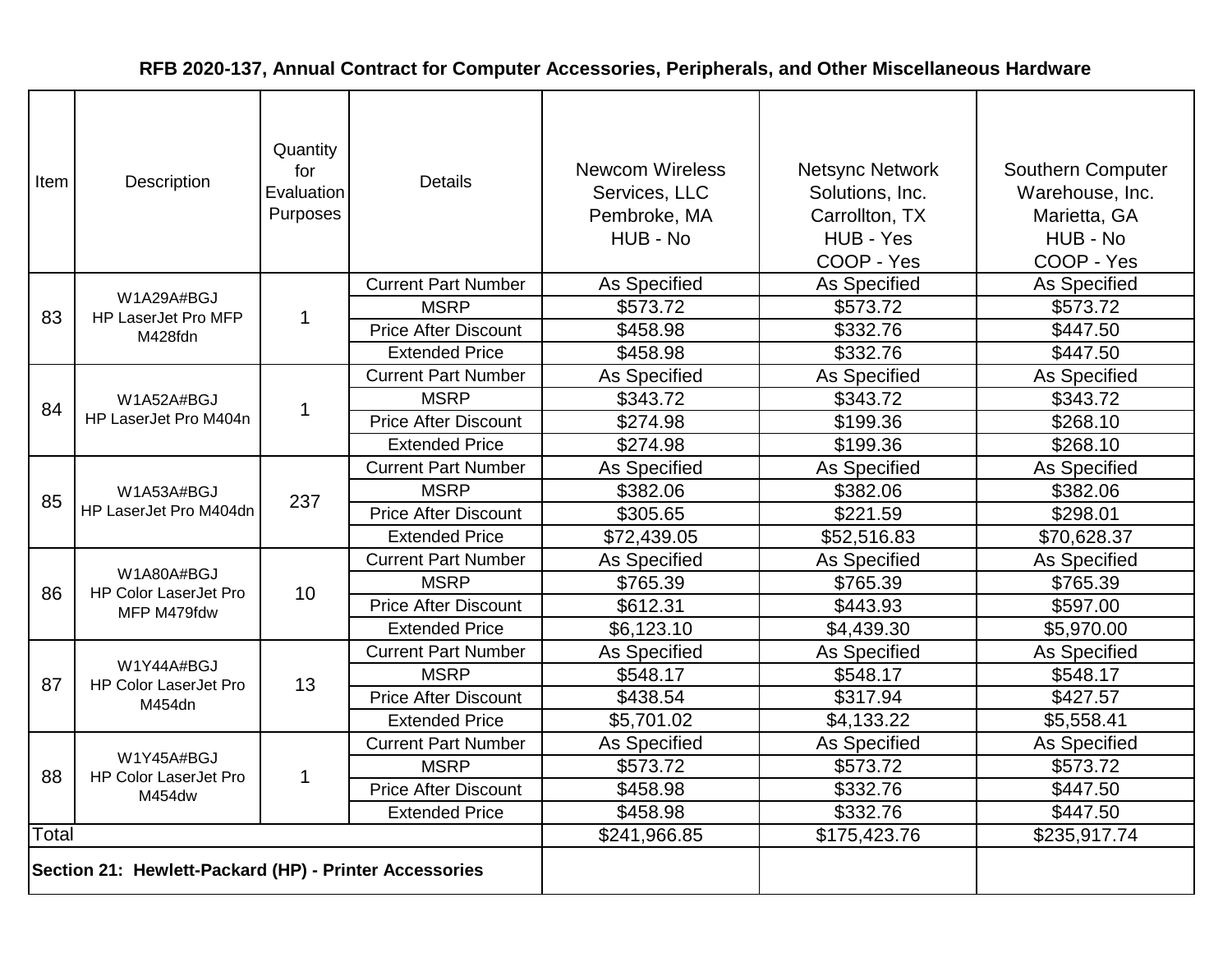**RFB 2020-137, Annual Contract for Computer Accessories, Peripherals, and Other Miscellaneous Hardware**

| Item | Description | Quantity for Evaluation Purposes | Details | Newcom Wireless Services, LLC Pembroke, MA HUB - No | Netsync Network Solutions, Inc. Carrollton, TX HUB - Yes COOP - Yes | Southern Computer Warehouse, Inc. Marietta, GA HUB - No COOP - Yes |
|---|---|---|---|---|---|---|
| 83 | W1A29A#BGJ HP LaserJet Pro MFP M428fdn | 1 | Current Part Number | As Specified | As Specified | As Specified |
| | | | MSRP | $573.72 | $573.72 | $573.72 |
| | | | Price After Discount | $458.98 | $332.76 | $447.50 |
| | | | Extended Price | $458.98 | $332.76 | $447.50 |
| 84 | W1A52A#BGJ HP LaserJet Pro M404n | 1 | Current Part Number | As Specified | As Specified | As Specified |
| | | | MSRP | $343.72 | $343.72 | $343.72 |
| | | | Price After Discount | $274.98 | $199.36 | $268.10 |
| | | | Extended Price | $274.98 | $199.36 | $268.10 |
| 85 | W1A53A#BGJ HP LaserJet Pro M404dn | 237 | Current Part Number | As Specified | As Specified | As Specified |
| | | | MSRP | $382.06 | $382.06 | $382.06 |
| | | | Price After Discount | $305.65 | $221.59 | $298.01 |
| | | | Extended Price | $72,439.05 | $52,516.83 | $70,628.37 |
| 86 | W1A80A#BGJ HP Color LaserJet Pro MFP M479fdw | 10 | Current Part Number | As Specified | As Specified | As Specified |
| | | | MSRP | $765.39 | $765.39 | $765.39 |
| | | | Price After Discount | $612.31 | $443.93 | $597.00 |
| | | | Extended Price | $6,123.10 | $4,439.30 | $5,970.00 |
| 87 | W1Y44A#BGJ HP Color LaserJet Pro M454dn | 13 | Current Part Number | As Specified | As Specified | As Specified |
| | | | MSRP | $548.17 | $548.17 | $548.17 |
| | | | Price After Discount | $438.54 | $317.94 | $427.57 |
| | | | Extended Price | $5,701.02 | $4,133.22 | $5,558.41 |
| 88 | W1Y45A#BGJ HP Color LaserJet Pro M454dw | 1 | Current Part Number | As Specified | As Specified | As Specified |
| | | | MSRP | $573.72 | $573.72 | $573.72 |
| | | | Price After Discount | $458.98 | $332.76 | $447.50 |
| | | | Extended Price | $458.98 | $332.76 | $447.50 |
| Total | | | | $241,966.85 | $175,423.76 | $235,917.74 |
| **Section 21: Hewlett-Packard (HP) - Printer Accessories** | | | | | | |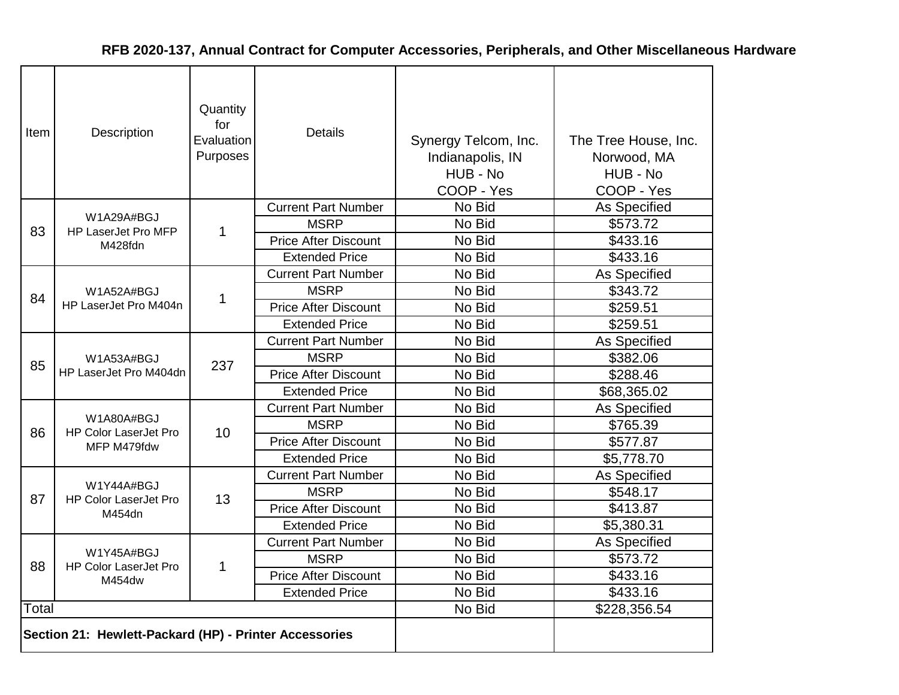**RFB 2020-137, Annual Contract for Computer Accessories, Peripherals, and Other Miscellaneous Hardware**

| Item | Description | Quantity for Evaluation Purposes | Details | Synergy Telcom, Inc. Indianapolis, IN HUB - No COOP - Yes | The Tree House, Inc. Norwood, MA HUB - No COOP - Yes |
|---|---|---|---|---|---|
| 83 | W1A29A#BGJ HP LaserJet Pro MFP M428fdn | 1 | Current Part Number | No Bid | As Specified |
| | | | MSRP | No Bid | $573.72 |
| | | | Price After Discount | No Bid | $433.16 |
| | | | Extended Price | No Bid | $433.16 |
| 84 | W1A52A#BGJ HP LaserJet Pro M404n | 1 | Current Part Number | No Bid | As Specified |
| | | | MSRP | No Bid | $343.72 |
| | | | Price After Discount | No Bid | $259.51 |
| | | | Extended Price | No Bid | $259.51 |
| 85 | W1A53A#BGJ HP LaserJet Pro M404dn | 237 | Current Part Number | No Bid | As Specified |
| | | | MSRP | No Bid | $382.06 |
| | | | Price After Discount | No Bid | $288.46 |
| | | | Extended Price | No Bid | $68,365.02 |
| 86 | W1A80A#BGJ HP Color LaserJet Pro MFP M479fdw | 10 | Current Part Number | No Bid | As Specified |
| | | | MSRP | No Bid | $765.39 |
| | | | Price After Discount | No Bid | $577.87 |
| | | | Extended Price | No Bid | $5,778.70 |
| 87 | W1Y44A#BGJ HP Color LaserJet Pro M454dn | 13 | Current Part Number | No Bid | As Specified |
| | | | MSRP | No Bid | $548.17 |
| | | | Price After Discount | No Bid | $413.87 |
| | | | Extended Price | No Bid | $5,380.31 |
| 88 | W1Y45A#BGJ HP Color LaserJet Pro M454dw | 1 | Current Part Number | No Bid | As Specified |
| | | | MSRP | No Bid | $573.72 |
| | | | Price After Discount | No Bid | $433.16 |
| | | | Extended Price | No Bid | $433.16 |
| Total | | | | No Bid | $228,356.54 |
| **Section 21: Hewlett-Packard (HP) - Printer Accessories** | | | | | |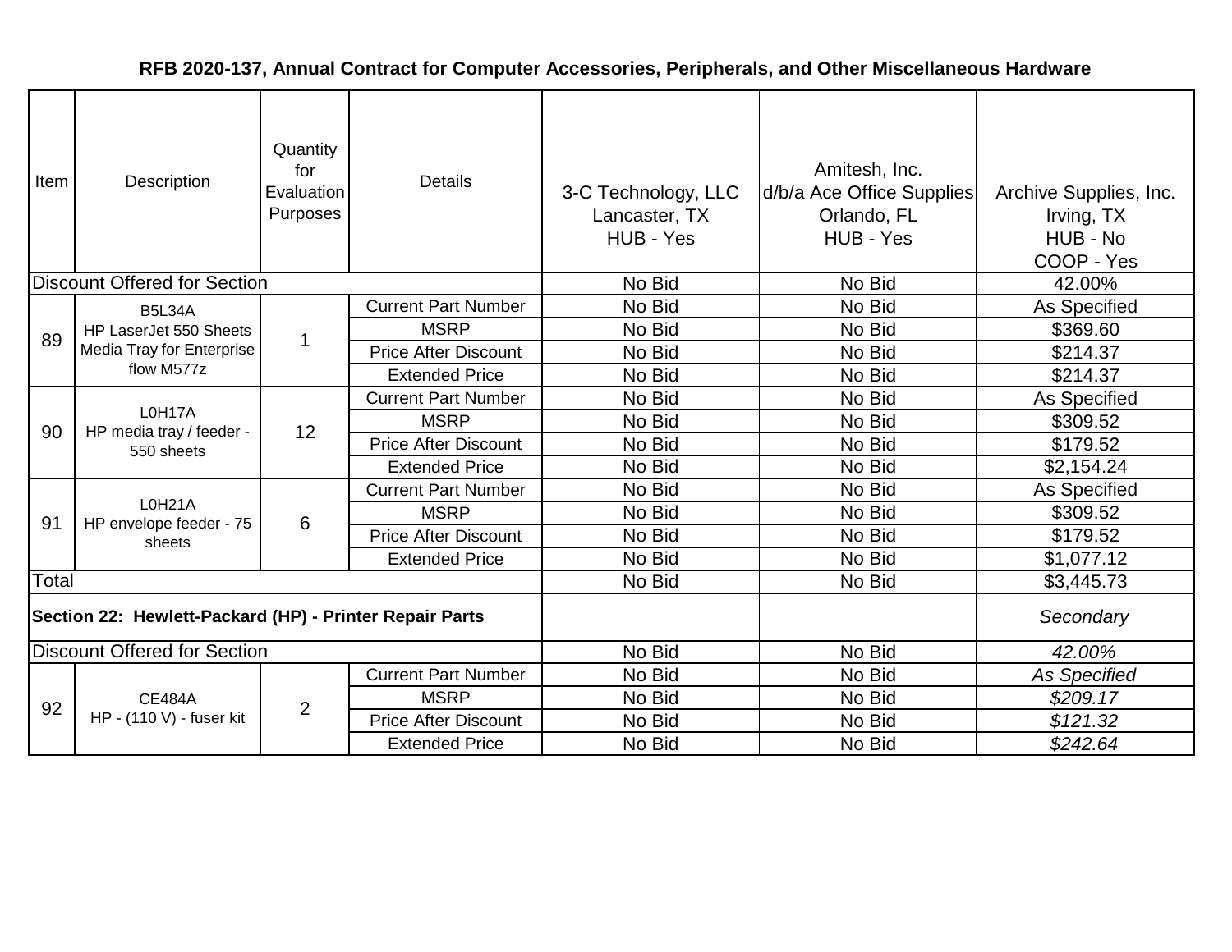**RFB 2020-137, Annual Contract for Computer Accessories, Peripherals, and Other Miscellaneous Hardware**

| Item | Description | Quantity for Evaluation Purposes | Details | 3-C Technology, LLC Lancaster, TX HUB - Yes | Amitesh, Inc. d/b/a Ace Office Supplies Orlando, FL HUB - Yes | Archive Supplies, Inc. Irving, TX HUB - No COOP - Yes |
|---|---|---|---|---|---|---|
| Discount Offered for Section | | | | No Bid | No Bid | 42.00% |
| 89 | B5L34A HP LaserJet 550 Sheets Media Tray for Enterprise flow M577z | 1 | Current Part Number | No Bid | No Bid | As Specified |
| | | | MSRP | No Bid | No Bid | $369.60 |
| | | | Price After Discount | No Bid | No Bid | $214.37 |
| | | | Extended Price | No Bid | No Bid | $214.37 |
| 90 | L0H17A HP media tray / feeder - 550 sheets | 12 | Current Part Number | No Bid | No Bid | As Specified |
| | | | MSRP | No Bid | No Bid | $309.52 |
| | | | Price After Discount | No Bid | No Bid | $179.52 |
| | | | Extended Price | No Bid | No Bid | $2,154.24 |
| 91 | L0H21A HP envelope feeder - 75 sheets | 6 | Current Part Number | No Bid | No Bid | As Specified |
| | | | MSRP | No Bid | No Bid | $309.52 |
| | | | Price After Discount | No Bid | No Bid | $179.52 |
| | | | Extended Price | No Bid | No Bid | $1,077.12 |
| Total | | | | No Bid | No Bid | $3,445.73 |
| **Section 22: Hewlett-Packard (HP) - Printer Repair Parts** | | | | | | *Secondary* |
| Discount Offered for Section | | | | No Bid | No Bid | *42.00%* |
| 92 | CE484A HP - (110 V) - fuser kit | 2 | Current Part Number | No Bid | No Bid | *As Specified* |
| | | | MSRP | No Bid | No Bid | *$209.17* |
| | | | Price After Discount | No Bid | No Bid | *$121.32* |
| | | | Extended Price | No Bid | No Bid | *$242.64* |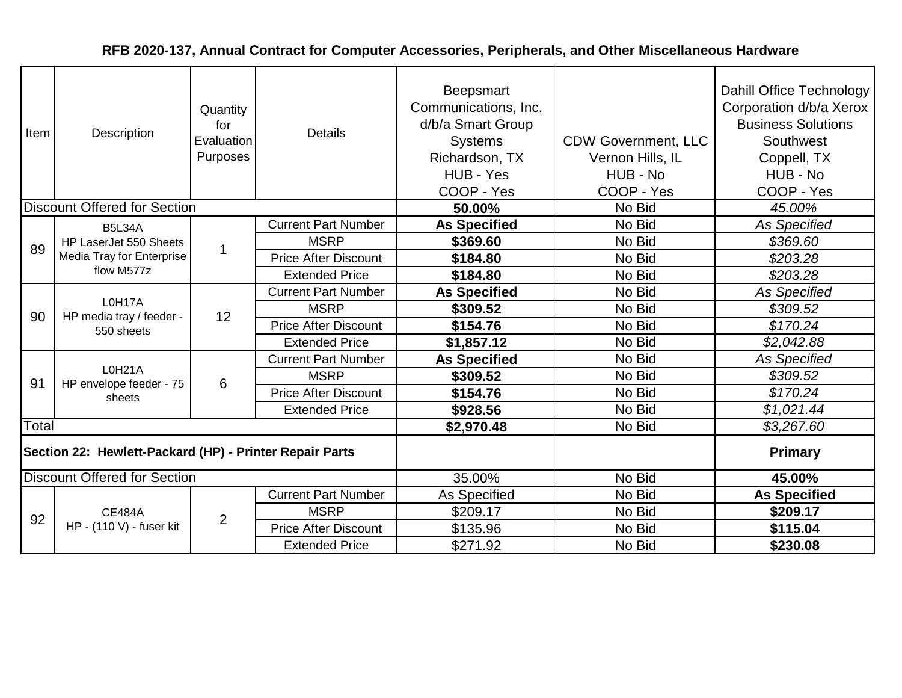**RFB 2020-137, Annual Contract for Computer Accessories, Peripherals, and Other Miscellaneous Hardware**

| Item | Description | Quantity for Evaluation Purposes | Details | Beepsmart Communications, Inc. d/b/a Smart Group Systems Richardson, TX HUB - Yes COOP - Yes | CDW Government, LLC Vernon Hills, IL HUB - No COOP - Yes | Dahill Office Technology Corporation d/b/a Xerox Business Solutions Southwest Coppell, TX HUB - No COOP - Yes |
|---|---|---|---|---|---|---|
| Discount Offered for Section | | | | **50.00%** | No Bid | *45.00%* |
| 89 | B5L34A HP LaserJet 550 Sheets Media Tray for Enterprise flow M577z | 1 | Current Part Number | **As Specified** | No Bid | *As Specified* |
| | | | MSRP | **$369.60** | No Bid | *$369.60* |
| | | | Price After Discount | **$184.80** | No Bid | *$203.28* |
| | | | Extended Price | **$184.80** | No Bid | *$203.28* |
| 90 | L0H17A HP media tray / feeder - 550 sheets | 12 | Current Part Number | **As Specified** | No Bid | *As Specified* |
| | | | MSRP | **$309.52** | No Bid | *$309.52* |
| | | | Price After Discount | **$154.76** | No Bid | *$170.24* |
| | | | Extended Price | **$1,857.12** | No Bid | *$2,042.88* |
| 91 | L0H21A HP envelope feeder - 75 sheets | 6 | Current Part Number | **As Specified** | No Bid | *As Specified* |
| | | | MSRP | **$309.52** | No Bid | *$309.52* |
| | | | Price After Discount | **$154.76** | No Bid | *$170.24* |
| | | | Extended Price | **$928.56** | No Bid | *$1,021.44* |
| Total | | | | **$2,970.48** | No Bid | *$3,267.60* |
| **Section 22: Hewlett-Packard (HP) - Printer Repair Parts** | | | | | | **Primary** |
| Discount Offered for Section | | | | 35.00% | No Bid | **45.00%** |
| 92 | CE484A HP - (110 V) - fuser kit | 2 | Current Part Number | As Specified | No Bid | **As Specified** |
| | | | MSRP | $209.17 | No Bid | **$209.17** |
| | | | Price After Discount | $135.96 | No Bid | **$115.04** |
| | | | Extended Price | $271.92 | No Bid | **$230.08** |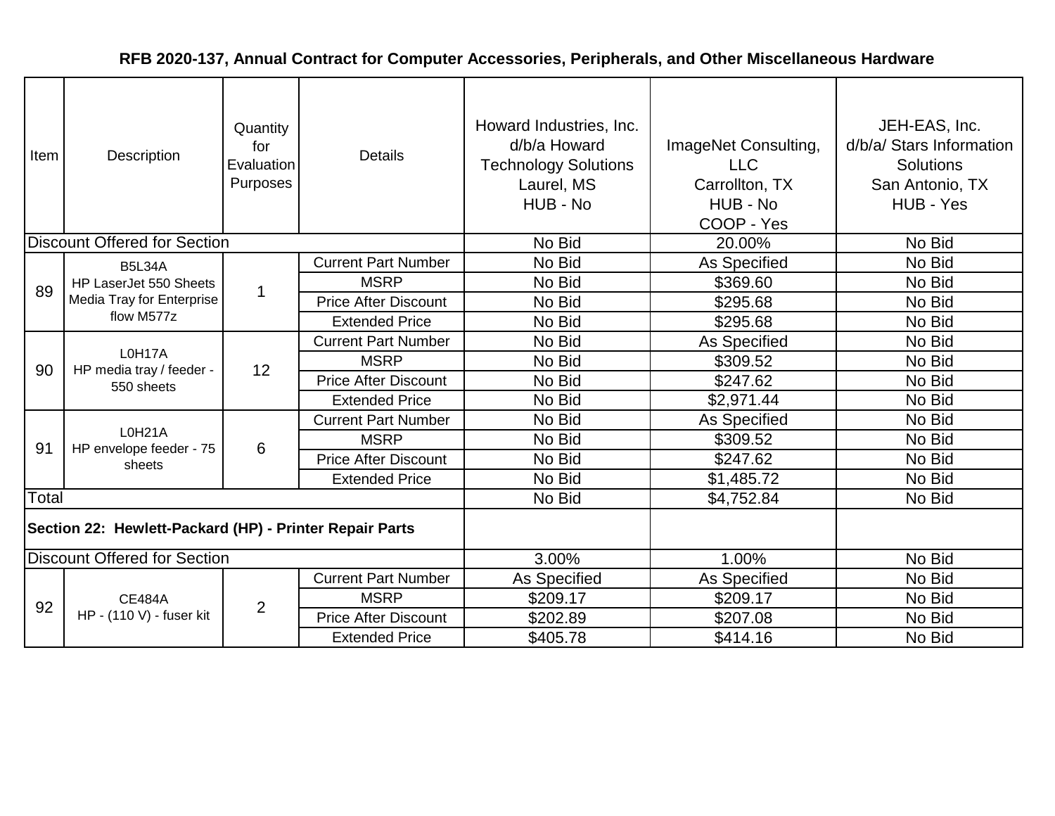# RFB 2020-137, Annual Contract for Computer Accessories, Peripherals, and Other Miscellaneous Hardware

| Item | Description | Quantity for Evaluation Purposes | Details | Howard Industries, Inc. d/b/a Howard Technology Solutions Laurel, MS HUB - No | ImageNet Consulting, LLC Carrollton, TX HUB - No COOP - Yes | JEH-EAS, Inc. d/b/a/ Stars Information Solutions San Antonio, TX HUB - Yes |
|---|---|---|---|---|---|---|
| Discount Offered for Section | | | | No Bid | 20.00% | No Bid |
| 89 | B5L34A HP LaserJet 550 Sheets Media Tray for Enterprise flow M577z | 1 | Current Part Number | No Bid | As Specified | No Bid |
| | | | MSRP | No Bid | $369.60 | No Bid |
| | | | Price After Discount | No Bid | $295.68 | No Bid |
| | | | Extended Price | No Bid | $295.68 | No Bid |
| 90 | L0H17A HP media tray / feeder - 550 sheets | 12 | Current Part Number | No Bid | As Specified | No Bid |
| | | | MSRP | No Bid | $309.52 | No Bid |
| | | | Price After Discount | No Bid | $247.62 | No Bid |
| | | | Extended Price | No Bid | $2,971.44 | No Bid |
| 91 | L0H21A HP envelope feeder - 75 sheets | 6 | Current Part Number | No Bid | As Specified | No Bid |
| | | | MSRP | No Bid | $309.52 | No Bid |
| | | | Price After Discount | No Bid | $247.62 | No Bid |
| | | | Extended Price | No Bid | $1,485.72 | No Bid |
| Total | | | | No Bid | $4,752.84 | No Bid |
| **Section 22: Hewlett-Packard (HP) - Printer Repair Parts** | | | | | | |
| Discount Offered for Section | | | | 3.00% | 1.00% | No Bid |
| 92 | CE484A HP - (110 V) - fuser kit | 2 | Current Part Number | As Specified | As Specified | No Bid |
| | | | MSRP | $209.17 | $209.17 | No Bid |
| | | | Price After Discount | $202.89 | $207.08 | No Bid |
| | | | Extended Price | $405.78 | $414.16 | No Bid |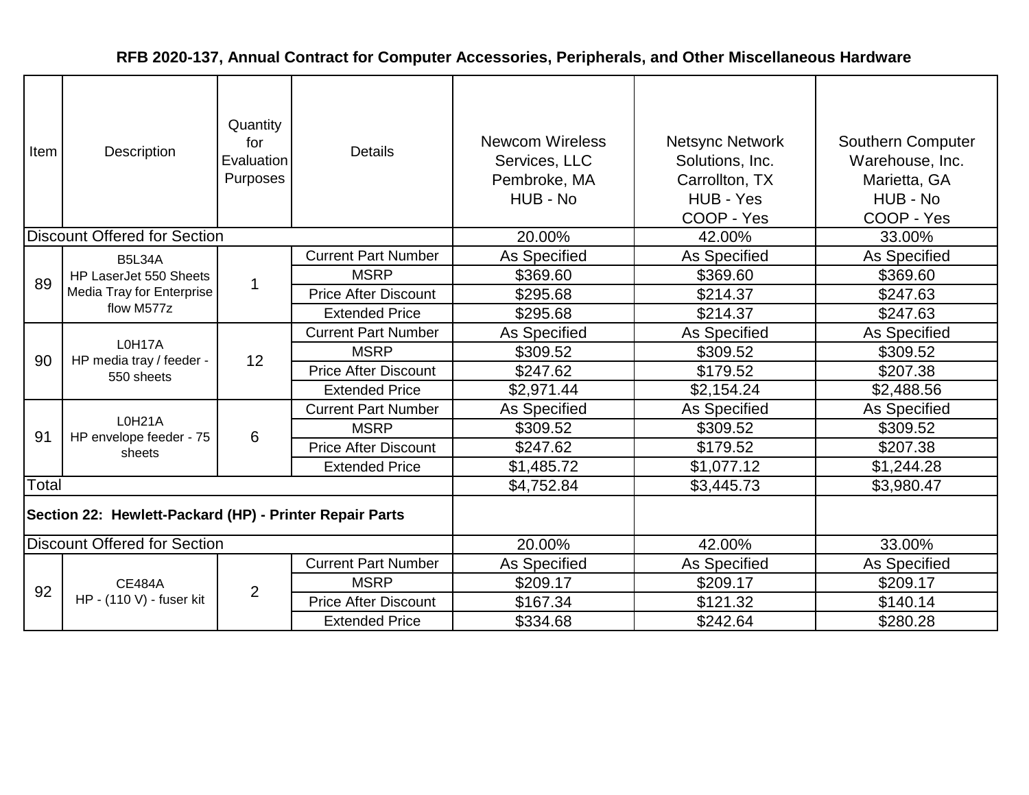# RFB 2020-137, Annual Contract for Computer Accessories, Peripherals, and Other Miscellaneous Hardware

| Item | Description | Quantity for Evaluation Purposes | Details | Newcom Wireless Services, LLC Pembroke, MA HUB - No | Netsync Network Solutions, Inc. Carrollton, TX HUB - Yes COOP - Yes | Southern Computer Warehouse, Inc. Marietta, GA HUB - No COOP - Yes |
|---|---|---|---|---|---|---|
| Discount Offered for Section | | | | 20.00% | 42.00% | 33.00% |
| 89 | B5L34A HP LaserJet 550 Sheets Media Tray for Enterprise flow M577z | 1 | Current Part Number | As Specified | As Specified | As Specified |
| | | | MSRP | $369.60 | $369.60 | $369.60 |
| | | | Price After Discount | $295.68 | $214.37 | $247.63 |
| | | | Extended Price | $295.68 | $214.37 | $247.63 |
| 90 | L0H17A HP media tray / feeder - 550 sheets | 12 | Current Part Number | As Specified | As Specified | As Specified |
| | | | MSRP | $309.52 | $309.52 | $309.52 |
| | | | Price After Discount | $247.62 | $179.52 | $207.38 |
| | | | Extended Price | $2,971.44 | $2,154.24 | $2,488.56 |
| 91 | L0H21A HP envelope feeder - 75 sheets | 6 | Current Part Number | As Specified | As Specified | As Specified |
| | | | MSRP | $309.52 | $309.52 | $309.52 |
| | | | Price After Discount | $247.62 | $179.52 | $207.38 |
| | | | Extended Price | $1,485.72 | $1,077.12 | $1,244.28 |
| Total | | | | $4,752.84 | $3,445.73 | $3,980.47 |
| **Section 22: Hewlett-Packard (HP) - Printer Repair Parts** | | | | | | |
| Discount Offered for Section | | | | 20.00% | 42.00% | 33.00% |
| 92 | CE484A HP - (110 V) - fuser kit | 2 | Current Part Number | As Specified | As Specified | As Specified |
| | | | MSRP | $209.17 | $209.17 | $209.17 |
| | | | Price After Discount | $167.34 | $121.32 | $140.14 |
| | | | Extended Price | $334.68 | $242.64 | $280.28 |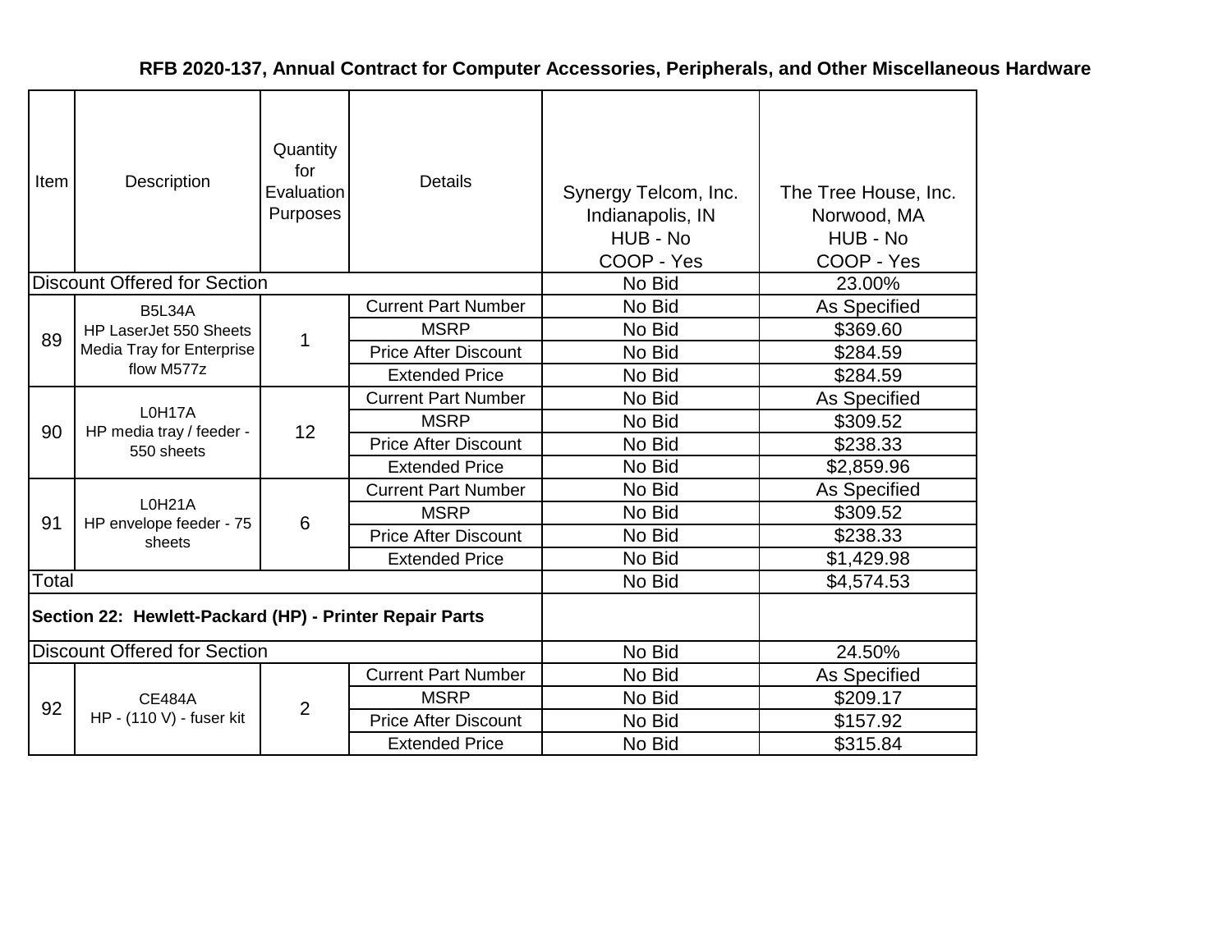## RFB 2020-137, Annual Contract for Computer Accessories, Peripherals, and Other Miscellaneous Hardware

| Item | Description | Quantity for Evaluation Purposes | Details | Synergy Telcom, Inc. Indianapolis, IN HUB - No COOP - Yes | The Tree House, Inc. Norwood, MA HUB - No COOP - Yes |
|---|---|---|---|---|---|
| Discount Offered for Section | | | | No Bid | 23.00% |
| 89 | B5L34A HP LaserJet 550 Sheets Media Tray for Enterprise flow M577z | 1 | Current Part Number | No Bid | As Specified |
| | | | MSRP | No Bid | $369.60 |
| | | | Price After Discount | No Bid | $284.59 |
| | | | Extended Price | No Bid | $284.59 |
| 90 | L0H17A HP media tray / feeder - 550 sheets | 12 | Current Part Number | No Bid | As Specified |
| | | | MSRP | No Bid | $309.52 |
| | | | Price After Discount | No Bid | $238.33 |
| | | | Extended Price | No Bid | $2,859.96 |
| 91 | L0H21A HP envelope feeder - 75 sheets | 6 | Current Part Number | No Bid | As Specified |
| | | | MSRP | No Bid | $309.52 |
| | | | Price After Discount | No Bid | $238.33 |
| | | | Extended Price | No Bid | $1,429.98 |
| Total | | | | No Bid | $4,574.53 |
| **Section 22: Hewlett-Packard (HP) - Printer Repair Parts** | | | | | |
| Discount Offered for Section | | | | No Bid | 24.50% |
| 92 | CE484A HP - (110 V) - fuser kit | 2 | Current Part Number | No Bid | As Specified |
| | | | MSRP | No Bid | $209.17 |
| | | | Price After Discount | No Bid | $157.92 |
| | | | Extended Price | No Bid | $315.84 |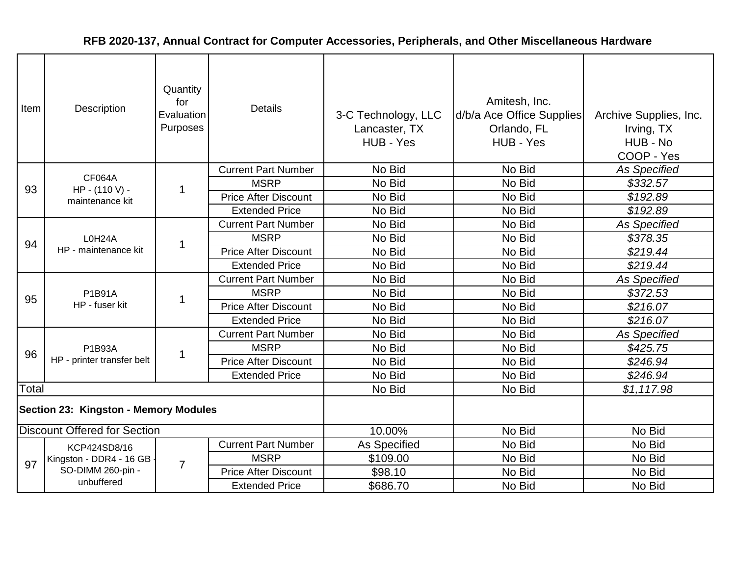# RFB 2020-137, Annual Contract for Computer Accessories, Peripherals, and Other Miscellaneous Hardware

| Item | Description | Quantity for Evaluation Purposes | Details | 3-C Technology, LLC Lancaster, TX HUB - Yes | Amitesh, Inc. d/b/a Ace Office Supplies Orlando, FL HUB - Yes | Archive Supplies, Inc. Irving, TX HUB - No COOP - Yes |
|---|---|---|---|---|---|---|
| 93 | CF064A HP - (110 V) - maintenance kit | 1 | Current Part Number | No Bid | No Bid | *As Specified* |
| | | | MSRP | No Bid | No Bid | *$332.57* |
| | | | Price After Discount | No Bid | No Bid | *$192.89* |
| | | | Extended Price | No Bid | No Bid | *$192.89* |
| 94 | L0H24A HP - maintenance kit | 1 | Current Part Number | No Bid | No Bid | *As Specified* |
| | | | MSRP | No Bid | No Bid | *$378.35* |
| | | | Price After Discount | No Bid | No Bid | *$219.44* |
| | | | Extended Price | No Bid | No Bid | *$219.44* |
| 95 | P1B91A HP - fuser kit | 1 | Current Part Number | No Bid | No Bid | *As Specified* |
| | | | MSRP | No Bid | No Bid | *$372.53* |
| | | | Price After Discount | No Bid | No Bid | *$216.07* |
| | | | Extended Price | No Bid | No Bid | *$216.07* |
| 96 | P1B93A HP - printer transfer belt | 1 | Current Part Number | No Bid | No Bid | *As Specified* |
| | | | MSRP | No Bid | No Bid | *$425.75* |
| | | | Price After Discount | No Bid | No Bid | *$246.94* |
| | | | Extended Price | No Bid | No Bid | *$246.94* |
| Total | | | | No Bid | No Bid | *$1,117.98* |
| **Section 23: Kingston - Memory Modules** | | | | | | |
| Discount Offered for Section | | | | 10.00% | No Bid | No Bid |
| 97 | KCP424SD8/16 Kingston - DDR4 - 16 GB - SO-DIMM 260-pin - unbuffered | 7 | Current Part Number | As Specified | No Bid | No Bid |
| | | | MSRP | $109.00 | No Bid | No Bid |
| | | | Price After Discount | $98.10 | No Bid | No Bid |
| | | | Extended Price | $686.70 | No Bid | No Bid |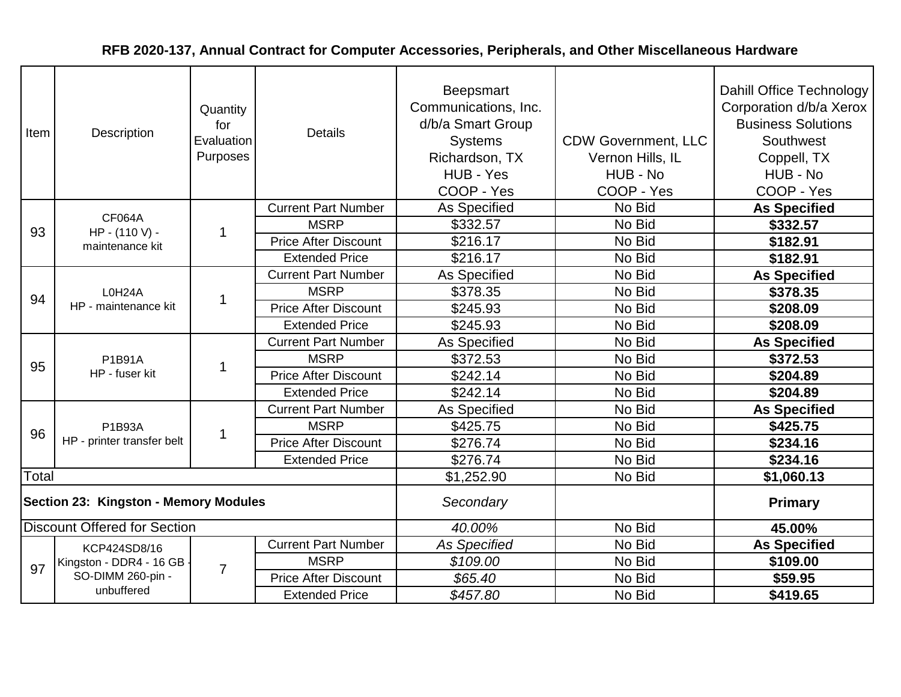## RFB 2020-137, Annual Contract for Computer Accessories, Peripherals, and Other Miscellaneous Hardware

| Item | Description | Quantity for Evaluation Purposes | Details | Beepsmart Communications, Inc. d/b/a Smart Group Systems Richardson, TX HUB - Yes COOP - Yes | CDW Government, LLC Vernon Hills, IL HUB - No COOP - Yes | Dahill Office Technology Corporation d/b/a Xerox Business Solutions Southwest Coppell, TX HUB - No COOP - Yes |
|---|---|---|---|---|---|---|
| 93 | CF064A HP - (110 V) - maintenance kit | 1 | Current Part Number | As Specified | No Bid | **As Specified** |
| | | | MSRP | $332.57 | No Bid | **$332.57** |
| | | | Price After Discount | $216.17 | No Bid | **$182.91** |
| | | | Extended Price | $216.17 | No Bid | **$182.91** |
| 94 | L0H24A HP - maintenance kit | 1 | Current Part Number | As Specified | No Bid | **As Specified** |
| | | | MSRP | $378.35 | No Bid | **$378.35** |
| | | | Price After Discount | $245.93 | No Bid | **$208.09** |
| | | | Extended Price | $245.93 | No Bid | **$208.09** |
| 95 | P1B91A HP - fuser kit | 1 | Current Part Number | As Specified | No Bid | **As Specified** |
| | | | MSRP | $372.53 | No Bid | **$372.53** |
| | | | Price After Discount | $242.14 | No Bid | **$204.89** |
| | | | Extended Price | $242.14 | No Bid | **$204.89** |
| 96 | P1B93A HP - printer transfer belt | 1 | Current Part Number | As Specified | No Bid | **As Specified** |
| | | | MSRP | $425.75 | No Bid | **$425.75** |
| | | | Price After Discount | $276.74 | No Bid | **$234.16** |
| | | | Extended Price | $276.74 | No Bid | **$234.16** |
| Total | | | | $1,252.90 | No Bid | **$1,060.13** |
| **Section 23: Kingston - Memory Modules** | | | | *Secondary* | | **Primary** |
| Discount Offered for Section | | | | *40.00%* | No Bid | **45.00%** |
| 97 | KCP424SD8/16 Kingston - DDR4 - 16 GB - SO-DIMM 260-pin - unbuffered | 7 | Current Part Number | *As Specified* | No Bid | **As Specified** |
| | | | MSRP | *$109.00* | No Bid | **$109.00** |
| | | | Price After Discount | *$65.40* | No Bid | **$59.95** |
| | | | Extended Price | *$457.80* | No Bid | **$419.65** |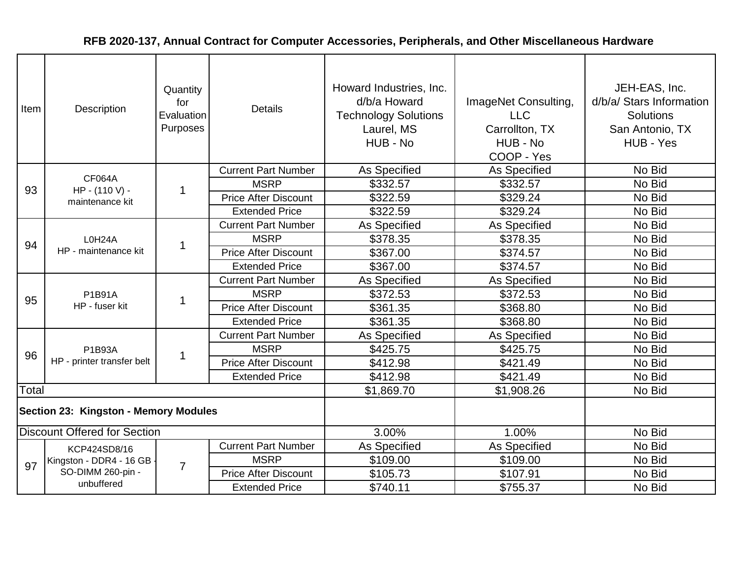**RFB 2020-137, Annual Contract for Computer Accessories, Peripherals, and Other Miscellaneous Hardware**

| Item | Description | Quantity for Evaluation Purposes | Details | Howard Industries, Inc. d/b/a Howard Technology Solutions Laurel, MS HUB - No | ImageNet Consulting, LLC Carrollton, TX HUB - No COOP - Yes | JEH-EAS, Inc. d/b/a/ Stars Information Solutions San Antonio, TX HUB - Yes |
|---|---|---|---|---|---|---|
| 93 | CF064A HP - (110 V) - maintenance kit | 1 | Current Part Number | As Specified | As Specified | No Bid |
| | | | MSRP | $332.57 | $332.57 | No Bid |
| | | | Price After Discount | $322.59 | $329.24 | No Bid |
| | | | Extended Price | $322.59 | $329.24 | No Bid |
| 94 | L0H24A HP - maintenance kit | 1 | Current Part Number | As Specified | As Specified | No Bid |
| | | | MSRP | $378.35 | $378.35 | No Bid |
| | | | Price After Discount | $367.00 | $374.57 | No Bid |
| | | | Extended Price | $367.00 | $374.57 | No Bid |
| 95 | P1B91A HP - fuser kit | 1 | Current Part Number | As Specified | As Specified | No Bid |
| | | | MSRP | $372.53 | $372.53 | No Bid |
| | | | Price After Discount | $361.35 | $368.80 | No Bid |
| | | | Extended Price | $361.35 | $368.80 | No Bid |
| 96 | P1B93A HP - printer transfer belt | 1 | Current Part Number | As Specified | As Specified | No Bid |
| | | | MSRP | $425.75 | $425.75 | No Bid |
| | | | Price After Discount | $412.98 | $421.49 | No Bid |
| | | | Extended Price | $412.98 | $421.49 | No Bid |
| Total | | | | $1,869.70 | $1,908.26 | No Bid |
| **Section 23: Kingston - Memory Modules** | | | | | | |
| Discount Offered for Section | | | | 3.00% | 1.00% | No Bid |
| 97 | KCP424SD8/16 Kingston - DDR4 - 16 GB - SO-DIMM 260-pin - unbuffered | 7 | Current Part Number | As Specified | As Specified | No Bid |
| | | | MSRP | $109.00 | $109.00 | No Bid |
| | | | Price After Discount | $105.73 | $107.91 | No Bid |
| | | | Extended Price | $740.11 | $755.37 | No Bid |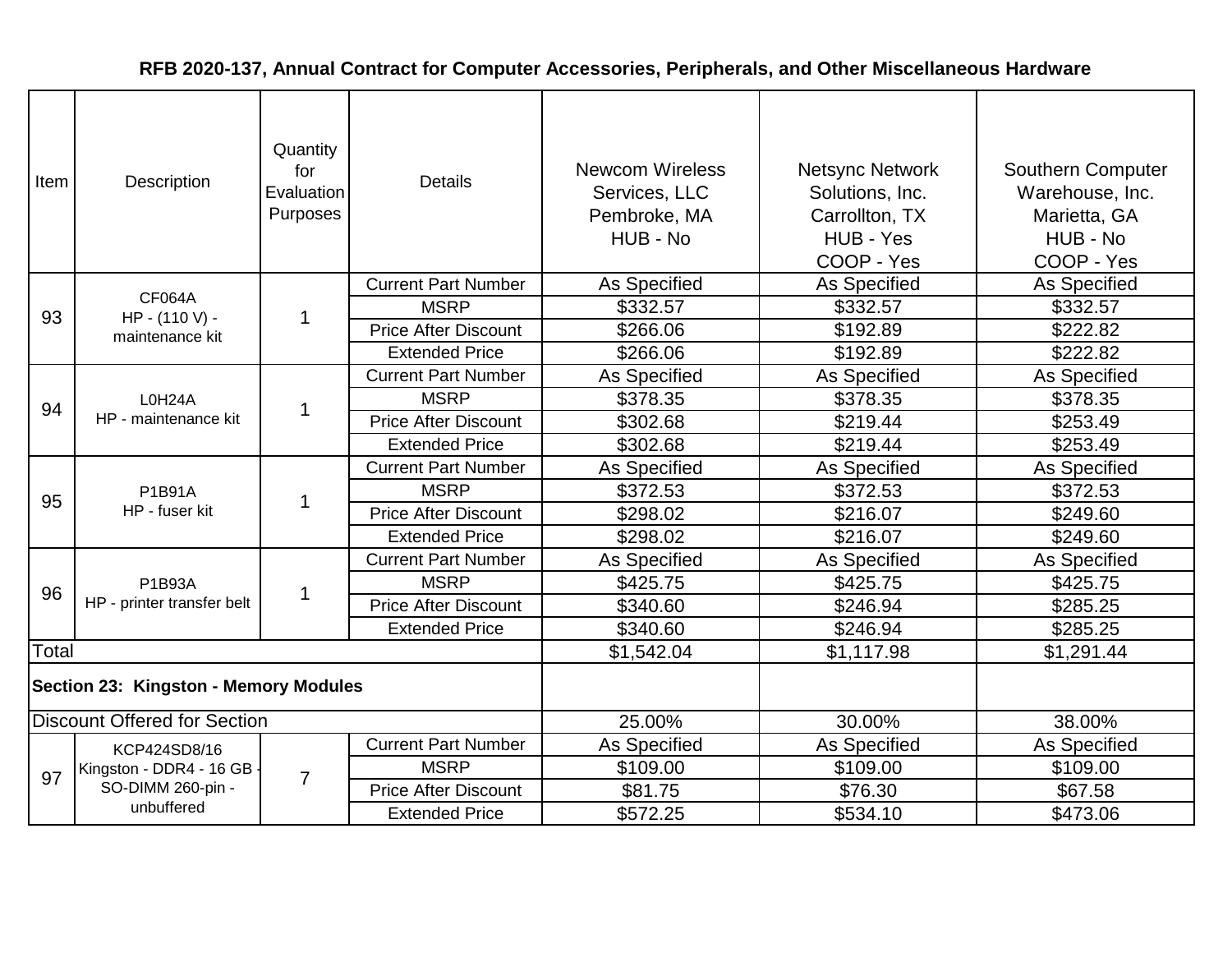**RFB 2020-137, Annual Contract for Computer Accessories, Peripherals, and Other Miscellaneous Hardware**

| Item | Description | Quantity for Evaluation Purposes | Details | Newcom Wireless Services, LLC Pembroke, MA HUB - No | Netsync Network Solutions, Inc. Carrollton, TX HUB - Yes COOP - Yes | Southern Computer Warehouse, Inc. Marietta, GA HUB - No COOP - Yes |
|---|---|---|---|---|---|---|
| 93 | CF064A HP - (110 V) - maintenance kit | 1 | Current Part Number | As Specified | As Specified | As Specified |
| | | | MSRP | $332.57 | $332.57 | $332.57 |
| | | | Price After Discount | $266.06 | $192.89 | $222.82 |
| | | | Extended Price | $266.06 | $192.89 | $222.82 |
| 94 | L0H24A HP - maintenance kit | 1 | Current Part Number | As Specified | As Specified | As Specified |
| | | | MSRP | $378.35 | $378.35 | $378.35 |
| | | | Price After Discount | $302.68 | $219.44 | $253.49 |
| | | | Extended Price | $302.68 | $219.44 | $253.49 |
| 95 | P1B91A HP - fuser kit | 1 | Current Part Number | As Specified | As Specified | As Specified |
| | | | MSRP | $372.53 | $372.53 | $372.53 |
| | | | Price After Discount | $298.02 | $216.07 | $249.60 |
| | | | Extended Price | $298.02 | $216.07 | $249.60 |
| 96 | P1B93A HP - printer transfer belt | 1 | Current Part Number | As Specified | As Specified | As Specified |
| | | | MSRP | $425.75 | $425.75 | $425.75 |
| | | | Price After Discount | $340.60 | $246.94 | $285.25 |
| | | | Extended Price | $340.60 | $246.94 | $285.25 |
| Total | | | | $1,542.04 | $1,117.98 | $1,291.44 |
| **Section 23: Kingston - Memory Modules** | | | | | | |
| Discount Offered for Section | | | | 25.00% | 30.00% | 38.00% |
| 97 | KCP424SD8/16 Kingston - DDR4 - 16 GB - SO-DIMM 260-pin - unbuffered | 7 | Current Part Number | As Specified | As Specified | As Specified |
| | | | MSRP | $109.00 | $109.00 | $109.00 |
| | | | Price After Discount | $81.75 | $76.30 | $67.58 |
| | | | Extended Price | $572.25 | $534.10 | $473.06 |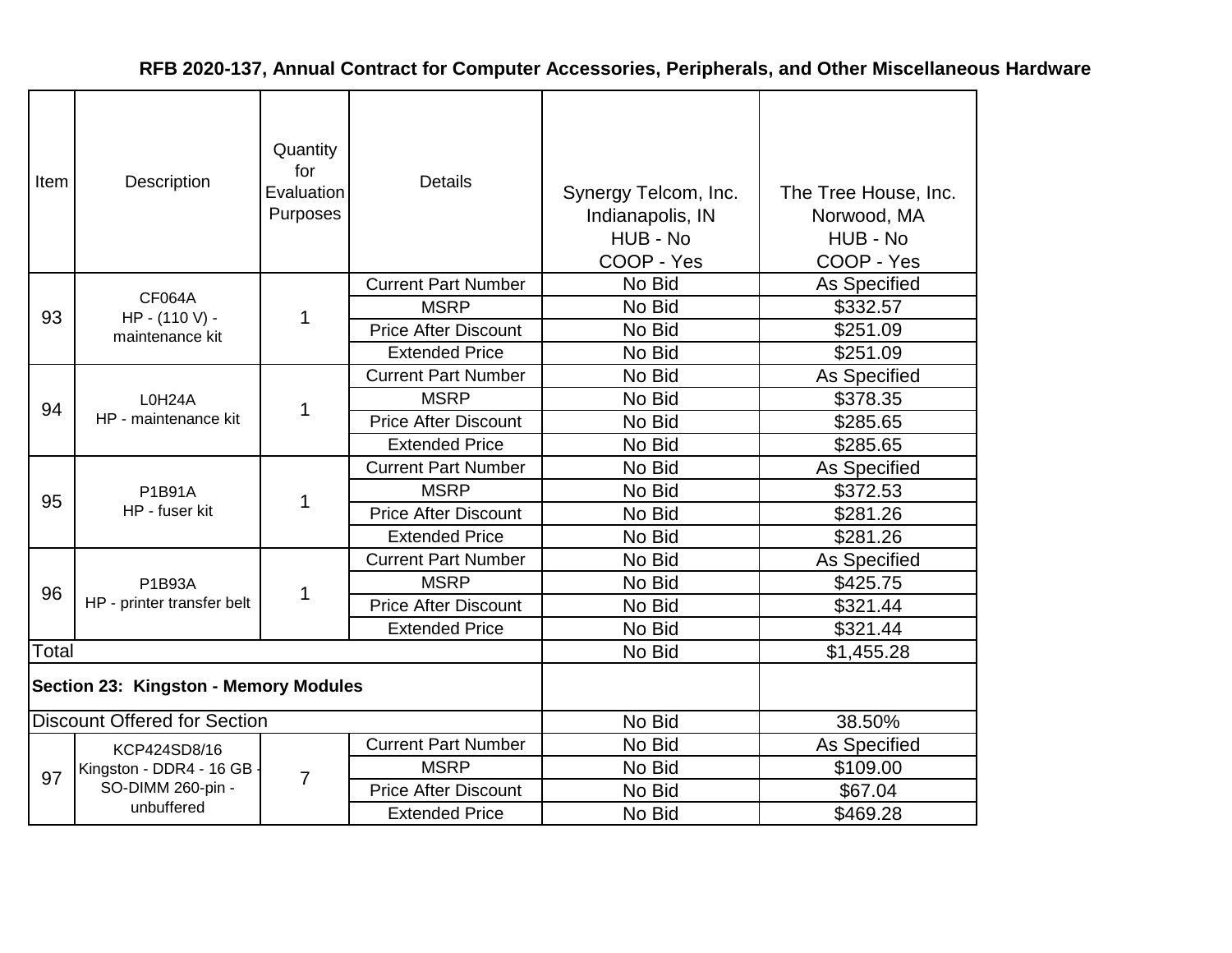# RFB 2020-137, Annual Contract for Computer Accessories, Peripherals, and Other Miscellaneous Hardware

| Item | Description | Quantity for Evaluation Purposes | Details | Synergy Telcom, Inc. Indianapolis, IN HUB - No COOP - Yes | The Tree House, Inc. Norwood, MA HUB - No COOP - Yes |
|---|---|---|---|---|---|
| 93 | CF064A HP - (110 V) - maintenance kit | 1 | Current Part Number | No Bid | As Specified |
| | | | MSRP | No Bid | $332.57 |
| | | | Price After Discount | No Bid | $251.09 |
| | | | Extended Price | No Bid | $251.09 |
| 94 | L0H24A HP - maintenance kit | 1 | Current Part Number | No Bid | As Specified |
| | | | MSRP | No Bid | $378.35 |
| | | | Price After Discount | No Bid | $285.65 |
| | | | Extended Price | No Bid | $285.65 |
| 95 | P1B91A HP - fuser kit | 1 | Current Part Number | No Bid | As Specified |
| | | | MSRP | No Bid | $372.53 |
| | | | Price After Discount | No Bid | $281.26 |
| | | | Extended Price | No Bid | $281.26 |
| 96 | P1B93A HP - printer transfer belt | 1 | Current Part Number | No Bid | As Specified |
| | | | MSRP | No Bid | $425.75 |
| | | | Price After Discount | No Bid | $321.44 |
| | | | Extended Price | No Bid | $321.44 |
| Total | | | | No Bid | $1,455.28 |
| **Section 23: Kingston - Memory Modules** | | | | | |
| Discount Offered for Section | | | | No Bid | 38.50% |
| 97 | KCP424SD8/16 Kingston - DDR4 - 16 GB - SO-DIMM 260-pin - unbuffered | 7 | Current Part Number | No Bid | As Specified |
| | | | MSRP | No Bid | $109.00 |
| | | | Price After Discount | No Bid | $67.04 |
| | | | Extended Price | No Bid | $469.28 |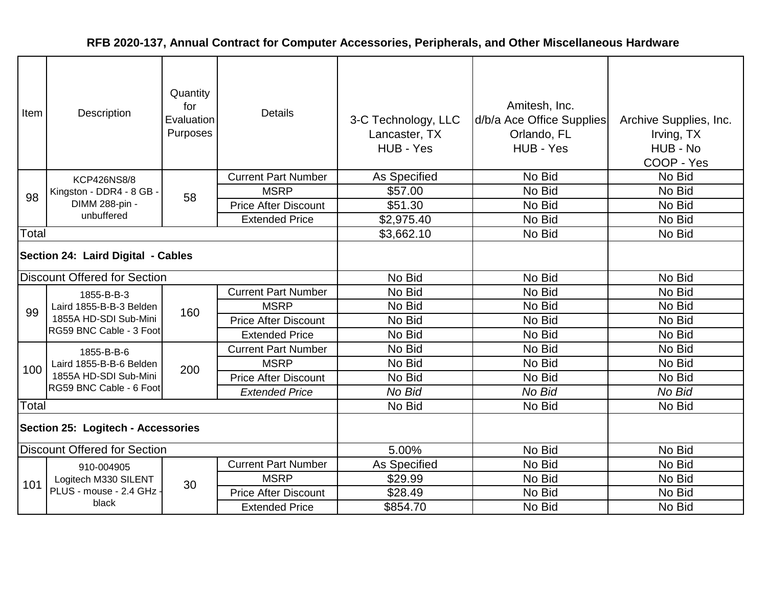# RFB 2020-137, Annual Contract for Computer Accessories, Peripherals, and Other Miscellaneous Hardware

| Item | Description | Quantity for Evaluation Purposes | Details | 3-C Technology, LLC Lancaster, TX HUB - Yes | Amitesh, Inc. d/b/a Ace Office Supplies Orlando, FL HUB - Yes | Archive Supplies, Inc. Irving, TX HUB - No COOP - Yes |
|---|---|---|---|---|---|---|
| 98 | KCP426NS8/8 Kingston - DDR4 - 8 GB - DIMM 288-pin - unbuffered | 58 | Current Part Number | As Specified | No Bid | No Bid |
| | | | MSRP | $57.00 | No Bid | No Bid |
| | | | Price After Discount | $51.30 | No Bid | No Bid |
| | | | Extended Price | $2,975.40 | No Bid | No Bid |
| Total | | | | $3,662.10 | No Bid | No Bid |
| **Section 24: Laird Digital - Cables** | | | | | | |
| Discount Offered for Section | | | | No Bid | No Bid | No Bid |
| 99 | 1855-B-B-3 Laird 1855-B-B-3 Belden 1855A HD-SDI Sub-Mini RG59 BNC Cable - 3 Foot | 160 | Current Part Number | No Bid | No Bid | No Bid |
| | | | MSRP | No Bid | No Bid | No Bid |
| | | | Price After Discount | No Bid | No Bid | No Bid |
| | | | Extended Price | No Bid | No Bid | No Bid |
| 100 | 1855-B-B-6 Laird 1855-B-B-6 Belden 1855A HD-SDI Sub-Mini RG59 BNC Cable - 6 Foot | 200 | Current Part Number | No Bid | No Bid | No Bid |
| | | | MSRP | No Bid | No Bid | No Bid |
| | | | Price After Discount | No Bid | No Bid | No Bid |
| | | | *Extended Price* | *No Bid* | *No Bid* | *No Bid* |
| Total | | | | No Bid | No Bid | No Bid |
| **Section 25: Logitech - Accessories** | | | | | | |
| Discount Offered for Section | | | | 5.00% | No Bid | No Bid |
| 101 | 910-004905 Logitech M330 SILENT PLUS - mouse - 2.4 GHz - black | 30 | Current Part Number | As Specified | No Bid | No Bid |
| | | | MSRP | $29.99 | No Bid | No Bid |
| | | | Price After Discount | $28.49 | No Bid | No Bid |
| | | | Extended Price | $854.70 | No Bid | No Bid |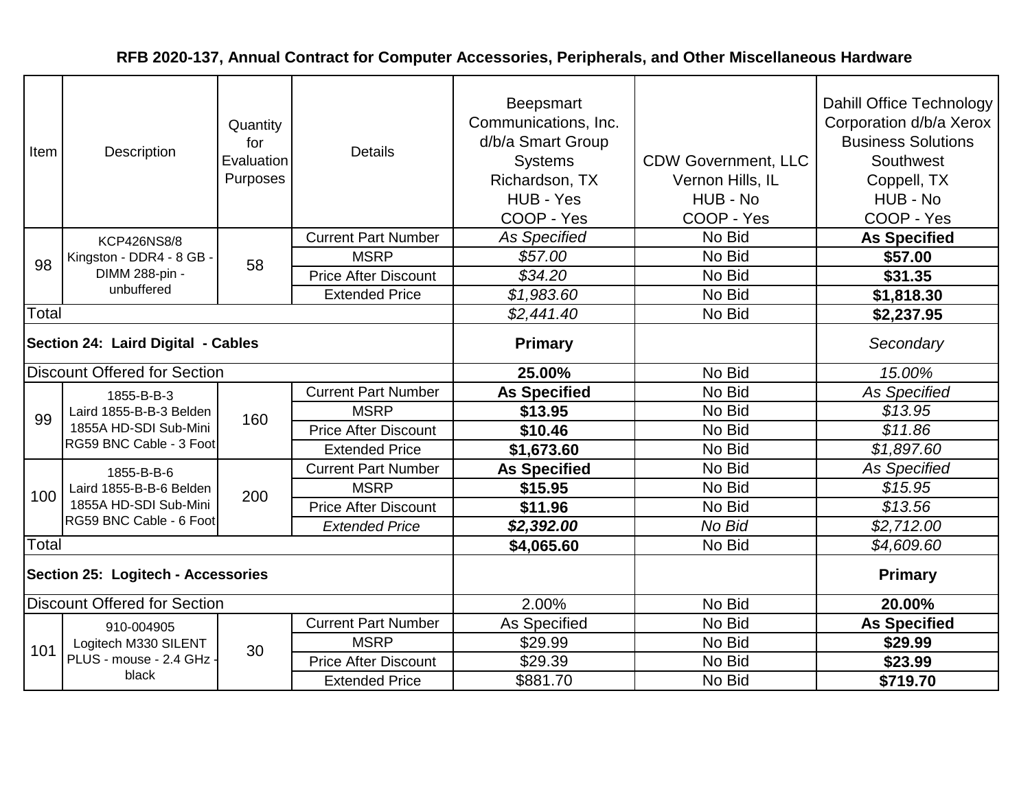**RFB 2020-137, Annual Contract for Computer Accessories, Peripherals, and Other Miscellaneous Hardware**

| Item | Description | Quantity for Evaluation Purposes | Details | Beepsmart Communications, Inc. d/b/a Smart Group Systems Richardson, TX HUB - Yes COOP - Yes | CDW Government, LLC Vernon Hills, IL HUB - No COOP - Yes | Dahill Office Technology Corporation d/b/a Xerox Business Solutions Southwest Coppell, TX HUB - No COOP - Yes |
|---|---|---|---|---|---|---|
| 98 | KCP426NS8/8 Kingston - DDR4 - 8 GB - DIMM 288-pin - unbuffered | 58 | Current Part Number | *As Specified* | No Bid | **As Specified** |
| | | | MSRP | *$57.00* | No Bid | **$57.00** |
| | | | Price After Discount | *$34.20* | No Bid | **$31.35** |
| | | | Extended Price | *$1,983.60* | No Bid | **$1,818.30** |
| Total | | | | *$2,441.40* | No Bid | **$2,237.95** |
| **Section 24: Laird Digital - Cables** | | | | **Primary** | | *Secondary* |
| Discount Offered for Section | | | | **25.00%** | No Bid | *15.00%* |
| 99 | 1855-B-B-3 Laird 1855-B-B-3 Belden 1855A HD-SDI Sub-Mini RG59 BNC Cable - 3 Foot | 160 | Current Part Number | **As Specified** | No Bid | *As Specified* |
| | | | MSRP | **$13.95** | No Bid | *$13.95* |
| | | | Price After Discount | **$10.46** | No Bid | *$11.86* |
| | | | Extended Price | **$1,673.60** | No Bid | *$1,897.60* |
| 100 | 1855-B-B-6 Laird 1855-B-B-6 Belden 1855A HD-SDI Sub-Mini RG59 BNC Cable - 6 Foot | 200 | Current Part Number | **As Specified** | No Bid | *As Specified* |
| | | | MSRP | **$15.95** | No Bid | *$15.95* |
| | | | Price After Discount | **$11.96** | No Bid | *$13.56* |
| | | | *Extended Price* | ***$2,392.00*** | *No Bid* | *$2,712.00* |
| Total | | | | **$4,065.60** | No Bid | *$4,609.60* |
| **Section 25: Logitech - Accessories** | | | | | | **Primary** |
| Discount Offered for Section | | | | 2.00% | No Bid | **20.00%** |
| 101 | 910-004905 Logitech M330 SILENT PLUS - mouse - 2.4 GHz - black | 30 | Current Part Number | As Specified | No Bid | **As Specified** |
| | | | MSRP | $29.99 | No Bid | **$29.99** |
| | | | Price After Discount | $29.39 | No Bid | **$23.99** |
| | | | Extended Price | $881.70 | No Bid | **$719.70** |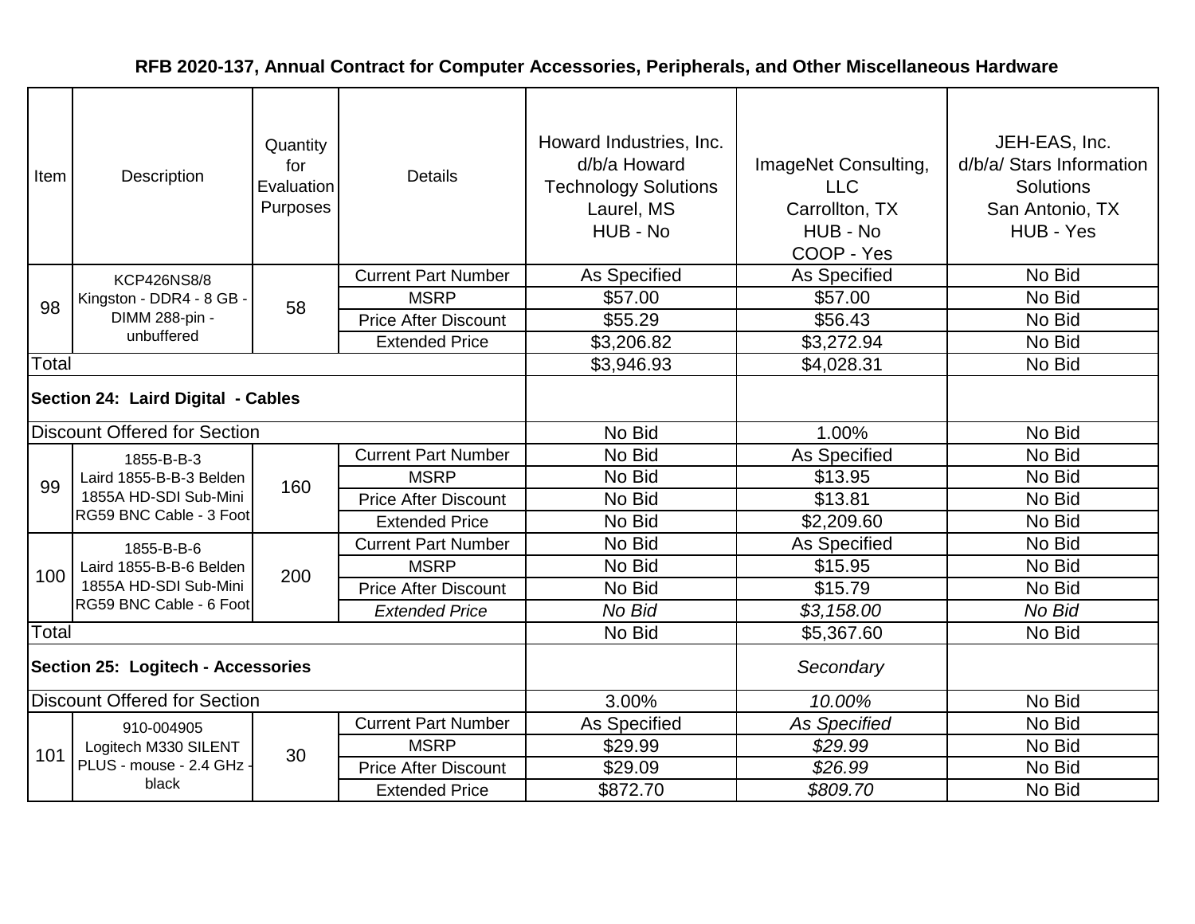**RFB 2020-137, Annual Contract for Computer Accessories, Peripherals, and Other Miscellaneous Hardware**

| Item | Description | Quantity for Evaluation Purposes | Details | Howard Industries, Inc. d/b/a Howard Technology Solutions Laurel, MS HUB - No | ImageNet Consulting, LLC Carrollton, TX HUB - No COOP - Yes | JEH-EAS, Inc. d/b/a/ Stars Information Solutions San Antonio, TX HUB - Yes |
|---|---|---|---|---|---|---|
| 98 | KCP426NS8/8 Kingston - DDR4 - 8 GB - DIMM 288-pin - unbuffered | 58 | Current Part Number | As Specified | As Specified | No Bid |
| | | | MSRP | $57.00 | $57.00 | No Bid |
| | | | Price After Discount | $55.29 | $56.43 | No Bid |
| | | | Extended Price | $3,206.82 | $3,272.94 | No Bid |
| Total | | | | $3,946.93 | $4,028.31 | No Bid |
| **Section 24: Laird Digital - Cables** | | | | | | |
| Discount Offered for Section | | | | No Bid | 1.00% | No Bid |
| 99 | 1855-B-B-3 Laird 1855-B-B-3 Belden 1855A HD-SDI Sub-Mini RG59 BNC Cable - 3 Foot | 160 | Current Part Number | No Bid | As Specified | No Bid |
| | | | MSRP | No Bid | $13.95 | No Bid |
| | | | Price After Discount | No Bid | $13.81 | No Bid |
| | | | Extended Price | No Bid | $2,209.60 | No Bid |
| 100 | 1855-B-B-6 Laird 1855-B-B-6 Belden 1855A HD-SDI Sub-Mini RG59 BNC Cable - 6 Foot | 200 | Current Part Number | No Bid | As Specified | No Bid |
| | | | MSRP | No Bid | $15.95 | No Bid |
| | | | Price After Discount | No Bid | $15.79 | No Bid |
| | | | *Extended Price* | *No Bid* | *$3,158.00* | *No Bid* |
| Total | | | | No Bid | $5,367.60 | No Bid |
| **Section 25: Logitech - Accessories** | | | | | *Secondary* | |
| Discount Offered for Section | | | | 3.00% | *10.00%* | No Bid |
| 101 | 910-004905 Logitech M330 SILENT PLUS - mouse - 2.4 GHz - black | 30 | Current Part Number | As Specified | *As Specified* | No Bid |
| | | | MSRP | $29.99 | *$29.99* | No Bid |
| | | | Price After Discount | $29.09 | *$26.99* | No Bid |
| | | | Extended Price | $872.70 | *$809.70* | No Bid |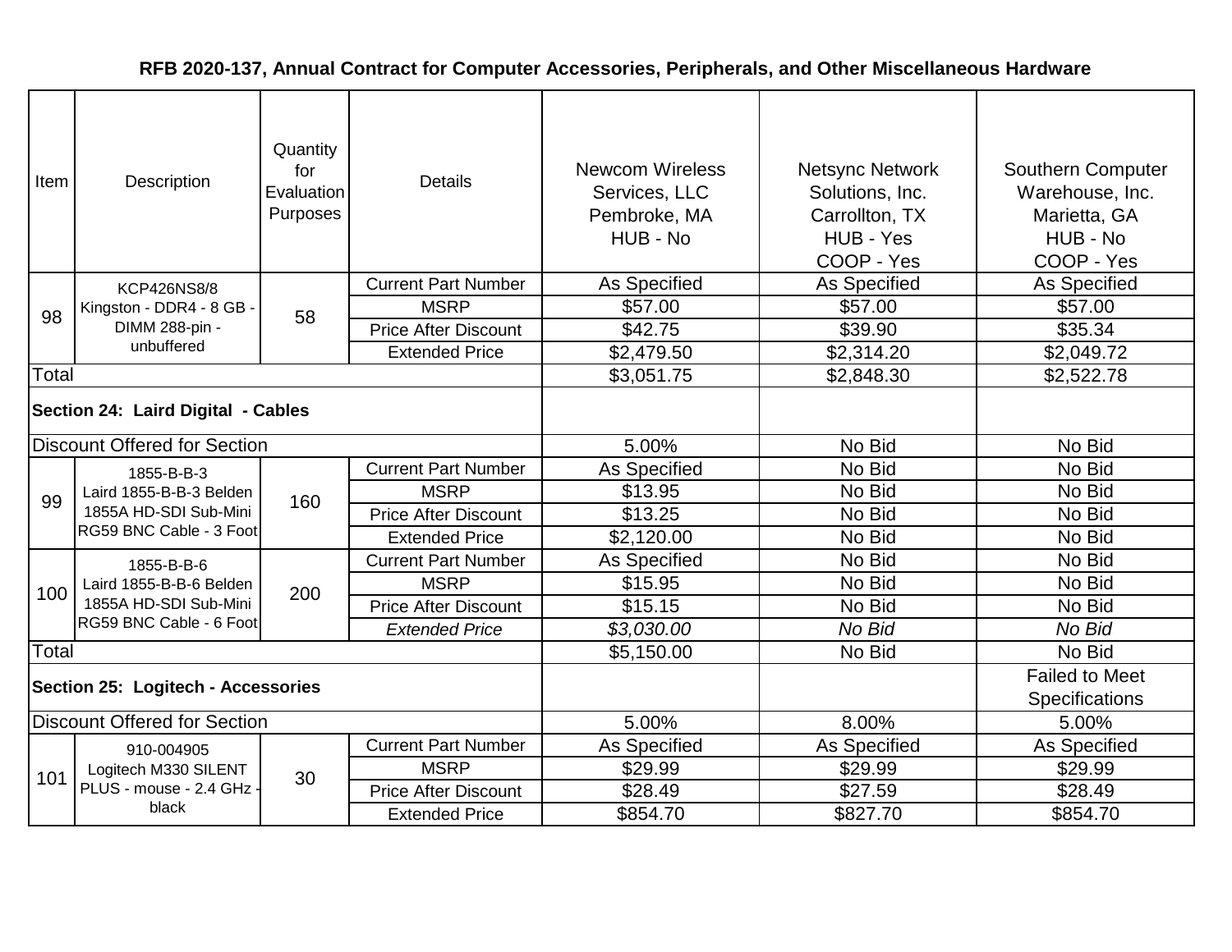# RFB 2020-137, Annual Contract for Computer Accessories, Peripherals, and Other Miscellaneous Hardware

| Item | Description | Quantity for Evaluation Purposes | Details | Newcom Wireless Services, LLC Pembroke, MA HUB - No | Netsync Network Solutions, Inc. Carrollton, TX HUB - Yes COOP - Yes | Southern Computer Warehouse, Inc. Marietta, GA HUB - No COOP - Yes |
|---|---|---|---|---|---|---|
| 98 | KCP426NS8/8 Kingston - DDR4 - 8 GB - DIMM 288-pin - unbuffered | 58 | Current Part Number | As Specified | As Specified | As Specified |
| | | | MSRP | $57.00 | $57.00 | $57.00 |
| | | | Price After Discount | $42.75 | $39.90 | $35.34 |
| | | | Extended Price | $2,479.50 | $2,314.20 | $2,049.72 |
| Total | | | | $3,051.75 | $2,848.30 | $2,522.78 |
| **Section 24: Laird Digital - Cables** | | | | | | |
| Discount Offered for Section | | | | 5.00% | No Bid | No Bid |
| 99 | 1855-B-B-3 Laird 1855-B-B-3 Belden 1855A HD-SDI Sub-Mini RG59 BNC Cable - 3 Foot | 160 | Current Part Number | As Specified | No Bid | No Bid |
| | | | MSRP | $13.95 | No Bid | No Bid |
| | | | Price After Discount | $13.25 | No Bid | No Bid |
| | | | Extended Price | $2,120.00 | No Bid | No Bid |
| 100 | 1855-B-B-6 Laird 1855-B-B-6 Belden 1855A HD-SDI Sub-Mini RG59 BNC Cable - 6 Foot | 200 | Current Part Number | As Specified | No Bid | No Bid |
| | | | MSRP | $15.95 | No Bid | No Bid |
| | | | Price After Discount | $15.15 | No Bid | No Bid |
| | | | *Extended Price* | *$3,030.00* | *No Bid* | *No Bid* |
| Total | | | | $5,150.00 | No Bid | No Bid |
| **Section 25: Logitech - Accessories** | | | | | | Failed to Meet Specifications |
| Discount Offered for Section | | | | 5.00% | 8.00% | 5.00% |
| 101 | 910-004905 Logitech M330 SILENT PLUS - mouse - 2.4 GHz - black | 30 | Current Part Number | As Specified | As Specified | As Specified |
| | | | MSRP | $29.99 | $29.99 | $29.99 |
| | | | Price After Discount | $28.49 | $27.59 | $28.49 |
| | | | Extended Price | $854.70 | $827.70 | $854.70 |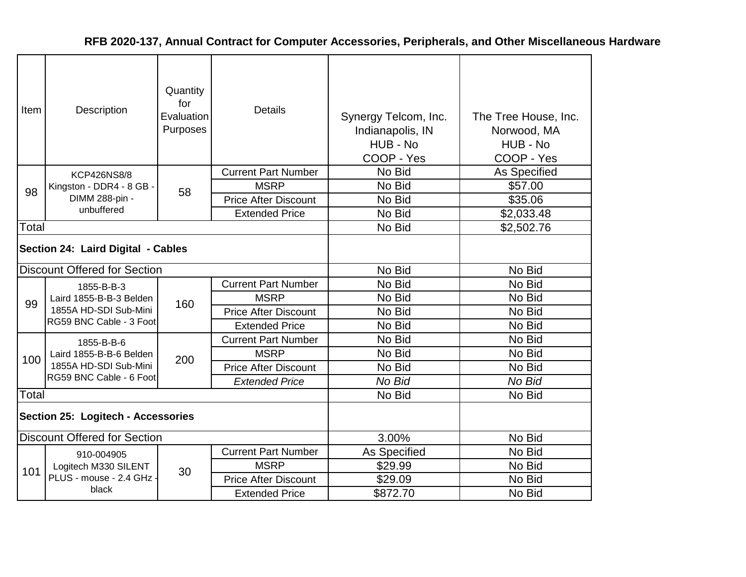**RFB 2020-137, Annual Contract for Computer Accessories, Peripherals, and Other Miscellaneous Hardware**

| Item | Description | Quantity for Evaluation Purposes | Details | Synergy Telcom, Inc. Indianapolis, IN HUB - No COOP - Yes | The Tree House, Inc. Norwood, MA HUB - No COOP - Yes |
|---|---|---|---|---|---|
| 98 | KCP426NS8/8 Kingston - DDR4 - 8 GB - DIMM 288-pin - unbuffered | 58 | Current Part Number | No Bid | As Specified |
| | | | MSRP | No Bid | $57.00 |
| | | | Price After Discount | No Bid | $35.06 |
| | | | Extended Price | No Bid | $2,033.48 |
| Total | | | | No Bid | $2,502.76 |
| **Section 24: Laird Digital - Cables** | | | | | |
| Discount Offered for Section | | | | No Bid | No Bid |
| 99 | 1855-B-B-3 Laird 1855-B-B-3 Belden 1855A HD-SDI Sub-Mini RG59 BNC Cable - 3 Foot | 160 | Current Part Number | No Bid | No Bid |
| | | | MSRP | No Bid | No Bid |
| | | | Price After Discount | No Bid | No Bid |
| | | | Extended Price | No Bid | No Bid |
| 100 | 1855-B-B-6 Laird 1855-B-B-6 Belden 1855A HD-SDI Sub-Mini RG59 BNC Cable - 6 Foot | 200 | Current Part Number | No Bid | No Bid |
| | | | MSRP | No Bid | No Bid |
| | | | Price After Discount | No Bid | No Bid |
| | | | *Extended Price* | *No Bid* | *No Bid* |
| Total | | | | No Bid | No Bid |
| **Section 25: Logitech - Accessories** | | | | | |
| Discount Offered for Section | | | | 3.00% | No Bid |
| 101 | 910-004905 Logitech M330 SILENT PLUS - mouse - 2.4 GHz - black | 30 | Current Part Number | As Specified | No Bid |
| | | | MSRP | $29.99 | No Bid |
| | | | Price After Discount | $29.09 | No Bid |
| | | | Extended Price | $872.70 | No Bid |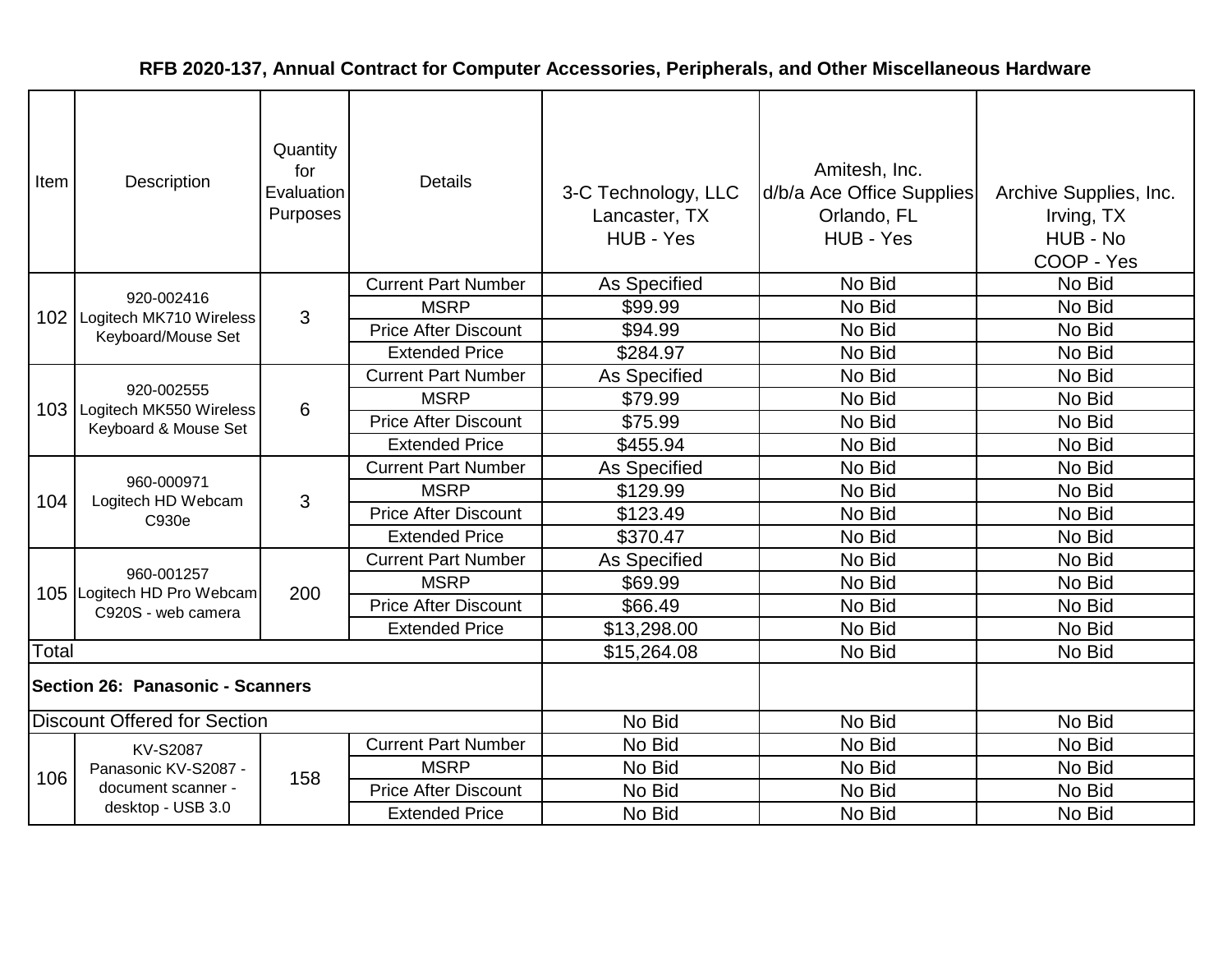## RFB 2020-137, Annual Contract for Computer Accessories, Peripherals, and Other Miscellaneous Hardware

| Item | Description | Quantity for Evaluation Purposes | Details | 3-C Technology, LLC Lancaster, TX HUB - Yes | Amitesh, Inc. d/b/a Ace Office Supplies Orlando, FL HUB - Yes | Archive Supplies, Inc. Irving, TX HUB - No COOP - Yes |
|---|---|---|---|---|---|---|
| 102 | 920-002416 Logitech MK710 Wireless Keyboard/Mouse Set | 3 | Current Part Number | As Specified | No Bid | No Bid |
| | | | MSRP | $99.99 | No Bid | No Bid |
| | | | Price After Discount | $94.99 | No Bid | No Bid |
| | | | Extended Price | $284.97 | No Bid | No Bid |
| 103 | 920-002555 Logitech MK550 Wireless Keyboard & Mouse Set | 6 | Current Part Number | As Specified | No Bid | No Bid |
| | | | MSRP | $79.99 | No Bid | No Bid |
| | | | Price After Discount | $75.99 | No Bid | No Bid |
| | | | Extended Price | $455.94 | No Bid | No Bid |
| 104 | 960-000971 Logitech HD Webcam C930e | 3 | Current Part Number | As Specified | No Bid | No Bid |
| | | | MSRP | $129.99 | No Bid | No Bid |
| | | | Price After Discount | $123.49 | No Bid | No Bid |
| | | | Extended Price | $370.47 | No Bid | No Bid |
| 105 | 960-001257 Logitech HD Pro Webcam C920S - web camera | 200 | Current Part Number | As Specified | No Bid | No Bid |
| | | | MSRP | $69.99 | No Bid | No Bid |
| | | | Price After Discount | $66.49 | No Bid | No Bid |
| | | | Extended Price | $13,298.00 | No Bid | No Bid |
| Total | | | | $15,264.08 | No Bid | No Bid |
| **Section 26: Panasonic - Scanners** | | | | | | |
| Discount Offered for Section | | | | No Bid | No Bid | No Bid |
| 106 | KV-S2087 Panasonic KV-S2087 - document scanner - desktop - USB 3.0 | 158 | Current Part Number | No Bid | No Bid | No Bid |
| | | | MSRP | No Bid | No Bid | No Bid |
| | | | Price After Discount | No Bid | No Bid | No Bid |
| | | | Extended Price | No Bid | No Bid | No Bid |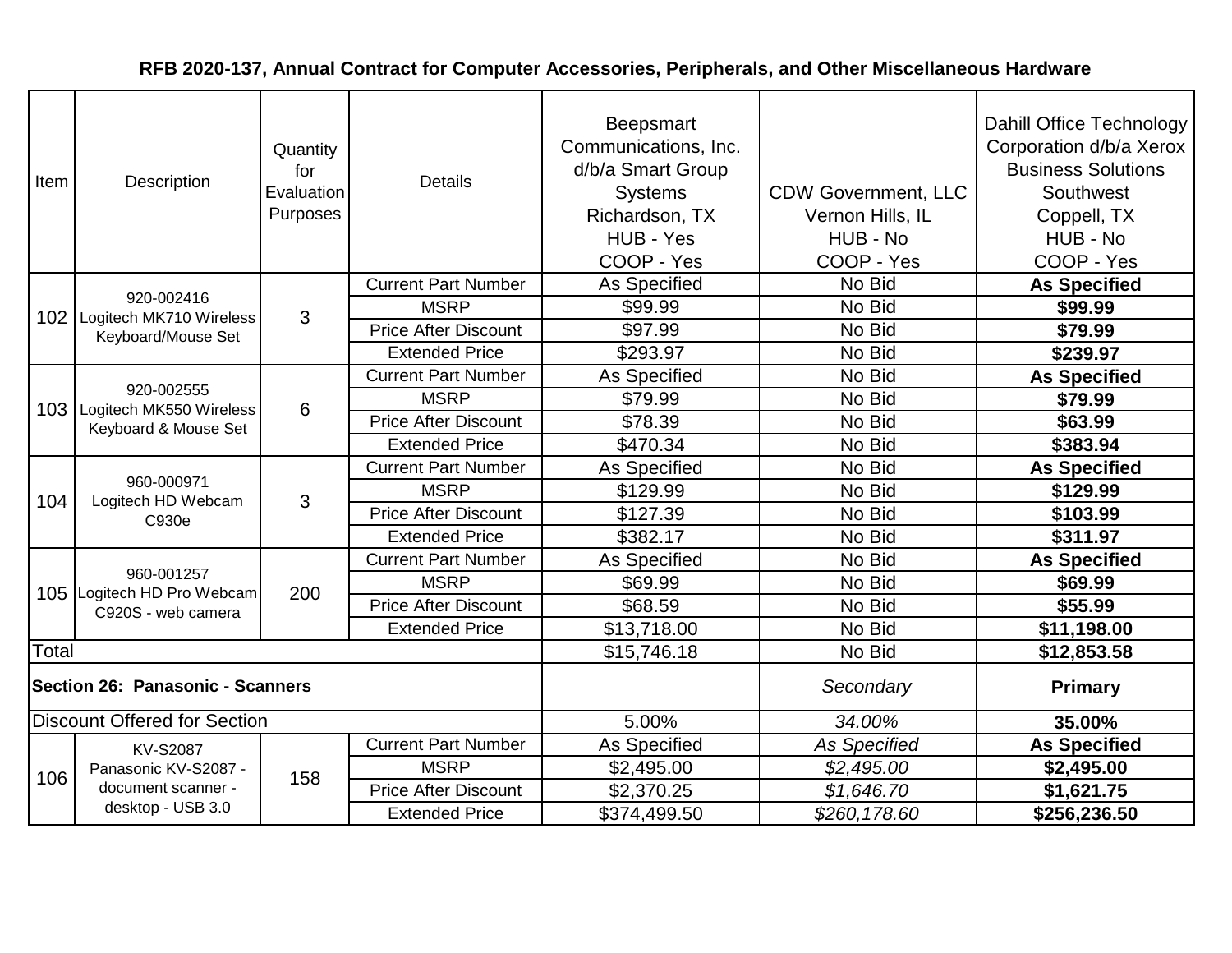# RFB 2020-137, Annual Contract for Computer Accessories, Peripherals, and Other Miscellaneous Hardware

| Item | Description | Quantity for Evaluation Purposes | Details | Beepsmart Communications, Inc. d/b/a Smart Group Systems Richardson, TX HUB - Yes COOP - Yes | CDW Government, LLC Vernon Hills, IL HUB - No COOP - Yes | Dahill Office Technology Corporation d/b/a Xerox Business Solutions Southwest Coppell, TX HUB - No COOP - Yes |
|---|---|---|---|---|---|---|
| 102 | 920-002416 Logitech MK710 Wireless Keyboard/Mouse Set | 3 | Current Part Number | As Specified | No Bid | **As Specified** |
| | | | MSRP | $99.99 | No Bid | **$99.99** |
| | | | Price After Discount | $97.99 | No Bid | **$79.99** |
| | | | Extended Price | $293.97 | No Bid | **$239.97** |
| 103 | 920-002555 Logitech MK550 Wireless Keyboard & Mouse Set | 6 | Current Part Number | As Specified | No Bid | **As Specified** |
| | | | MSRP | $79.99 | No Bid | **$79.99** |
| | | | Price After Discount | $78.39 | No Bid | **$63.99** |
| | | | Extended Price | $470.34 | No Bid | **$383.94** |
| 104 | 960-000971 Logitech HD Webcam C930e | 3 | Current Part Number | As Specified | No Bid | **As Specified** |
| | | | MSRP | $129.99 | No Bid | **$129.99** |
| | | | Price After Discount | $127.39 | No Bid | **$103.99** |
| | | | Extended Price | $382.17 | No Bid | **$311.97** |
| 105 | 960-001257 Logitech HD Pro Webcam C920S - web camera | 200 | Current Part Number | As Specified | No Bid | **As Specified** |
| | | | MSRP | $69.99 | No Bid | **$69.99** |
| | | | Price After Discount | $68.59 | No Bid | **$55.99** |
| | | | Extended Price | $13,718.00 | No Bid | **$11,198.00** |
| Total | | | | $15,746.18 | No Bid | **$12,853.58** |
| **Section 26: Panasonic - Scanners** | | | | | *Secondary* | **Primary** |
| Discount Offered for Section | | | | 5.00% | *34.00%* | **35.00%** |
| 106 | KV-S2087 Panasonic KV-S2087 - document scanner - desktop - USB 3.0 | 158 | Current Part Number | As Specified | *As Specified* | **As Specified** |
| | | | MSRP | $2,495.00 | *$2,495.00* | **$2,495.00** |
| | | | Price After Discount | $2,370.25 | *$1,646.70* | **$1,621.75** |
| | | | Extended Price | $374,499.50 | *$260,178.60* | **$256,236.50** |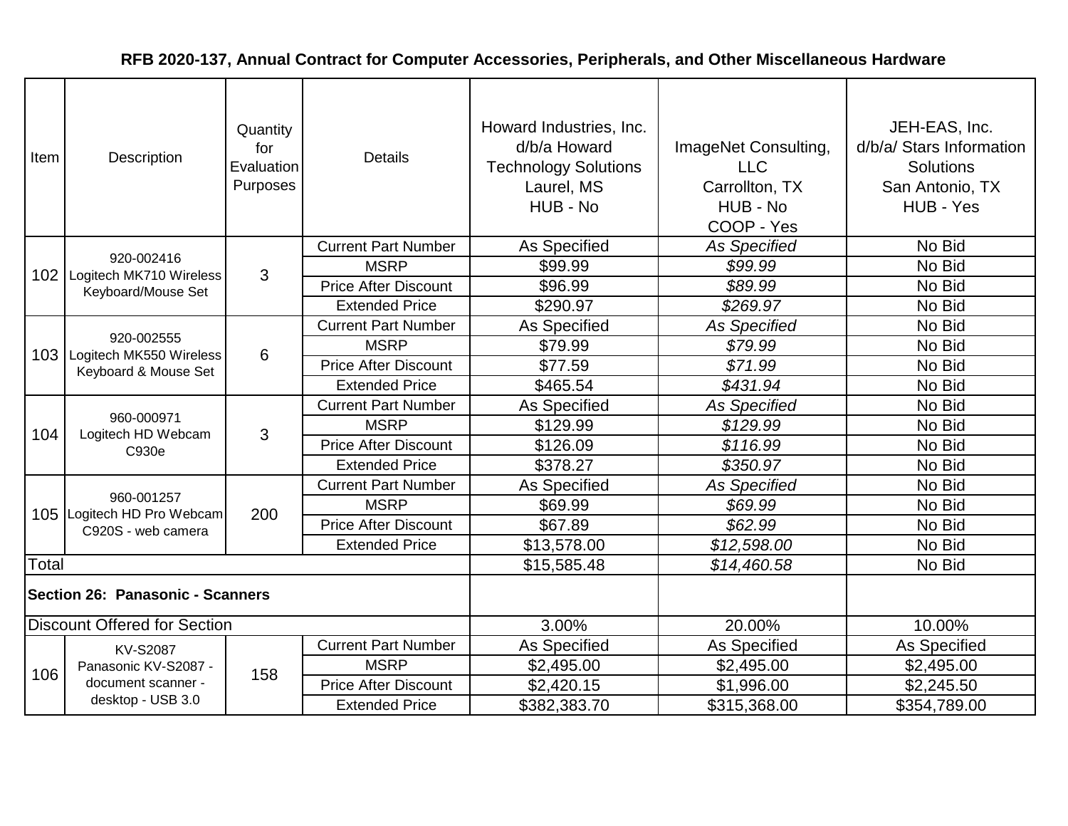## RFB 2020-137, Annual Contract for Computer Accessories, Peripherals, and Other Miscellaneous Hardware

| Item | Description | Quantity for Evaluation Purposes | Details | Howard Industries, Inc. d/b/a Howard Technology Solutions Laurel, MS HUB - No | ImageNet Consulting, LLC Carrollton, TX HUB - No COOP - Yes | JEH-EAS, Inc. d/b/a/ Stars Information Solutions San Antonio, TX HUB - Yes |
|---|---|---|---|---|---|---|
| 102 | 920-002416 Logitech MK710 Wireless Keyboard/Mouse Set | 3 | Current Part Number | As Specified | *As Specified* | No Bid |
| | | | MSRP | $99.99 | *$99.99* | No Bid |
| | | | Price After Discount | $96.99 | *$89.99* | No Bid |
| | | | Extended Price | $290.97 | *$269.97* | No Bid |
| 103 | 920-002555 Logitech MK550 Wireless Keyboard & Mouse Set | 6 | Current Part Number | As Specified | *As Specified* | No Bid |
| | | | MSRP | $79.99 | *$79.99* | No Bid |
| | | | Price After Discount | $77.59 | *$71.99* | No Bid |
| | | | Extended Price | $465.54 | *$431.94* | No Bid |
| 104 | 960-000971 Logitech HD Webcam C930e | 3 | Current Part Number | As Specified | *As Specified* | No Bid |
| | | | MSRP | $129.99 | *$129.99* | No Bid |
| | | | Price After Discount | $126.09 | *$116.99* | No Bid |
| | | | Extended Price | $378.27 | *$350.97* | No Bid |
| 105 | 960-001257 Logitech HD Pro Webcam C920S - web camera | 200 | Current Part Number | As Specified | *As Specified* | No Bid |
| | | | MSRP | $69.99 | *$69.99* | No Bid |
| | | | Price After Discount | $67.89 | *$62.99* | No Bid |
| | | | Extended Price | $13,578.00 | *$12,598.00* | No Bid |
| Total | | | | $15,585.48 | *$14,460.58* | No Bid |
| **Section 26: Panasonic - Scanners** | | | | | | |
| Discount Offered for Section | | | | 3.00% | 20.00% | 10.00% |
| 106 | KV-S2087 Panasonic KV-S2087 - document scanner - desktop - USB 3.0 | 158 | Current Part Number | As Specified | As Specified | As Specified |
| | | | MSRP | $2,495.00 | $2,495.00 | $2,495.00 |
| | | | Price After Discount | $2,420.15 | $1,996.00 | $2,245.50 |
| | | | Extended Price | $382,383.70 | $315,368.00 | $354,789.00 |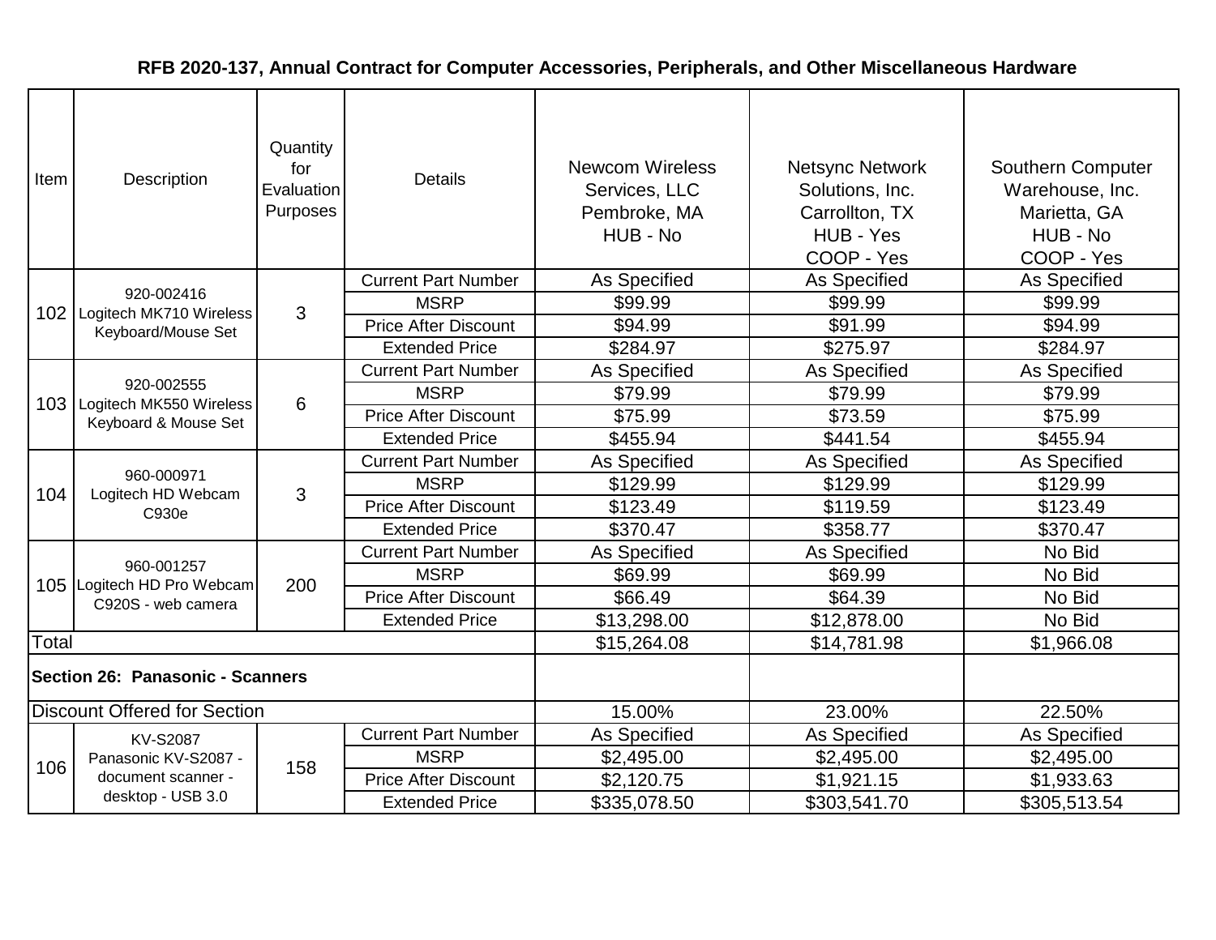## RFB 2020-137, Annual Contract for Computer Accessories, Peripherals, and Other Miscellaneous Hardware

| Item | Description | Quantity for Evaluation Purposes | Details | Newcom Wireless Services, LLC Pembroke, MA HUB - No | Netsync Network Solutions, Inc. Carrollton, TX HUB - Yes COOP - Yes | Southern Computer Warehouse, Inc. Marietta, GA HUB - No COOP - Yes |
|---|---|---|---|---|---|---|
| 102 | 920-002416 Logitech MK710 Wireless Keyboard/Mouse Set | 3 | Current Part Number | As Specified | As Specified | As Specified |
| | | | MSRP | $99.99 | $99.99 | $99.99 |
| | | | Price After Discount | $94.99 | $91.99 | $94.99 |
| | | | Extended Price | $284.97 | $275.97 | $284.97 |
| 103 | 920-002555 Logitech MK550 Wireless Keyboard & Mouse Set | 6 | Current Part Number | As Specified | As Specified | As Specified |
| | | | MSRP | $79.99 | $79.99 | $79.99 |
| | | | Price After Discount | $75.99 | $73.59 | $75.99 |
| | | | Extended Price | $455.94 | $441.54 | $455.94 |
| 104 | 960-000971 Logitech HD Webcam C930e | 3 | Current Part Number | As Specified | As Specified | As Specified |
| | | | MSRP | $129.99 | $129.99 | $129.99 |
| | | | Price After Discount | $123.49 | $119.59 | $123.49 |
| | | | Extended Price | $370.47 | $358.77 | $370.47 |
| 105 | 960-001257 Logitech HD Pro Webcam C920S - web camera | 200 | Current Part Number | As Specified | As Specified | No Bid |
| | | | MSRP | $69.99 | $69.99 | No Bid |
| | | | Price After Discount | $66.49 | $64.39 | No Bid |
| | | | Extended Price | $13,298.00 | $12,878.00 | No Bid |
| Total | | | | $15,264.08 | $14,781.98 | $1,966.08 |
| **Section 26: Panasonic - Scanners** | | | | | | |
| Discount Offered for Section | | | | 15.00% | 23.00% | 22.50% |
| 106 | KV-S2087 Panasonic KV-S2087 - document scanner - desktop - USB 3.0 | 158 | Current Part Number | As Specified | As Specified | As Specified |
| | | | MSRP | $2,495.00 | $2,495.00 | $2,495.00 |
| | | | Price After Discount | $2,120.75 | $1,921.15 | $1,933.63 |
| | | | Extended Price | $335,078.50 | $303,541.70 | $305,513.54 |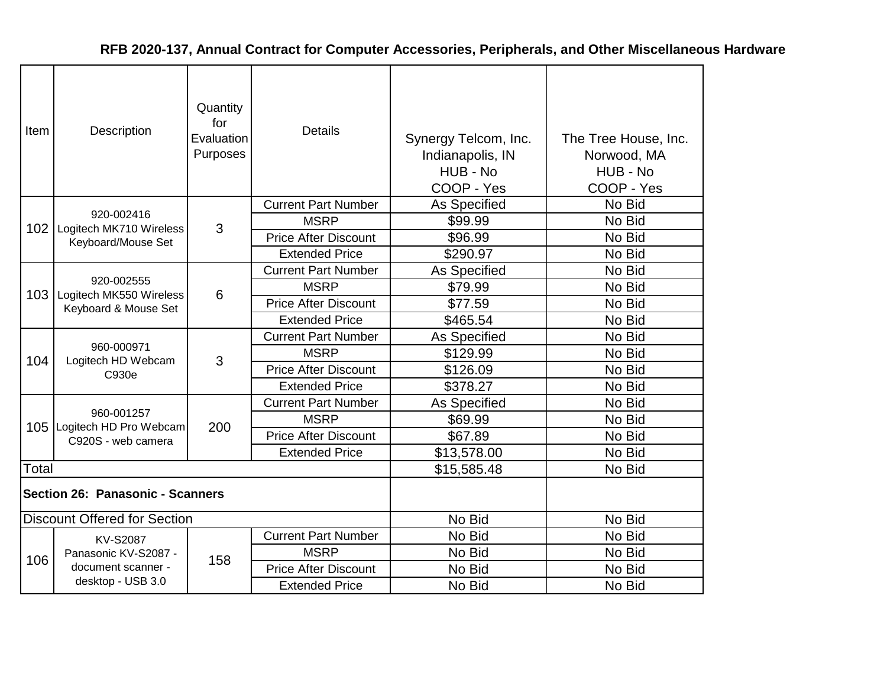# RFB 2020-137, Annual Contract for Computer Accessories, Peripherals, and Other Miscellaneous Hardware

| Item | Description | Quantity for Evaluation Purposes | Details | Synergy Telcom, Inc. Indianapolis, IN HUB - No COOP - Yes | The Tree House, Inc. Norwood, MA HUB - No COOP - Yes |
|---|---|---|---|---|---|
| 102 | 920-002416 Logitech MK710 Wireless Keyboard/Mouse Set | 3 | Current Part Number | As Specified | No Bid |
| | | | MSRP | $99.99 | No Bid |
| | | | Price After Discount | $96.99 | No Bid |
| | | | Extended Price | $290.97 | No Bid |
| 103 | 920-002555 Logitech MK550 Wireless Keyboard & Mouse Set | 6 | Current Part Number | As Specified | No Bid |
| | | | MSRP | $79.99 | No Bid |
| | | | Price After Discount | $77.59 | No Bid |
| | | | Extended Price | $465.54 | No Bid |
| 104 | 960-000971 Logitech HD Webcam C930e | 3 | Current Part Number | As Specified | No Bid |
| | | | MSRP | $129.99 | No Bid |
| | | | Price After Discount | $126.09 | No Bid |
| | | | Extended Price | $378.27 | No Bid |
| 105 | 960-001257 Logitech HD Pro Webcam C920S - web camera | 200 | Current Part Number | As Specified | No Bid |
| | | | MSRP | $69.99 | No Bid |
| | | | Price After Discount | $67.89 | No Bid |
| | | | Extended Price | $13,578.00 | No Bid |
| Total | | | | $15,585.48 | No Bid |
| **Section 26: Panasonic - Scanners** | | | | | |
| Discount Offered for Section | | | | No Bid | No Bid |
| 106 | KV-S2087 Panasonic KV-S2087 - document scanner - desktop - USB 3.0 | 158 | Current Part Number | No Bid | No Bid |
| | | | MSRP | No Bid | No Bid |
| | | | Price After Discount | No Bid | No Bid |
| | | | Extended Price | No Bid | No Bid |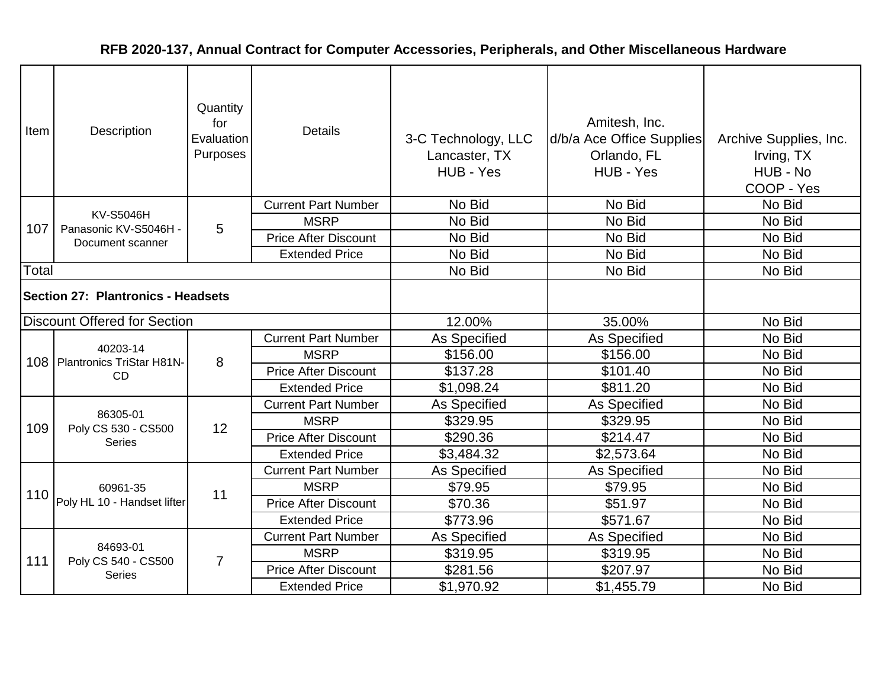# RFB 2020-137, Annual Contract for Computer Accessories, Peripherals, and Other Miscellaneous Hardware

| Item | Description | Quantity for Evaluation Purposes | Details | 3-C Technology, LLC Lancaster, TX HUB - Yes | Amitesh, Inc. d/b/a Ace Office Supplies Orlando, FL HUB - Yes | Archive Supplies, Inc. Irving, TX HUB - No COOP - Yes |
|---|---|---|---|---|---|---|
| 107 | KV-S5046H Panasonic KV-S5046H - Document scanner | 5 | Current Part Number | No Bid | No Bid | No Bid |
| | | | MSRP | No Bid | No Bid | No Bid |
| | | | Price After Discount | No Bid | No Bid | No Bid |
| | | | Extended Price | No Bid | No Bid | No Bid |
| Total | | | | No Bid | No Bid | No Bid |
| **Section 27: Plantronics - Headsets** | | | | | | |
| Discount Offered for Section | | | | 12.00% | 35.00% | No Bid |
| 108 | 40203-14 Plantronics TriStar H81N-CD | 8 | Current Part Number | As Specified | As Specified | No Bid |
| | | | MSRP | $156.00 | $156.00 | No Bid |
| | | | Price After Discount | $137.28 | $101.40 | No Bid |
| | | | Extended Price | $1,098.24 | $811.20 | No Bid |
| 109 | 86305-01 Poly CS 530 - CS500 Series | 12 | Current Part Number | As Specified | As Specified | No Bid |
| | | | MSRP | $329.95 | $329.95 | No Bid |
| | | | Price After Discount | $290.36 | $214.47 | No Bid |
| | | | Extended Price | $3,484.32 | $2,573.64 | No Bid |
| 110 | 60961-35 Poly HL 10 - Handset lifter | 11 | Current Part Number | As Specified | As Specified | No Bid |
| | | | MSRP | $79.95 | $79.95 | No Bid |
| | | | Price After Discount | $70.36 | $51.97 | No Bid |
| | | | Extended Price | $773.96 | $571.67 | No Bid |
| 111 | 84693-01 Poly CS 540 - CS500 Series | 7 | Current Part Number | As Specified | As Specified | No Bid |
| | | | MSRP | $319.95 | $319.95 | No Bid |
| | | | Price After Discount | $281.56 | $207.97 | No Bid |
| | | | Extended Price | $1,970.92 | $1,455.79 | No Bid |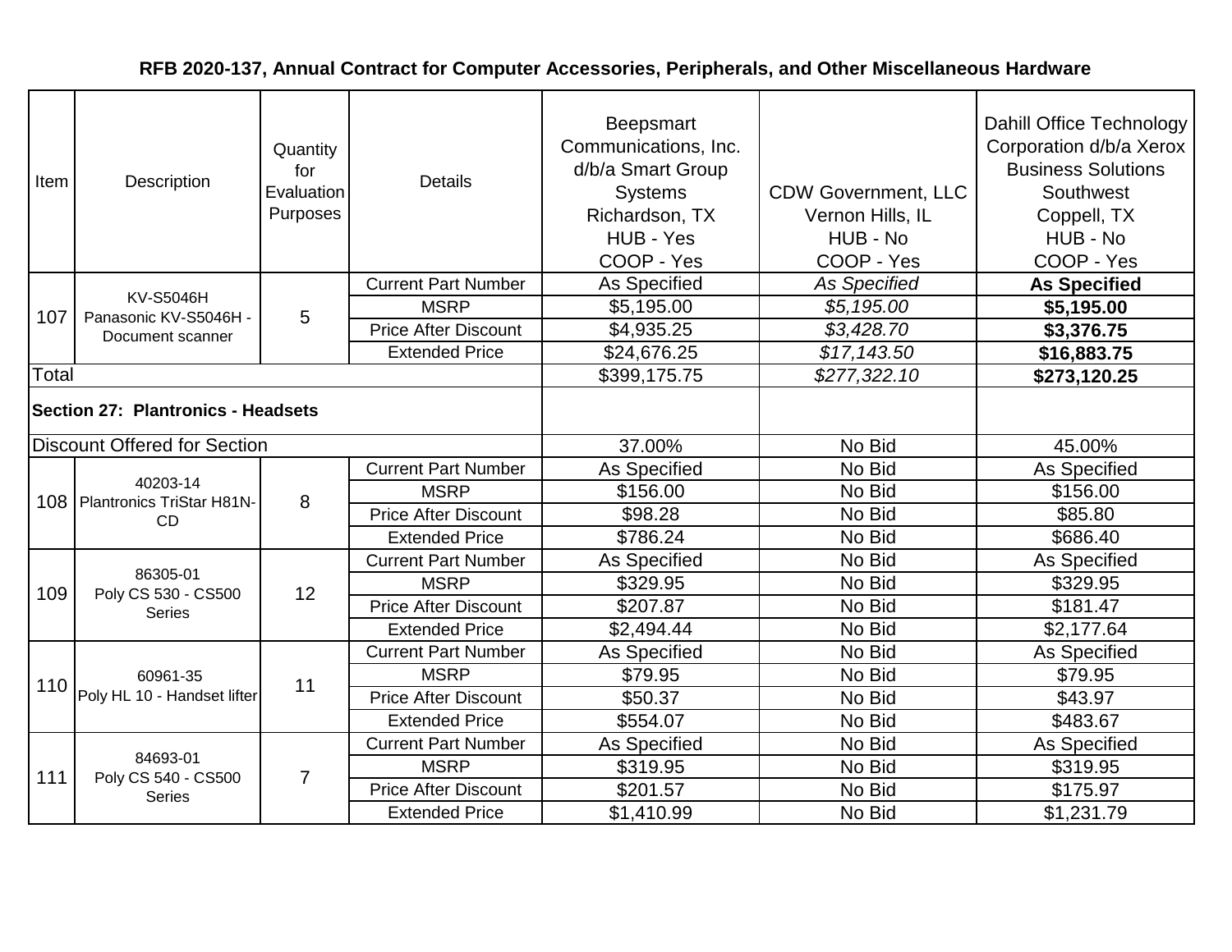# RFB 2020-137, Annual Contract for Computer Accessories, Peripherals, and Other Miscellaneous Hardware

| Item | Description | Quantity for Evaluation Purposes | Details | Beepsmart Communications, Inc. d/b/a Smart Group Systems Richardson, TX HUB - Yes COOP - Yes | CDW Government, LLC Vernon Hills, IL HUB - No COOP - Yes | Dahill Office Technology Corporation d/b/a Xerox Business Solutions Southwest Coppell, TX HUB - No COOP - Yes |
|---|---|---|---|---|---|---|
| 107 | KV-S5046H Panasonic KV-S5046H - Document scanner | 5 | Current Part Number | As Specified | *As Specified* | **As Specified** |
| | | | MSRP | $5,195.00 | *$5,195.00* | **$5,195.00** |
| | | | Price After Discount | $4,935.25 | *$3,428.70* | **$3,376.75** |
| | | | Extended Price | $24,676.25 | *$17,143.50* | **$16,883.75** |
| Total | | | | $399,175.75 | *$277,322.10* | **$273,120.25** |
| **Section 27: Plantronics - Headsets** | | | | | | |
| Discount Offered for Section | | | | 37.00% | No Bid | 45.00% |
| 108 | 40203-14 Plantronics TriStar H81N-CD | 8 | Current Part Number | As Specified | No Bid | As Specified |
| | | | MSRP | $156.00 | No Bid | $156.00 |
| | | | Price After Discount | $98.28 | No Bid | $85.80 |
| | | | Extended Price | $786.24 | No Bid | $686.40 |
| 109 | 86305-01 Poly CS 530 - CS500 Series | 12 | Current Part Number | As Specified | No Bid | As Specified |
| | | | MSRP | $329.95 | No Bid | $329.95 |
| | | | Price After Discount | $207.87 | No Bid | $181.47 |
| | | | Extended Price | $2,494.44 | No Bid | $2,177.64 |
| 110 | 60961-35 Poly HL 10 - Handset lifter | 11 | Current Part Number | As Specified | No Bid | As Specified |
| | | | MSRP | $79.95 | No Bid | $79.95 |
| | | | Price After Discount | $50.37 | No Bid | $43.97 |
| | | | Extended Price | $554.07 | No Bid | $483.67 |
| 111 | 84693-01 Poly CS 540 - CS500 Series | 7 | Current Part Number | As Specified | No Bid | As Specified |
| | | | MSRP | $319.95 | No Bid | $319.95 |
| | | | Price After Discount | $201.57 | No Bid | $175.97 |
| | | | Extended Price | $1,410.99 | No Bid | $1,231.79 |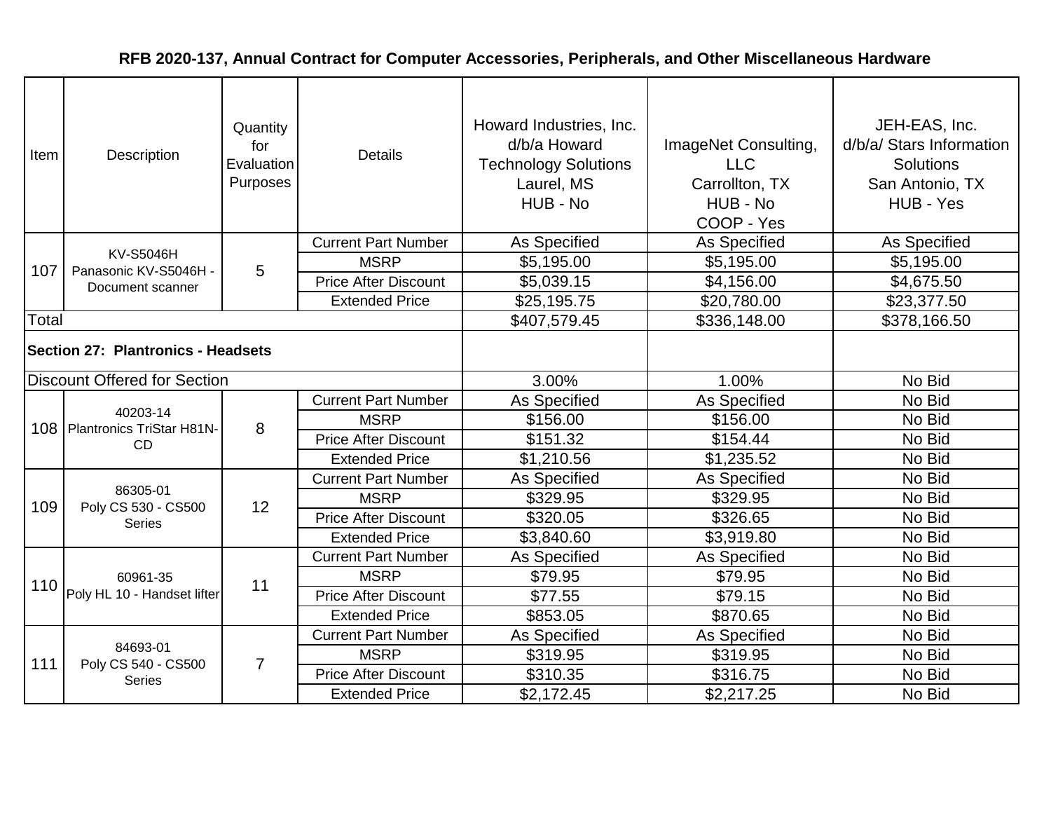## RFB 2020-137, Annual Contract for Computer Accessories, Peripherals, and Other Miscellaneous Hardware

| Item | Description | Quantity for Evaluation Purposes | Details | Howard Industries, Inc. d/b/a Howard Technology Solutions Laurel, MS HUB - No | ImageNet Consulting, LLC Carrollton, TX HUB - No COOP - Yes | JEH-EAS, Inc. d/b/a/ Stars Information Solutions San Antonio, TX HUB - Yes |
|---|---|---|---|---|---|---|
| 107 | KV-S5046H Panasonic KV-S5046H - Document scanner | 5 | Current Part Number | As Specified | As Specified | As Specified |
| | | | MSRP | $5,195.00 | $5,195.00 | $5,195.00 |
| | | | Price After Discount | $5,039.15 | $4,156.00 | $4,675.50 |
| | | | Extended Price | $25,195.75 | $20,780.00 | $23,377.50 |
| Total | | | | $407,579.45 | $336,148.00 | $378,166.50 |
| **Section 27: Plantronics - Headsets** | | | | | | |
| Discount Offered for Section | | | | 3.00% | 1.00% | No Bid |
| 108 | 40203-14 Plantronics TriStar H81N-CD | 8 | Current Part Number | As Specified | As Specified | No Bid |
| | | | MSRP | $156.00 | $156.00 | No Bid |
| | | | Price After Discount | $151.32 | $154.44 | No Bid |
| | | | Extended Price | $1,210.56 | $1,235.52 | No Bid |
| 109 | 86305-01 Poly CS 530 - CS500 Series | 12 | Current Part Number | As Specified | As Specified | No Bid |
| | | | MSRP | $329.95 | $329.95 | No Bid |
| | | | Price After Discount | $320.05 | $326.65 | No Bid |
| | | | Extended Price | $3,840.60 | $3,919.80 | No Bid |
| 110 | 60961-35 Poly HL 10 - Handset lifter | 11 | Current Part Number | As Specified | As Specified | No Bid |
| | | | MSRP | $79.95 | $79.95 | No Bid |
| | | | Price After Discount | $77.55 | $79.15 | No Bid |
| | | | Extended Price | $853.05 | $870.65 | No Bid |
| 111 | 84693-01 Poly CS 540 - CS500 Series | 7 | Current Part Number | As Specified | As Specified | No Bid |
| | | | MSRP | $319.95 | $319.95 | No Bid |
| | | | Price After Discount | $310.35 | $316.75 | No Bid |
| | | | Extended Price | $2,172.45 | $2,217.25 | No Bid |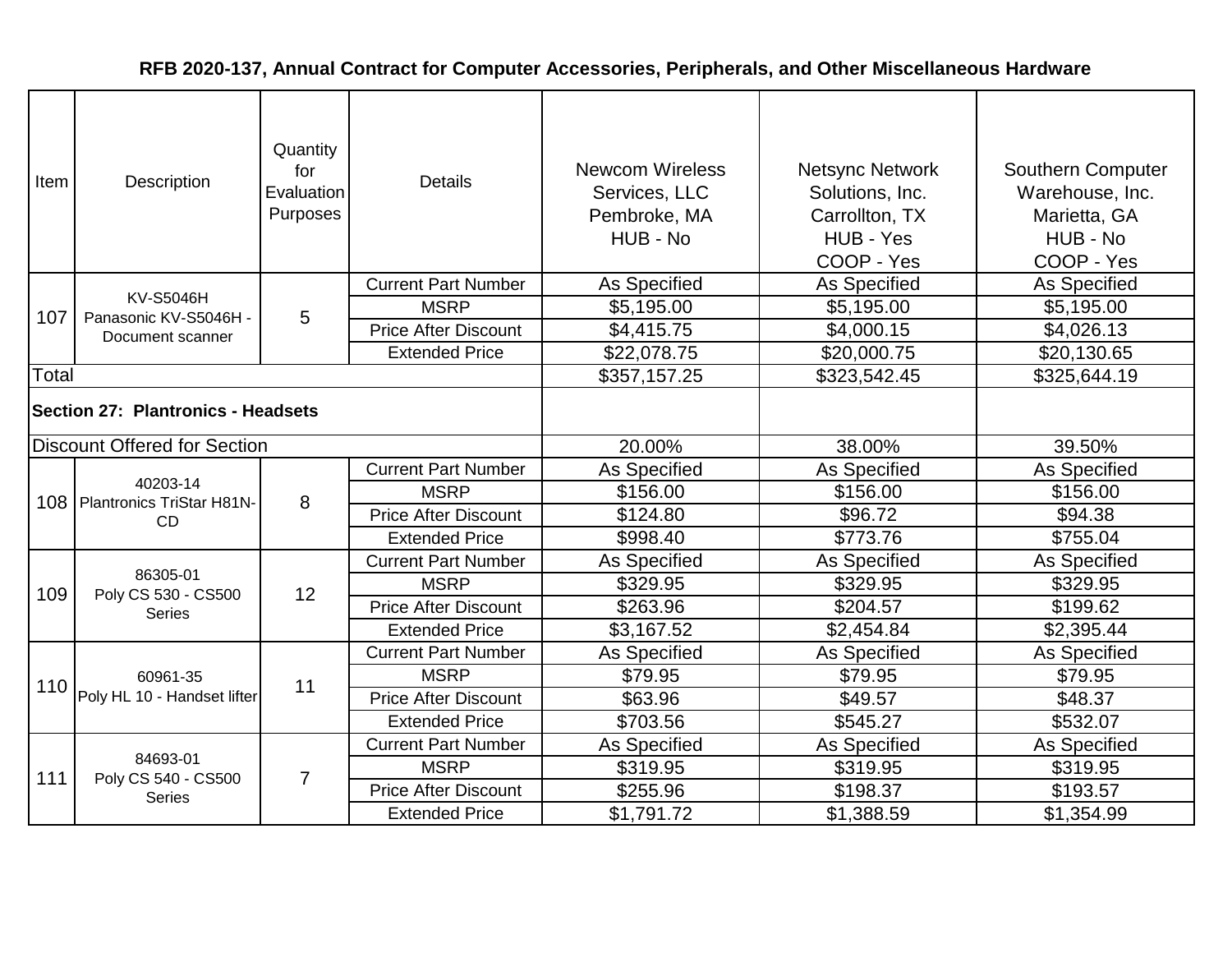**RFB 2020-137, Annual Contract for Computer Accessories, Peripherals, and Other Miscellaneous Hardware**

| Item | Description | Quantity for Evaluation Purposes | Details | Newcom Wireless Services, LLC Pembroke, MA HUB - No | Netsync Network Solutions, Inc. Carrollton, TX HUB - Yes COOP - Yes | Southern Computer Warehouse, Inc. Marietta, GA HUB - No COOP - Yes |
|---|---|---|---|---|---|---|
| 107 | KV-S5046H Panasonic KV-S5046H - Document scanner | 5 | Current Part Number | As Specified | As Specified | As Specified |
| | | | MSRP | $5,195.00 | $5,195.00 | $5,195.00 |
| | | | Price After Discount | $4,415.75 | $4,000.15 | $4,026.13 |
| | | | Extended Price | $22,078.75 | $20,000.75 | $20,130.65 |
| Total | | | | $357,157.25 | $323,542.45 | $325,644.19 |
| **Section 27: Plantronics - Headsets** | | | | | | |
| Discount Offered for Section | | | | 20.00% | 38.00% | 39.50% |
| 108 | 40203-14 Plantronics TriStar H81N-CD | 8 | Current Part Number | As Specified | As Specified | As Specified |
| | | | MSRP | $156.00 | $156.00 | $156.00 |
| | | | Price After Discount | $124.80 | $96.72 | $94.38 |
| | | | Extended Price | $998.40 | $773.76 | $755.04 |
| 109 | 86305-01 Poly CS 530 - CS500 Series | 12 | Current Part Number | As Specified | As Specified | As Specified |
| | | | MSRP | $329.95 | $329.95 | $329.95 |
| | | | Price After Discount | $263.96 | $204.57 | $199.62 |
| | | | Extended Price | $3,167.52 | $2,454.84 | $2,395.44 |
| 110 | 60961-35 Poly HL 10 - Handset lifter | 11 | Current Part Number | As Specified | As Specified | As Specified |
| | | | MSRP | $79.95 | $79.95 | $79.95 |
| | | | Price After Discount | $63.96 | $49.57 | $48.37 |
| | | | Extended Price | $703.56 | $545.27 | $532.07 |
| 111 | 84693-01 Poly CS 540 - CS500 Series | 7 | Current Part Number | As Specified | As Specified | As Specified |
| | | | MSRP | $319.95 | $319.95 | $319.95 |
| | | | Price After Discount | $255.96 | $198.37 | $193.57 |
| | | | Extended Price | $1,791.72 | $1,388.59 | $1,354.99 |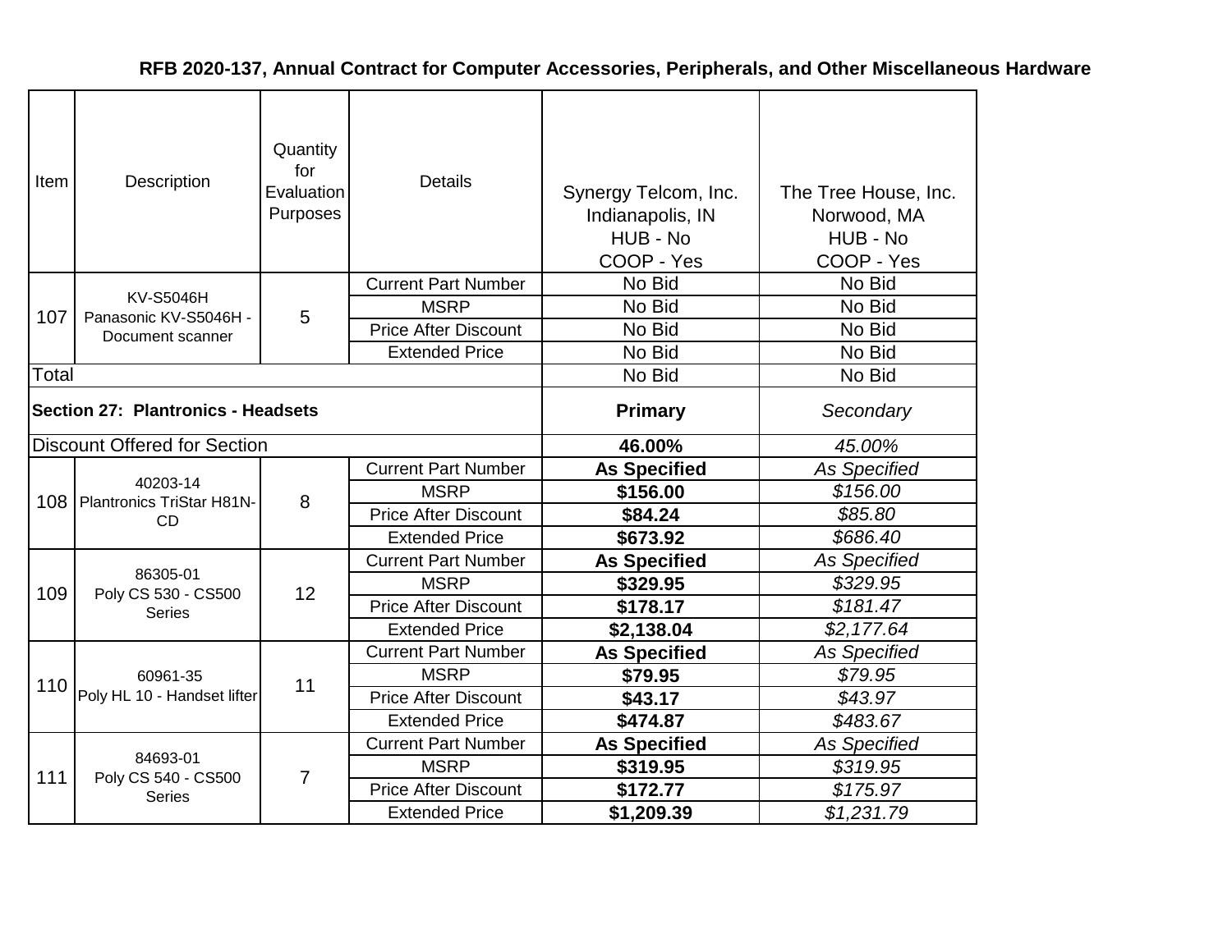# RFB 2020-137, Annual Contract for Computer Accessories, Peripherals, and Other Miscellaneous Hardware

| Item | Description | Quantity for Evaluation Purposes | Details | Synergy Telcom, Inc. Indianapolis, IN HUB - No COOP - Yes | The Tree House, Inc. Norwood, MA HUB - No COOP - Yes |
|---|---|---|---|---|---|
| 107 | KV-S5046H Panasonic KV-S5046H - Document scanner | 5 | Current Part Number | No Bid | No Bid |
| | | | MSRP | No Bid | No Bid |
| | | | Price After Discount | No Bid | No Bid |
| | | | Extended Price | No Bid | No Bid |
| Total | | | | No Bid | No Bid |
| **Section 27: Plantronics - Headsets** | | | | **Primary** | *Secondary* |
| Discount Offered for Section | | | | **46.00%** | *45.00%* |
| 108 | 40203-14 Plantronics TriStar H81N-CD | 8 | Current Part Number | **As Specified** | *As Specified* |
| | | | MSRP | **$156.00** | *$156.00* |
| | | | Price After Discount | **$84.24** | *$85.80* |
| | | | Extended Price | **$673.92** | *$686.40* |
| 109 | 86305-01 Poly CS 530 - CS500 Series | 12 | Current Part Number | **As Specified** | *As Specified* |
| | | | MSRP | **$329.95** | *$329.95* |
| | | | Price After Discount | **$178.17** | *$181.47* |
| | | | Extended Price | **$2,138.04** | *$2,177.64* |
| 110 | 60961-35 Poly HL 10 - Handset lifter | 11 | Current Part Number | **As Specified** | *As Specified* |
| | | | MSRP | **$79.95** | *$79.95* |
| | | | Price After Discount | **$43.17** | *$43.97* |
| | | | Extended Price | **$474.87** | *$483.67* |
| 111 | 84693-01 Poly CS 540 - CS500 Series | 7 | Current Part Number | **As Specified** | *As Specified* |
| | | | MSRP | **$319.95** | *$319.95* |
| | | | Price After Discount | **$172.77** | *$175.97* |
| | | | Extended Price | **$1,209.39** | *$1,231.79* |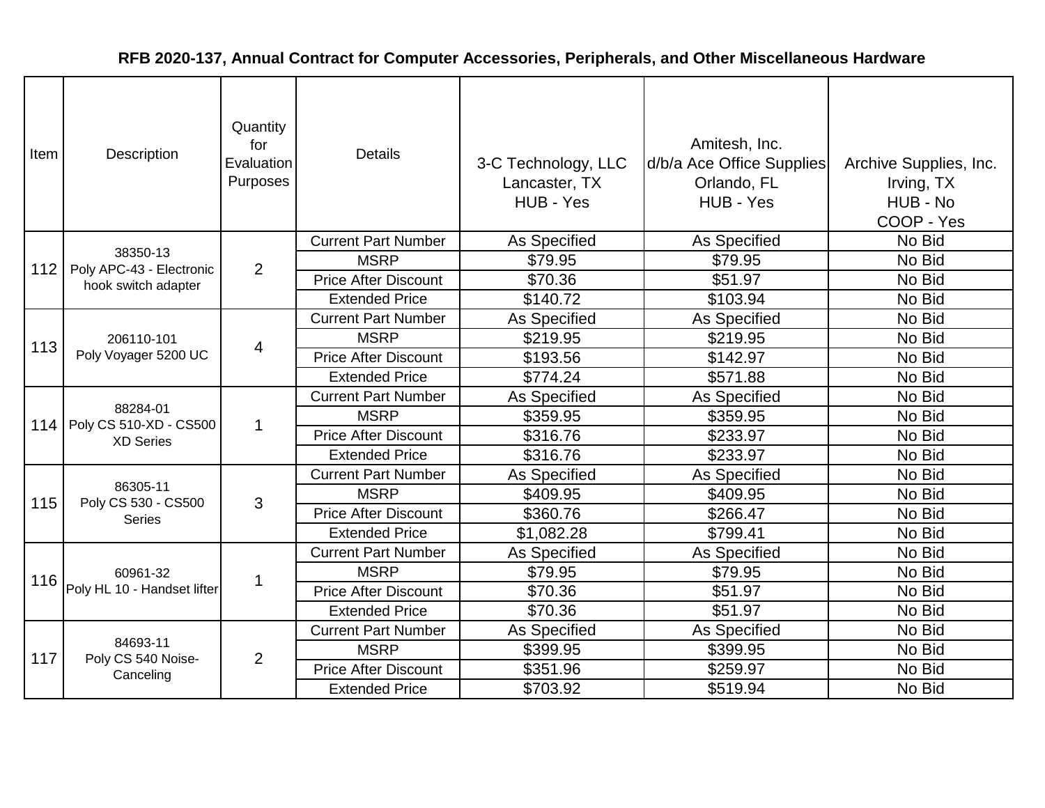**RFB 2020-137, Annual Contract for Computer Accessories, Peripherals, and Other Miscellaneous Hardware**

| Item | Description | Quantity for Evaluation Purposes | Details | 3-C Technology, LLC Lancaster, TX HUB - Yes | Amitesh, Inc. d/b/a Ace Office Supplies Orlando, FL HUB - Yes | Archive Supplies, Inc. Irving, TX HUB - No COOP - Yes |
|---|---|---|---|---|---|---|
| 112 | 38350-13 Poly APC-43 - Electronic hook switch adapter | 2 | Current Part Number | As Specified | As Specified | No Bid |
| | | | MSRP | $79.95 | $79.95 | No Bid |
| | | | Price After Discount | $70.36 | $51.97 | No Bid |
| | | | Extended Price | $140.72 | $103.94 | No Bid |
| 113 | 206110-101 Poly Voyager 5200 UC | 4 | Current Part Number | As Specified | As Specified | No Bid |
| | | | MSRP | $219.95 | $219.95 | No Bid |
| | | | Price After Discount | $193.56 | $142.97 | No Bid |
| | | | Extended Price | $774.24 | $571.88 | No Bid |
| 114 | 88284-01 Poly CS 510-XD - CS500 XD Series | 1 | Current Part Number | As Specified | As Specified | No Bid |
| | | | MSRP | $359.95 | $359.95 | No Bid |
| | | | Price After Discount | $316.76 | $233.97 | No Bid |
| | | | Extended Price | $316.76 | $233.97 | No Bid |
| 115 | 86305-11 Poly CS 530 - CS500 Series | 3 | Current Part Number | As Specified | As Specified | No Bid |
| | | | MSRP | $409.95 | $409.95 | No Bid |
| | | | Price After Discount | $360.76 | $266.47 | No Bid |
| | | | Extended Price | $1,082.28 | $799.41 | No Bid |
| 116 | 60961-32 Poly HL 10 - Handset lifter | 1 | Current Part Number | As Specified | As Specified | No Bid |
| | | | MSRP | $79.95 | $79.95 | No Bid |
| | | | Price After Discount | $70.36 | $51.97 | No Bid |
| | | | Extended Price | $70.36 | $51.97 | No Bid |
| 117 | 84693-11 Poly CS 540 Noise-Canceling | 2 | Current Part Number | As Specified | As Specified | No Bid |
| | | | MSRP | $399.95 | $399.95 | No Bid |
| | | | Price After Discount | $351.96 | $259.97 | No Bid |
| | | | Extended Price | $703.92 | $519.94 | No Bid |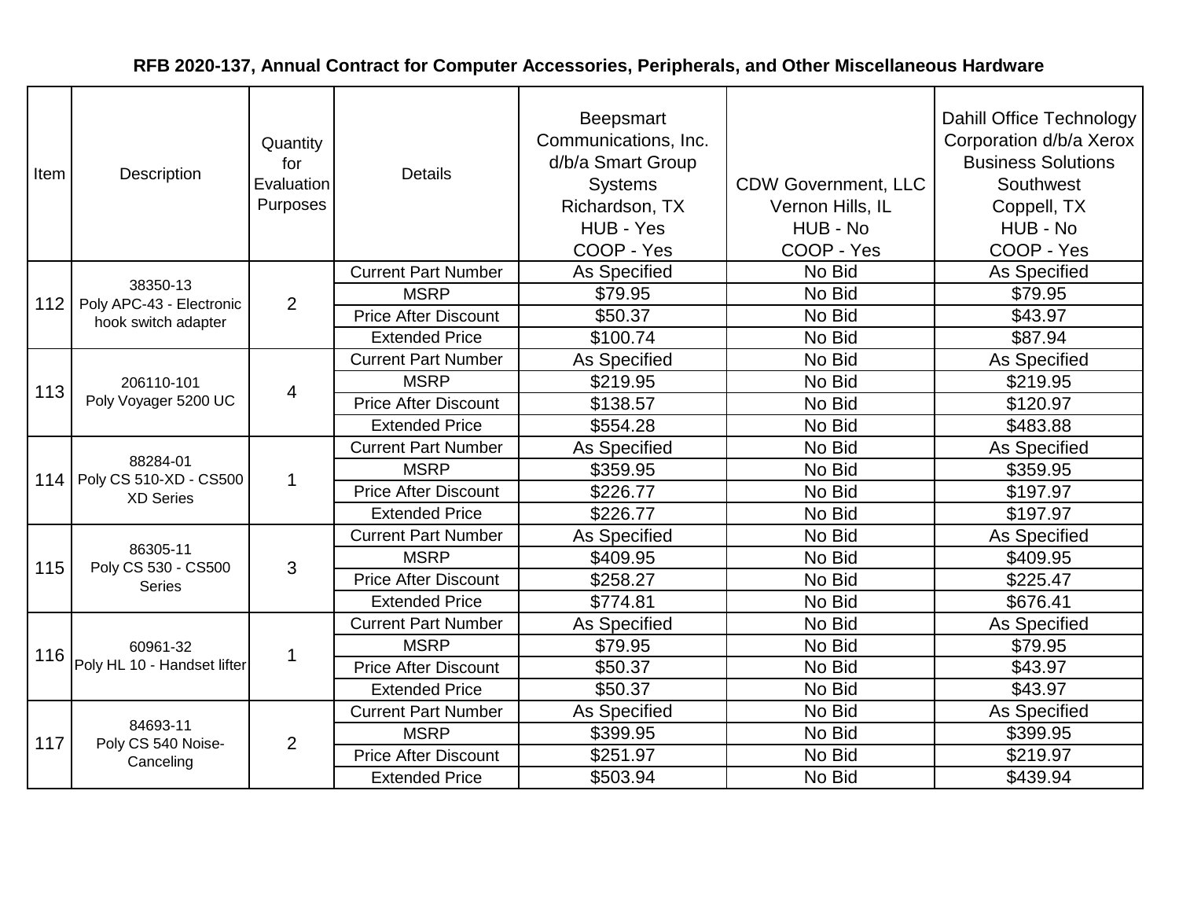# RFB 2020-137, Annual Contract for Computer Accessories, Peripherals, and Other Miscellaneous Hardware

| Item | Description | Quantity for Evaluation Purposes | Details | Beepsmart Communications, Inc. d/b/a Smart Group Systems Richardson, TX HUB - Yes COOP - Yes | CDW Government, LLC Vernon Hills, IL HUB - No COOP - Yes | Dahill Office Technology Corporation d/b/a Xerox Business Solutions Southwest Coppell, TX HUB - No COOP - Yes |
|---|---|---|---|---|---|---|
| 112 | 38350-13 Poly APC-43 - Electronic hook switch adapter | 2 | Current Part Number | As Specified | No Bid | As Specified |
| | | | MSRP | $79.95 | No Bid | $79.95 |
| | | | Price After Discount | $50.37 | No Bid | $43.97 |
| | | | Extended Price | $100.74 | No Bid | $87.94 |
| 113 | 206110-101 Poly Voyager 5200 UC | 4 | Current Part Number | As Specified | No Bid | As Specified |
| | | | MSRP | $219.95 | No Bid | $219.95 |
| | | | Price After Discount | $138.57 | No Bid | $120.97 |
| | | | Extended Price | $554.28 | No Bid | $483.88 |
| 114 | 88284-01 Poly CS 510-XD - CS500 XD Series | 1 | Current Part Number | As Specified | No Bid | As Specified |
| | | | MSRP | $359.95 | No Bid | $359.95 |
| | | | Price After Discount | $226.77 | No Bid | $197.97 |
| | | | Extended Price | $226.77 | No Bid | $197.97 |
| 115 | 86305-11 Poly CS 530 - CS500 Series | 3 | Current Part Number | As Specified | No Bid | As Specified |
| | | | MSRP | $409.95 | No Bid | $409.95 |
| | | | Price After Discount | $258.27 | No Bid | $225.47 |
| | | | Extended Price | $774.81 | No Bid | $676.41 |
| 116 | 60961-32 Poly HL 10 - Handset lifter | 1 | Current Part Number | As Specified | No Bid | As Specified |
| | | | MSRP | $79.95 | No Bid | $79.95 |
| | | | Price After Discount | $50.37 | No Bid | $43.97 |
| | | | Extended Price | $50.37 | No Bid | $43.97 |
| 117 | 84693-11 Poly CS 540 Noise-Canceling | 2 | Current Part Number | As Specified | No Bid | As Specified |
| | | | MSRP | $399.95 | No Bid | $399.95 |
| | | | Price After Discount | $251.97 | No Bid | $219.97 |
| | | | Extended Price | $503.94 | No Bid | $439.94 |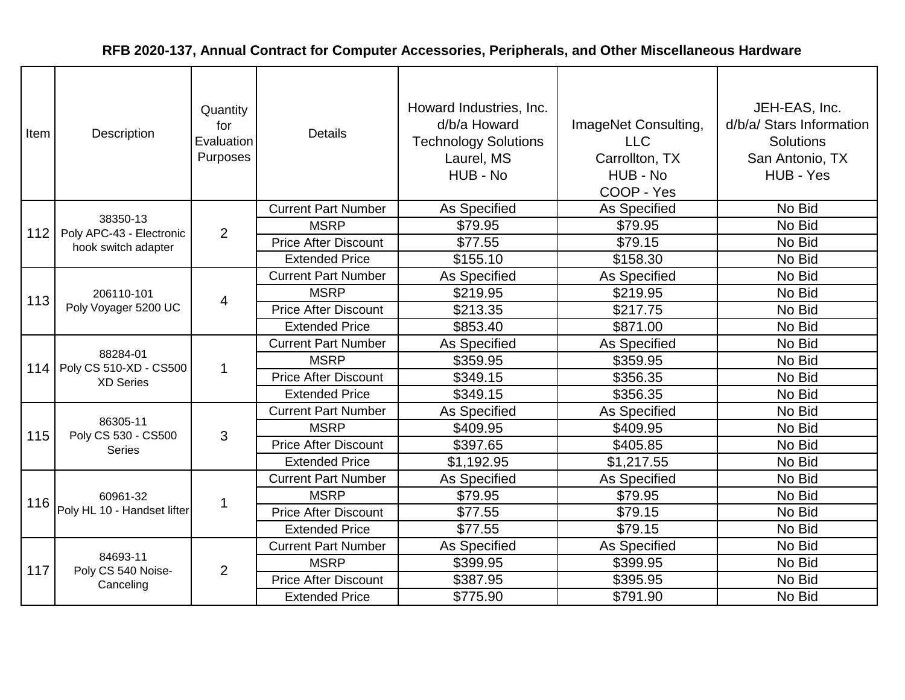# RFB 2020-137, Annual Contract for Computer Accessories, Peripherals, and Other Miscellaneous Hardware

| Item | Description | Quantity for Evaluation Purposes | Details | Howard Industries, Inc. d/b/a Howard Technology Solutions Laurel, MS HUB - No | ImageNet Consulting, LLC Carrollton, TX HUB - No COOP - Yes | JEH-EAS, Inc. d/b/a/ Stars Information Solutions San Antonio, TX HUB - Yes |
|---|---|---|---|---|---|---|
| 112 | 38350-13 Poly APC-43 - Electronic hook switch adapter | 2 | Current Part Number | As Specified | As Specified | No Bid |
| | | | MSRP | $79.95 | $79.95 | No Bid |
| | | | Price After Discount | $77.55 | $79.15 | No Bid |
| | | | Extended Price | $155.10 | $158.30 | No Bid |
| 113 | 206110-101 Poly Voyager 5200 UC | 4 | Current Part Number | As Specified | As Specified | No Bid |
| | | | MSRP | $219.95 | $219.95 | No Bid |
| | | | Price After Discount | $213.35 | $217.75 | No Bid |
| | | | Extended Price | $853.40 | $871.00 | No Bid |
| 114 | 88284-01 Poly CS 510-XD - CS500 XD Series | 1 | Current Part Number | As Specified | As Specified | No Bid |
| | | | MSRP | $359.95 | $359.95 | No Bid |
| | | | Price After Discount | $349.15 | $356.35 | No Bid |
| | | | Extended Price | $349.15 | $356.35 | No Bid |
| 115 | 86305-11 Poly CS 530 - CS500 Series | 3 | Current Part Number | As Specified | As Specified | No Bid |
| | | | MSRP | $409.95 | $409.95 | No Bid |
| | | | Price After Discount | $397.65 | $405.85 | No Bid |
| | | | Extended Price | $1,192.95 | $1,217.55 | No Bid |
| 116 | 60961-32 Poly HL 10 - Handset lifter | 1 | Current Part Number | As Specified | As Specified | No Bid |
| | | | MSRP | $79.95 | $79.95 | No Bid |
| | | | Price After Discount | $77.55 | $79.15 | No Bid |
| | | | Extended Price | $77.55 | $79.15 | No Bid |
| 117 | 84693-11 Poly CS 540 Noise-Canceling | 2 | Current Part Number | As Specified | As Specified | No Bid |
| | | | MSRP | $399.95 | $399.95 | No Bid |
| | | | Price After Discount | $387.95 | $395.95 | No Bid |
| | | | Extended Price | $775.90 | $791.90 | No Bid |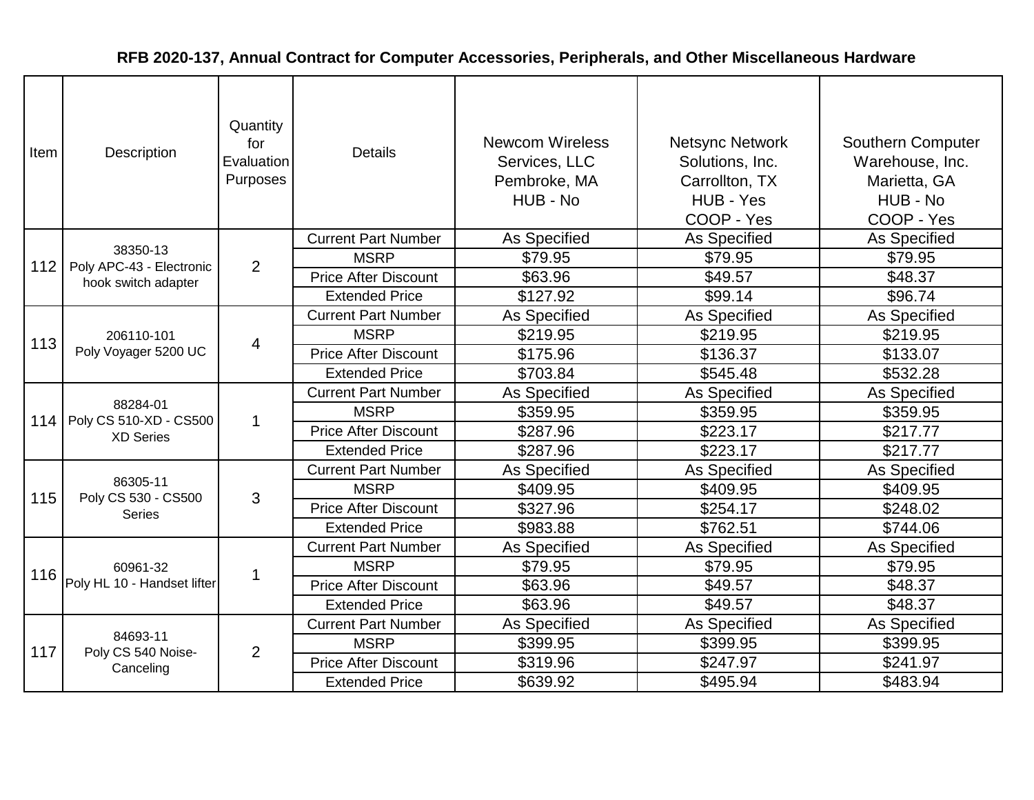# RFB 2020-137, Annual Contract for Computer Accessories, Peripherals, and Other Miscellaneous Hardware

| Item | Description | Quantity for Evaluation Purposes | Details | Newcom Wireless Services, LLC Pembroke, MA HUB - No | Netsync Network Solutions, Inc. Carrollton, TX HUB - Yes COOP - Yes | Southern Computer Warehouse, Inc. Marietta, GA HUB - No COOP - Yes |
|---|---|---|---|---|---|---|
| 112 | 38350-13 Poly APC-43 - Electronic hook switch adapter | 2 | Current Part Number | As Specified | As Specified | As Specified |
| | | | MSRP | $79.95 | $79.95 | $79.95 |
| | | | Price After Discount | $63.96 | $49.57 | $48.37 |
| | | | Extended Price | $127.92 | $99.14 | $96.74 |
| 113 | 206110-101 Poly Voyager 5200 UC | 4 | Current Part Number | As Specified | As Specified | As Specified |
| | | | MSRP | $219.95 | $219.95 | $219.95 |
| | | | Price After Discount | $175.96 | $136.37 | $133.07 |
| | | | Extended Price | $703.84 | $545.48 | $532.28 |
| 114 | 88284-01 Poly CS 510-XD - CS500 XD Series | 1 | Current Part Number | As Specified | As Specified | As Specified |
| | | | MSRP | $359.95 | $359.95 | $359.95 |
| | | | Price After Discount | $287.96 | $223.17 | $217.77 |
| | | | Extended Price | $287.96 | $223.17 | $217.77 |
| 115 | 86305-11 Poly CS 530 - CS500 Series | 3 | Current Part Number | As Specified | As Specified | As Specified |
| | | | MSRP | $409.95 | $409.95 | $409.95 |
| | | | Price After Discount | $327.96 | $254.17 | $248.02 |
| | | | Extended Price | $983.88 | $762.51 | $744.06 |
| 116 | 60961-32 Poly HL 10 - Handset lifter | 1 | Current Part Number | As Specified | As Specified | As Specified |
| | | | MSRP | $79.95 | $79.95 | $79.95 |
| | | | Price After Discount | $63.96 | $49.57 | $48.37 |
| | | | Extended Price | $63.96 | $49.57 | $48.37 |
| 117 | 84693-11 Poly CS 540 Noise-Canceling | 2 | Current Part Number | As Specified | As Specified | As Specified |
| | | | MSRP | $399.95 | $399.95 | $399.95 |
| | | | Price After Discount | $319.96 | $247.97 | $241.97 |
| | | | Extended Price | $639.92 | $495.94 | $483.94 |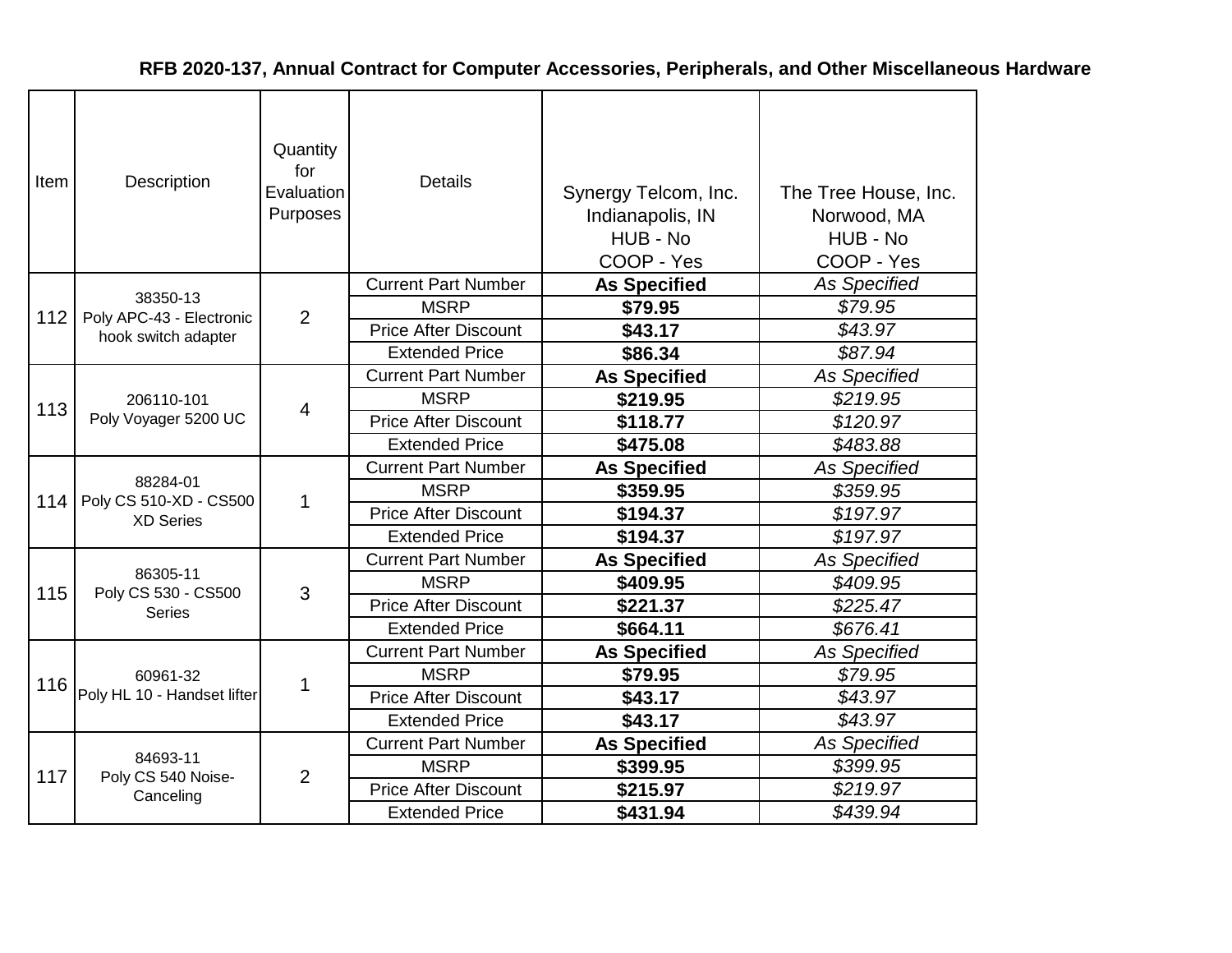**RFB 2020-137, Annual Contract for Computer Accessories, Peripherals, and Other Miscellaneous Hardware**

| Item | Description | Quantity for Evaluation Purposes | Details | Synergy Telcom, Inc. Indianapolis, IN HUB - No COOP - Yes | The Tree House, Inc. Norwood, MA HUB - No COOP - Yes |
|---|---|---|---|---|---|
| 112 | 38350-13 Poly APC-43 - Electronic hook switch adapter | 2 | Current Part Number | **As Specified** | *As Specified* |
| | | | MSRP | **$79.95** | *$79.95* |
| | | | Price After Discount | **$43.17** | *$43.97* |
| | | | Extended Price | **$86.34** | *$87.94* |
| 113 | 206110-101 Poly Voyager 5200 UC | 4 | Current Part Number | **As Specified** | *As Specified* |
| | | | MSRP | **$219.95** | *$219.95* |
| | | | Price After Discount | **$118.77** | *$120.97* |
| | | | Extended Price | **$475.08** | *$483.88* |
| 114 | 88284-01 Poly CS 510-XD - CS500 XD Series | 1 | Current Part Number | **As Specified** | *As Specified* |
| | | | MSRP | **$359.95** | *$359.95* |
| | | | Price After Discount | **$194.37** | *$197.97* |
| | | | Extended Price | **$194.37** | *$197.97* |
| 115 | 86305-11 Poly CS 530 - CS500 Series | 3 | Current Part Number | **As Specified** | *As Specified* |
| | | | MSRP | **$409.95** | *$409.95* |
| | | | Price After Discount | **$221.37** | *$225.47* |
| | | | Extended Price | **$664.11** | *$676.41* |
| 116 | 60961-32 Poly HL 10 - Handset lifter | 1 | Current Part Number | **As Specified** | *As Specified* |
| | | | MSRP | **$79.95** | *$79.95* |
| | | | Price After Discount | **$43.17** | *$43.97* |
| | | | Extended Price | **$43.17** | *$43.97* |
| 117 | 84693-11 Poly CS 540 Noise-Canceling | 2 | Current Part Number | **As Specified** | *As Specified* |
| | | | MSRP | **$399.95** | *$399.95* |
| | | | Price After Discount | **$215.97** | *$219.97* |
| | | | Extended Price | **$431.94** | *$439.94* |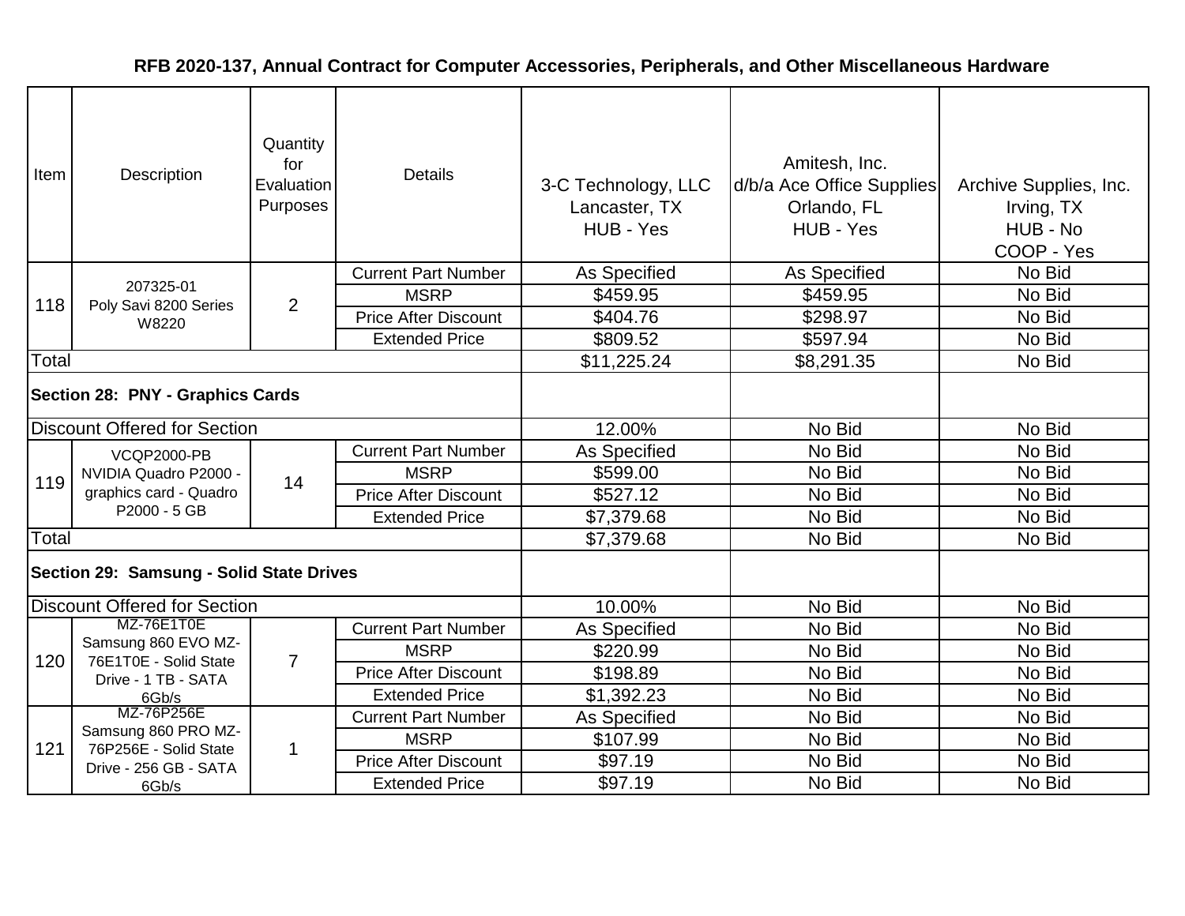## RFB 2020-137, Annual Contract for Computer Accessories, Peripherals, and Other Miscellaneous Hardware

| Item | Description | Quantity for Evaluation Purposes | Details | 3-C Technology, LLC Lancaster, TX HUB - Yes | Amitesh, Inc. d/b/a Ace Office Supplies Orlando, FL HUB - Yes | Archive Supplies, Inc. Irving, TX HUB - No COOP - Yes |
|---|---|---|---|---|---|---|
| 118 | 207325-01 Poly Savi 8200 Series W8220 | 2 | Current Part Number | As Specified | As Specified | No Bid |
| | | | MSRP | $459.95 | $459.95 | No Bid |
| | | | Price After Discount | $404.76 | $298.97 | No Bid |
| | | | Extended Price | $809.52 | $597.94 | No Bid |
| Total | | | | $11,225.24 | $8,291.35 | No Bid |
| **Section 28: PNY - Graphics Cards** | | | | | | |
| Discount Offered for Section | | | | 12.00% | No Bid | No Bid |
| 119 | VCQP2000-PB NVIDIA Quadro P2000 - graphics card - Quadro P2000 - 5 GB | 14 | Current Part Number | As Specified | No Bid | No Bid |
| | | | MSRP | $599.00 | No Bid | No Bid |
| | | | Price After Discount | $527.12 | No Bid | No Bid |
| | | | Extended Price | $7,379.68 | No Bid | No Bid |
| Total | | | | $7,379.68 | No Bid | No Bid |
| **Section 29: Samsung - Solid State Drives** | | | | | | |
| Discount Offered for Section | | | | 10.00% | No Bid | No Bid |
| 120 | MZ-76E1T0E Samsung 860 EVO MZ-76E1T0E - Solid State Drive - 1 TB - SATA 6Gb/s | 7 | Current Part Number | As Specified | No Bid | No Bid |
| | | | MSRP | $220.99 | No Bid | No Bid |
| | | | Price After Discount | $198.89 | No Bid | No Bid |
| | | | Extended Price | $1,392.23 | No Bid | No Bid |
| 121 | MZ-76P256E Samsung 860 PRO MZ-76P256E - Solid State Drive - 256 GB - SATA 6Gb/s | 1 | Current Part Number | As Specified | No Bid | No Bid |
| | | | MSRP | $107.99 | No Bid | No Bid |
| | | | Price After Discount | $97.19 | No Bid | No Bid |
| | | | Extended Price | $97.19 | No Bid | No Bid |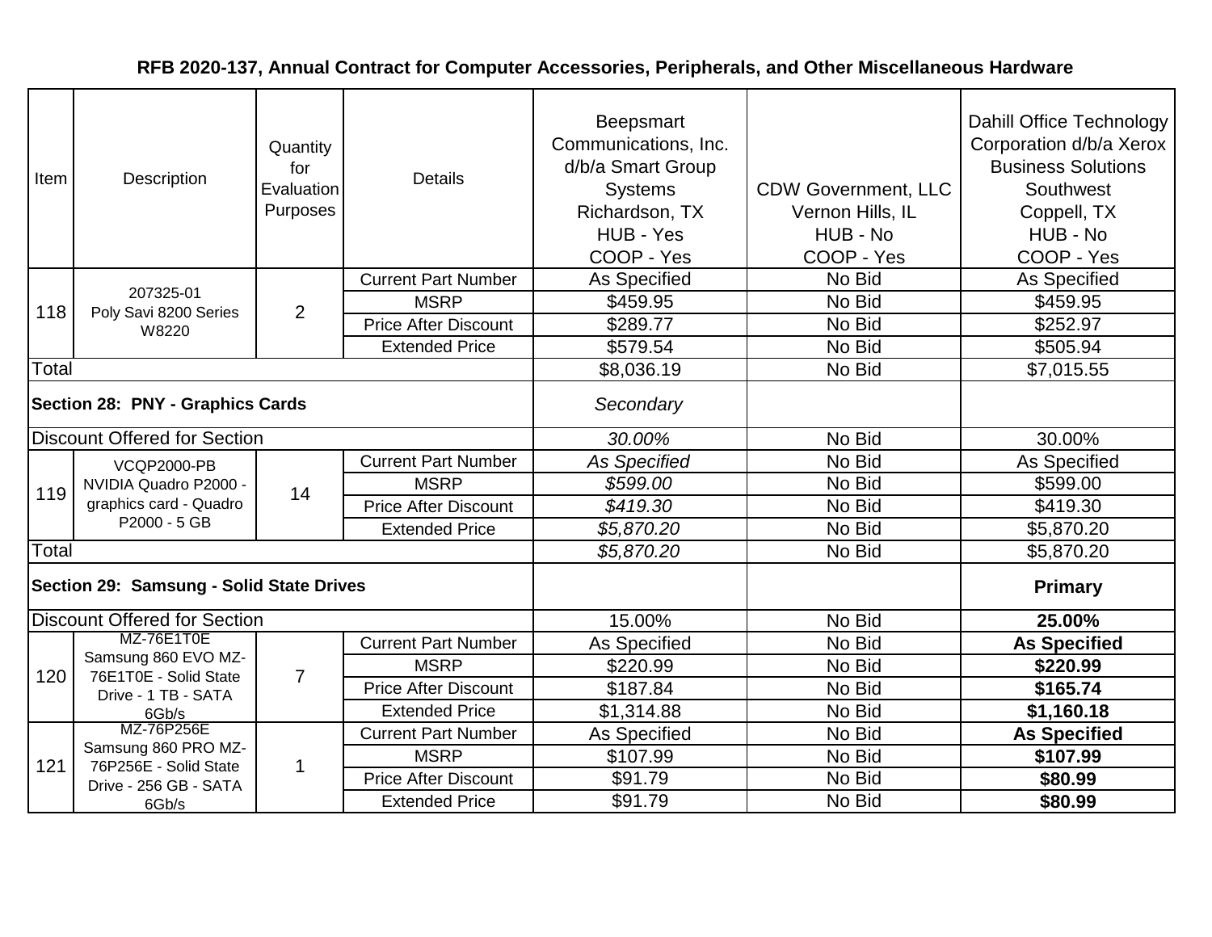## RFB 2020-137, Annual Contract for Computer Accessories, Peripherals, and Other Miscellaneous Hardware

| Item | Description | Quantity for Evaluation Purposes | Details | Beepsmart Communications, Inc. d/b/a Smart Group Systems Richardson, TX HUB - Yes COOP - Yes | CDW Government, LLC Vernon Hills, IL HUB - No COOP - Yes | Dahill Office Technology Corporation d/b/a Xerox Business Solutions Southwest Coppell, TX HUB - No COOP - Yes |
|---|---|---|---|---|---|---|
| 118 | 207325-01 Poly Savi 8200 Series W8220 | 2 | Current Part Number | As Specified | No Bid | As Specified |
| | | | MSRP | $459.95 | No Bid | $459.95 |
| | | | Price After Discount | $289.77 | No Bid | $252.97 |
| | | | Extended Price | $579.54 | No Bid | $505.94 |
| Total | | | | $8,036.19 | No Bid | $7,015.55 |
| **Section 28: PNY - Graphics Cards** | | | | *Secondary* | | |
| Discount Offered for Section | | | | *30.00%* | No Bid | 30.00% |
| 119 | VCQP2000-PB NVIDIA Quadro P2000 - graphics card - Quadro P2000 - 5 GB | 14 | Current Part Number | *As Specified* | No Bid | As Specified |
| | | | MSRP | *$599.00* | No Bid | $599.00 |
| | | | Price After Discount | *$419.30* | No Bid | $419.30 |
| | | | Extended Price | *$5,870.20* | No Bid | $5,870.20 |
| Total | | | | *$5,870.20* | No Bid | $5,870.20 |
| **Section 29: Samsung - Solid State Drives** | | | | | | **Primary** |
| Discount Offered for Section | | | | 15.00% | No Bid | **25.00%** |
| 120 | MZ-76E1T0E Samsung 860 EVO MZ-76E1T0E - Solid State Drive - 1 TB - SATA 6Gb/s | 7 | Current Part Number | As Specified | No Bid | **As Specified** |
| | | | MSRP | $220.99 | No Bid | **$220.99** |
| | | | Price After Discount | $187.84 | No Bid | **$165.74** |
| | | | Extended Price | $1,314.88 | No Bid | **$1,160.18** |
| 121 | MZ-76P256E Samsung 860 PRO MZ-76P256E - Solid State Drive - 256 GB - SATA 6Gb/s | 1 | Current Part Number | As Specified | No Bid | **As Specified** |
| | | | MSRP | $107.99 | No Bid | **$107.99** |
| | | | Price After Discount | $91.79 | No Bid | **$80.99** |
| | | | Extended Price | $91.79 | No Bid | **$80.99** |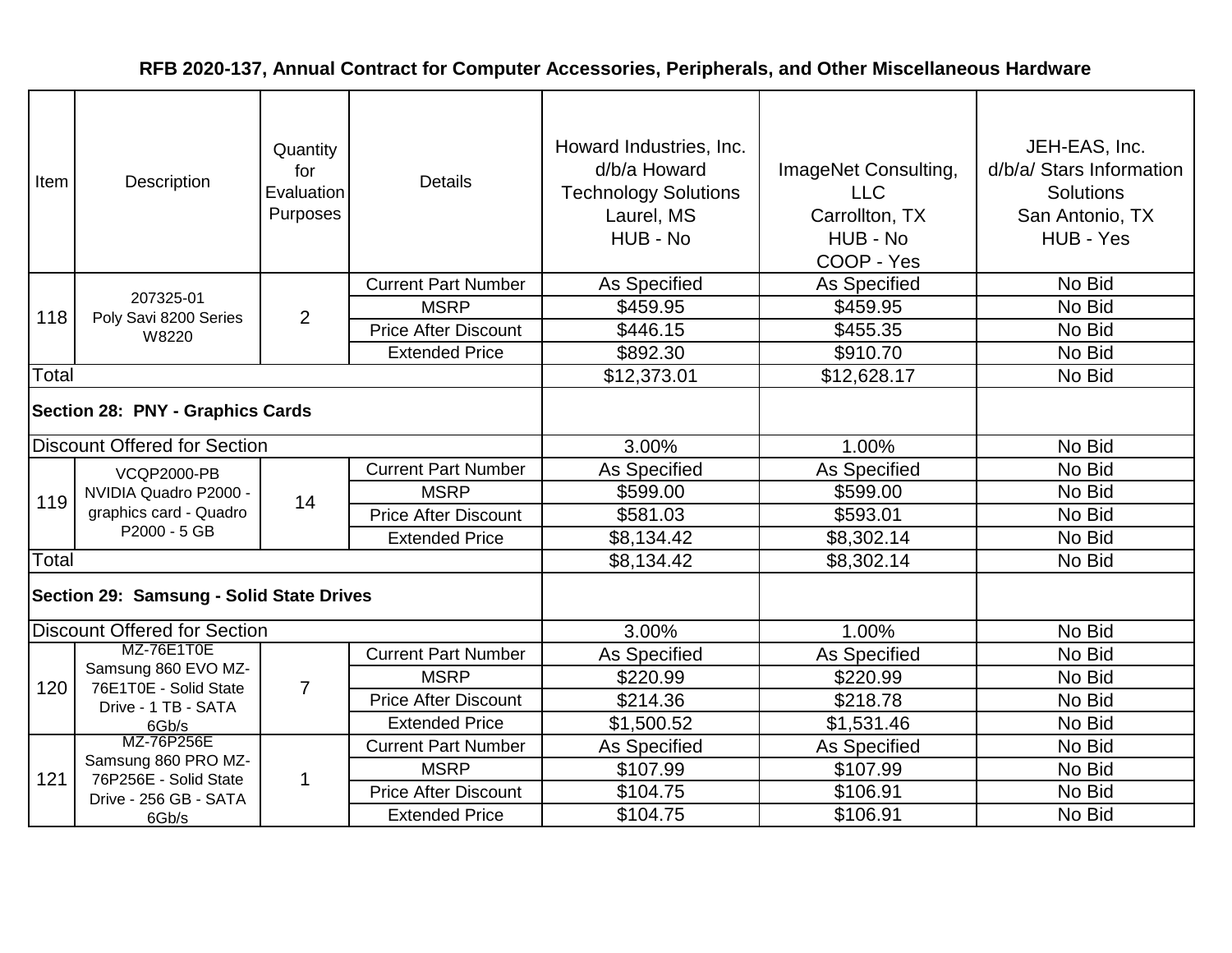# RFB 2020-137, Annual Contract for Computer Accessories, Peripherals, and Other Miscellaneous Hardware

| Item | Description | Quantity for Evaluation Purposes | Details | Howard Industries, Inc. d/b/a Howard Technology Solutions Laurel, MS HUB - No | ImageNet Consulting, LLC Carrollton, TX HUB - No COOP - Yes | JEH-EAS, Inc. d/b/a/ Stars Information Solutions San Antonio, TX HUB - Yes |
|---|---|---|---|---|---|---|
| 118 | 207325-01 Poly Savi 8200 Series W8220 | 2 | Current Part Number | As Specified | As Specified | No Bid |
| | | | MSRP | $459.95 | $459.95 | No Bid |
| | | | Price After Discount | $446.15 | $455.35 | No Bid |
| | | | Extended Price | $892.30 | $910.70 | No Bid |
| Total | | | | $12,373.01 | $12,628.17 | No Bid |
| **Section 28: PNY - Graphics Cards** | | | | | | |
| Discount Offered for Section | | | | 3.00% | 1.00% | No Bid |
| 119 | VCQP2000-PB NVIDIA Quadro P2000 - graphics card - Quadro P2000 - 5 GB | 14 | Current Part Number | As Specified | As Specified | No Bid |
| | | | MSRP | $599.00 | $599.00 | No Bid |
| | | | Price After Discount | $581.03 | $593.01 | No Bid |
| | | | Extended Price | $8,134.42 | $8,302.14 | No Bid |
| Total | | | | $8,134.42 | $8,302.14 | No Bid |
| **Section 29: Samsung - Solid State Drives** | | | | | | |
| Discount Offered for Section | | | | 3.00% | 1.00% | No Bid |
| 120 | MZ-76E1T0E Samsung 860 EVO MZ-76E1T0E - Solid State Drive - 1 TB - SATA 6Gb/s | 7 | Current Part Number | As Specified | As Specified | No Bid |
| | | | MSRP | $220.99 | $220.99 | No Bid |
| | | | Price After Discount | $214.36 | $218.78 | No Bid |
| | | | Extended Price | $1,500.52 | $1,531.46 | No Bid |
| 121 | MZ-76P256E Samsung 860 PRO MZ-76P256E - Solid State Drive - 256 GB - SATA 6Gb/s | 1 | Current Part Number | As Specified | As Specified | No Bid |
| | | | MSRP | $107.99 | $107.99 | No Bid |
| | | | Price After Discount | $104.75 | $106.91 | No Bid |
| | | | Extended Price | $104.75 | $106.91 | No Bid |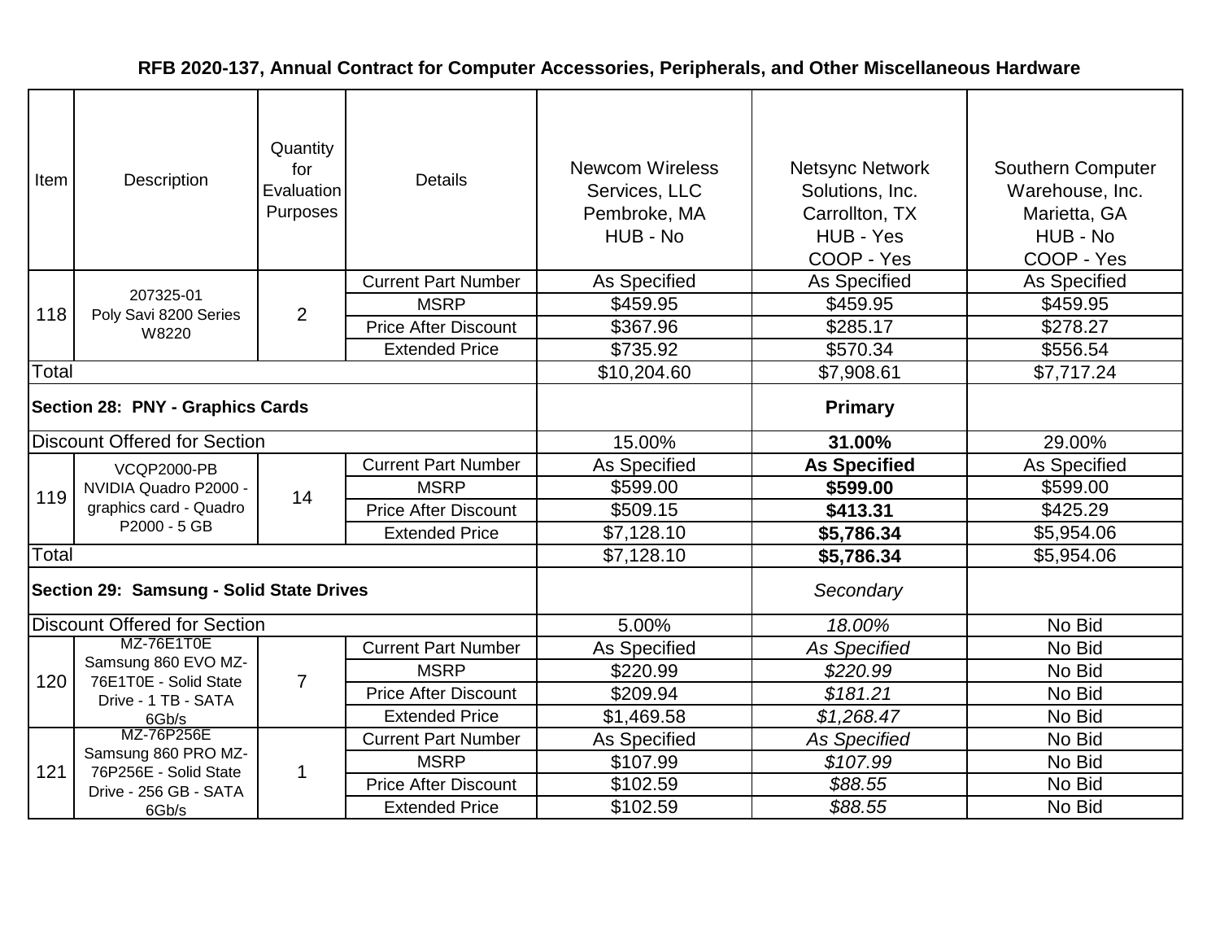# RFB 2020-137, Annual Contract for Computer Accessories, Peripherals, and Other Miscellaneous Hardware

| Item | Description | Quantity for Evaluation Purposes | Details | Newcom Wireless Services, LLC Pembroke, MA HUB - No | Netsync Network Solutions, Inc. Carrollton, TX HUB - Yes COOP - Yes | Southern Computer Warehouse, Inc. Marietta, GA HUB - No COOP - Yes |
|---|---|---|---|---|---|---|
| 118 | 207325-01 Poly Savi 8200 Series W8220 | 2 | Current Part Number | As Specified | As Specified | As Specified |
| | | | MSRP | $459.95 | $459.95 | $459.95 |
| | | | Price After Discount | $367.96 | $285.17 | $278.27 |
| | | | Extended Price | $735.92 | $570.34 | $556.54 |
| Total | | | | $10,204.60 | $7,908.61 | $7,717.24 |
| **Section 28: PNY - Graphics Cards** | | | | | **Primary** | |
| Discount Offered for Section | | | | 15.00% | **31.00%** | 29.00% |
| 119 | VCQP2000-PB NVIDIA Quadro P2000 - graphics card - Quadro P2000 - 5 GB | 14 | Current Part Number | As Specified | **As Specified** | As Specified |
| | | | MSRP | $599.00 | **$599.00** | $599.00 |
| | | | Price After Discount | $509.15 | **$413.31** | $425.29 |
| | | | Extended Price | $7,128.10 | **$5,786.34** | $5,954.06 |
| Total | | | | $7,128.10 | **$5,786.34** | $5,954.06 |
| **Section 29: Samsung - Solid State Drives** | | | | | *Secondary* | |
| Discount Offered for Section | | | | 5.00% | *18.00%* | No Bid |
| 120 | MZ-76E1T0E Samsung 860 EVO MZ-76E1T0E - Solid State Drive - 1 TB - SATA 6Gb/s | 7 | Current Part Number | As Specified | *As Specified* | No Bid |
| | | | MSRP | $220.99 | *$220.99* | No Bid |
| | | | Price After Discount | $209.94 | *$181.21* | No Bid |
| | | | Extended Price | $1,469.58 | *$1,268.47* | No Bid |
| 121 | MZ-76P256E Samsung 860 PRO MZ-76P256E - Solid State Drive - 256 GB - SATA 6Gb/s | 1 | Current Part Number | As Specified | *As Specified* | No Bid |
| | | | MSRP | $107.99 | *$107.99* | No Bid |
| | | | Price After Discount | $102.59 | *$88.55* | No Bid |
| | | | Extended Price | $102.59 | *$88.55* | No Bid |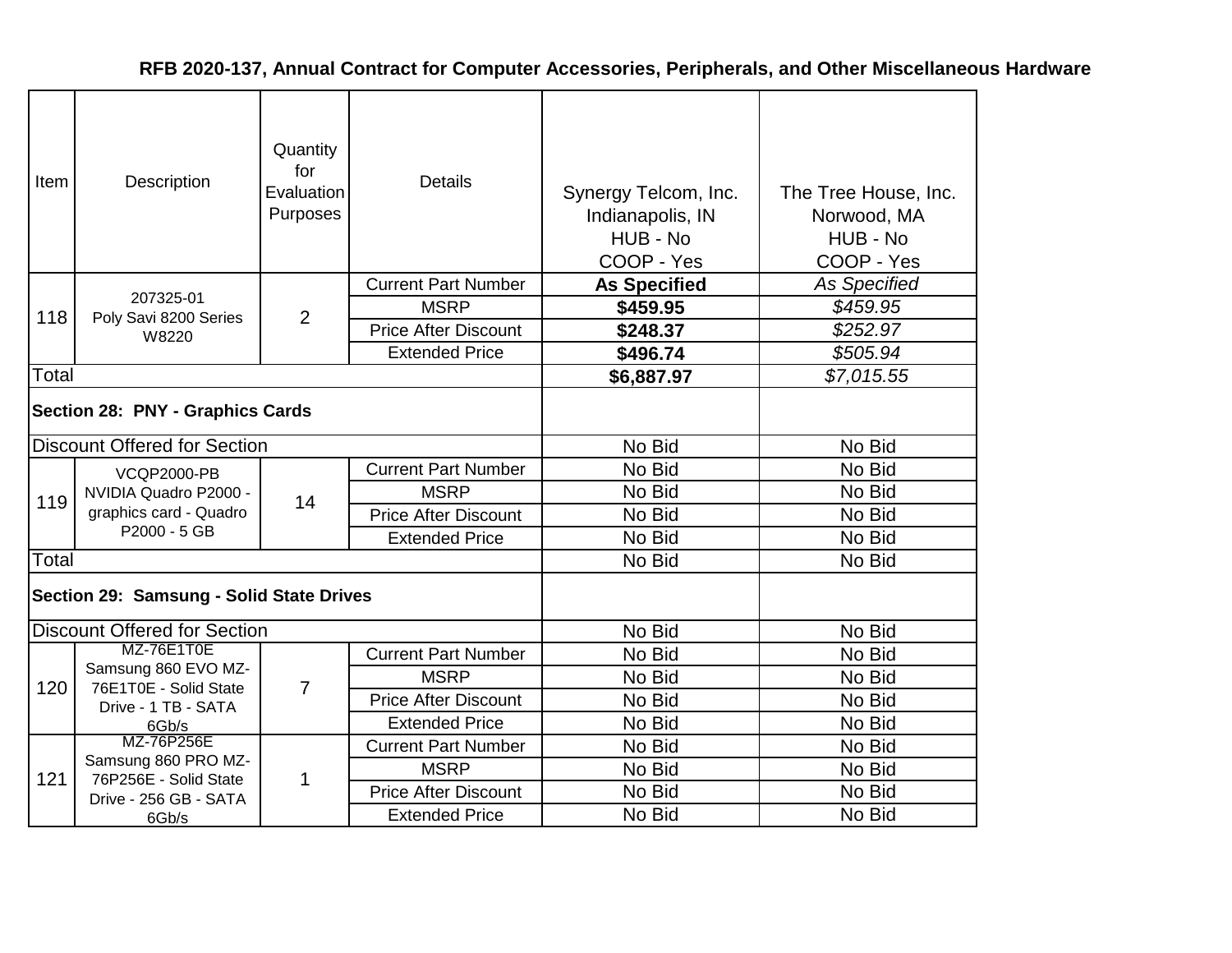## RFB 2020-137, Annual Contract for Computer Accessories, Peripherals, and Other Miscellaneous Hardware

| Item | Description | Quantity for Evaluation Purposes | Details | Synergy Telcom, Inc. Indianapolis, IN HUB - No COOP - Yes | The Tree House, Inc. Norwood, MA HUB - No COOP - Yes |
|---|---|---|---|---|---|
| 118 | 207325-01 Poly Savi 8200 Series W8220 | 2 | Current Part Number | **As Specified** | *As Specified* |
| | | | MSRP | **$459.95** | *$459.95* |
| | | | Price After Discount | **$248.37** | *$252.97* |
| | | | Extended Price | **$496.74** | *$505.94* |
| Total | | | | **$6,887.97** | *$7,015.55* |
| **Section 28: PNY - Graphics Cards** | | | | | |
| Discount Offered for Section | | | | No Bid | No Bid |
| 119 | VCQP2000-PB NVIDIA Quadro P2000 - graphics card - Quadro P2000 - 5 GB | 14 | Current Part Number | No Bid | No Bid |
| | | | MSRP | No Bid | No Bid |
| | | | Price After Discount | No Bid | No Bid |
| | | | Extended Price | No Bid | No Bid |
| Total | | | | No Bid | No Bid |
| **Section 29: Samsung - Solid State Drives** | | | | | |
| Discount Offered for Section | | | | No Bid | No Bid |
| 120 | MZ-76E1T0E Samsung 860 EVO MZ-76E1T0E - Solid State Drive - 1 TB - SATA 6Gb/s | 7 | Current Part Number | No Bid | No Bid |
| | | | MSRP | No Bid | No Bid |
| | | | Price After Discount | No Bid | No Bid |
| | | | Extended Price | No Bid | No Bid |
| 121 | MZ-76P256E Samsung 860 PRO MZ-76P256E - Solid State Drive - 256 GB - SATA 6Gb/s | 1 | Current Part Number | No Bid | No Bid |
| | | | MSRP | No Bid | No Bid |
| | | | Price After Discount | No Bid | No Bid |
| | | | Extended Price | No Bid | No Bid |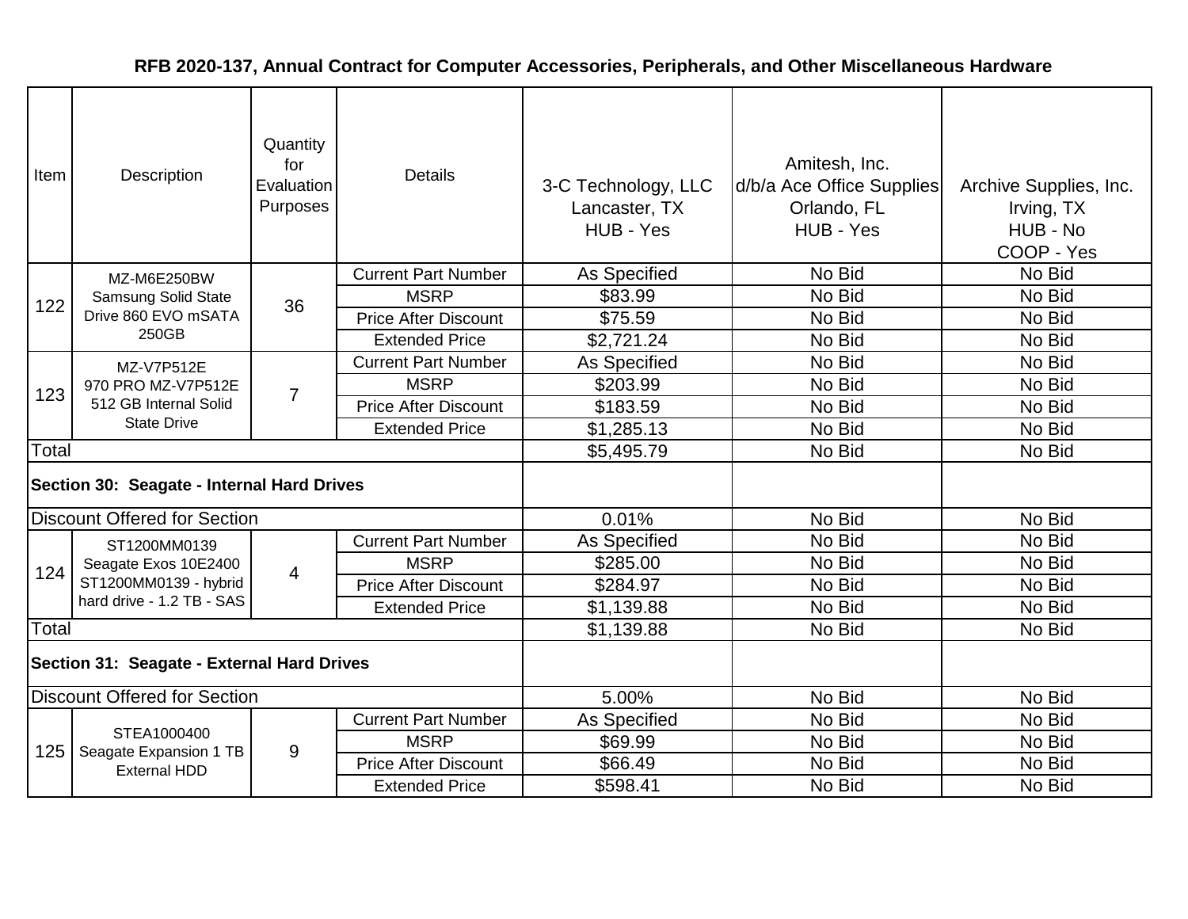# RFB 2020-137, Annual Contract for Computer Accessories, Peripherals, and Other Miscellaneous Hardware

| Item | Description | Quantity for Evaluation Purposes | Details | 3-C Technology, LLC Lancaster, TX HUB - Yes | Amitesh, Inc. d/b/a Ace Office Supplies Orlando, FL HUB - Yes | Archive Supplies, Inc. Irving, TX HUB - No COOP - Yes |
|---|---|---|---|---|---|---|
| 122 | MZ-M6E250BW Samsung Solid State Drive 860 EVO mSATA 250GB | 36 | Current Part Number | As Specified | No Bid | No Bid |
| | | | MSRP | $83.99 | No Bid | No Bid |
| | | | Price After Discount | $75.59 | No Bid | No Bid |
| | | | Extended Price | $2,721.24 | No Bid | No Bid |
| 123 | MZ-V7P512E 970 PRO MZ-V7P512E 512 GB Internal Solid State Drive | 7 | Current Part Number | As Specified | No Bid | No Bid |
| | | | MSRP | $203.99 | No Bid | No Bid |
| | | | Price After Discount | $183.59 | No Bid | No Bid |
| | | | Extended Price | $1,285.13 | No Bid | No Bid |
| Total | | | | $5,495.79 | No Bid | No Bid |
| **Section 30: Seagate - Internal Hard Drives** | | | | | | |
| Discount Offered for Section | | | | 0.01% | No Bid | No Bid |
| 124 | ST1200MM0139 Seagate Exos 10E2400 ST1200MM0139 - hybrid hard drive - 1.2 TB - SAS | 4 | Current Part Number | As Specified | No Bid | No Bid |
| | | | MSRP | $285.00 | No Bid | No Bid |
| | | | Price After Discount | $284.97 | No Bid | No Bid |
| | | | Extended Price | $1,139.88 | No Bid | No Bid |
| Total | | | | $1,139.88 | No Bid | No Bid |
| **Section 31: Seagate - External Hard Drives** | | | | | | |
| Discount Offered for Section | | | | 5.00% | No Bid | No Bid |
| 125 | STEA1000400 Seagate Expansion 1 TB External HDD | 9 | Current Part Number | As Specified | No Bid | No Bid |
| | | | MSRP | $69.99 | No Bid | No Bid |
| | | | Price After Discount | $66.49 | No Bid | No Bid |
| | | | Extended Price | $598.41 | No Bid | No Bid |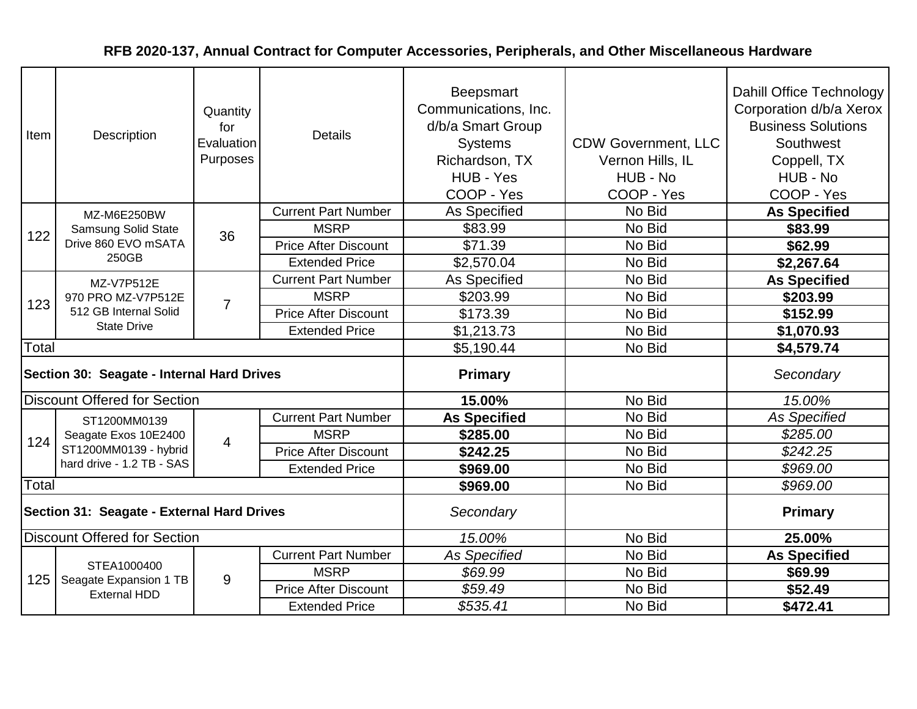**RFB 2020-137, Annual Contract for Computer Accessories, Peripherals, and Other Miscellaneous Hardware**

| Item | Description | Quantity for Evaluation Purposes | Details | Beepsmart Communications, Inc. d/b/a Smart Group Systems Richardson, TX HUB - Yes COOP - Yes | CDW Government, LLC Vernon Hills, IL HUB - No COOP - Yes | Dahill Office Technology Corporation d/b/a Xerox Business Solutions Southwest Coppell, TX HUB - No COOP - Yes |
|---|---|---|---|---|---|---|
| 122 | MZ-M6E250BW Samsung Solid State Drive 860 EVO mSATA 250GB | 36 | Current Part Number | As Specified | No Bid | **As Specified** |
| | | | MSRP | $83.99 | No Bid | **$83.99** |
| | | | Price After Discount | $71.39 | No Bid | **$62.99** |
| | | | Extended Price | $2,570.04 | No Bid | **$2,267.64** |
| 123 | MZ-V7P512E 970 PRO MZ-V7P512E 512 GB Internal Solid State Drive | 7 | Current Part Number | As Specified | No Bid | **As Specified** |
| | | | MSRP | $203.99 | No Bid | **$203.99** |
| | | | Price After Discount | $173.39 | No Bid | **$152.99** |
| | | | Extended Price | $1,213.73 | No Bid | **$1,070.93** |
| Total | | | | $5,190.44 | No Bid | **$4,579.74** |
| **Section 30: Seagate - Internal Hard Drives** | | | | **Primary** | | *Secondary* |
| Discount Offered for Section | | | | **15.00%** | No Bid | *15.00%* |
| 124 | ST1200MM0139 Seagate Exos 10E2400 ST1200MM0139 - hybrid hard drive - 1.2 TB - SAS | 4 | Current Part Number | **As Specified** | No Bid | *As Specified* |
| | | | MSRP | **$285.00** | No Bid | *$285.00* |
| | | | Price After Discount | **$242.25** | No Bid | *$242.25* |
| | | | Extended Price | **$969.00** | No Bid | *$969.00* |
| Total | | | | **$969.00** | No Bid | *$969.00* |
| **Section 31: Seagate - External Hard Drives** | | | | *Secondary* | | **Primary** |
| Discount Offered for Section | | | | *15.00%* | No Bid | **25.00%** |
| 125 | STEA1000400 Seagate Expansion 1 TB External HDD | 9 | Current Part Number | *As Specified* | No Bid | **As Specified** |
| | | | MSRP | *$69.99* | No Bid | **$69.99** |
| | | | Price After Discount | *$59.49* | No Bid | **$52.49** |
| | | | Extended Price | *$535.41* | No Bid | **$472.41** |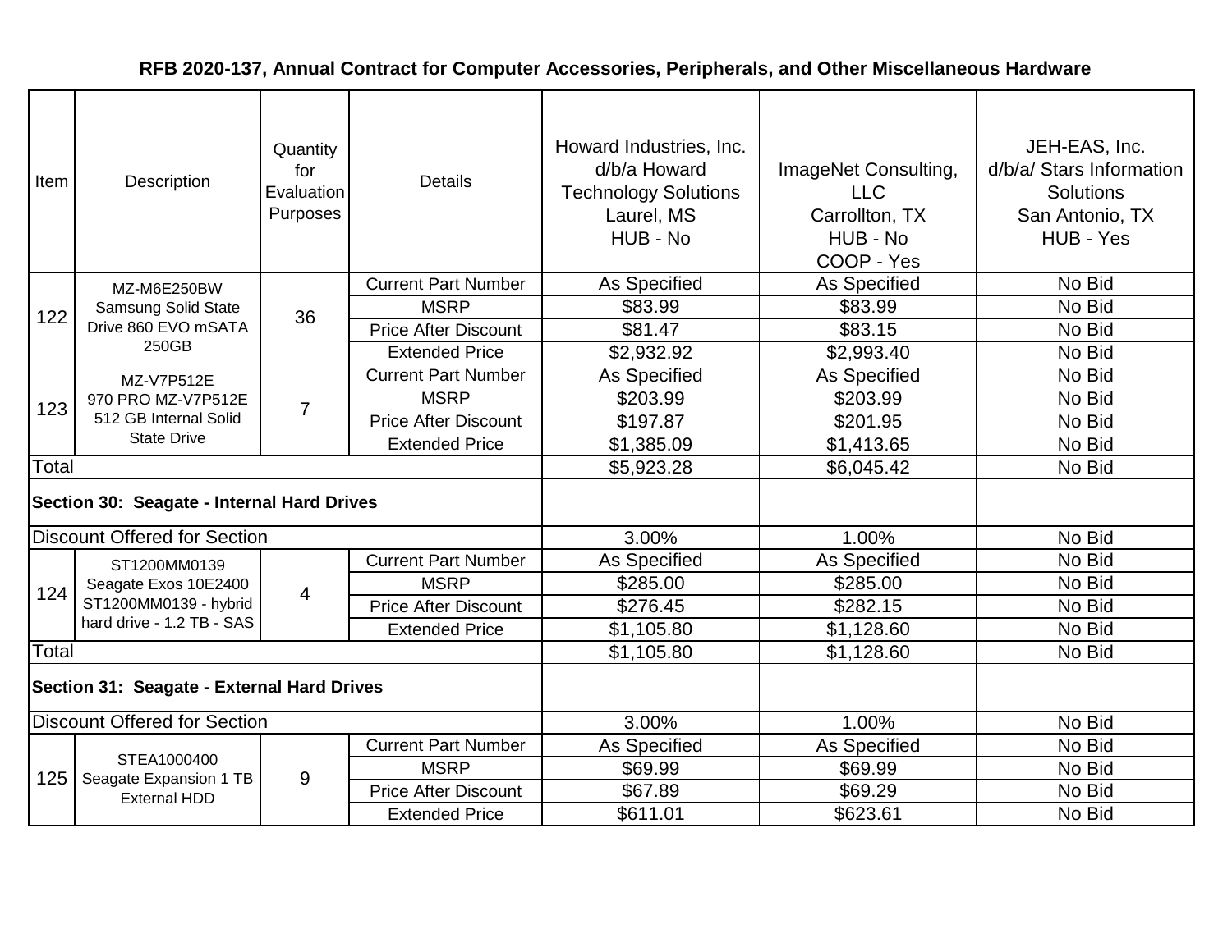## RFB 2020-137, Annual Contract for Computer Accessories, Peripherals, and Other Miscellaneous Hardware

| Item | Description | Quantity for Evaluation Purposes | Details | Howard Industries, Inc. d/b/a Howard Technology Solutions Laurel, MS HUB - No | ImageNet Consulting, LLC Carrollton, TX HUB - No COOP - Yes | JEH-EAS, Inc. d/b/a/ Stars Information Solutions San Antonio, TX HUB - Yes |
|---|---|---|---|---|---|---|
| 122 | MZ-M6E250BW Samsung Solid State Drive 860 EVO mSATA 250GB | 36 | Current Part Number | As Specified | As Specified | No Bid |
| | | | MSRP | $83.99 | $83.99 | No Bid |
| | | | Price After Discount | $81.47 | $83.15 | No Bid |
| | | | Extended Price | $2,932.92 | $2,993.40 | No Bid |
| 123 | MZ-V7P512E 970 PRO MZ-V7P512E 512 GB Internal Solid State Drive | 7 | Current Part Number | As Specified | As Specified | No Bid |
| | | | MSRP | $203.99 | $203.99 | No Bid |
| | | | Price After Discount | $197.87 | $201.95 | No Bid |
| | | | Extended Price | $1,385.09 | $1,413.65 | No Bid |
| Total | | | | $5,923.28 | $6,045.42 | No Bid |
| **Section 30: Seagate - Internal Hard Drives** | | | | | | |
| Discount Offered for Section | | | | 3.00% | 1.00% | No Bid |
| 124 | ST1200MM0139 Seagate Exos 10E2400 ST1200MM0139 - hybrid hard drive - 1.2 TB - SAS | 4 | Current Part Number | As Specified | As Specified | No Bid |
| | | | MSRP | $285.00 | $285.00 | No Bid |
| | | | Price After Discount | $276.45 | $282.15 | No Bid |
| | | | Extended Price | $1,105.80 | $1,128.60 | No Bid |
| Total | | | | $1,105.80 | $1,128.60 | No Bid |
| **Section 31: Seagate - External Hard Drives** | | | | | | |
| Discount Offered for Section | | | | 3.00% | 1.00% | No Bid |
| 125 | STEA1000400 Seagate Expansion 1 TB External HDD | 9 | Current Part Number | As Specified | As Specified | No Bid |
| | | | MSRP | $69.99 | $69.99 | No Bid |
| | | | Price After Discount | $67.89 | $69.29 | No Bid |
| | | | Extended Price | $611.01 | $623.61 | No Bid |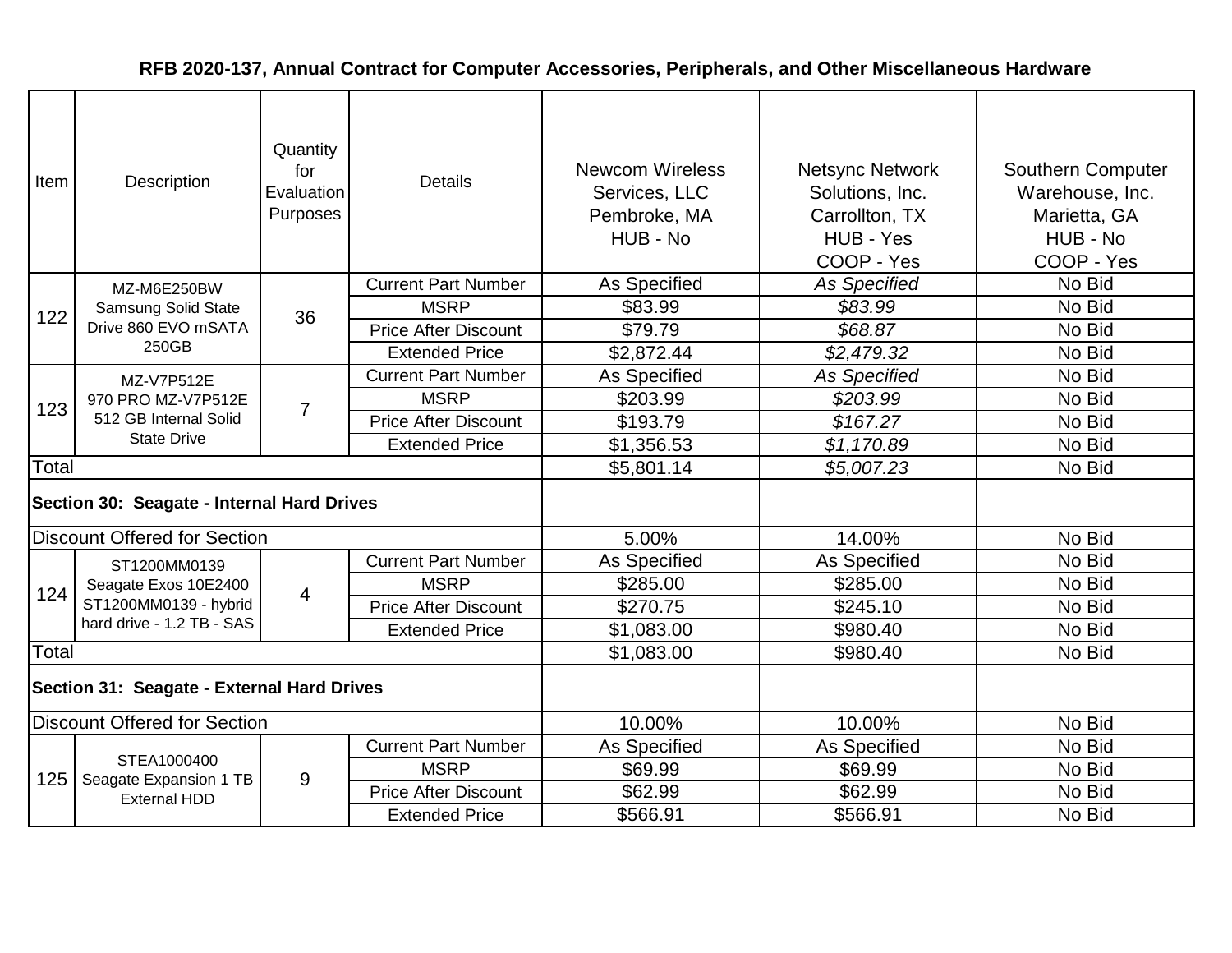## RFB 2020-137, Annual Contract for Computer Accessories, Peripherals, and Other Miscellaneous Hardware

| Item | Description | Quantity for Evaluation Purposes | Details | Newcom Wireless Services, LLC Pembroke, MA HUB - No | Netsync Network Solutions, Inc. Carrollton, TX HUB - Yes COOP - Yes | Southern Computer Warehouse, Inc. Marietta, GA HUB - No COOP - Yes |
|---|---|---|---|---|---|---|
| 122 | MZ-M6E250BW Samsung Solid State Drive 860 EVO mSATA 250GB | 36 | Current Part Number | As Specified | *As Specified* | No Bid |
| | | | MSRP | $83.99 | *$83.99* | No Bid |
| | | | Price After Discount | $79.79 | *$68.87* | No Bid |
| | | | Extended Price | $2,872.44 | *$2,479.32* | No Bid |
| 123 | MZ-V7P512E 970 PRO MZ-V7P512E 512 GB Internal Solid State Drive | 7 | Current Part Number | As Specified | *As Specified* | No Bid |
| | | | MSRP | $203.99 | *$203.99* | No Bid |
| | | | Price After Discount | $193.79 | *$167.27* | No Bid |
| | | | Extended Price | $1,356.53 | *$1,170.89* | No Bid |
| Total | | | | $5,801.14 | *$5,007.23* | No Bid |
| **Section 30: Seagate - Internal Hard Drives** | | | | | | |
| Discount Offered for Section | | | | 5.00% | 14.00% | No Bid |
| 124 | ST1200MM0139 Seagate Exos 10E2400 ST1200MM0139 - hybrid hard drive - 1.2 TB - SAS | 4 | Current Part Number | As Specified | As Specified | No Bid |
| | | | MSRP | $285.00 | $285.00 | No Bid |
| | | | Price After Discount | $270.75 | $245.10 | No Bid |
| | | | Extended Price | $1,083.00 | $980.40 | No Bid |
| Total | | | | $1,083.00 | $980.40 | No Bid |
| **Section 31: Seagate - External Hard Drives** | | | | | | |
| Discount Offered for Section | | | | 10.00% | 10.00% | No Bid |
| 125 | STEA1000400 Seagate Expansion 1 TB External HDD | 9 | Current Part Number | As Specified | As Specified | No Bid |
| | | | MSRP | $69.99 | $69.99 | No Bid |
| | | | Price After Discount | $62.99 | $62.99 | No Bid |
| | | | Extended Price | $566.91 | $566.91 | No Bid |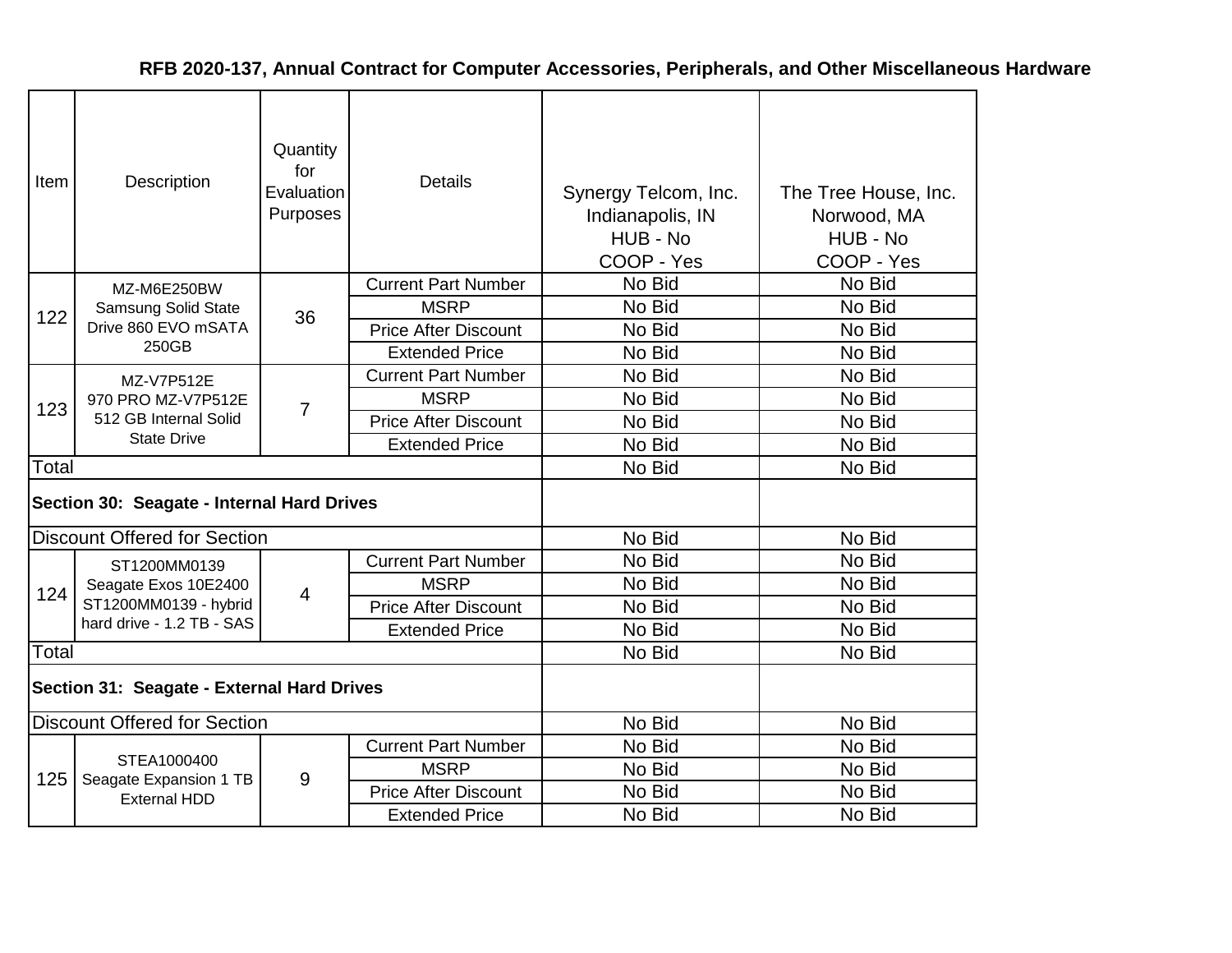# RFB 2020-137, Annual Contract for Computer Accessories, Peripherals, and Other Miscellaneous Hardware

| Item | Description | Quantity for Evaluation Purposes | Details | Synergy Telcom, Inc. Indianapolis, IN HUB - No COOP - Yes | The Tree House, Inc. Norwood, MA HUB - No COOP - Yes |
|---|---|---|---|---|---|
| 122 | MZ-M6E250BW Samsung Solid State Drive 860 EVO mSATA 250GB | 36 | Current Part Number | No Bid | No Bid |
| | | | MSRP | No Bid | No Bid |
| | | | Price After Discount | No Bid | No Bid |
| | | | Extended Price | No Bid | No Bid |
| 123 | MZ-V7P512E 970 PRO MZ-V7P512E 512 GB Internal Solid State Drive | 7 | Current Part Number | No Bid | No Bid |
| | | | MSRP | No Bid | No Bid |
| | | | Price After Discount | No Bid | No Bid |
| | | | Extended Price | No Bid | No Bid |
| Total | | | | No Bid | No Bid |
| **Section 30: Seagate - Internal Hard Drives** | | | | | |
| Discount Offered for Section | | | | No Bid | No Bid |
| 124 | ST1200MM0139 Seagate Exos 10E2400 ST1200MM0139 - hybrid hard drive - 1.2 TB - SAS | 4 | Current Part Number | No Bid | No Bid |
| | | | MSRP | No Bid | No Bid |
| | | | Price After Discount | No Bid | No Bid |
| | | | Extended Price | No Bid | No Bid |
| Total | | | | No Bid | No Bid |
| **Section 31: Seagate - External Hard Drives** | | | | | |
| Discount Offered for Section | | | | No Bid | No Bid |
| 125 | STEA1000400 Seagate Expansion 1 TB External HDD | 9 | Current Part Number | No Bid | No Bid |
| | | | MSRP | No Bid | No Bid |
| | | | Price After Discount | No Bid | No Bid |
| | | | Extended Price | No Bid | No Bid |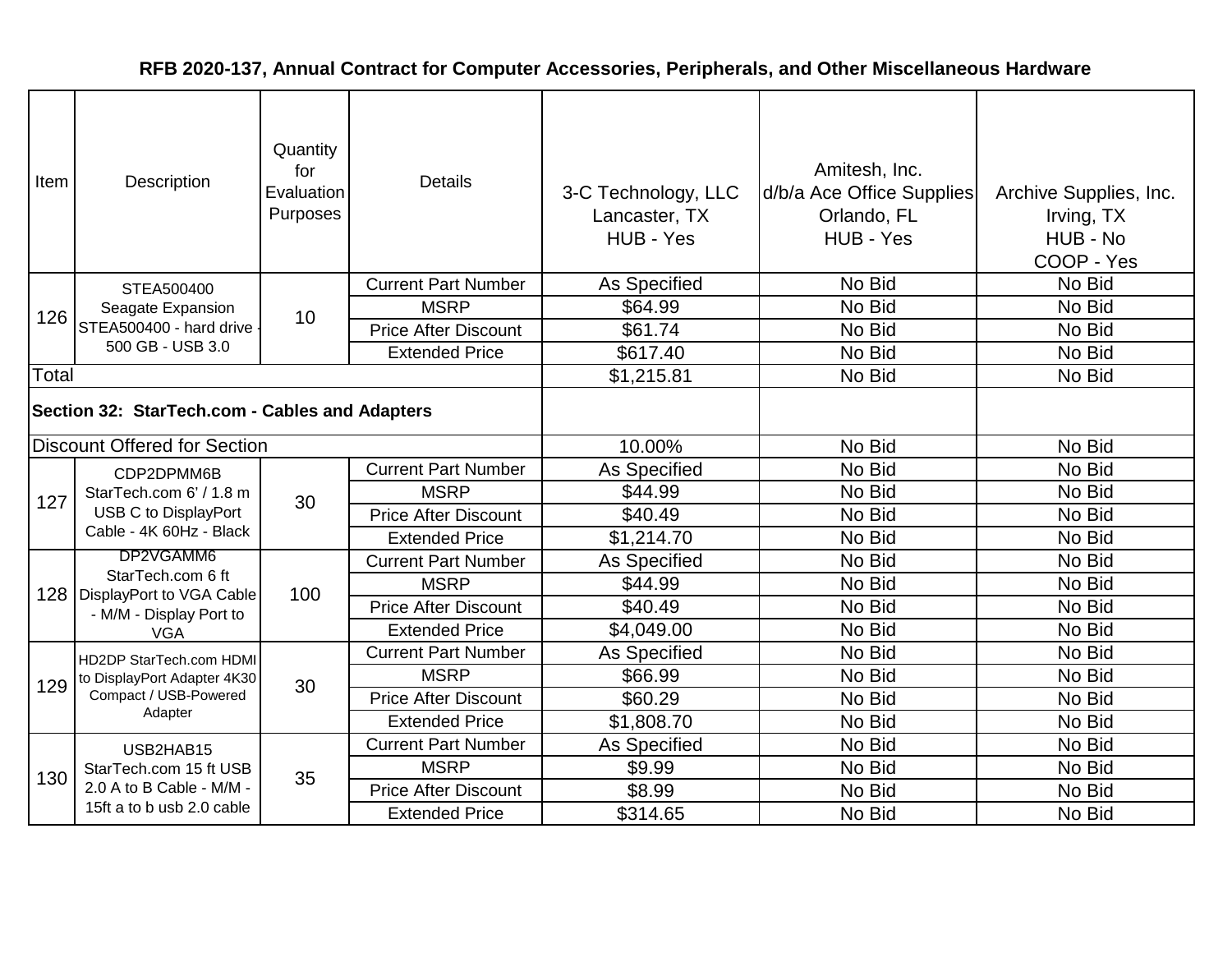# RFB 2020-137, Annual Contract for Computer Accessories, Peripherals, and Other Miscellaneous Hardware

| Item | Description | Quantity for Evaluation Purposes | Details | 3-C Technology, LLC Lancaster, TX HUB - Yes | Amitesh, Inc. d/b/a Ace Office Supplies Orlando, FL HUB - Yes | Archive Supplies, Inc. Irving, TX HUB - No COOP - Yes |
|---|---|---|---|---|---|---|
| 126 | STEA500400 Seagate Expansion STEA500400 - hard drive - 500 GB - USB 3.0 | 10 | Current Part Number | As Specified | No Bid | No Bid |
| | | | MSRP | $64.99 | No Bid | No Bid |
| | | | Price After Discount | $61.74 | No Bid | No Bid |
| | | | Extended Price | $617.40 | No Bid | No Bid |
| Total | | | | $1,215.81 | No Bid | No Bid |
| **Section 32: StarTech.com - Cables and Adapters** | | | | | | |
| Discount Offered for Section | | | | 10.00% | No Bid | No Bid |
| 127 | CDP2DPMM6B StarTech.com 6' / 1.8 m USB C to DisplayPort Cable - 4K 60Hz - Black | 30 | Current Part Number | As Specified | No Bid | No Bid |
| | | | MSRP | $44.99 | No Bid | No Bid |
| | | | Price After Discount | $40.49 | No Bid | No Bid |
| | | | Extended Price | $1,214.70 | No Bid | No Bid |
| 128 | DP2VGAMM6 StarTech.com 6 ft DisplayPort to VGA Cable - M/M - Display Port to VGA | 100 | Current Part Number | As Specified | No Bid | No Bid |
| | | | MSRP | $44.99 | No Bid | No Bid |
| | | | Price After Discount | $40.49 | No Bid | No Bid |
| | | | Extended Price | $4,049.00 | No Bid | No Bid |
| 129 | HD2DP StarTech.com HDMI to DisplayPort Adapter 4K30 Compact / USB-Powered Adapter | 30 | Current Part Number | As Specified | No Bid | No Bid |
| | | | MSRP | $66.99 | No Bid | No Bid |
| | | | Price After Discount | $60.29 | No Bid | No Bid |
| | | | Extended Price | $1,808.70 | No Bid | No Bid |
| 130 | USB2HAB15 StarTech.com 15 ft USB 2.0 A to B Cable - M/M - 15ft a to b usb 2.0 cable | 35 | Current Part Number | As Specified | No Bid | No Bid |
| | | | MSRP | $9.99 | No Bid | No Bid |
| | | | Price After Discount | $8.99 | No Bid | No Bid |
| | | | Extended Price | $314.65 | No Bid | No Bid |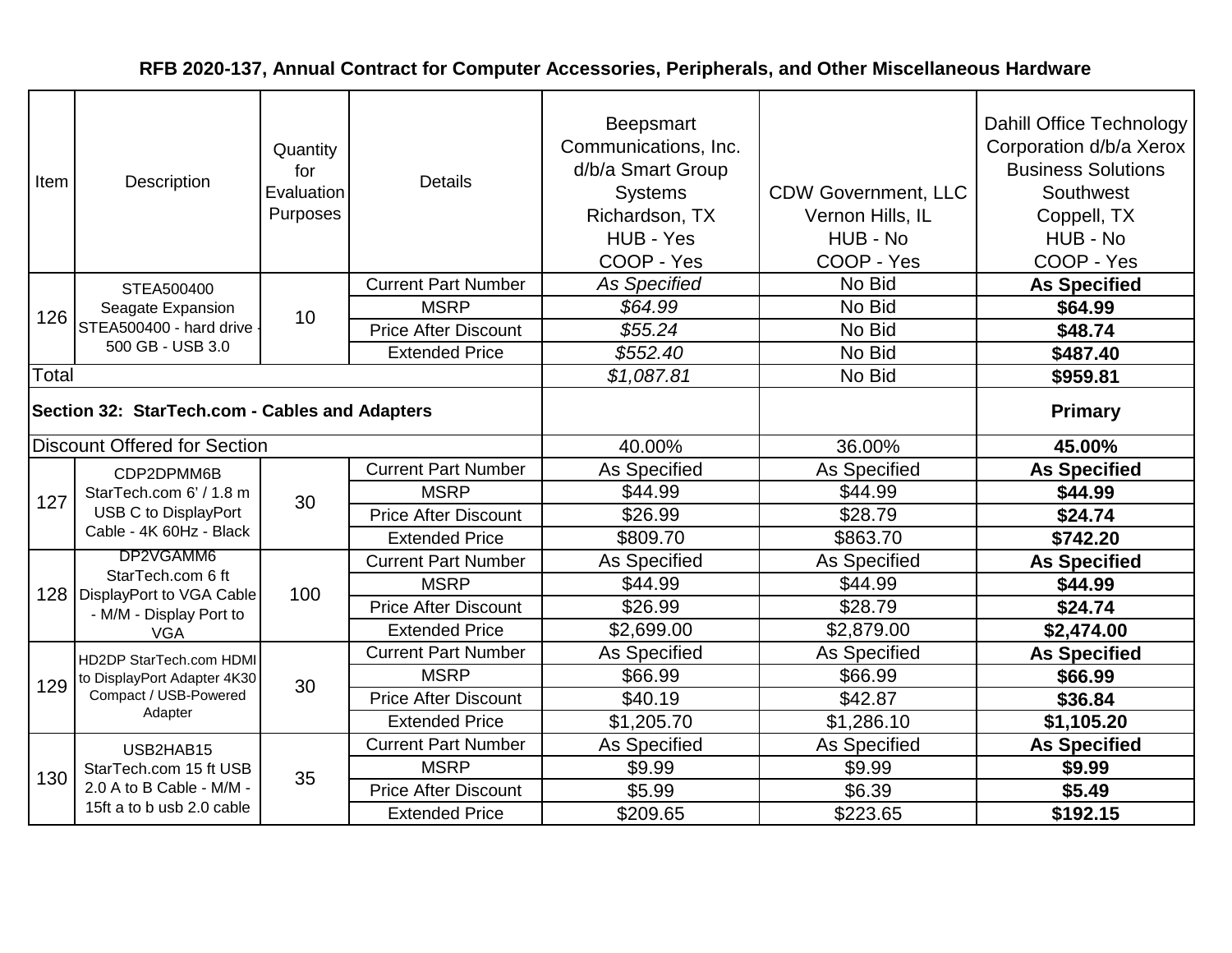## RFB 2020-137, Annual Contract for Computer Accessories, Peripherals, and Other Miscellaneous Hardware

| Item | Description | Quantity for Evaluation Purposes | Details | Beepsmart Communications, Inc. d/b/a Smart Group Systems Richardson, TX HUB - Yes COOP - Yes | CDW Government, LLC Vernon Hills, IL HUB - No COOP - Yes | Dahill Office Technology Corporation d/b/a Xerox Business Solutions Southwest Coppell, TX HUB - No COOP - Yes |
|---|---|---|---|---|---|---|
| 126 | STEA500400 Seagate Expansion STEA500400 - hard drive - 500 GB - USB 3.0 | 10 | Current Part Number | *As Specified* | No Bid | **As Specified** |
| | | | MSRP | *$64.99* | No Bid | **$64.99** |
| | | | Price After Discount | *$55.24* | No Bid | **$48.74** |
| | | | Extended Price | *$552.40* | No Bid | **$487.40** |
| Total | | | | *$1,087.81* | No Bid | **$959.81** |
| **Section 32: StarTech.com - Cables and Adapters** | | | | | | **Primary** |
| Discount Offered for Section | | | | 40.00% | 36.00% | **45.00%** |
| 127 | CDP2DPMM6B StarTech.com 6' / 1.8 m USB C to DisplayPort Cable - 4K 60Hz - Black | 30 | Current Part Number | As Specified | As Specified | **As Specified** |
| | | | MSRP | $44.99 | $44.99 | **$44.99** |
| | | | Price After Discount | $26.99 | $28.79 | **$24.74** |
| | | | Extended Price | $809.70 | $863.70 | **$742.20** |
| 128 | DP2VGAMM6 StarTech.com 6 ft DisplayPort to VGA Cable - M/M - Display Port to VGA | 100 | Current Part Number | As Specified | As Specified | **As Specified** |
| | | | MSRP | $44.99 | $44.99 | **$44.99** |
| | | | Price After Discount | $26.99 | $28.79 | **$24.74** |
| | | | Extended Price | $2,699.00 | $2,879.00 | **$2,474.00** |
| 129 | HD2DP StarTech.com HDMI to DisplayPort Adapter 4K30 Compact / USB-Powered Adapter | 30 | Current Part Number | As Specified | As Specified | **As Specified** |
| | | | MSRP | $66.99 | $66.99 | **$66.99** |
| | | | Price After Discount | $40.19 | $42.87 | **$36.84** |
| | | | Extended Price | $1,205.70 | $1,286.10 | **$1,105.20** |
| 130 | USB2HAB15 StarTech.com 15 ft USB 2.0 A to B Cable - M/M - 15ft a to b usb 2.0 cable | 35 | Current Part Number | As Specified | As Specified | **As Specified** |
| | | | MSRP | $9.99 | $9.99 | **$9.99** |
| | | | Price After Discount | $5.99 | $6.39 | **$5.49** |
| | | | Extended Price | $209.65 | $223.65 | **$192.15** |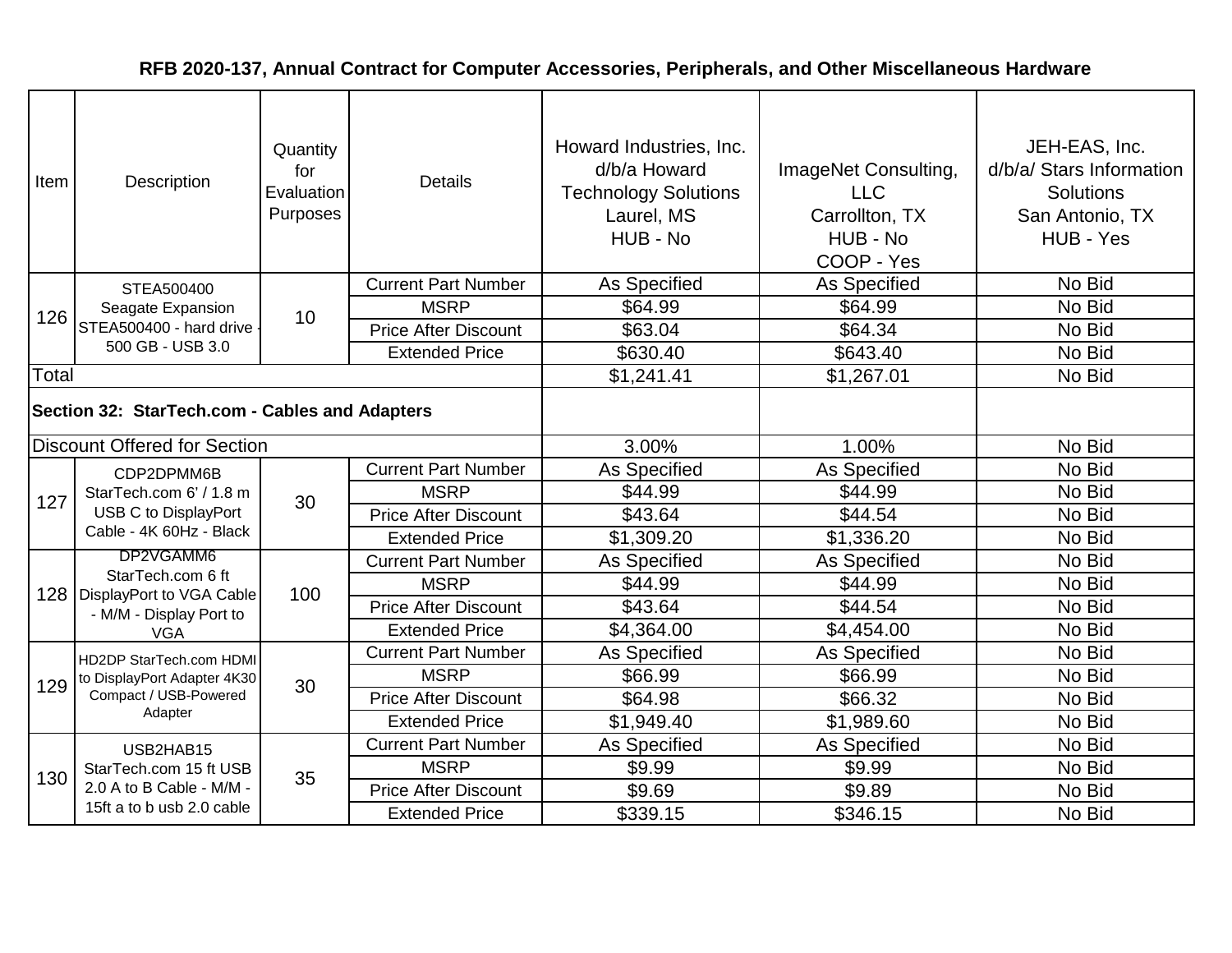## RFB 2020-137, Annual Contract for Computer Accessories, Peripherals, and Other Miscellaneous Hardware

| Item | Description | Quantity for Evaluation Purposes | Details | Howard Industries, Inc. d/b/a Howard Technology Solutions Laurel, MS HUB - No | ImageNet Consulting, LLC Carrollton, TX HUB - No COOP - Yes | JEH-EAS, Inc. d/b/a/ Stars Information Solutions San Antonio, TX HUB - Yes |
|---|---|---|---|---|---|---|
| 126 | STEA500400 Seagate Expansion STEA500400 - hard drive - 500 GB - USB 3.0 | 10 | Current Part Number | As Specified | As Specified | No Bid |
| | | | MSRP | $64.99 | $64.99 | No Bid |
| | | | Price After Discount | $63.04 | $64.34 | No Bid |
| | | | Extended Price | $630.40 | $643.40 | No Bid |
| Total | | | | $1,241.41 | $1,267.01 | No Bid |
| **Section 32: StarTech.com - Cables and Adapters** | | | | | | |
| Discount Offered for Section | | | | 3.00% | 1.00% | No Bid |
| 127 | CDP2DPMM6B StarTech.com 6' / 1.8 m USB C to DisplayPort Cable - 4K 60Hz - Black | 30 | Current Part Number | As Specified | As Specified | No Bid |
| | | | MSRP | $44.99 | $44.99 | No Bid |
| | | | Price After Discount | $43.64 | $44.54 | No Bid |
| | | | Extended Price | $1,309.20 | $1,336.20 | No Bid |
| 128 | DP2VGAMM6 StarTech.com 6 ft DisplayPort to VGA Cable - M/M - Display Port to VGA | 100 | Current Part Number | As Specified | As Specified | No Bid |
| | | | MSRP | $44.99 | $44.99 | No Bid |
| | | | Price After Discount | $43.64 | $44.54 | No Bid |
| | | | Extended Price | $4,364.00 | $4,454.00 | No Bid |
| 129 | HD2DP StarTech.com HDMI to DisplayPort Adapter 4K30 Compact / USB-Powered Adapter | 30 | Current Part Number | As Specified | As Specified | No Bid |
| | | | MSRP | $66.99 | $66.99 | No Bid |
| | | | Price After Discount | $64.98 | $66.32 | No Bid |
| | | | Extended Price | $1,949.40 | $1,989.60 | No Bid |
| 130 | USB2HAB15 StarTech.com 15 ft USB 2.0 A to B Cable - M/M - 15ft a to b usb 2.0 cable | 35 | Current Part Number | As Specified | As Specified | No Bid |
| | | | MSRP | $9.99 | $9.99 | No Bid |
| | | | Price After Discount | $9.69 | $9.89 | No Bid |
| | | | Extended Price | $339.15 | $346.15 | No Bid |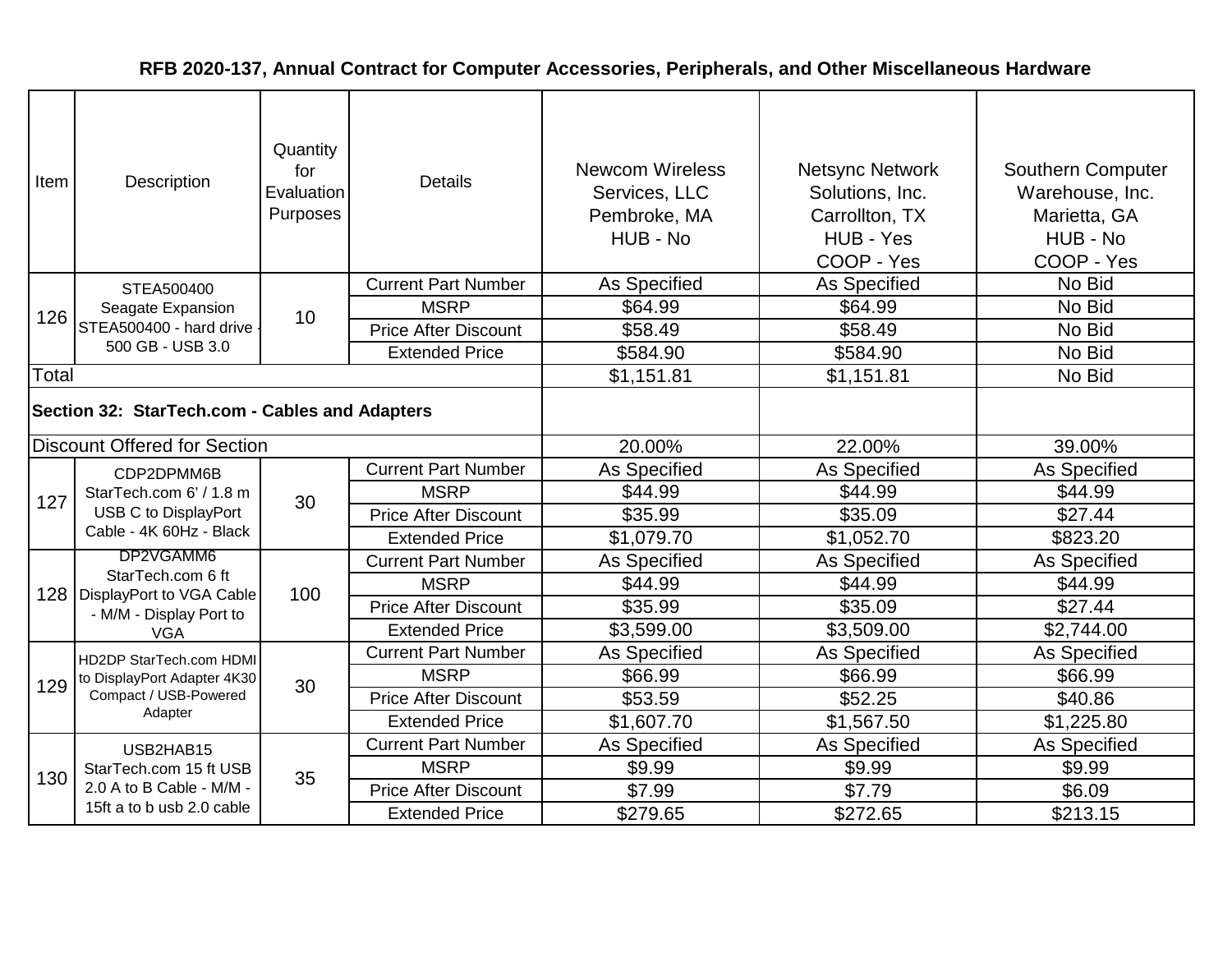**RFB 2020-137, Annual Contract for Computer Accessories, Peripherals, and Other Miscellaneous Hardware**

| Item | Description | Quantity for Evaluation Purposes | Details | Newcom Wireless Services, LLC Pembroke, MA HUB - No | Netsync Network Solutions, Inc. Carrollton, TX HUB - Yes COOP - Yes | Southern Computer Warehouse, Inc. Marietta, GA HUB - No COOP - Yes |
|---|---|---|---|---|---|---|
| 126 | STEA500400 Seagate Expansion STEA500400 - hard drive - 500 GB - USB 3.0 | 10 | Current Part Number | As Specified | As Specified | No Bid |
| | | | MSRP | $64.99 | $64.99 | No Bid |
| | | | Price After Discount | $58.49 | $58.49 | No Bid |
| | | | Extended Price | $584.90 | $584.90 | No Bid |
| Total | | | | $1,151.81 | $1,151.81 | No Bid |
| **Section 32: StarTech.com - Cables and Adapters** | | | | | | |
| Discount Offered for Section | | | | 20.00% | 22.00% | 39.00% |
| 127 | CDP2DPMM6B StarTech.com 6' / 1.8 m USB C to DisplayPort Cable - 4K 60Hz - Black | 30 | Current Part Number | As Specified | As Specified | As Specified |
| | | | MSRP | $44.99 | $44.99 | $44.99 |
| | | | Price After Discount | $35.99 | $35.09 | $27.44 |
| | | | Extended Price | $1,079.70 | $1,052.70 | $823.20 |
| 128 | DP2VGAMM6 StarTech.com 6 ft DisplayPort to VGA Cable - M/M - Display Port to VGA | 100 | Current Part Number | As Specified | As Specified | As Specified |
| | | | MSRP | $44.99 | $44.99 | $44.99 |
| | | | Price After Discount | $35.99 | $35.09 | $27.44 |
| | | | Extended Price | $3,599.00 | $3,509.00 | $2,744.00 |
| 129 | HD2DP StarTech.com HDMI to DisplayPort Adapter 4K30 Compact / USB-Powered Adapter | 30 | Current Part Number | As Specified | As Specified | As Specified |
| | | | MSRP | $66.99 | $66.99 | $66.99 |
| | | | Price After Discount | $53.59 | $52.25 | $40.86 |
| | | | Extended Price | $1,607.70 | $1,567.50 | $1,225.80 |
| 130 | USB2HAB15 StarTech.com 15 ft USB 2.0 A to B Cable - M/M - 15ft a to b usb 2.0 cable | 35 | Current Part Number | As Specified | As Specified | As Specified |
| | | | MSRP | $9.99 | $9.99 | $9.99 |
| | | | Price After Discount | $7.99 | $7.79 | $6.09 |
| | | | Extended Price | $279.65 | $272.65 | $213.15 |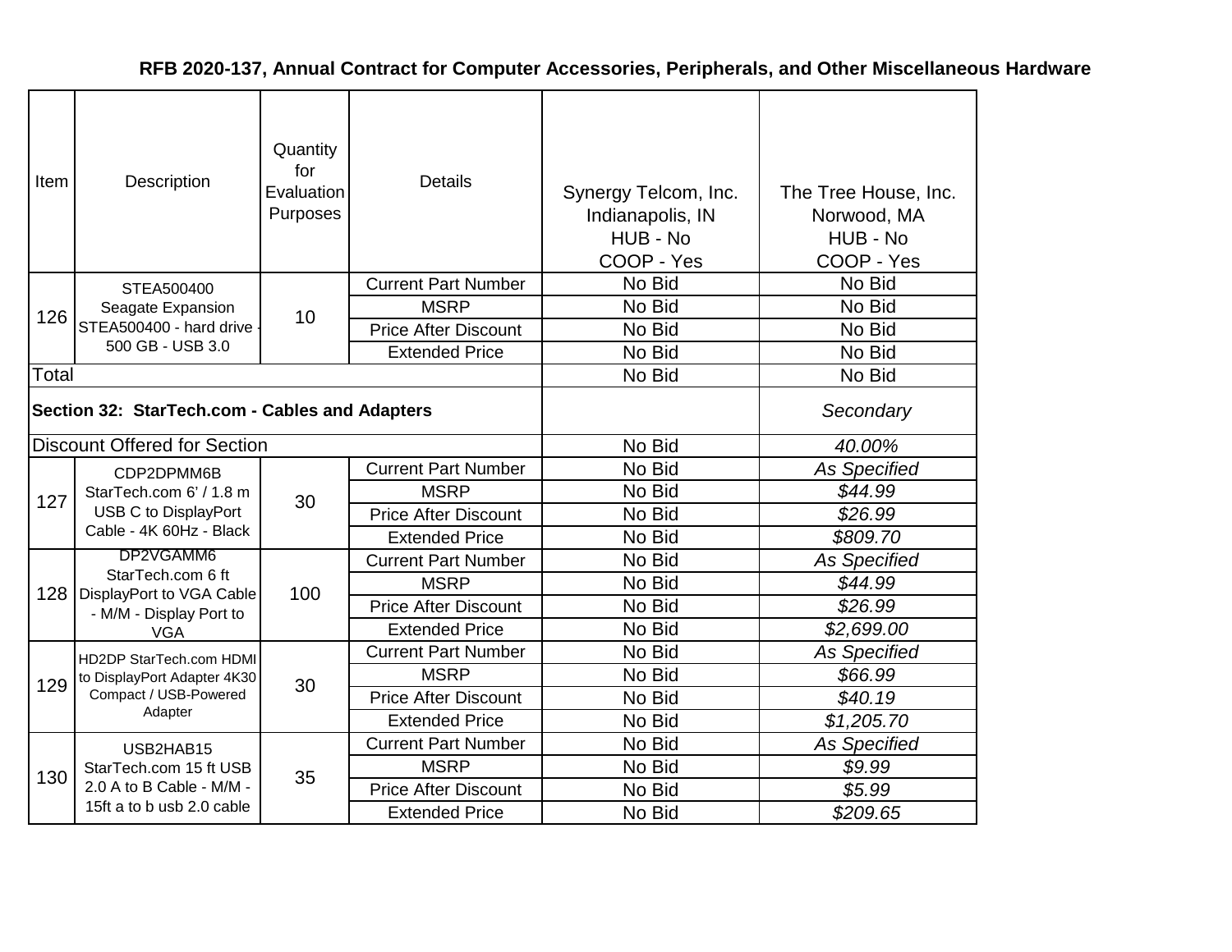# RFB 2020-137, Annual Contract for Computer Accessories, Peripherals, and Other Miscellaneous Hardware

| Item | Description | Quantity for Evaluation Purposes | Details | Synergy Telcom, Inc.<br>Indianapolis, IN<br>HUB - No<br>COOP - Yes | The Tree House, Inc.<br>Norwood, MA<br>HUB - No<br>COOP - Yes |
|---|---|---|---|---|---|
| 126 | STEA500400 Seagate Expansion STEA500400 - hard drive - 500 GB - USB 3.0 | 10 | Current Part Number | No Bid | No Bid |
| | | | MSRP | No Bid | No Bid |
| | | | Price After Discount | No Bid | No Bid |
| | | | Extended Price | No Bid | No Bid |
| Total | | | | No Bid | No Bid |
| **Section 32: StarTech.com - Cables and Adapters** | | | | | *Secondary* |
| Discount Offered for Section | | | | No Bid | *40.00%* |
| 127 | CDP2DPMM6B StarTech.com 6' / 1.8 m USB C to DisplayPort Cable - 4K 60Hz - Black | 30 | Current Part Number | No Bid | *As Specified* |
| | | | MSRP | No Bid | *$44.99* |
| | | | Price After Discount | No Bid | *$26.99* |
| | | | Extended Price | No Bid | *$809.70* |
| 128 | DP2VGAMM6 StarTech.com 6 ft DisplayPort to VGA Cable - M/M - Display Port to VGA | 100 | Current Part Number | No Bid | *As Specified* |
| | | | MSRP | No Bid | *$44.99* |
| | | | Price After Discount | No Bid | *$26.99* |
| | | | Extended Price | No Bid | *$2,699.00* |
| 129 | HD2DP StarTech.com HDMI to DisplayPort Adapter 4K30 Compact / USB-Powered Adapter | 30 | Current Part Number | No Bid | *As Specified* |
| | | | MSRP | No Bid | *$66.99* |
| | | | Price After Discount | No Bid | *$40.19* |
| | | | Extended Price | No Bid | *$1,205.70* |
| 130 | USB2HAB15 StarTech.com 15 ft USB 2.0 A to B Cable - M/M - 15ft a to b usb 2.0 cable | 35 | Current Part Number | No Bid | *As Specified* |
| | | | MSRP | No Bid | *$9.99* |
| | | | Price After Discount | No Bid | *$5.99* |
| | | | Extended Price | No Bid | *$209.65* |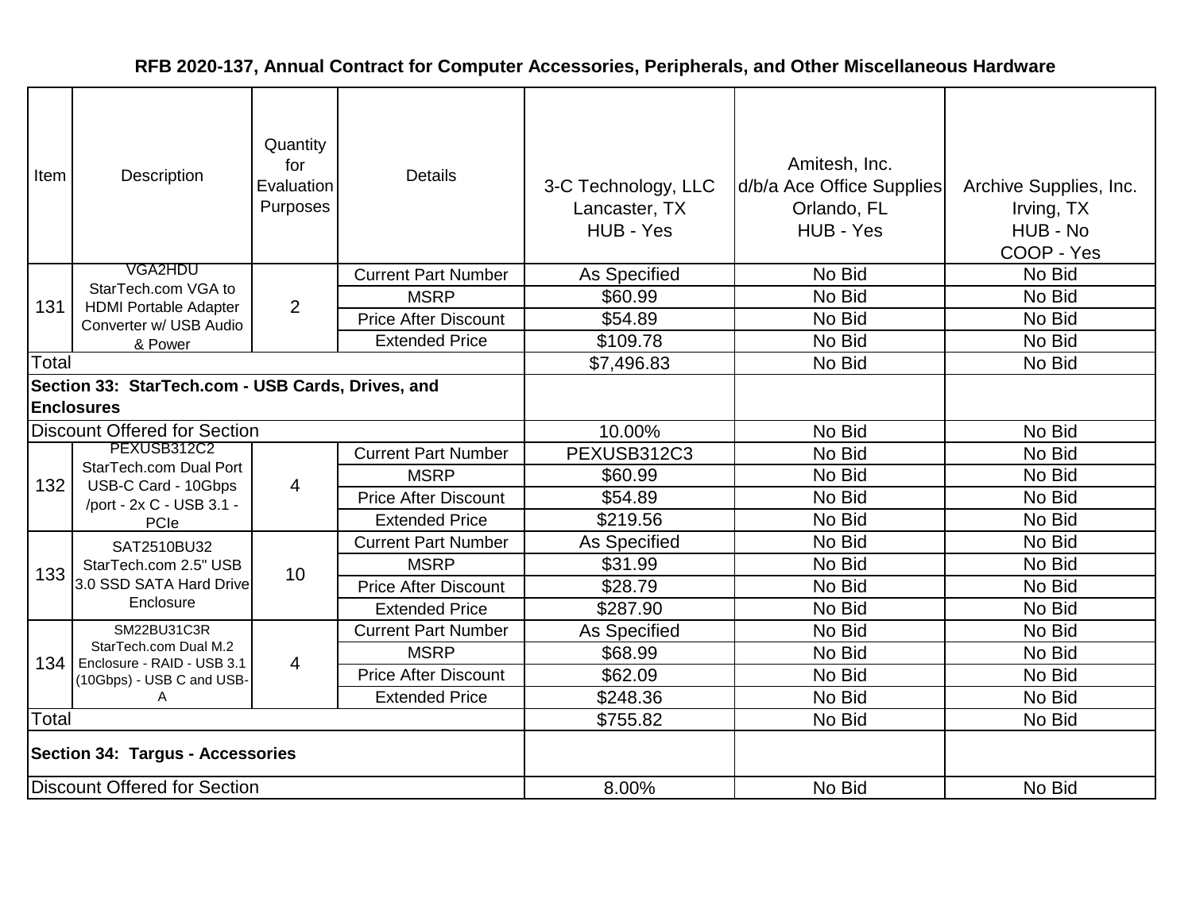## RFB 2020-137, Annual Contract for Computer Accessories, Peripherals, and Other Miscellaneous Hardware

| Item | Description | Quantity for Evaluation Purposes | Details | 3-C Technology, LLC Lancaster, TX HUB - Yes | Amitesh, Inc. d/b/a Ace Office Supplies Orlando, FL HUB - Yes | Archive Supplies, Inc. Irving, TX HUB - No COOP - Yes |
|---|---|---|---|---|---|---|
| 131 | VGA2HDU StarTech.com VGA to HDMI Portable Adapter Converter w/ USB Audio & Power | 2 | Current Part Number | As Specified | No Bid | No Bid |
| | | | MSRP | $60.99 | No Bid | No Bid |
| | | | Price After Discount | $54.89 | No Bid | No Bid |
| | | | Extended Price | $109.78 | No Bid | No Bid |
| Total | | | | $7,496.83 | No Bid | No Bid |
| **Section 33: StarTech.com - USB Cards, Drives, and Enclosures** | | | | | | |
| Discount Offered for Section | | | | 10.00% | No Bid | No Bid |
| 132 | PEXUSB312C2 StarTech.com Dual Port USB-C Card - 10Gbps /port - 2x C - USB 3.1 - PCIe | 4 | Current Part Number | PEXUSB312C3 | No Bid | No Bid |
| | | | MSRP | $60.99 | No Bid | No Bid |
| | | | Price After Discount | $54.89 | No Bid | No Bid |
| | | | Extended Price | $219.56 | No Bid | No Bid |
| 133 | SAT2510BU32 StarTech.com 2.5" USB 3.0 SSD SATA Hard Drive Enclosure | 10 | Current Part Number | As Specified | No Bid | No Bid |
| | | | MSRP | $31.99 | No Bid | No Bid |
| | | | Price After Discount | $28.79 | No Bid | No Bid |
| | | | Extended Price | $287.90 | No Bid | No Bid |
| 134 | SM22BU31C3R StarTech.com Dual M.2 Enclosure - RAID - USB 3.1 (10Gbps) - USB C and USB-A | 4 | Current Part Number | As Specified | No Bid | No Bid |
| | | | MSRP | $68.99 | No Bid | No Bid |
| | | | Price After Discount | $62.09 | No Bid | No Bid |
| | | | Extended Price | $248.36 | No Bid | No Bid |
| Total | | | | $755.82 | No Bid | No Bid |
| **Section 34: Targus - Accessories** | | | | | | |
| Discount Offered for Section | | | | 8.00% | No Bid | No Bid |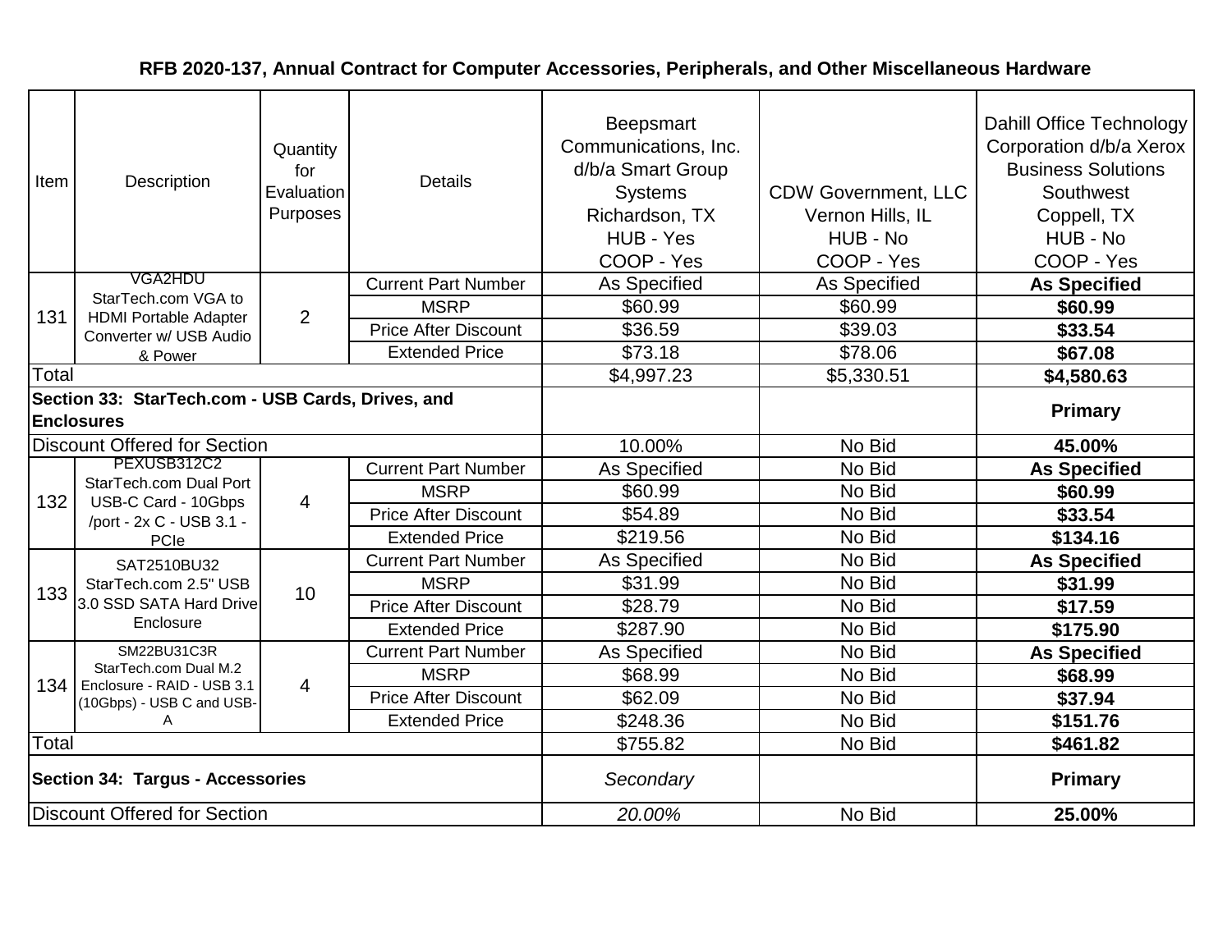## RFB 2020-137, Annual Contract for Computer Accessories, Peripherals, and Other Miscellaneous Hardware

| Item | Description | Quantity for Evaluation Purposes | Details | Beepsmart Communications, Inc. d/b/a Smart Group Systems Richardson, TX HUB - Yes COOP - Yes | CDW Government, LLC Vernon Hills, IL HUB - No COOP - Yes | Dahill Office Technology Corporation d/b/a Xerox Business Solutions Southwest Coppell, TX HUB - No COOP - Yes |
|---|---|---|---|---|---|---|
| 131 | VGA2HDU StarTech.com VGA to HDMI Portable Adapter Converter w/ USB Audio & Power | 2 | Current Part Number | As Specified | As Specified | **As Specified** |
| | | | MSRP | $60.99 | $60.99 | **$60.99** |
| | | | Price After Discount | $36.59 | $39.03 | **$33.54** |
| | | | Extended Price | $73.18 | $78.06 | **$67.08** |
| Total | | | | $4,997.23 | $5,330.51 | **$4,580.63** |
| **Section 33: StarTech.com - USB Cards, Drives, and Enclosures** | | | | | | **Primary** |
| Discount Offered for Section | | | | 10.00% | No Bid | **45.00%** |
| 132 | PEXUSB312C2 StarTech.com Dual Port USB-C Card - 10Gbps /port - 2x C - USB 3.1 - PCIe | 4 | Current Part Number | As Specified | No Bid | **As Specified** |
| | | | MSRP | $60.99 | No Bid | **$60.99** |
| | | | Price After Discount | $54.89 | No Bid | **$33.54** |
| | | | Extended Price | $219.56 | No Bid | **$134.16** |
| 133 | SAT2510BU32 StarTech.com 2.5" USB 3.0 SSD SATA Hard Drive Enclosure | 10 | Current Part Number | As Specified | No Bid | **As Specified** |
| | | | MSRP | $31.99 | No Bid | **$31.99** |
| | | | Price After Discount | $28.79 | No Bid | **$17.59** |
| | | | Extended Price | $287.90 | No Bid | **$175.90** |
| 134 | SM22BU31C3R StarTech.com Dual M.2 Enclosure - RAID - USB 3.1 (10Gbps) - USB C and USB-A | 4 | Current Part Number | As Specified | No Bid | **As Specified** |
| | | | MSRP | $68.99 | No Bid | **$68.99** |
| | | | Price After Discount | $62.09 | No Bid | **$37.94** |
| | | | Extended Price | $248.36 | No Bid | **$151.76** |
| Total | | | | $755.82 | No Bid | **$461.82** |
| **Section 34: Targus - Accessories** | | | | *Secondary* | | **Primary** |
| Discount Offered for Section | | | | *20.00%* | No Bid | **25.00%** |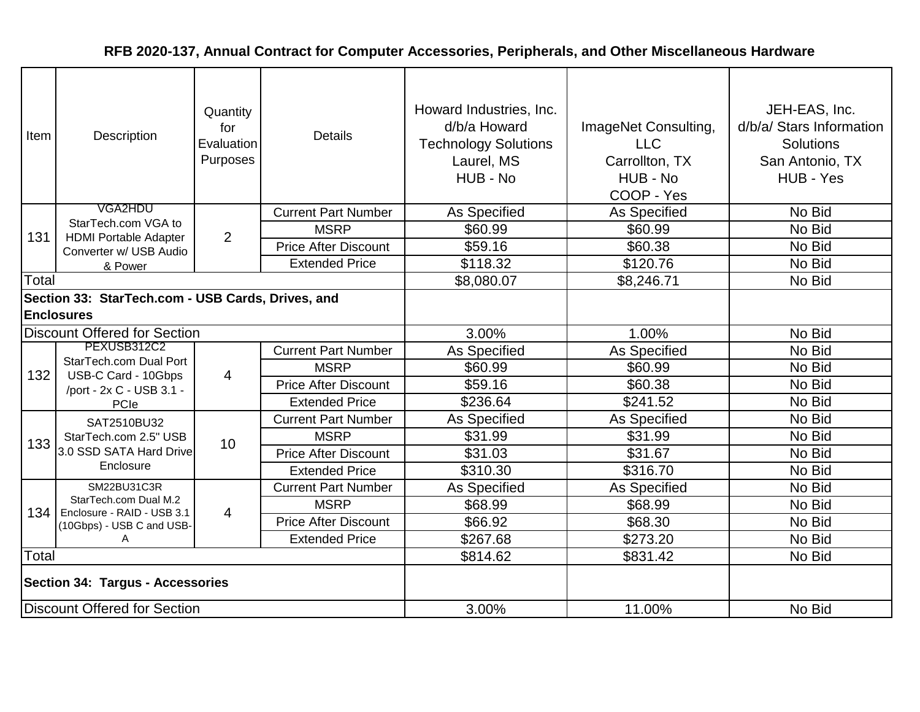**RFB 2020-137, Annual Contract for Computer Accessories, Peripherals, and Other Miscellaneous Hardware**

| Item | Description | Quantity for Evaluation Purposes | Details | Howard Industries, Inc. d/b/a Howard Technology Solutions Laurel, MS HUB - No | ImageNet Consulting, LLC Carrollton, TX HUB - No COOP - Yes | JEH-EAS, Inc. d/b/a/ Stars Information Solutions San Antonio, TX HUB - Yes |
|---|---|---|---|---|---|---|
| 131 | VGA2HDU StarTech.com VGA to HDMI Portable Adapter Converter w/ USB Audio & Power | 2 | Current Part Number | As Specified | As Specified | No Bid |
| | | | MSRP | $60.99 | $60.99 | No Bid |
| | | | Price After Discount | $59.16 | $60.38 | No Bid |
| | | | Extended Price | $118.32 | $120.76 | No Bid |
| Total | | | | $8,080.07 | $8,246.71 | No Bid |
| **Section 33: StarTech.com - USB Cards, Drives, and Enclosures** | | | | | | |
| Discount Offered for Section | | | | 3.00% | 1.00% | No Bid |
| 132 | PEXUSB312C2 StarTech.com Dual Port USB-C Card - 10Gbps /port - 2x C - USB 3.1 - PCIe | 4 | Current Part Number | As Specified | As Specified | No Bid |
| | | | MSRP | $60.99 | $60.99 | No Bid |
| | | | Price After Discount | $59.16 | $60.38 | No Bid |
| | | | Extended Price | $236.64 | $241.52 | No Bid |
| 133 | SAT2510BU32 StarTech.com 2.5" USB 3.0 SSD SATA Hard Drive Enclosure | 10 | Current Part Number | As Specified | As Specified | No Bid |
| | | | MSRP | $31.99 | $31.99 | No Bid |
| | | | Price After Discount | $31.03 | $31.67 | No Bid |
| | | | Extended Price | $310.30 | $316.70 | No Bid |
| 134 | SM22BU31C3R StarTech.com Dual M.2 Enclosure - RAID - USB 3.1 (10Gbps) - USB C and USB-A | 4 | Current Part Number | As Specified | As Specified | No Bid |
| | | | MSRP | $68.99 | $68.99 | No Bid |
| | | | Price After Discount | $66.92 | $68.30 | No Bid |
| | | | Extended Price | $267.68 | $273.20 | No Bid |
| Total | | | | $814.62 | $831.42 | No Bid |
| **Section 34: Targus - Accessories** | | | | | | |
| Discount Offered for Section | | | | 3.00% | 11.00% | No Bid |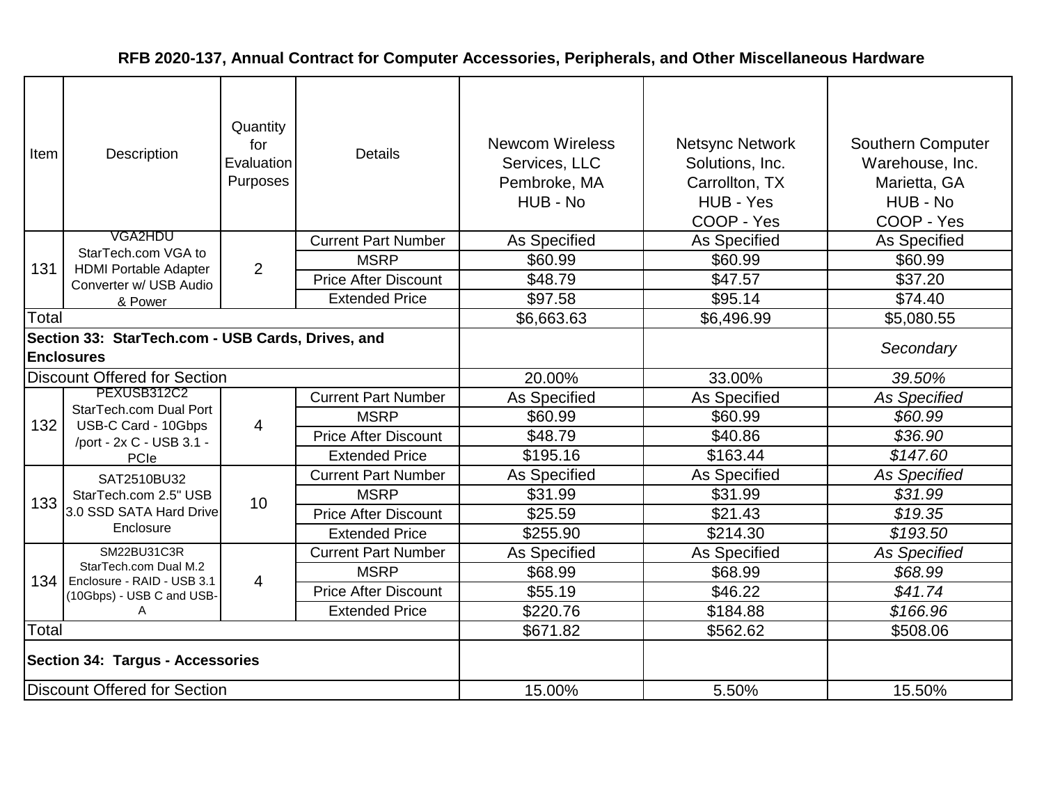**RFB 2020-137, Annual Contract for Computer Accessories, Peripherals, and Other Miscellaneous Hardware**

| Item | Description | Quantity for Evaluation Purposes | Details | Newcom Wireless Services, LLC Pembroke, MA HUB - No | Netsync Network Solutions, Inc. Carrollton, TX HUB - Yes COOP - Yes | Southern Computer Warehouse, Inc. Marietta, GA HUB - No COOP - Yes |
|---|---|---|---|---|---|---|
| 131 | VGA2HDU StarTech.com VGA to HDMI Portable Adapter Converter w/ USB Audio & Power | 2 | Current Part Number | As Specified | As Specified | As Specified |
| | | | MSRP | $60.99 | $60.99 | $60.99 |
| | | | Price After Discount | $48.79 | $47.57 | $37.20 |
| | | | Extended Price | $97.58 | $95.14 | $74.40 |
| Total | | | | $6,663.63 | $6,496.99 | $5,080.55 |
| **Section 33: StarTech.com - USB Cards, Drives, and Enclosures** | | | | | | *Secondary* |
| Discount Offered for Section | | | | 20.00% | 33.00% | *39.50%* |
| 132 | PEXUSB312C2 StarTech.com Dual Port USB-C Card - 10Gbps /port - 2x C - USB 3.1 - PCIe | 4 | Current Part Number | As Specified | As Specified | *As Specified* |
| | | | MSRP | $60.99 | $60.99 | *$60.99* |
| | | | Price After Discount | $48.79 | $40.86 | *$36.90* |
| | | | Extended Price | $195.16 | $163.44 | *$147.60* |
| 133 | SAT2510BU32 StarTech.com 2.5" USB 3.0 SSD SATA Hard Drive Enclosure | 10 | Current Part Number | As Specified | As Specified | *As Specified* |
| | | | MSRP | $31.99 | $31.99 | *$31.99* |
| | | | Price After Discount | $25.59 | $21.43 | *$19.35* |
| | | | Extended Price | $255.90 | $214.30 | *$193.50* |
| 134 | SM22BU31C3R StarTech.com Dual M.2 Enclosure - RAID - USB 3.1 (10Gbps) - USB C and USB-A | 4 | Current Part Number | As Specified | As Specified | *As Specified* |
| | | | MSRP | $68.99 | $68.99 | *$68.99* |
| | | | Price After Discount | $55.19 | $46.22 | *$41.74* |
| | | | Extended Price | $220.76 | $184.88 | *$166.96* |
| Total | | | | $671.82 | $562.62 | $508.06 |
| **Section 34: Targus - Accessories** | | | | | | |
| Discount Offered for Section | | | | 15.00% | 5.50% | 15.50% |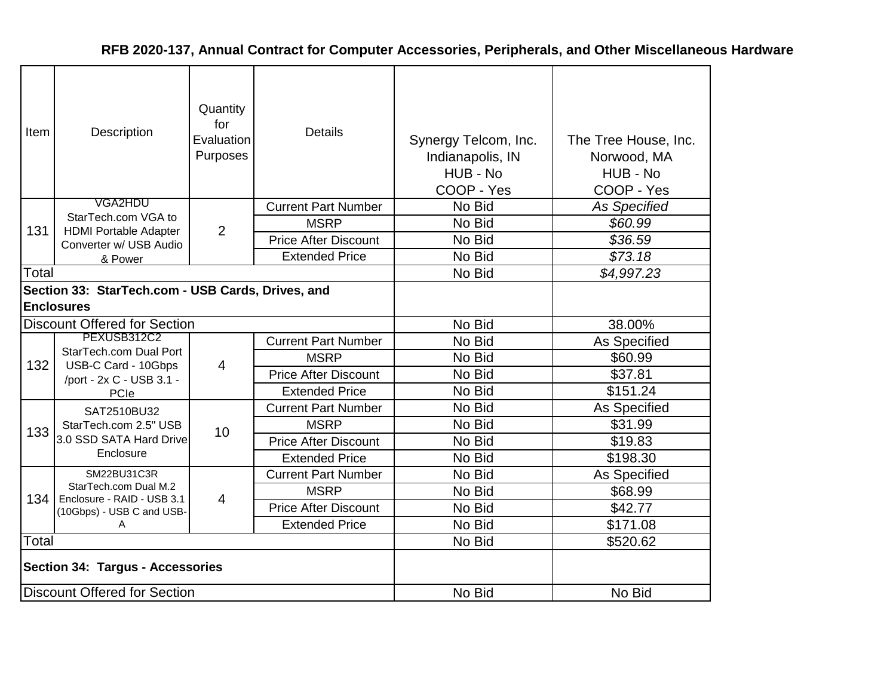## RFB 2020-137, Annual Contract for Computer Accessories, Peripherals, and Other Miscellaneous Hardware

| Item | Description | Quantity for Evaluation Purposes | Details | Synergy Telcom, Inc. Indianapolis, IN HUB - No COOP - Yes | The Tree House, Inc. Norwood, MA HUB - No COOP - Yes |
|---|---|---|---|---|---|
| 131 | VGA2HDU StarTech.com VGA to HDMI Portable Adapter Converter w/ USB Audio & Power | 2 | Current Part Number | No Bid | *As Specified* |
| | | | MSRP | No Bid | *$60.99* |
| | | | Price After Discount | No Bid | *$36.59* |
| | | | Extended Price | No Bid | *$73.18* |
| Total | | | | No Bid | *$4,997.23* |
| **Section 33: StarTech.com - USB Cards, Drives, and Enclosures** | | | | | |
| Discount Offered for Section | | | | No Bid | 38.00% |
| 132 | PEXUSB312C2 StarTech.com Dual Port USB-C Card - 10Gbps /port - 2x C - USB 3.1 - PCIe | 4 | Current Part Number | No Bid | As Specified |
| | | | MSRP | No Bid | $60.99 |
| | | | Price After Discount | No Bid | $37.81 |
| | | | Extended Price | No Bid | $151.24 |
| 133 | SAT2510BU32 StarTech.com 2.5" USB 3.0 SSD SATA Hard Drive Enclosure | 10 | Current Part Number | No Bid | As Specified |
| | | | MSRP | No Bid | $31.99 |
| | | | Price After Discount | No Bid | $19.83 |
| | | | Extended Price | No Bid | $198.30 |
| 134 | SM22BU31C3R StarTech.com Dual M.2 Enclosure - RAID - USB 3.1 (10Gbps) - USB C and USB-A | 4 | Current Part Number | No Bid | As Specified |
| | | | MSRP | No Bid | $68.99 |
| | | | Price After Discount | No Bid | $42.77 |
| | | | Extended Price | No Bid | $171.08 |
| Total | | | | No Bid | $520.62 |
| **Section 34: Targus - Accessories** | | | | | |
| Discount Offered for Section | | | | No Bid | No Bid |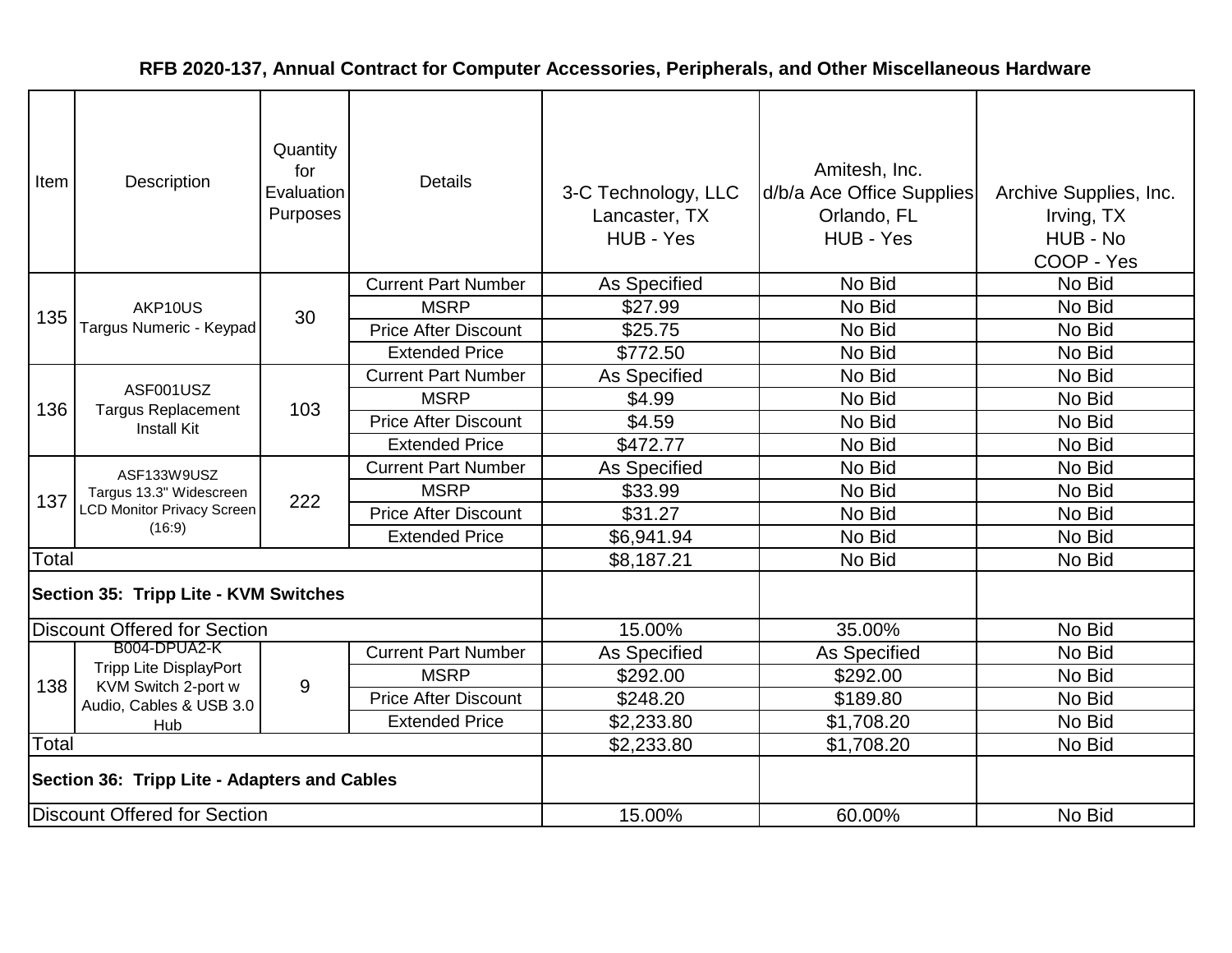**RFB 2020-137, Annual Contract for Computer Accessories, Peripherals, and Other Miscellaneous Hardware**

| Item | Description | Quantity for Evaluation Purposes | Details | 3-C Technology, LLC Lancaster, TX HUB - Yes | Amitesh, Inc. d/b/a Ace Office Supplies Orlando, FL HUB - Yes | Archive Supplies, Inc. Irving, TX HUB - No COOP - Yes |
|---|---|---|---|---|---|---|
| 135 | AKP10US Targus Numeric - Keypad | 30 | Current Part Number | As Specified | No Bid | No Bid |
| | | | MSRP | $27.99 | No Bid | No Bid |
| | | | Price After Discount | $25.75 | No Bid | No Bid |
| | | | Extended Price | $772.50 | No Bid | No Bid |
| 136 | ASF001USZ Targus Replacement Install Kit | 103 | Current Part Number | As Specified | No Bid | No Bid |
| | | | MSRP | $4.99 | No Bid | No Bid |
| | | | Price After Discount | $4.59 | No Bid | No Bid |
| | | | Extended Price | $472.77 | No Bid | No Bid |
| 137 | ASF133W9USZ Targus 13.3" Widescreen LCD Monitor Privacy Screen (16:9) | 222 | Current Part Number | As Specified | No Bid | No Bid |
| | | | MSRP | $33.99 | No Bid | No Bid |
| | | | Price After Discount | $31.27 | No Bid | No Bid |
| | | | Extended Price | $6,941.94 | No Bid | No Bid |
| Total | | | | $8,187.21 | No Bid | No Bid |
| **Section 35: Tripp Lite - KVM Switches** | | | | | | |
| Discount Offered for Section | | | | 15.00% | 35.00% | No Bid |
| 138 | B004-DPUA2-K Tripp Lite DisplayPort KVM Switch 2-port w Audio, Cables & USB 3.0 Hub | 9 | Current Part Number | As Specified | As Specified | No Bid |
| | | | MSRP | $292.00 | $292.00 | No Bid |
| | | | Price After Discount | $248.20 | $189.80 | No Bid |
| | | | Extended Price | $2,233.80 | $1,708.20 | No Bid |
| Total | | | | $2,233.80 | $1,708.20 | No Bid |
| **Section 36: Tripp Lite - Adapters and Cables** | | | | | | |
| Discount Offered for Section | | | | 15.00% | 60.00% | No Bid |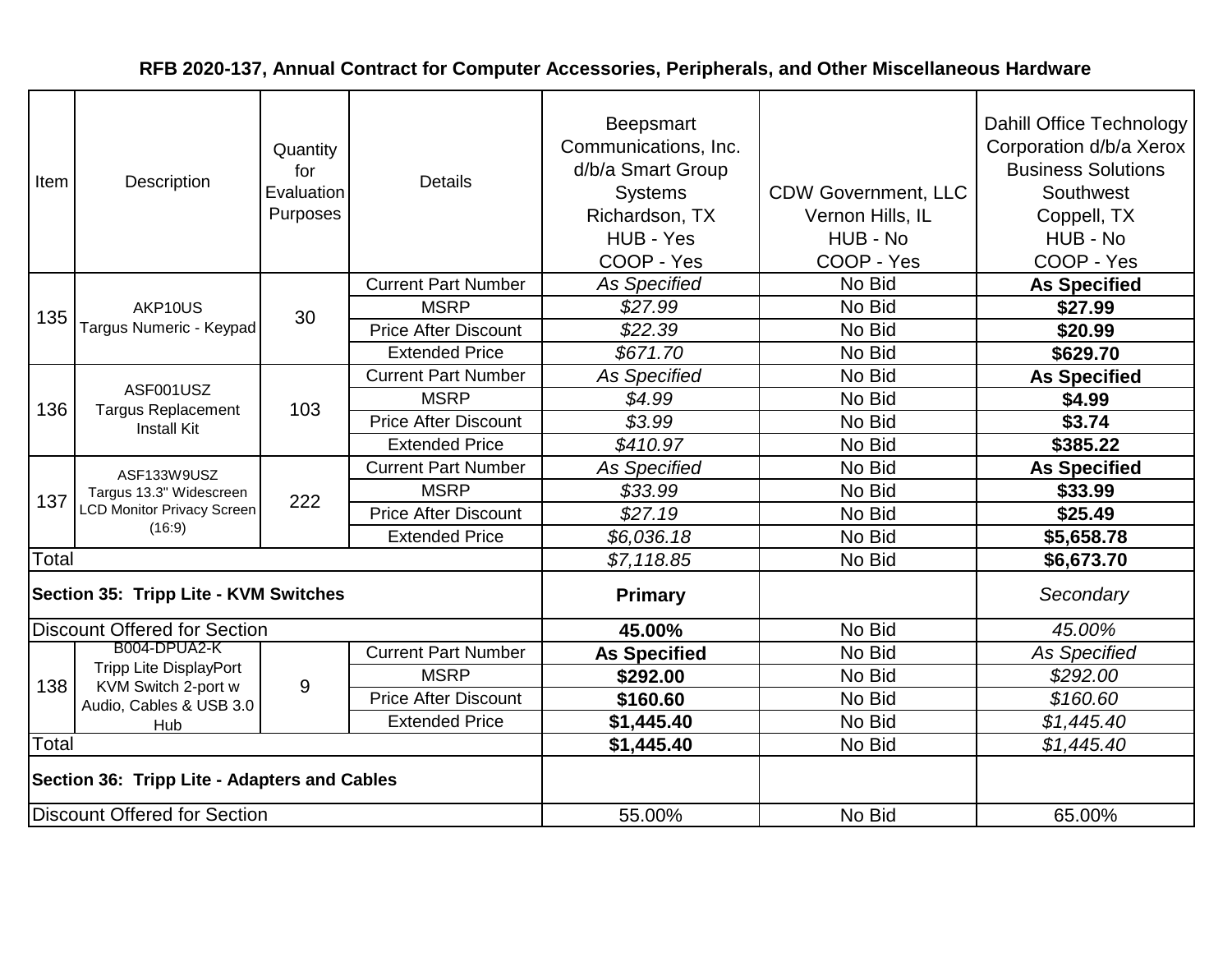# RFB 2020-137, Annual Contract for Computer Accessories, Peripherals, and Other Miscellaneous Hardware

| Item | Description | Quantity for Evaluation Purposes | Details | Beepsmart Communications, Inc. d/b/a Smart Group Systems Richardson, TX HUB - Yes COOP - Yes | CDW Government, LLC Vernon Hills, IL HUB - No COOP - Yes | Dahill Office Technology Corporation d/b/a Xerox Business Solutions Southwest Coppell, TX HUB - No COOP - Yes |
|---|---|---|---|---|---|---|
| 135 | AKP10US Targus Numeric - Keypad | 30 | Current Part Number | *As Specified* | No Bid | **As Specified** |
| | | | MSRP | *$27.99* | No Bid | **$27.99** |
| | | | Price After Discount | *$22.39* | No Bid | **$20.99** |
| | | | Extended Price | *$671.70* | No Bid | **$629.70** |
| 136 | ASF001USZ Targus Replacement Install Kit | 103 | Current Part Number | *As Specified* | No Bid | **As Specified** |
| | | | MSRP | *$4.99* | No Bid | **$4.99** |
| | | | Price After Discount | *$3.99* | No Bid | **$3.74** |
| | | | Extended Price | *$410.97* | No Bid | **$385.22** |
| 137 | ASF133W9USZ Targus 13.3" Widescreen LCD Monitor Privacy Screen (16:9) | 222 | Current Part Number | *As Specified* | No Bid | **As Specified** |
| | | | MSRP | *$33.99* | No Bid | **$33.99** |
| | | | Price After Discount | *$27.19* | No Bid | **$25.49** |
| | | | Extended Price | *$6,036.18* | No Bid | **$5,658.78** |
| Total | | | | *$7,118.85* | No Bid | **$6,673.70** |
| **Section 35: Tripp Lite - KVM Switches** | | | | **Primary** | | *Secondary* |
| Discount Offered for Section | | | | **45.00%** | No Bid | *45.00%* |
| 138 | B004-DPUA2-K Tripp Lite DisplayPort KVM Switch 2-port w Audio, Cables & USB 3.0 Hub | 9 | Current Part Number | **As Specified** | No Bid | *As Specified* |
| | | | MSRP | **$292.00** | No Bid | *$292.00* |
| | | | Price After Discount | **$160.60** | No Bid | *$160.60* |
| | | | Extended Price | **$1,445.40** | No Bid | *$1,445.40* |
| Total | | | | **$1,445.40** | No Bid | *$1,445.40* |
| **Section 36: Tripp Lite - Adapters and Cables** | | | | | | |
| Discount Offered for Section | | | | 55.00% | No Bid | 65.00% |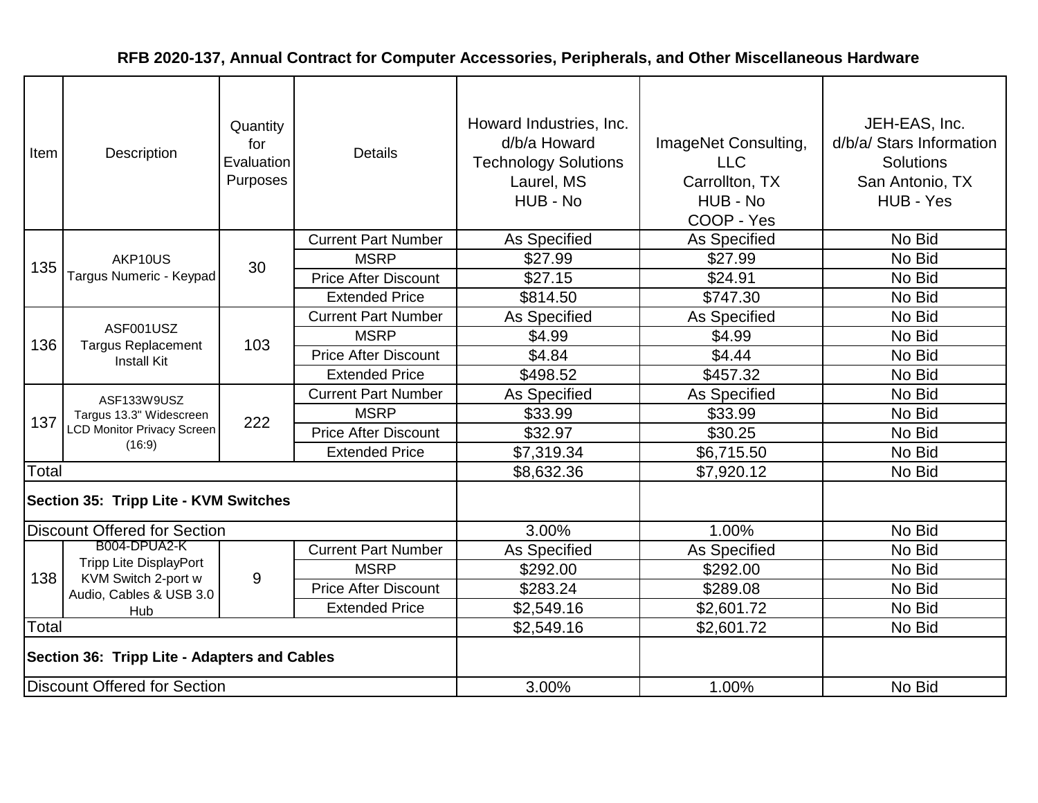# RFB 2020-137, Annual Contract for Computer Accessories, Peripherals, and Other Miscellaneous Hardware

| Item | Description | Quantity for Evaluation Purposes | Details | Howard Industries, Inc. d/b/a Howard Technology Solutions Laurel, MS HUB - No | ImageNet Consulting, LLC Carrollton, TX HUB - No COOP - Yes | JEH-EAS, Inc. d/b/a/ Stars Information Solutions San Antonio, TX HUB - Yes |
|---|---|---|---|---|---|---|
| 135 | AKP10US Targus Numeric - Keypad | 30 | Current Part Number | As Specified | As Specified | No Bid |
| | | | MSRP | $27.99 | $27.99 | No Bid |
| | | | Price After Discount | $27.15 | $24.91 | No Bid |
| | | | Extended Price | $814.50 | $747.30 | No Bid |
| 136 | ASF001USZ Targus Replacement Install Kit | 103 | Current Part Number | As Specified | As Specified | No Bid |
| | | | MSRP | $4.99 | $4.99 | No Bid |
| | | | Price After Discount | $4.84 | $4.44 | No Bid |
| | | | Extended Price | $498.52 | $457.32 | No Bid |
| 137 | ASF133W9USZ Targus 13.3" Widescreen LCD Monitor Privacy Screen (16:9) | 222 | Current Part Number | As Specified | As Specified | No Bid |
| | | | MSRP | $33.99 | $33.99 | No Bid |
| | | | Price After Discount | $32.97 | $30.25 | No Bid |
| | | | Extended Price | $7,319.34 | $6,715.50 | No Bid |
| Total | | | | $8,632.36 | $7,920.12 | No Bid |
| **Section 35: Tripp Lite - KVM Switches** | | | | | | |
| Discount Offered for Section | | | | 3.00% | 1.00% | No Bid |
| 138 | B004-DPUA2-K Tripp Lite DisplayPort KVM Switch 2-port w Audio, Cables & USB 3.0 Hub | 9 | Current Part Number | As Specified | As Specified | No Bid |
| | | | MSRP | $292.00 | $292.00 | No Bid |
| | | | Price After Discount | $283.24 | $289.08 | No Bid |
| | | | Extended Price | $2,549.16 | $2,601.72 | No Bid |
| Total | | | | $2,549.16 | $2,601.72 | No Bid |
| **Section 36: Tripp Lite - Adapters and Cables** | | | | | | |
| Discount Offered for Section | | | | 3.00% | 1.00% | No Bid |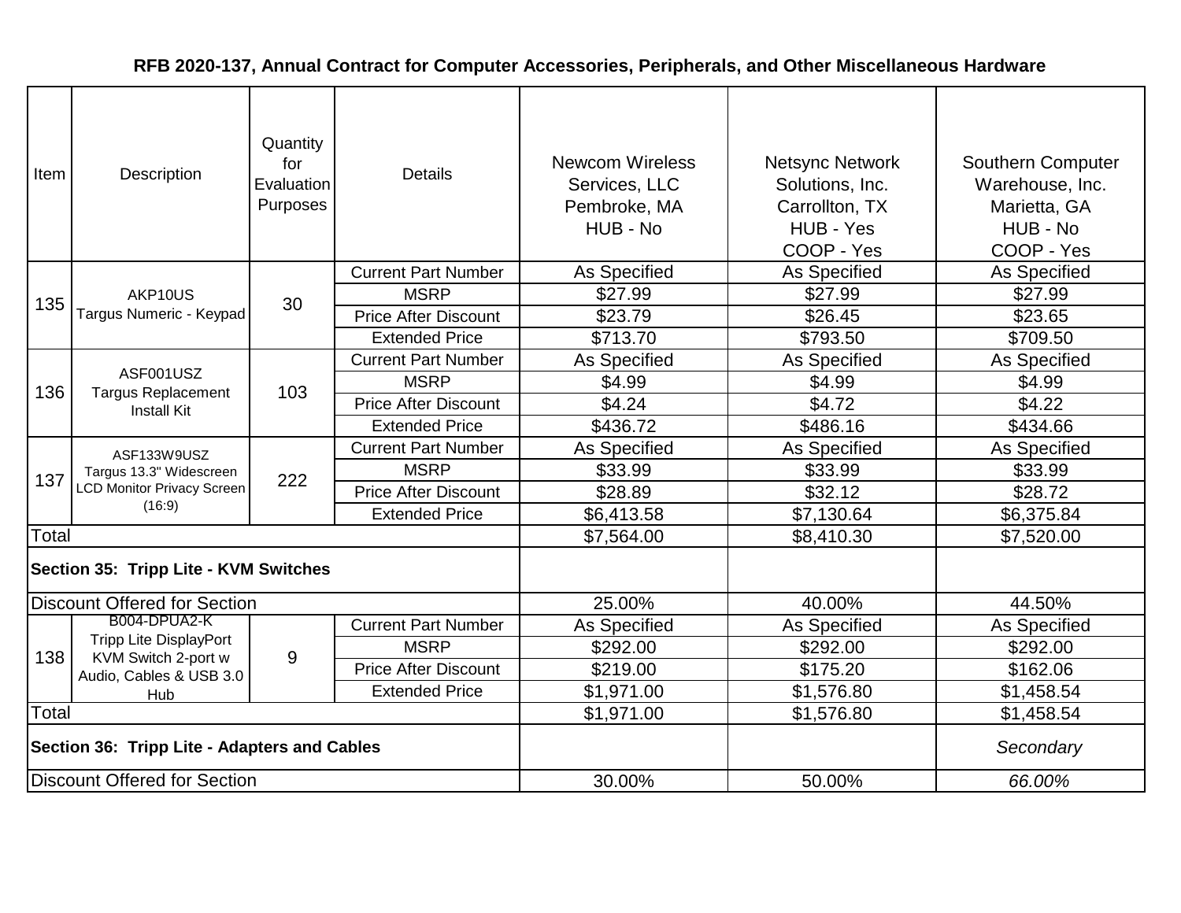**RFB 2020-137, Annual Contract for Computer Accessories, Peripherals, and Other Miscellaneous Hardware**

| Item | Description | Quantity for Evaluation Purposes | Details | Newcom Wireless Services, LLC Pembroke, MA HUB - No | Netsync Network Solutions, Inc. Carrollton, TX HUB - Yes COOP - Yes | Southern Computer Warehouse, Inc. Marietta, GA HUB - No COOP - Yes |
|---|---|---|---|---|---|---|
| 135 | AKP10US Targus Numeric - Keypad | 30 | Current Part Number | As Specified | As Specified | As Specified |
| | | | MSRP | $27.99 | $27.99 | $27.99 |
| | | | Price After Discount | $23.79 | $26.45 | $23.65 |
| | | | Extended Price | $713.70 | $793.50 | $709.50 |
| 136 | ASF001USZ Targus Replacement Install Kit | 103 | Current Part Number | As Specified | As Specified | As Specified |
| | | | MSRP | $4.99 | $4.99 | $4.99 |
| | | | Price After Discount | $4.24 | $4.72 | $4.22 |
| | | | Extended Price | $436.72 | $486.16 | $434.66 |
| 137 | ASF133W9USZ Targus 13.3" Widescreen LCD Monitor Privacy Screen (16:9) | 222 | Current Part Number | As Specified | As Specified | As Specified |
| | | | MSRP | $33.99 | $33.99 | $33.99 |
| | | | Price After Discount | $28.89 | $32.12 | $28.72 |
| | | | Extended Price | $6,413.58 | $7,130.64 | $6,375.84 |
| Total | | | | $7,564.00 | $8,410.30 | $7,520.00 |
| **Section 35: Tripp Lite - KVM Switches** | | | | | | |
| Discount Offered for Section | | | | 25.00% | 40.00% | 44.50% |
| 138 | B004-DPUA2-K Tripp Lite DisplayPort KVM Switch 2-port w Audio, Cables & USB 3.0 Hub | 9 | Current Part Number | As Specified | As Specified | As Specified |
| | | | MSRP | $292.00 | $292.00 | $292.00 |
| | | | Price After Discount | $219.00 | $175.20 | $162.06 |
| | | | Extended Price | $1,971.00 | $1,576.80 | $1,458.54 |
| Total | | | | $1,971.00 | $1,576.80 | $1,458.54 |
| **Section 36: Tripp Lite - Adapters and Cables** | | | | | | *Secondary* |
| Discount Offered for Section | | | | 30.00% | 50.00% | *66.00%* |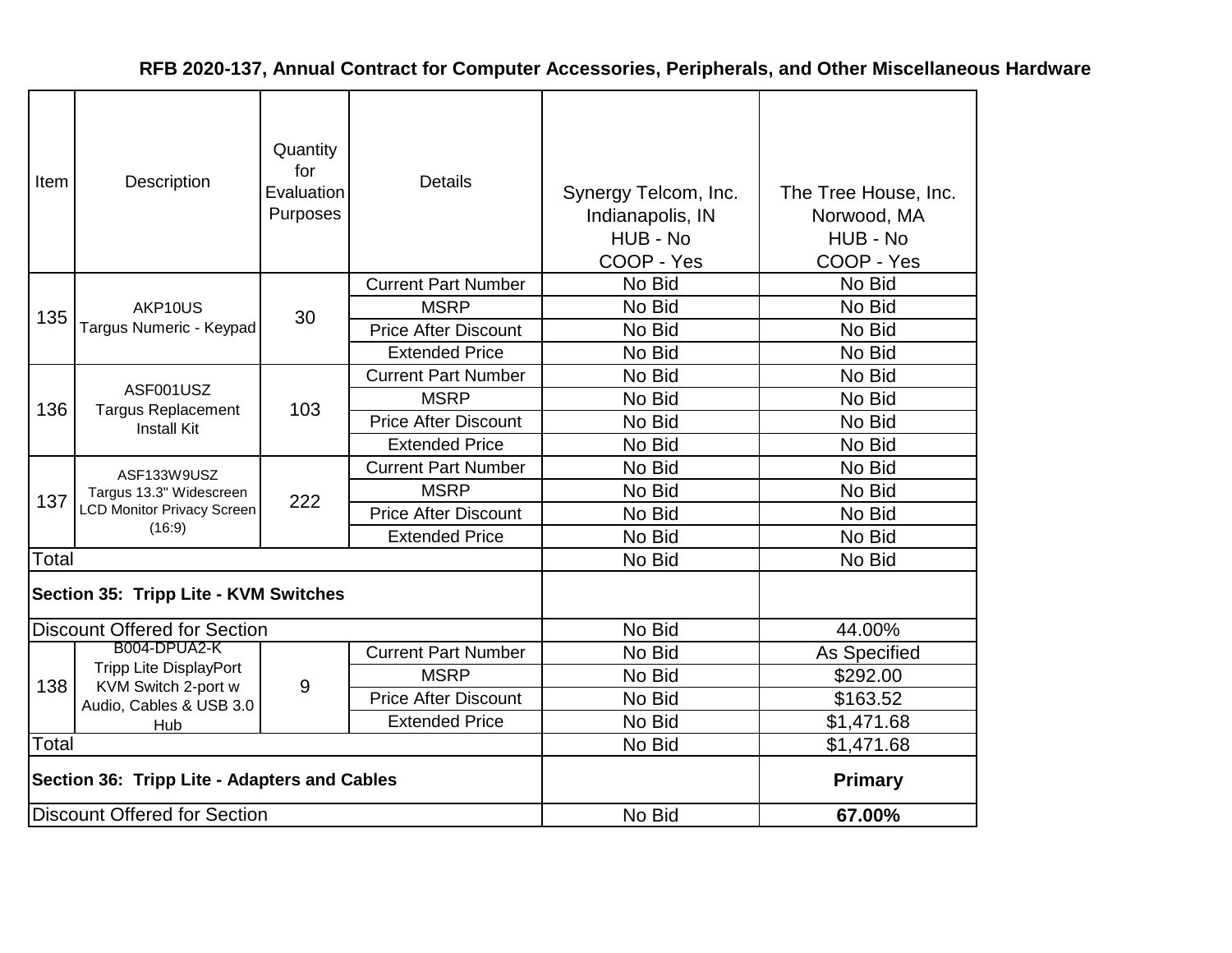**RFB 2020-137, Annual Contract for Computer Accessories, Peripherals, and Other Miscellaneous Hardware**

| Item | Description | Quantity for Evaluation Purposes | Details | Synergy Telcom, Inc. Indianapolis, IN HUB - No COOP - Yes | The Tree House, Inc. Norwood, MA HUB - No COOP - Yes |
|---|---|---|---|---|---|
| 135 | AKP10US Targus Numeric - Keypad | 30 | Current Part Number | No Bid | No Bid |
| | | | MSRP | No Bid | No Bid |
| | | | Price After Discount | No Bid | No Bid |
| | | | Extended Price | No Bid | No Bid |
| 136 | ASF001USZ Targus Replacement Install Kit | 103 | Current Part Number | No Bid | No Bid |
| | | | MSRP | No Bid | No Bid |
| | | | Price After Discount | No Bid | No Bid |
| | | | Extended Price | No Bid | No Bid |
| 137 | ASF133W9USZ Targus 13.3" Widescreen LCD Monitor Privacy Screen (16:9) | 222 | Current Part Number | No Bid | No Bid |
| | | | MSRP | No Bid | No Bid |
| | | | Price After Discount | No Bid | No Bid |
| | | | Extended Price | No Bid | No Bid |
| Total | | | | No Bid | No Bid |
| **Section 35: Tripp Lite - KVM Switches** | | | | | |
| Discount Offered for Section | | | | No Bid | 44.00% |
| 138 | B004-DPUA2-K Tripp Lite DisplayPort KVM Switch 2-port w Audio, Cables & USB 3.0 Hub | 9 | Current Part Number | No Bid | As Specified |
| | | | MSRP | No Bid | $292.00 |
| | | | Price After Discount | No Bid | $163.52 |
| | | | Extended Price | No Bid | $1,471.68 |
| Total | | | | No Bid | $1,471.68 |
| **Section 36: Tripp Lite - Adapters and Cables** | | | | | **Primary** |
| Discount Offered for Section | | | | No Bid | **67.00%** |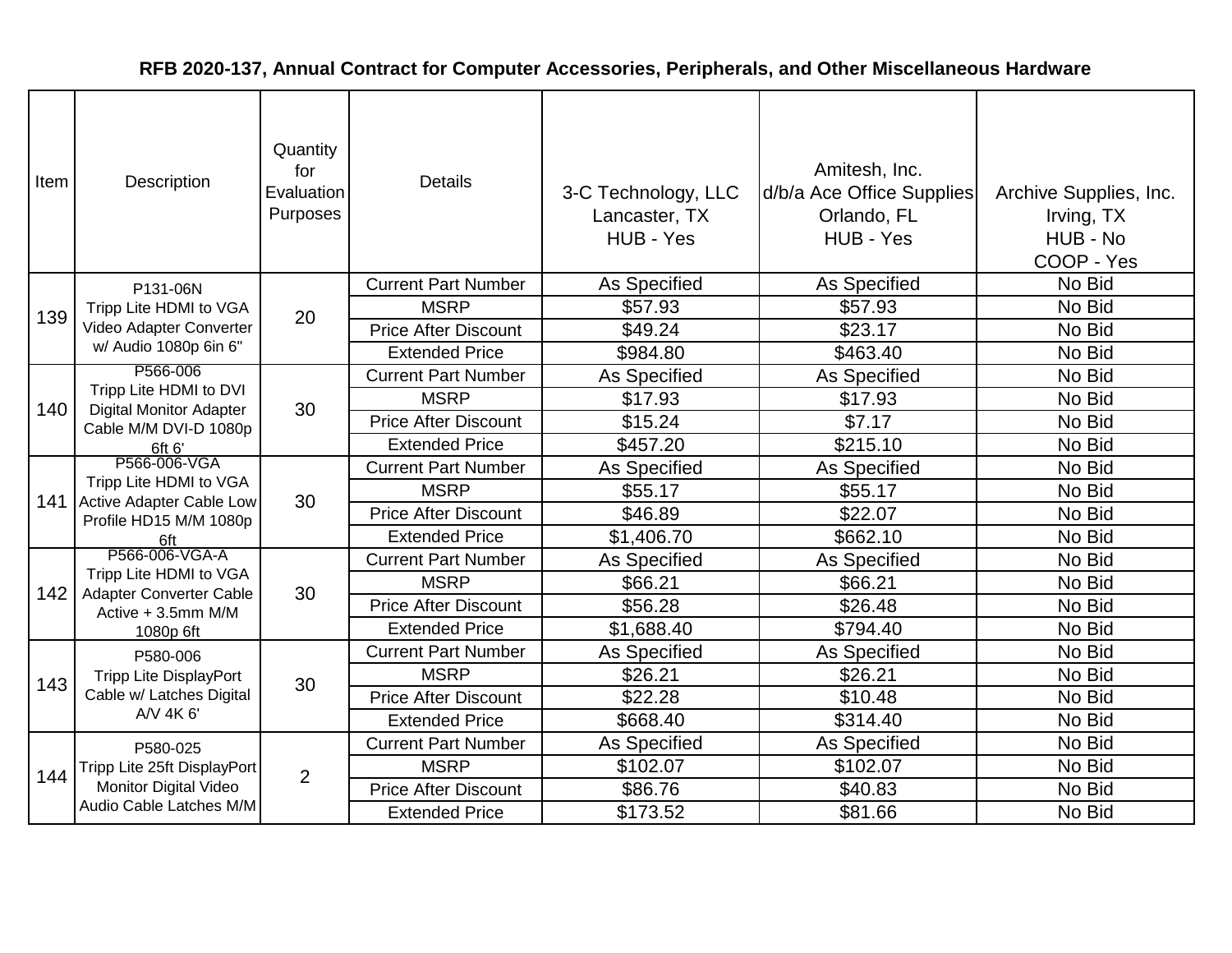# RFB 2020-137, Annual Contract for Computer Accessories, Peripherals, and Other Miscellaneous Hardware

| Item | Description | Quantity for Evaluation Purposes | Details | 3-C Technology, LLC Lancaster, TX HUB - Yes | Amitesh, Inc. d/b/a Ace Office Supplies Orlando, FL HUB - Yes | Archive Supplies, Inc. Irving, TX HUB - No COOP - Yes |
|---|---|---|---|---|---|---|
| 139 | P131-06N Tripp Lite HDMI to VGA Video Adapter Converter w/ Audio 1080p 6in 6" | 20 | Current Part Number | As Specified | As Specified | No Bid |
| | | | MSRP | $57.93 | $57.93 | No Bid |
| | | | Price After Discount | $49.24 | $23.17 | No Bid |
| | | | Extended Price | $984.80 | $463.40 | No Bid |
| 140 | P566-006 Tripp Lite HDMI to DVI Digital Monitor Adapter Cable M/M DVI-D 1080p 6ft 6' | 30 | Current Part Number | As Specified | As Specified | No Bid |
| | | | MSRP | $17.93 | $17.93 | No Bid |
| | | | Price After Discount | $15.24 | $7.17 | No Bid |
| | | | Extended Price | $457.20 | $215.10 | No Bid |
| 141 | P566-006-VGA Tripp Lite HDMI to VGA Active Adapter Cable Low Profile HD15 M/M 1080p 6ft | 30 | Current Part Number | As Specified | As Specified | No Bid |
| | | | MSRP | $55.17 | $55.17 | No Bid |
| | | | Price After Discount | $46.89 | $22.07 | No Bid |
| | | | Extended Price | $1,406.70 | $662.10 | No Bid |
| 142 | P566-006-VGA-A Tripp Lite HDMI to VGA Adapter Converter Cable Active + 3.5mm M/M 1080p 6ft | 30 | Current Part Number | As Specified | As Specified | No Bid |
| | | | MSRP | $66.21 | $66.21 | No Bid |
| | | | Price After Discount | $56.28 | $26.48 | No Bid |
| | | | Extended Price | $1,688.40 | $794.40 | No Bid |
| 143 | P580-006 Tripp Lite DisplayPort Cable w/ Latches Digital A/V 4K 6' | 30 | Current Part Number | As Specified | As Specified | No Bid |
| | | | MSRP | $26.21 | $26.21 | No Bid |
| | | | Price After Discount | $22.28 | $10.48 | No Bid |
| | | | Extended Price | $668.40 | $314.40 | No Bid |
| 144 | P580-025 Tripp Lite 25ft DisplayPort Monitor Digital Video Audio Cable Latches M/M | 2 | Current Part Number | As Specified | As Specified | No Bid |
| | | | MSRP | $102.07 | $102.07 | No Bid |
| | | | Price After Discount | $86.76 | $40.83 | No Bid |
| | | | Extended Price | $173.52 | $81.66 | No Bid |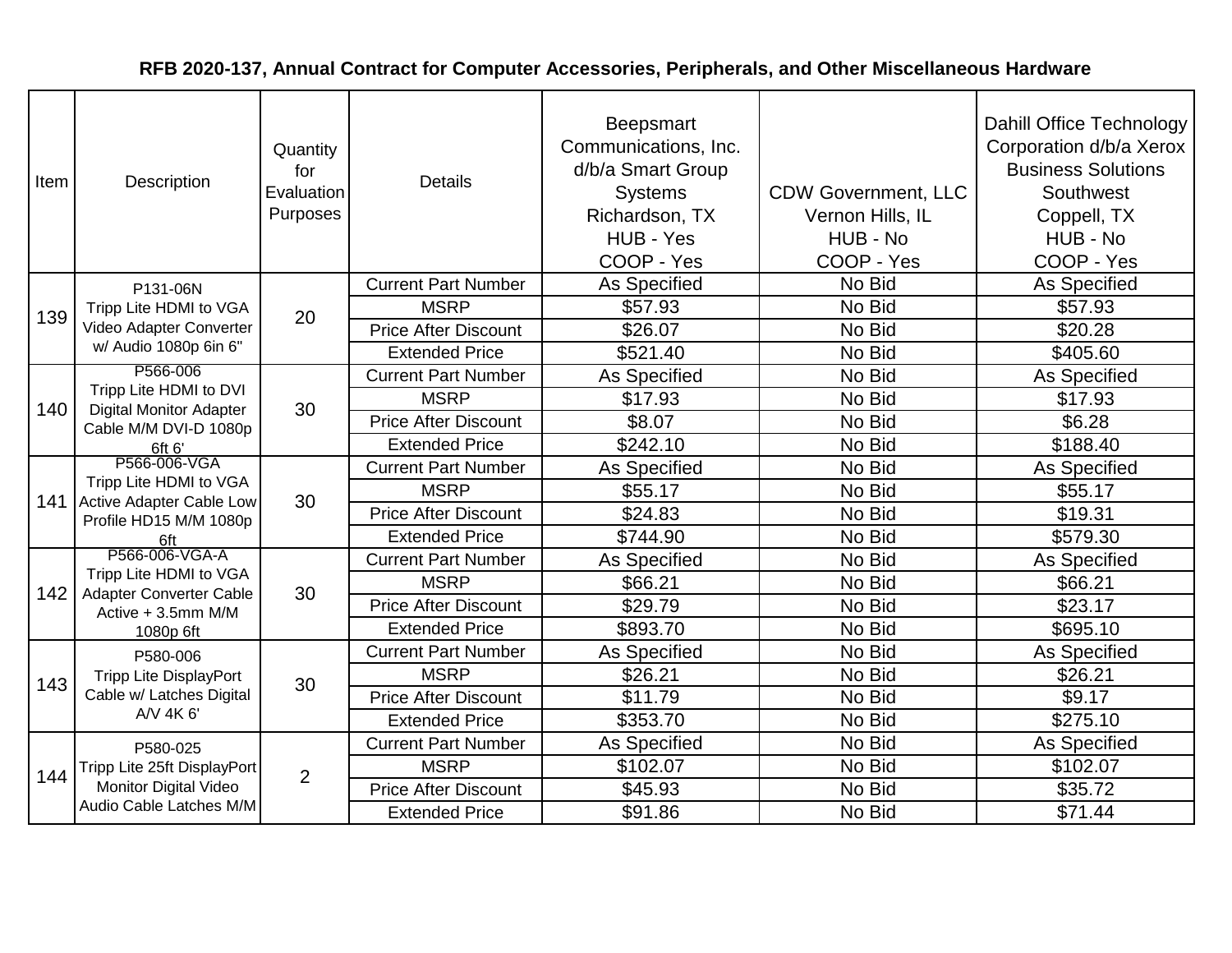# RFB 2020-137, Annual Contract for Computer Accessories, Peripherals, and Other Miscellaneous Hardware

| Item | Description | Quantity for Evaluation Purposes | Details | Beepsmart Communications, Inc. d/b/a Smart Group Systems Richardson, TX HUB - Yes COOP - Yes | CDW Government, LLC Vernon Hills, IL HUB - No COOP - Yes | Dahill Office Technology Corporation d/b/a Xerox Business Solutions Southwest Coppell, TX HUB - No COOP - Yes |
|---|---|---|---|---|---|---|
| 139 | P131-06N Tripp Lite HDMI to VGA Video Adapter Converter w/ Audio 1080p 6in 6" | 20 | Current Part Number | As Specified | No Bid | As Specified |
| | | | MSRP | $57.93 | No Bid | $57.93 |
| | | | Price After Discount | $26.07 | No Bid | $20.28 |
| | | | Extended Price | $521.40 | No Bid | $405.60 |
| 140 | P566-006 Tripp Lite HDMI to DVI Digital Monitor Adapter Cable M/M DVI-D 1080p 6ft 6' | 30 | Current Part Number | As Specified | No Bid | As Specified |
| | | | MSRP | $17.93 | No Bid | $17.93 |
| | | | Price After Discount | $8.07 | No Bid | $6.28 |
| | | | Extended Price | $242.10 | No Bid | $188.40 |
| 141 | P566-006-VGA Tripp Lite HDMI to VGA Active Adapter Cable Low Profile HD15 M/M 1080p 6ft | 30 | Current Part Number | As Specified | No Bid | As Specified |
| | | | MSRP | $55.17 | No Bid | $55.17 |
| | | | Price After Discount | $24.83 | No Bid | $19.31 |
| | | | Extended Price | $744.90 | No Bid | $579.30 |
| 142 | P566-006-VGA-A Tripp Lite HDMI to VGA Adapter Converter Cable Active + 3.5mm M/M 1080p 6ft | 30 | Current Part Number | As Specified | No Bid | As Specified |
| | | | MSRP | $66.21 | No Bid | $66.21 |
| | | | Price After Discount | $29.79 | No Bid | $23.17 |
| | | | Extended Price | $893.70 | No Bid | $695.10 |
| 143 | P580-006 Tripp Lite DisplayPort Cable w/ Latches Digital A/V 4K 6' | 30 | Current Part Number | As Specified | No Bid | As Specified |
| | | | MSRP | $26.21 | No Bid | $26.21 |
| | | | Price After Discount | $11.79 | No Bid | $9.17 |
| | | | Extended Price | $353.70 | No Bid | $275.10 |
| 144 | P580-025 Tripp Lite 25ft DisplayPort Monitor Digital Video Audio Cable Latches M/M | 2 | Current Part Number | As Specified | No Bid | As Specified |
| | | | MSRP | $102.07 | No Bid | $102.07 |
| | | | Price After Discount | $45.93 | No Bid | $35.72 |
| | | | Extended Price | $91.86 | No Bid | $71.44 |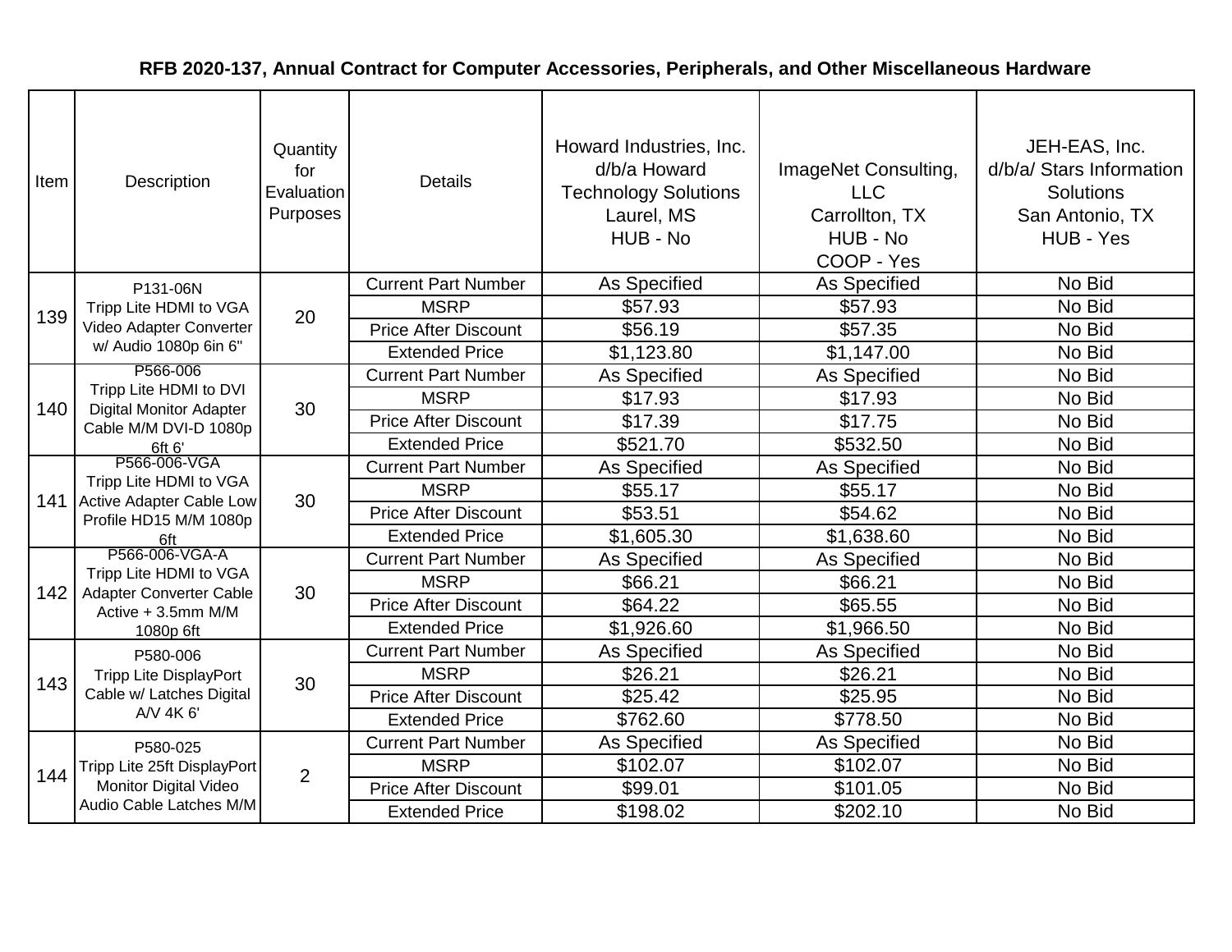# RFB 2020-137, Annual Contract for Computer Accessories, Peripherals, and Other Miscellaneous Hardware

| Item | Description | Quantity for Evaluation Purposes | Details | Howard Industries, Inc. d/b/a Howard Technology Solutions Laurel, MS HUB - No | ImageNet Consulting, LLC Carrollton, TX HUB - No COOP - Yes | JEH-EAS, Inc. d/b/a/ Stars Information Solutions San Antonio, TX HUB - Yes |
|---|---|---|---|---|---|---|
| 139 | P131-06N Tripp Lite HDMI to VGA Video Adapter Converter w/ Audio 1080p 6in 6" | 20 | Current Part Number | As Specified | As Specified | No Bid |
| | | | MSRP | $57.93 | $57.93 | No Bid |
| | | | Price After Discount | $56.19 | $57.35 | No Bid |
| | | | Extended Price | $1,123.80 | $1,147.00 | No Bid |
| 140 | P566-006 Tripp Lite HDMI to DVI Digital Monitor Adapter Cable M/M DVI-D 1080p 6ft 6' | 30 | Current Part Number | As Specified | As Specified | No Bid |
| | | | MSRP | $17.93 | $17.93 | No Bid |
| | | | Price After Discount | $17.39 | $17.75 | No Bid |
| | | | Extended Price | $521.70 | $532.50 | No Bid |
| 141 | P566-006-VGA Tripp Lite HDMI to VGA Active Adapter Cable Low Profile HD15 M/M 1080p 6ft | 30 | Current Part Number | As Specified | As Specified | No Bid |
| | | | MSRP | $55.17 | $55.17 | No Bid |
| | | | Price After Discount | $53.51 | $54.62 | No Bid |
| | | | Extended Price | $1,605.30 | $1,638.60 | No Bid |
| 142 | P566-006-VGA-A Tripp Lite HDMI to VGA Adapter Converter Cable Active + 3.5mm M/M 1080p 6ft | 30 | Current Part Number | As Specified | As Specified | No Bid |
| | | | MSRP | $66.21 | $66.21 | No Bid |
| | | | Price After Discount | $64.22 | $65.55 | No Bid |
| | | | Extended Price | $1,926.60 | $1,966.50 | No Bid |
| 143 | P580-006 Tripp Lite DisplayPort Cable w/ Latches Digital A/V 4K 6' | 30 | Current Part Number | As Specified | As Specified | No Bid |
| | | | MSRP | $26.21 | $26.21 | No Bid |
| | | | Price After Discount | $25.42 | $25.95 | No Bid |
| | | | Extended Price | $762.60 | $778.50 | No Bid |
| 144 | P580-025 Tripp Lite 25ft DisplayPort Monitor Digital Video Audio Cable Latches M/M | 2 | Current Part Number | As Specified | As Specified | No Bid |
| | | | MSRP | $102.07 | $102.07 | No Bid |
| | | | Price After Discount | $99.01 | $101.05 | No Bid |
| | | | Extended Price | $198.02 | $202.10 | No Bid |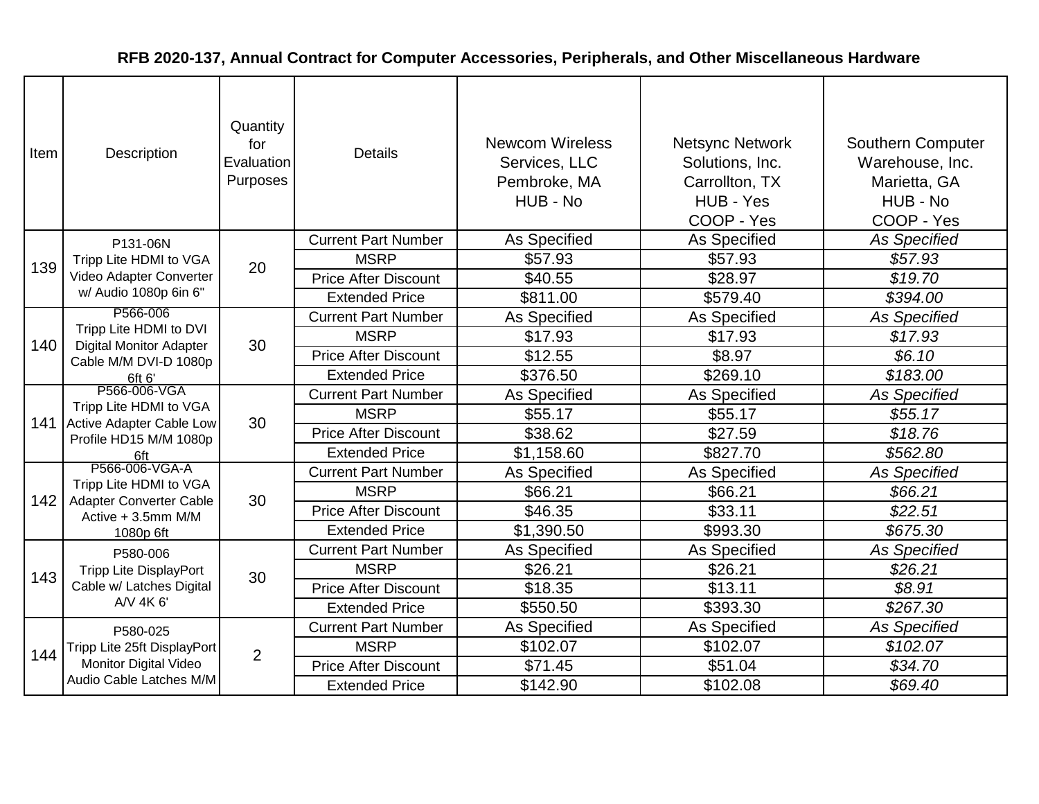**RFB 2020-137, Annual Contract for Computer Accessories, Peripherals, and Other Miscellaneous Hardware**

| Item | Description | Quantity for Evaluation Purposes | Details | Newcom Wireless Services, LLC Pembroke, MA HUB - No | Netsync Network Solutions, Inc. Carrollton, TX HUB - Yes COOP - Yes | Southern Computer Warehouse, Inc. Marietta, GA HUB - No COOP - Yes |
|---|---|---|---|---|---|---|
| 139 | P131-06N Tripp Lite HDMI to VGA Video Adapter Converter w/ Audio 1080p 6in 6" | 20 | Current Part Number | As Specified | As Specified | *As Specified* |
| | | | MSRP | $57.93 | $57.93 | *$57.93* |
| | | | Price After Discount | $40.55 | $28.97 | *$19.70* |
| | | | Extended Price | $811.00 | $579.40 | *$394.00* |
| 140 | P566-006 Tripp Lite HDMI to DVI Digital Monitor Adapter Cable M/M DVI-D 1080p 6ft 6' | 30 | Current Part Number | As Specified | As Specified | *As Specified* |
| | | | MSRP | $17.93 | $17.93 | *$17.93* |
| | | | Price After Discount | $12.55 | $8.97 | *$6.10* |
| | | | Extended Price | $376.50 | $269.10 | *$183.00* |
| 141 | P566-006-VGA Tripp Lite HDMI to VGA Active Adapter Cable Low Profile HD15 M/M 1080p 6ft | 30 | Current Part Number | As Specified | As Specified | *As Specified* |
| | | | MSRP | $55.17 | $55.17 | *$55.17* |
| | | | Price After Discount | $38.62 | $27.59 | *$18.76* |
| | | | Extended Price | $1,158.60 | $827.70 | *$562.80* |
| 142 | P566-006-VGA-A Tripp Lite HDMI to VGA Adapter Converter Cable Active + 3.5mm M/M 1080p 6ft | 30 | Current Part Number | As Specified | As Specified | *As Specified* |
| | | | MSRP | $66.21 | $66.21 | *$66.21* |
| | | | Price After Discount | $46.35 | $33.11 | *$22.51* |
| | | | Extended Price | $1,390.50 | $993.30 | *$675.30* |
| 143 | P580-006 Tripp Lite DisplayPort Cable w/ Latches Digital A/V 4K 6' | 30 | Current Part Number | As Specified | As Specified | *As Specified* |
| | | | MSRP | $26.21 | $26.21 | *$26.21* |
| | | | Price After Discount | $18.35 | $13.11 | *$8.91* |
| | | | Extended Price | $550.50 | $393.30 | *$267.30* |
| 144 | P580-025 Tripp Lite 25ft DisplayPort Monitor Digital Video Audio Cable Latches M/M | 2 | Current Part Number | As Specified | As Specified | *As Specified* |
| | | | MSRP | $102.07 | $102.07 | *$102.07* |
| | | | Price After Discount | $71.45 | $51.04 | *$34.70* |
| | | | Extended Price | $142.90 | $102.08 | *$69.40* |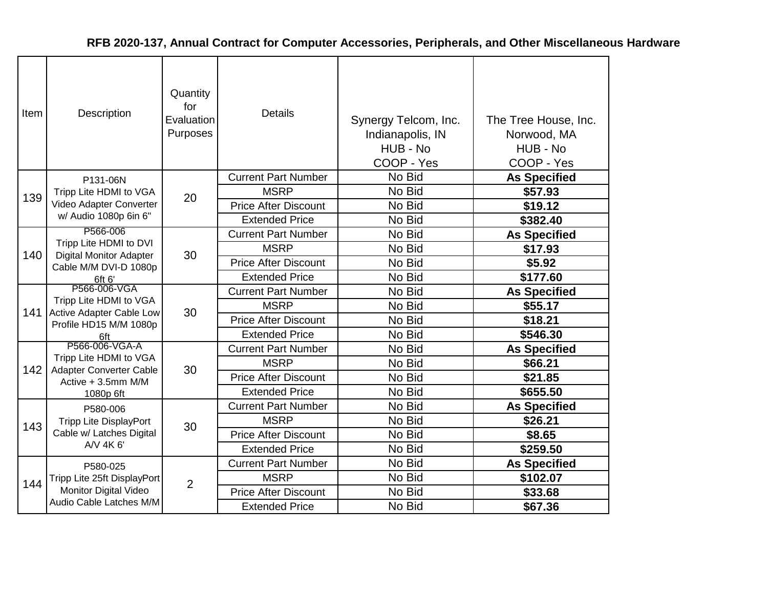## RFB 2020-137, Annual Contract for Computer Accessories, Peripherals, and Other Miscellaneous Hardware

| Item | Description | Quantity for Evaluation Purposes | Details | Synergy Telcom, Inc. Indianapolis, IN HUB - No COOP - Yes | The Tree House, Inc. Norwood, MA HUB - No COOP - Yes |
|---|---|---|---|---|---|
| 139 | P131-06N Tripp Lite HDMI to VGA Video Adapter Converter w/ Audio 1080p 6in 6" | 20 | Current Part Number | No Bid | **As Specified** |
| | | | MSRP | No Bid | **$57.93** |
| | | | Price After Discount | No Bid | **$19.12** |
| | | | Extended Price | No Bid | **$382.40** |
| 140 | P566-006 Tripp Lite HDMI to DVI Digital Monitor Adapter Cable M/M DVI-D 1080p 6ft 6' | 30 | Current Part Number | No Bid | **As Specified** |
| | | | MSRP | No Bid | **$17.93** |
| | | | Price After Discount | No Bid | **$5.92** |
| | | | Extended Price | No Bid | **$177.60** |
| 141 | P566-006-VGA Tripp Lite HDMI to VGA Active Adapter Cable Low Profile HD15 M/M 1080p 6ft | 30 | Current Part Number | No Bid | **As Specified** |
| | | | MSRP | No Bid | **$55.17** |
| | | | Price After Discount | No Bid | **$18.21** |
| | | | Extended Price | No Bid | **$546.30** |
| 142 | P566-006-VGA-A Tripp Lite HDMI to VGA Adapter Converter Cable Active + 3.5mm M/M 1080p 6ft | 30 | Current Part Number | No Bid | **As Specified** |
| | | | MSRP | No Bid | **$66.21** |
| | | | Price After Discount | No Bid | **$21.85** |
| | | | Extended Price | No Bid | **$655.50** |
| 143 | P580-006 Tripp Lite DisplayPort Cable w/ Latches Digital A/V 4K 6' | 30 | Current Part Number | No Bid | **As Specified** |
| | | | MSRP | No Bid | **$26.21** |
| | | | Price After Discount | No Bid | **$8.65** |
| | | | Extended Price | No Bid | **$259.50** |
| 144 | P580-025 Tripp Lite 25ft DisplayPort Monitor Digital Video Audio Cable Latches M/M | 2 | Current Part Number | No Bid | **As Specified** |
| | | | MSRP | No Bid | **$102.07** |
| | | | Price After Discount | No Bid | **$33.68** |
| | | | Extended Price | No Bid | **$67.36** |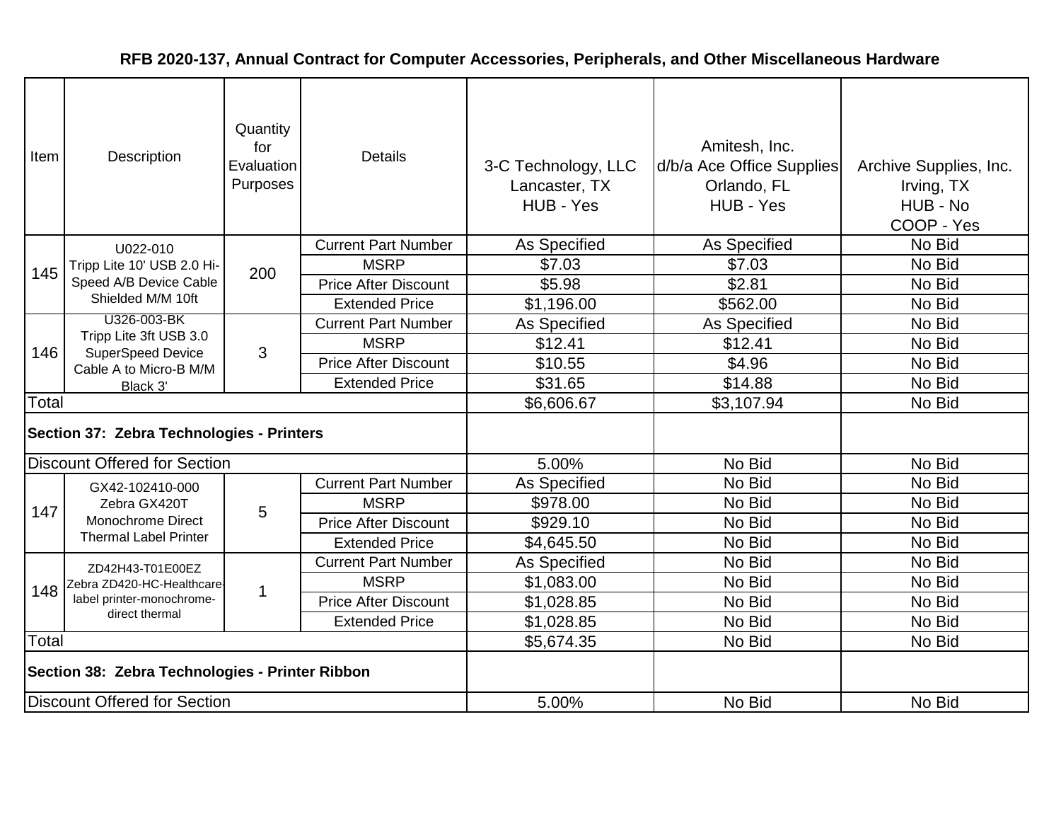## RFB 2020-137, Annual Contract for Computer Accessories, Peripherals, and Other Miscellaneous Hardware

| Item | Description | Quantity for Evaluation Purposes | Details | 3-C Technology, LLC Lancaster, TX HUB - Yes | Amitesh, Inc. d/b/a Ace Office Supplies Orlando, FL HUB - Yes | Archive Supplies, Inc. Irving, TX HUB - No COOP - Yes |
|---|---|---|---|---|---|---|
| 145 | U022-010 Tripp Lite 10' USB 2.0 Hi-Speed A/B Device Cable Shielded M/M 10ft | 200 | Current Part Number | As Specified | As Specified | No Bid |
| | | | MSRP | $7.03 | $7.03 | No Bid |
| | | | Price After Discount | $5.98 | $2.81 | No Bid |
| | | | Extended Price | $1,196.00 | $562.00 | No Bid |
| 146 | U326-003-BK Tripp Lite 3ft USB 3.0 SuperSpeed Device Cable A to Micro-B M/M Black 3' | 3 | Current Part Number | As Specified | As Specified | No Bid |
| | | | MSRP | $12.41 | $12.41 | No Bid |
| | | | Price After Discount | $10.55 | $4.96 | No Bid |
| | | | Extended Price | $31.65 | $14.88 | No Bid |
| Total | | | | $6,606.67 | $3,107.94 | No Bid |
| **Section 37: Zebra Technologies - Printers** | | | | | | |
| Discount Offered for Section | | | | 5.00% | No Bid | No Bid |
| 147 | GX42-102410-000 Zebra GX420T Monochrome Direct Thermal Label Printer | 5 | Current Part Number | As Specified | No Bid | No Bid |
| | | | MSRP | $978.00 | No Bid | No Bid |
| | | | Price After Discount | $929.10 | No Bid | No Bid |
| | | | Extended Price | $4,645.50 | No Bid | No Bid |
| 148 | ZD42H43-T01E00EZ Zebra ZD420-HC-Healthcare-label printer-monochrome-direct thermal | 1 | Current Part Number | As Specified | No Bid | No Bid |
| | | | MSRP | $1,083.00 | No Bid | No Bid |
| | | | Price After Discount | $1,028.85 | No Bid | No Bid |
| | | | Extended Price | $1,028.85 | No Bid | No Bid |
| Total | | | | $5,674.35 | No Bid | No Bid |
| **Section 38: Zebra Technologies - Printer Ribbon** | | | | | | |
| Discount Offered for Section | | | | 5.00% | No Bid | No Bid |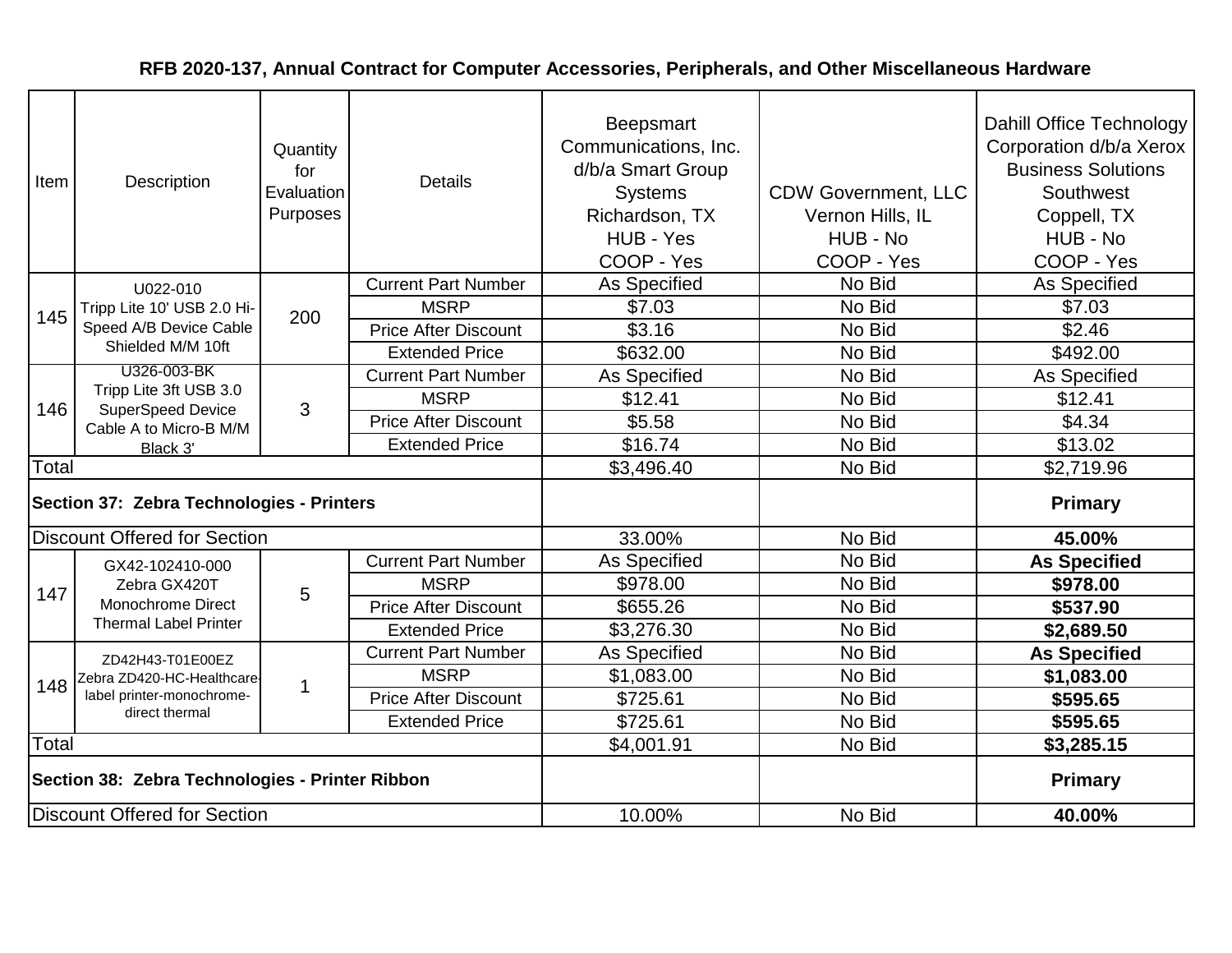## RFB 2020-137, Annual Contract for Computer Accessories, Peripherals, and Other Miscellaneous Hardware

| Item | Description | Quantity for Evaluation Purposes | Details | Beepsmart Communications, Inc. d/b/a Smart Group Systems Richardson, TX HUB - Yes COOP - Yes | CDW Government, LLC Vernon Hills, IL HUB - No COOP - Yes | Dahill Office Technology Corporation d/b/a Xerox Business Solutions Southwest Coppell, TX HUB - No COOP - Yes |
|---|---|---|---|---|---|---|
| 145 | U022-010 Tripp Lite 10' USB 2.0 Hi-Speed A/B Device Cable Shielded M/M 10ft | 200 | Current Part Number | As Specified | No Bid | As Specified |
| | | | MSRP | $7.03 | No Bid | $7.03 |
| | | | Price After Discount | $3.16 | No Bid | $2.46 |
| | | | Extended Price | $632.00 | No Bid | $492.00 |
| 146 | U326-003-BK Tripp Lite 3ft USB 3.0 SuperSpeed Device Cable A to Micro-B M/M Black 3' | 3 | Current Part Number | As Specified | No Bid | As Specified |
| | | | MSRP | $12.41 | No Bid | $12.41 |
| | | | Price After Discount | $5.58 | No Bid | $4.34 |
| | | | Extended Price | $16.74 | No Bid | $13.02 |
| Total | | | | $3,496.40 | No Bid | $2,719.96 |
| **Section 37: Zebra Technologies - Printers** | | | | | | **Primary** |
| Discount Offered for Section | | | | 33.00% | No Bid | **45.00%** |
| 147 | GX42-102410-000 Zebra GX420T Monochrome Direct Thermal Label Printer | 5 | Current Part Number | As Specified | No Bid | **As Specified** |
| | | | MSRP | $978.00 | No Bid | **$978.00** |
| | | | Price After Discount | $655.26 | No Bid | **$537.90** |
| | | | Extended Price | $3,276.30 | No Bid | **$2,689.50** |
| 148 | ZD42H43-T01E00EZ Zebra ZD420-HC-Healthcare-label printer-monochrome-direct thermal | 1 | Current Part Number | As Specified | No Bid | **As Specified** |
| | | | MSRP | $1,083.00 | No Bid | **$1,083.00** |
| | | | Price After Discount | $725.61 | No Bid | **$595.65** |
| | | | Extended Price | $725.61 | No Bid | **$595.65** |
| Total | | | | $4,001.91 | No Bid | **$3,285.15** |
| **Section 38: Zebra Technologies - Printer Ribbon** | | | | | | **Primary** |
| Discount Offered for Section | | | | 10.00% | No Bid | **40.00%** |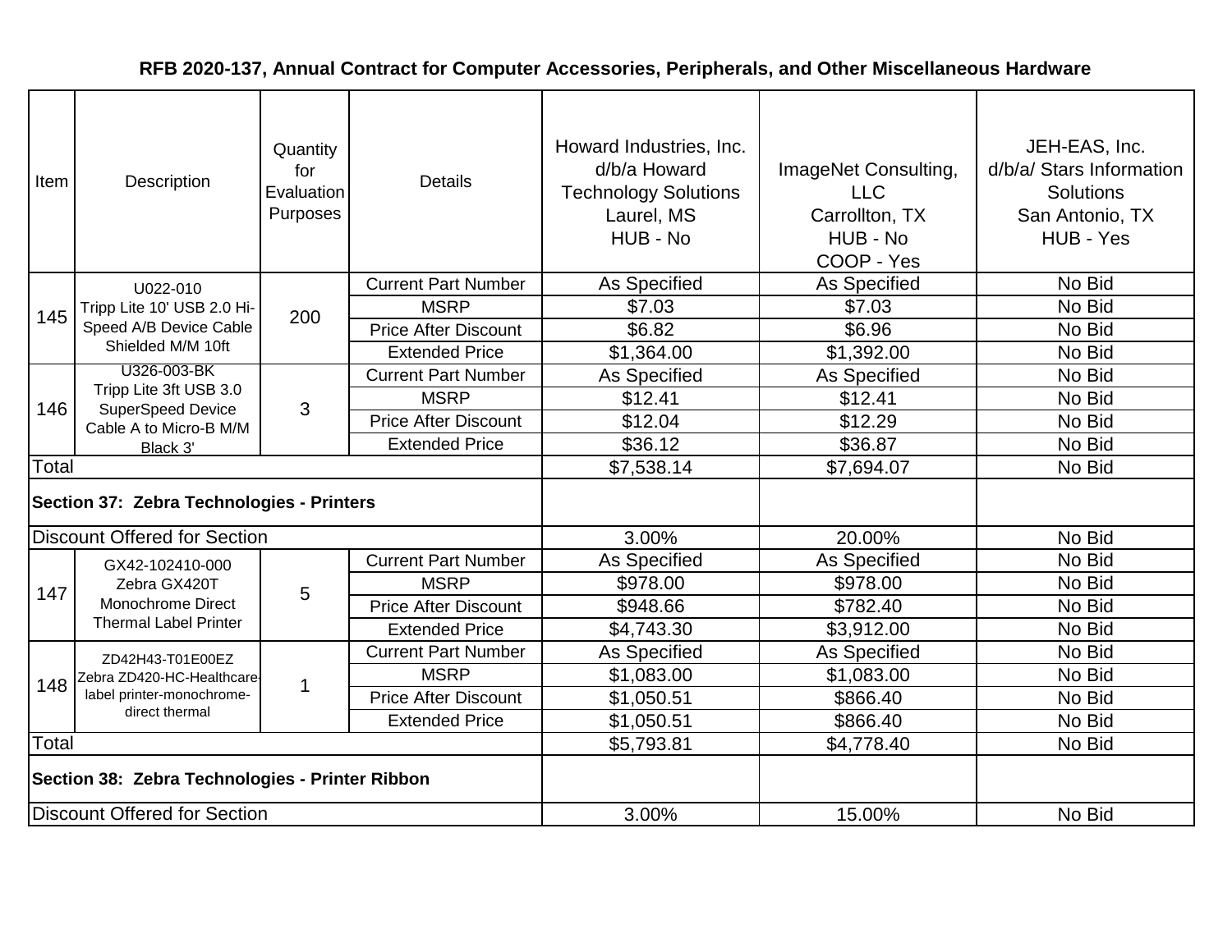# RFB 2020-137, Annual Contract for Computer Accessories, Peripherals, and Other Miscellaneous Hardware

| Item | Description | Quantity for Evaluation Purposes | Details | Howard Industries, Inc. d/b/a Howard Technology Solutions Laurel, MS HUB - No | ImageNet Consulting, LLC Carrollton, TX HUB - No COOP - Yes | JEH-EAS, Inc. d/b/a/ Stars Information Solutions San Antonio, TX HUB - Yes |
|---|---|---|---|---|---|---|
| 145 | U022-010 Tripp Lite 10' USB 2.0 Hi-Speed A/B Device Cable Shielded M/M 10ft | 200 | Current Part Number | As Specified | As Specified | No Bid |
| | | | MSRP | $7.03 | $7.03 | No Bid |
| | | | Price After Discount | $6.82 | $6.96 | No Bid |
| | | | Extended Price | $1,364.00 | $1,392.00 | No Bid |
| 146 | U326-003-BK Tripp Lite 3ft USB 3.0 SuperSpeed Device Cable A to Micro-B M/M Black 3' | 3 | Current Part Number | As Specified | As Specified | No Bid |
| | | | MSRP | $12.41 | $12.41 | No Bid |
| | | | Price After Discount | $12.04 | $12.29 | No Bid |
| | | | Extended Price | $36.12 | $36.87 | No Bid |
| Total | | | | $7,538.14 | $7,694.07 | No Bid |
| **Section 37: Zebra Technologies - Printers** | | | | | | |
| Discount Offered for Section | | | | 3.00% | 20.00% | No Bid |
| 147 | GX42-102410-000 Zebra GX420T Monochrome Direct Thermal Label Printer | 5 | Current Part Number | As Specified | As Specified | No Bid |
| | | | MSRP | $978.00 | $978.00 | No Bid |
| | | | Price After Discount | $948.66 | $782.40 | No Bid |
| | | | Extended Price | $4,743.30 | $3,912.00 | No Bid |
| 148 | ZD42H43-T01E00EZ Zebra ZD420-HC-Healthcare-label printer-monochrome-direct thermal | 1 | Current Part Number | As Specified | As Specified | No Bid |
| | | | MSRP | $1,083.00 | $1,083.00 | No Bid |
| | | | Price After Discount | $1,050.51 | $866.40 | No Bid |
| | | | Extended Price | $1,050.51 | $866.40 | No Bid |
| Total | | | | $5,793.81 | $4,778.40 | No Bid |
| **Section 38: Zebra Technologies - Printer Ribbon** | | | | | | |
| Discount Offered for Section | | | | 3.00% | 15.00% | No Bid |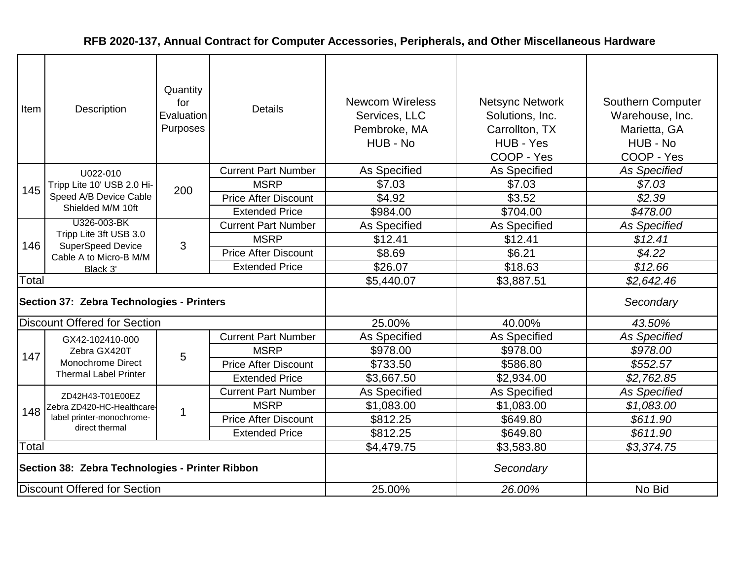# RFB 2020-137, Annual Contract for Computer Accessories, Peripherals, and Other Miscellaneous Hardware

| Item | Description | Quantity for Evaluation Purposes | Details | Newcom Wireless Services, LLC Pembroke, MA HUB - No | Netsync Network Solutions, Inc. Carrollton, TX HUB - Yes COOP - Yes | Southern Computer Warehouse, Inc. Marietta, GA HUB - No COOP - Yes |
|---|---|---|---|---|---|---|
| 145 | U022-010 Tripp Lite 10' USB 2.0 Hi-Speed A/B Device Cable Shielded M/M 10ft | 200 | Current Part Number | As Specified | As Specified | *As Specified* |
| | | | MSRP | $7.03 | $7.03 | *$7.03* |
| | | | Price After Discount | $4.92 | $3.52 | *$2.39* |
| | | | Extended Price | $984.00 | $704.00 | *$478.00* |
| 146 | U326-003-BK Tripp Lite 3ft USB 3.0 SuperSpeed Device Cable A to Micro-B M/M Black 3' | 3 | Current Part Number | As Specified | As Specified | *As Specified* |
| | | | MSRP | $12.41 | $12.41 | *$12.41* |
| | | | Price After Discount | $8.69 | $6.21 | *$4.22* |
| | | | Extended Price | $26.07 | $18.63 | *$12.66* |
| Total | | | | $5,440.07 | $3,887.51 | *$2,642.46* |
| **Section 37: Zebra Technologies - Printers** | | | | | | *Secondary* |
| Discount Offered for Section | | | | 25.00% | 40.00% | *43.50%* |
| 147 | GX42-102410-000 Zebra GX420T Monochrome Direct Thermal Label Printer | 5 | Current Part Number | As Specified | As Specified | *As Specified* |
| | | | MSRP | $978.00 | $978.00 | *$978.00* |
| | | | Price After Discount | $733.50 | $586.80 | *$552.57* |
| | | | Extended Price | $3,667.50 | $2,934.00 | *$2,762.85* |
| 148 | ZD42H43-T01E00EZ Zebra ZD420-HC-Healthcare-label printer-monochrome-direct thermal | 1 | Current Part Number | As Specified | As Specified | *As Specified* |
| | | | MSRP | $1,083.00 | $1,083.00 | *$1,083.00* |
| | | | Price After Discount | $812.25 | $649.80 | *$611.90* |
| | | | Extended Price | $812.25 | $649.80 | *$611.90* |
| Total | | | | $4,479.75 | $3,583.80 | *$3,374.75* |
| **Section 38: Zebra Technologies - Printer Ribbon** | | | | | *Secondary* | |
| Discount Offered for Section | | | | 25.00% | *26.00%* | No Bid |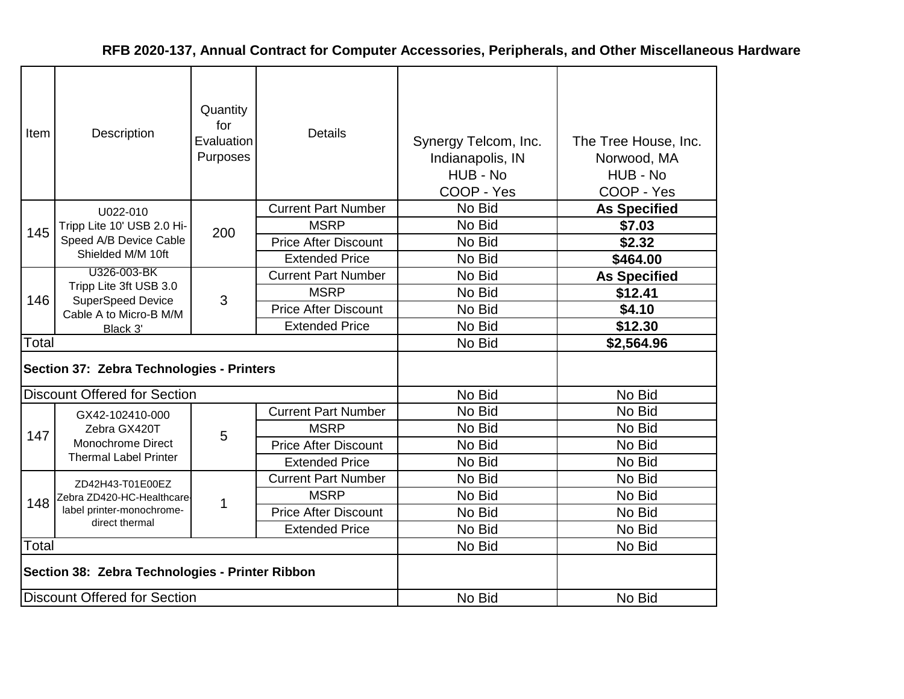# RFB 2020-137, Annual Contract for Computer Accessories, Peripherals, and Other Miscellaneous Hardware

| Item | Description | Quantity for Evaluation Purposes | Details | Synergy Telcom, Inc. Indianapolis, IN HUB - No COOP - Yes | The Tree House, Inc. Norwood, MA HUB - No COOP - Yes |
|---|---|---|---|---|---|
| 145 | U022-010 Tripp Lite 10' USB 2.0 Hi-Speed A/B Device Cable Shielded M/M 10ft | 200 | Current Part Number | No Bid | **As Specified** |
| | | | MSRP | No Bid | **$7.03** |
| | | | Price After Discount | No Bid | **$2.32** |
| | | | Extended Price | No Bid | **$464.00** |
| 146 | U326-003-BK Tripp Lite 3ft USB 3.0 SuperSpeed Device Cable A to Micro-B M/M Black 3' | 3 | Current Part Number | No Bid | **As Specified** |
| | | | MSRP | No Bid | **$12.41** |
| | | | Price After Discount | No Bid | **$4.10** |
| | | | Extended Price | No Bid | **$12.30** |
| Total | | | | No Bid | **$2,564.96** |
| **Section 37: Zebra Technologies - Printers** | | | | | |
| Discount Offered for Section | | | | No Bid | No Bid |
| 147 | GX42-102410-000 Zebra GX420T Monochrome Direct Thermal Label Printer | 5 | Current Part Number | No Bid | No Bid |
| | | | MSRP | No Bid | No Bid |
| | | | Price After Discount | No Bid | No Bid |
| | | | Extended Price | No Bid | No Bid |
| 148 | ZD42H43-T01E00EZ Zebra ZD420-HC-Healthcare-label printer-monochrome-direct thermal | 1 | Current Part Number | No Bid | No Bid |
| | | | MSRP | No Bid | No Bid |
| | | | Price After Discount | No Bid | No Bid |
| | | | Extended Price | No Bid | No Bid |
| Total | | | | No Bid | No Bid |
| **Section 38: Zebra Technologies - Printer Ribbon** | | | | | |
| Discount Offered for Section | | | | No Bid | No Bid |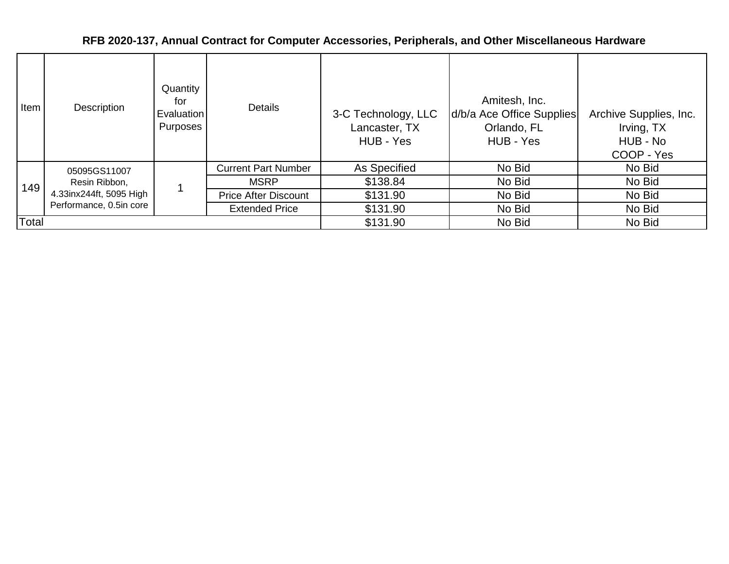**RFB 2020-137, Annual Contract for Computer Accessories, Peripherals, and Other Miscellaneous Hardware**

| Item | Description | Quantity for Evaluation Purposes | Details | 3-C Technology, LLC Lancaster, TX HUB - Yes | Amitesh, Inc. d/b/a Ace Office Supplies Orlando, FL HUB - Yes | Archive Supplies, Inc. Irving, TX HUB - No COOP - Yes |
|---|---|---|---|---|---|---|
| 149 | 05095GS11007 Resin Ribbon, 4.33inx244ft, 5095 High Performance, 0.5in core | 1 | Current Part Number | As Specified | No Bid | No Bid |
| | | | MSRP | $138.84 | No Bid | No Bid |
| | | | Price After Discount | $131.90 | No Bid | No Bid |
| | | | Extended Price | $131.90 | No Bid | No Bid |
| Total | | | | $131.90 | No Bid | No Bid |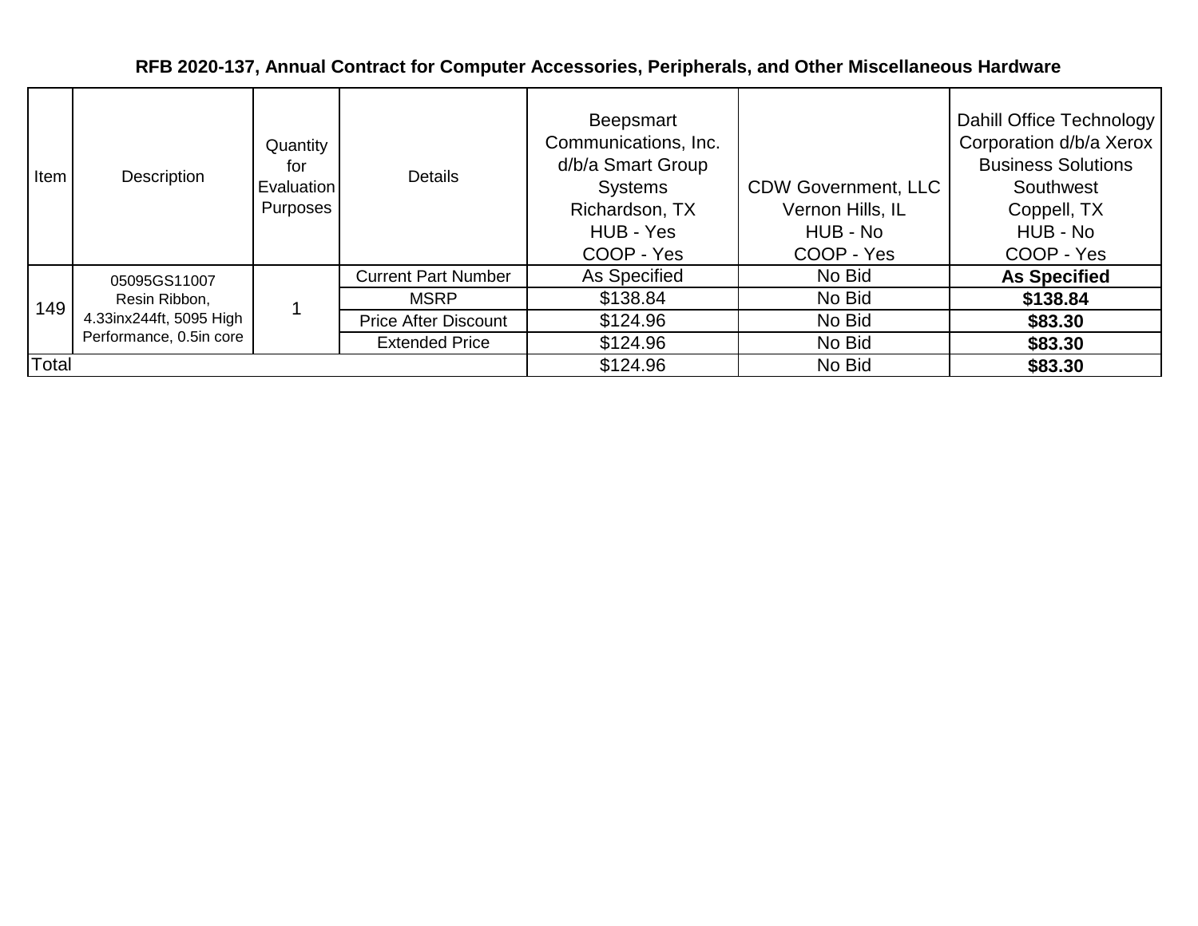# RFB 2020-137, Annual Contract for Computer Accessories, Peripherals, and Other Miscellaneous Hardware

| Item | Description | Quantity for Evaluation Purposes | Details | Beepsmart Communications, Inc. d/b/a Smart Group Systems Richardson, TX HUB - Yes COOP - Yes | CDW Government, LLC Vernon Hills, IL HUB - No COOP - Yes | Dahill Office Technology Corporation d/b/a Xerox Business Solutions Southwest Coppell, TX HUB - No COOP - Yes |
|---|---|---|---|---|---|---|
| 149 | 05095GS11007 Resin Ribbon, 4.33inx244ft, 5095 High Performance, 0.5in core | 1 | Current Part Number | As Specified | No Bid | **As Specified** |
| | | | MSRP | $138.84 | No Bid | **$138.84** |
| | | | Price After Discount | $124.96 | No Bid | **$83.30** |
| | | | Extended Price | $124.96 | No Bid | **$83.30** |
| Total | | | | $124.96 | No Bid | **$83.30** |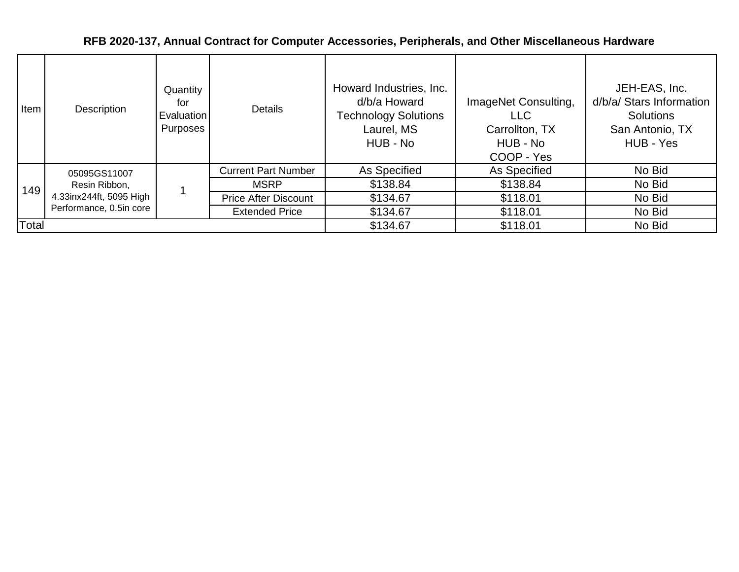**RFB 2020-137, Annual Contract for Computer Accessories, Peripherals, and Other Miscellaneous Hardware**

| Item | Description | Quantity for Evaluation Purposes | Details | Howard Industries, Inc. d/b/a Howard Technology Solutions Laurel, MS HUB - No | ImageNet Consulting, LLC Carrollton, TX HUB - No COOP - Yes | JEH-EAS, Inc. d/b/a/ Stars Information Solutions San Antonio, TX HUB - Yes |
|---|---|---|---|---|---|---|
| 149 | 05095GS11007 Resin Ribbon, 4.33inx244ft, 5095 High Performance, 0.5in core | 1 | Current Part Number | As Specified | As Specified | No Bid |
| | | | MSRP | $138.84 | $138.84 | No Bid |
| | | | Price After Discount | $134.67 | $118.01 | No Bid |
| | | | Extended Price | $134.67 | $118.01 | No Bid |
| Total | | | | $134.67 | $118.01 | No Bid |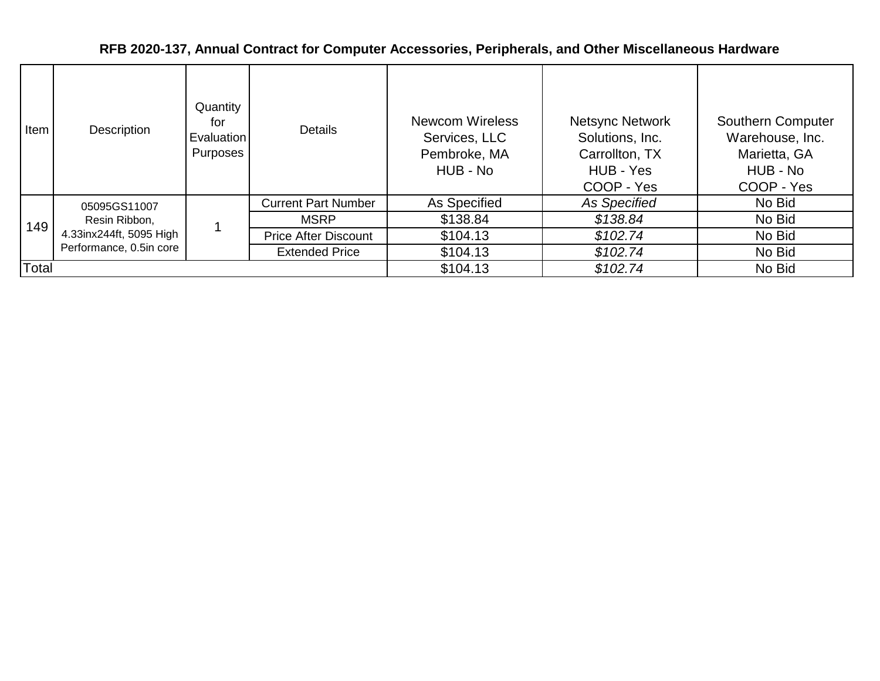**RFB 2020-137, Annual Contract for Computer Accessories, Peripherals, and Other Miscellaneous Hardware**

| Item | Description | Quantity for Evaluation Purposes | Details | Newcom Wireless Services, LLC Pembroke, MA HUB - No | Netsync Network Solutions, Inc. Carrollton, TX HUB - Yes COOP - Yes | Southern Computer Warehouse, Inc. Marietta, GA HUB - No COOP - Yes |
|---|---|---|---|---|---|---|
| 149 | 05095GS11007 Resin Ribbon, 4.33inx244ft, 5095 High Performance, 0.5in core | 1 | Current Part Number | As Specified | *As Specified* | No Bid |
| | | | MSRP | $138.84 | *$138.84* | No Bid |
| | | | Price After Discount | $104.13 | *$102.74* | No Bid |
| | | | Extended Price | $104.13 | *$102.74* | No Bid |
| Total | | | | $104.13 | *$102.74* | No Bid |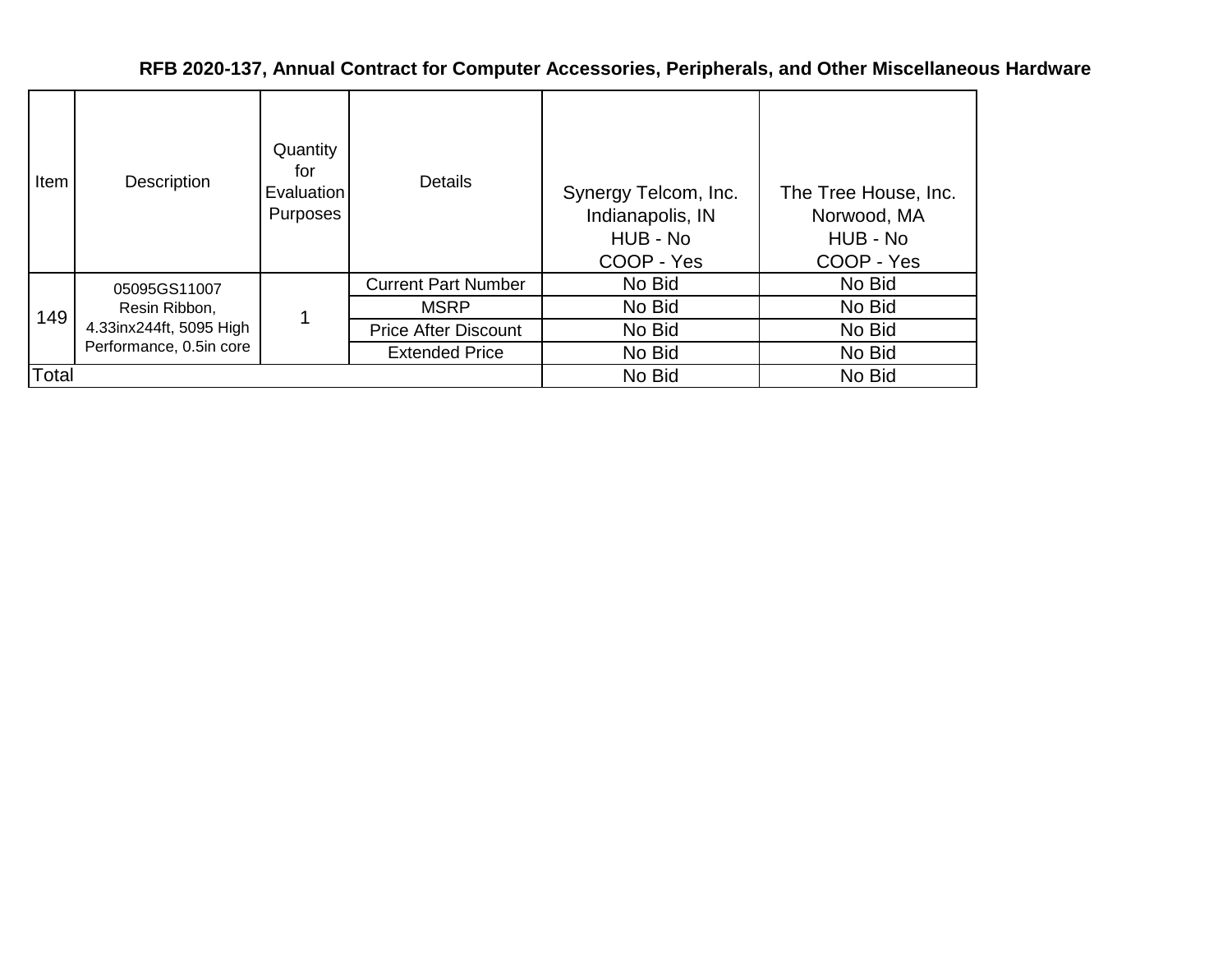**RFB 2020-137, Annual Contract for Computer Accessories, Peripherals, and Other Miscellaneous Hardware**

| Item | Description | Quantity for Evaluation Purposes | Details | Synergy Telcom, Inc. Indianapolis, IN HUB - No COOP - Yes | The Tree House, Inc. Norwood, MA HUB - No COOP - Yes |
|---|---|---|---|---|---|
| 149 | 05095GS11007 Resin Ribbon, 4.33inx244ft, 5095 High Performance, 0.5in core | 1 | Current Part Number | No Bid | No Bid |
| | | | MSRP | No Bid | No Bid |
| | | | Price After Discount | No Bid | No Bid |
| | | | Extended Price | No Bid | No Bid |
| Total | | | | No Bid | No Bid |